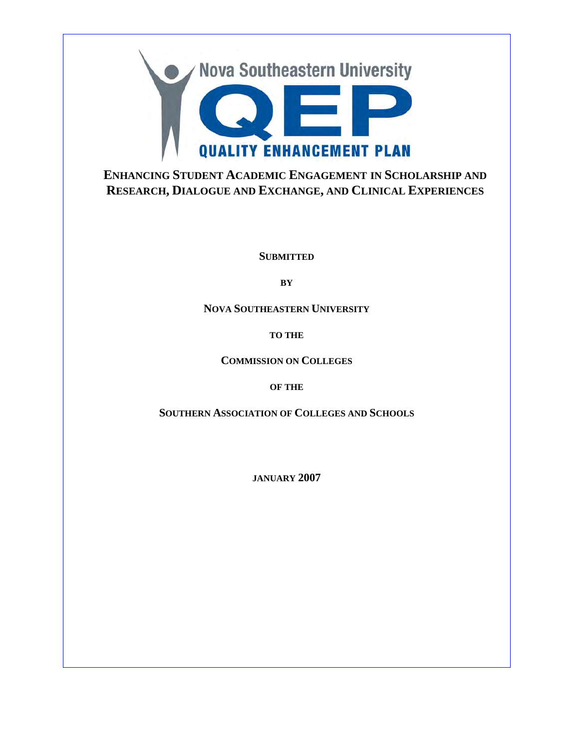Nova Southeastern University

QEP

QUALITY ENHANCEMENT PLAN

# ENHANCING STUDENT ACADEMIC ENGAGEMENT IN SCHOLARSHIP AND RESEARCH, DIALOGUE AND EXCHANGE, AND CLINICAL EXPERIENCES

**SUBMITTED**

**BY**

**NOVA SOUTHEASTERN UNIVERSITY**

**TO THE**

**COMMISSION ON COLLEGES**

**OF THE**

**SOUTHERN ASSOCIATION OF COLLEGES AND SCHOOLS**

**JANUARY 2007**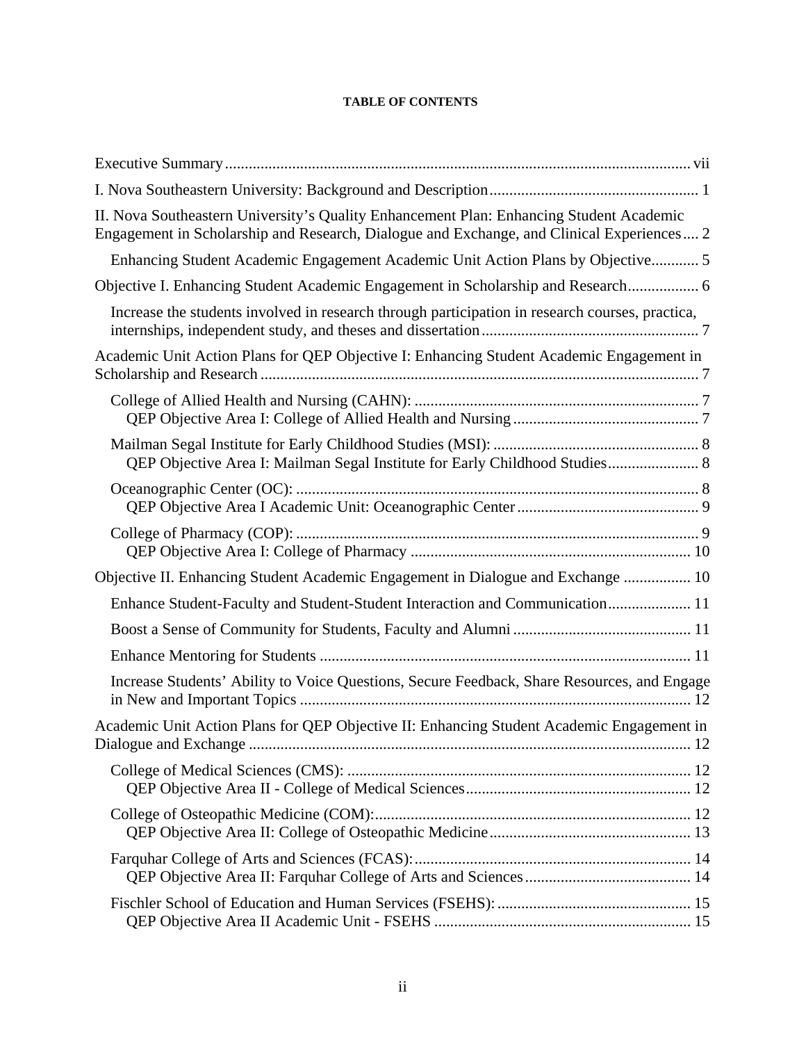**TABLE OF CONTENTS**

Executive Summary ..... vii

I. Nova Southeastern University: Background and Description ..... 1

II. Nova Southeastern University's Quality Enhancement Plan: Enhancing Student Academic Engagement in Scholarship and Research, Dialogue and Exchange, and Clinical Experiences ..... 2

- Enhancing Student Academic Engagement Academic Unit Action Plans by Objective ..... 5

Objective I. Enhancing Student Academic Engagement in Scholarship and Research ..... 6

- Increase the students involved in research through participation in research courses, practica, internships, independent study, and theses and dissertation ..... 7

Academic Unit Action Plans for QEP Objective I: Enhancing Student Academic Engagement in Scholarship and Research ..... 7

- College of Allied Health and Nursing (CAHN): ..... 7
  - QEP Objective Area I: College of Allied Health and Nursing ..... 7
- Mailman Segal Institute for Early Childhood Studies (MSI): ..... 8
  - QEP Objective Area I: Mailman Segal Institute for Early Childhood Studies ..... 8
- Oceanographic Center (OC): ..... 8
  - QEP Objective Area I Academic Unit: Oceanographic Center ..... 9
- College of Pharmacy (COP): ..... 9
  - QEP Objective Area I: College of Pharmacy ..... 10

Objective II. Enhancing Student Academic Engagement in Dialogue and Exchange ..... 10

- Enhance Student-Faculty and Student-Student Interaction and Communication ..... 11
- Boost a Sense of Community for Students, Faculty and Alumni ..... 11
- Enhance Mentoring for Students ..... 11
- Increase Students' Ability to Voice Questions, Secure Feedback, Share Resources, and Engage in New and Important Topics ..... 12

Academic Unit Action Plans for QEP Objective II: Enhancing Student Academic Engagement in Dialogue and Exchange ..... 12

- College of Medical Sciences (CMS): ..... 12
  - QEP Objective Area II - College of Medical Sciences ..... 12
- College of Osteopathic Medicine (COM): ..... 12
  - QEP Objective Area II: College of Osteopathic Medicine ..... 13
- Farquhar College of Arts and Sciences (FCAS): ..... 14
  - QEP Objective Area II: Farquhar College of Arts and Sciences ..... 14
- Fischler School of Education and Human Services (FSEHS): ..... 15
  - QEP Objective Area II Academic Unit - FSEHS ..... 15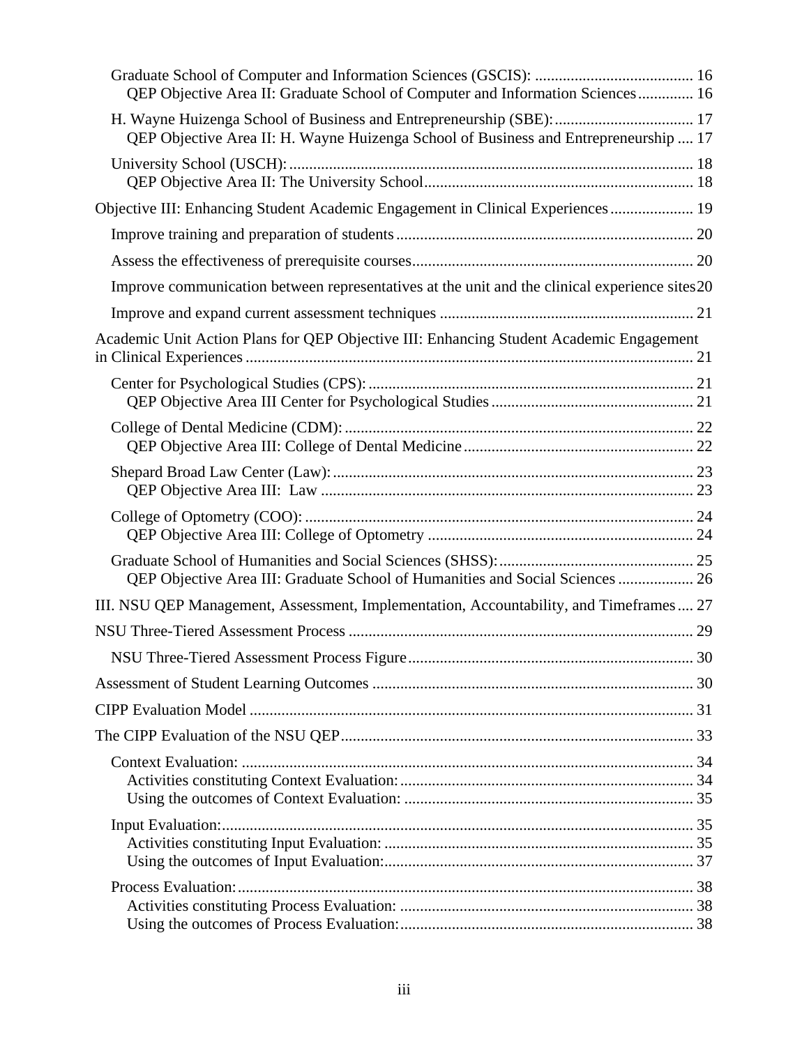- Graduate School of Computer and Information Sciences (GSCIS): ........................................ 16
  - QEP Objective Area II: Graduate School of Computer and Information Sciences.............. 16
- H. Wayne Huizenga School of Business and Entrepreneurship (SBE):................................... 17
  - QEP Objective Area II: H. Wayne Huizenga School of Business and Entrepreneurship .... 17
- University School (USCH):..................................................................................................... 18
  - QEP Objective Area II: The University School.................................................................... 18

Objective III: Enhancing Student Academic Engagement in Clinical Experiences..................... 19

- Improve training and preparation of students........................................................................... 20
- Assess the effectiveness of prerequisite courses....................................................................... 20
- Improve communication between representatives at the unit and the clinical experience sites 20
- Improve and expand current assessment techniques ................................................................ 21

Academic Unit Action Plans for QEP Objective III: Enhancing Student Academic Engagement in Clinical Experiences................................................................................................................. 21

- Center for Psychological Studies (CPS):.................................................................................. 21
  - QEP Objective Area III Center for Psychological Studies................................................... 21
- College of Dental Medicine (CDM):........................................................................................ 22
  - QEP Objective Area III: College of Dental Medicine.......................................................... 22
- Shepard Broad Law Center (Law):........................................................................................... 23
  - QEP Objective Area III: Law .............................................................................................. 23
- College of Optometry (COO):.................................................................................................. 24
  - QEP Objective Area III: College of Optometry ................................................................... 24
- Graduate School of Humanities and Social Sciences (SHSS):................................................. 25
  - QEP Objective Area III: Graduate School of Humanities and Social Sciences................... 26

III. NSU QEP Management, Assessment, Implementation, Accountability, and Timeframes.... 27

NSU Three-Tiered Assessment Process ....................................................................................... 29

- NSU Three-Tiered Assessment Process Figure........................................................................ 30

Assessment of Student Learning Outcomes ................................................................................. 30

CIPP Evaluation Model ................................................................................................................ 31

The CIPP Evaluation of the NSU QEP......................................................................................... 33

- Context Evaluation: .................................................................................................................. 34
  - Activities constituting Context Evaluation:.......................................................................... 34
  - Using the outcomes of Context Evaluation: ......................................................................... 35
- Input Evaluation:....................................................................................................................... 35
  - Activities constituting Input Evaluation: .............................................................................. 35
  - Using the outcomes of Input Evaluation:.............................................................................. 37
- Process Evaluation:................................................................................................................... 38
  - Activities constituting Process Evaluation: .......................................................................... 38
  - Using the outcomes of Process Evaluation:.......................................................................... 38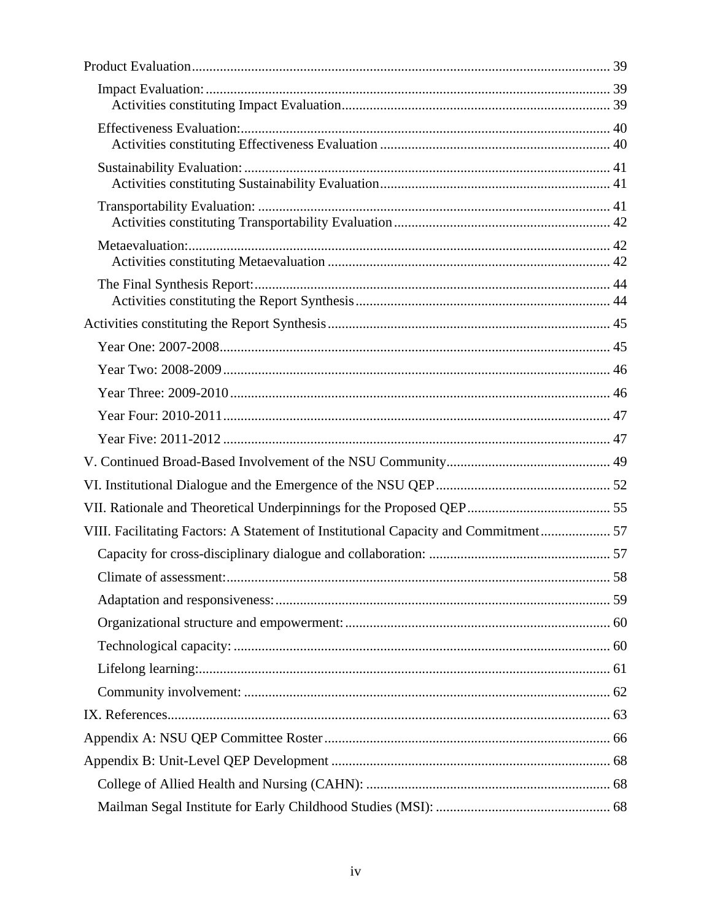Product Evaluation ........................................................................................................................ 39

- Impact Evaluation: ...................................................................................................................... 39
  - Activities constituting Impact Evaluation ............................................................................ 39
- Effectiveness Evaluation: ........................................................................................................... 40
  - Activities constituting Effectiveness Evaluation .................................................................. 40
- Sustainability Evaluation: ........................................................................................................... 41
  - Activities constituting Sustainability Evaluation .................................................................. 41
- Transportability Evaluation: ...................................................................................................... 41
  - Activities constituting Transportability Evaluation .............................................................. 42
- Metaevaluation: .......................................................................................................................... 42
  - Activities constituting Metaevaluation ................................................................................. 42
- The Final Synthesis Report: ....................................................................................................... 44
  - Activities constituting the Report Synthesis ......................................................................... 44

Activities constituting the Report Synthesis ................................................................................. 45

- Year One: 2007-2008 ................................................................................................................. 45
- Year Two: 2008-2009 ................................................................................................................. 46
- Year Three: 2009-2010 ............................................................................................................... 46
- Year Four: 2010-2011 ................................................................................................................. 47
- Year Five: 2011-2012 ................................................................................................................. 47

V. Continued Broad-Based Involvement of the NSU Community ............................................... 49

VI. Institutional Dialogue and the Emergence of the NSU QEP .................................................. 52

VII. Rationale and Theoretical Underpinnings for the Proposed QEP ......................................... 55

VIII. Facilitating Factors: A Statement of Institutional Capacity and Commitment .................... 57

- Capacity for cross-disciplinary dialogue and collaboration: .................................................... 57
- Climate of assessment: ............................................................................................................... 58
- Adaptation and responsiveness: ................................................................................................. 59
- Organizational structure and empowerment: ............................................................................ 60
- Technological capacity: ............................................................................................................. 60
- Lifelong learning: ...................................................................................................................... 61
- Community involvement: .......................................................................................................... 62

IX. References ............................................................................................................................... 63

Appendix A: NSU QEP Committee Roster .................................................................................. 66

Appendix B: Unit-Level QEP Development ................................................................................ 68

- College of Allied Health and Nursing (CAHN): ...................................................................... 68
- Mailman Segal Institute for Early Childhood Studies (MSI): .................................................. 68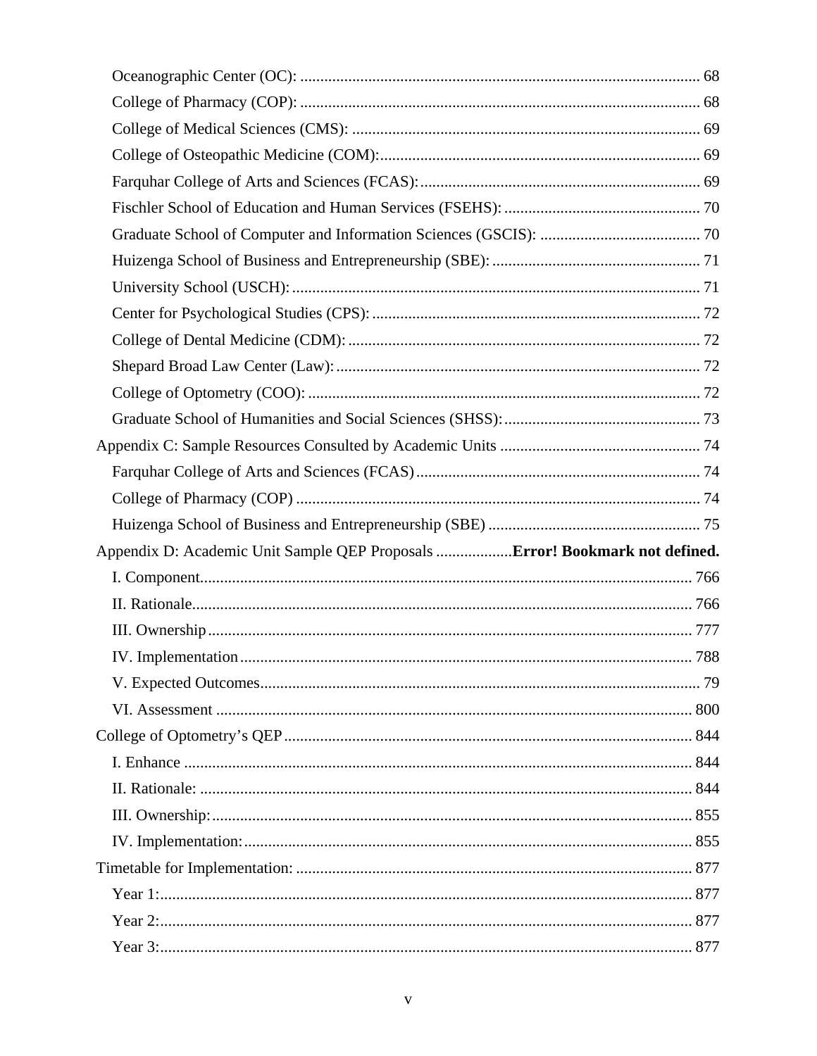Oceanographic Center (OC): ................................................................................................. 68

College of Pharmacy (COP): ................................................................................................. 68

College of Medical Sciences (CMS): ..................................................................................... 69

College of Osteopathic Medicine (COM):.............................................................................. 69

Farquhar College of Arts and Sciences (FCAS):.................................................................... 69

Fischler School of Education and Human Services (FSEHS): ............................................... 70

Graduate School of Computer and Information Sciences (GSCIS): ....................................... 70

Huizenga School of Business and Entrepreneurship (SBE): .................................................. 71

University School (USCH): .................................................................................................... 71

Center for Psychological Studies (CPS): ................................................................................ 72

College of Dental Medicine (CDM): ...................................................................................... 72

Shepard Broad Law Center (Law): ......................................................................................... 72

College of Optometry (COO): ................................................................................................ 72

Graduate School of Humanities and Social Sciences (SHSS): ................................................ 73

Appendix C: Sample Resources Consulted by Academic Units ................................................. 74

Farquhar College of Arts and Sciences (FCAS) ...................................................................... 74

College of Pharmacy (COP) .................................................................................................... 74

Huizenga School of Business and Entrepreneurship (SBE) .................................................... 75

Appendix D: Academic Unit Sample QEP Proposals ..................**Error! Bookmark not defined.**

I. Component.......................................................................................................................... 766

II. Rationale............................................................................................................................ 766

III. Ownership ........................................................................................................................ 777

IV. Implementation ................................................................................................................ 788

V. Expected Outcomes............................................................................................................ 79

VI. Assessment ...................................................................................................................... 800

College of Optometry's QEP ..................................................................................................... 844

I. Enhance .............................................................................................................................. 844

II. Rationale: .......................................................................................................................... 844

III. Ownership: ....................................................................................................................... 855

IV. Implementation: ............................................................................................................... 855

Timetable for Implementation: .................................................................................................. 877

Year 1:.................................................................................................................................... 877

Year 2:.................................................................................................................................... 877

Year 3:.................................................................................................................................... 877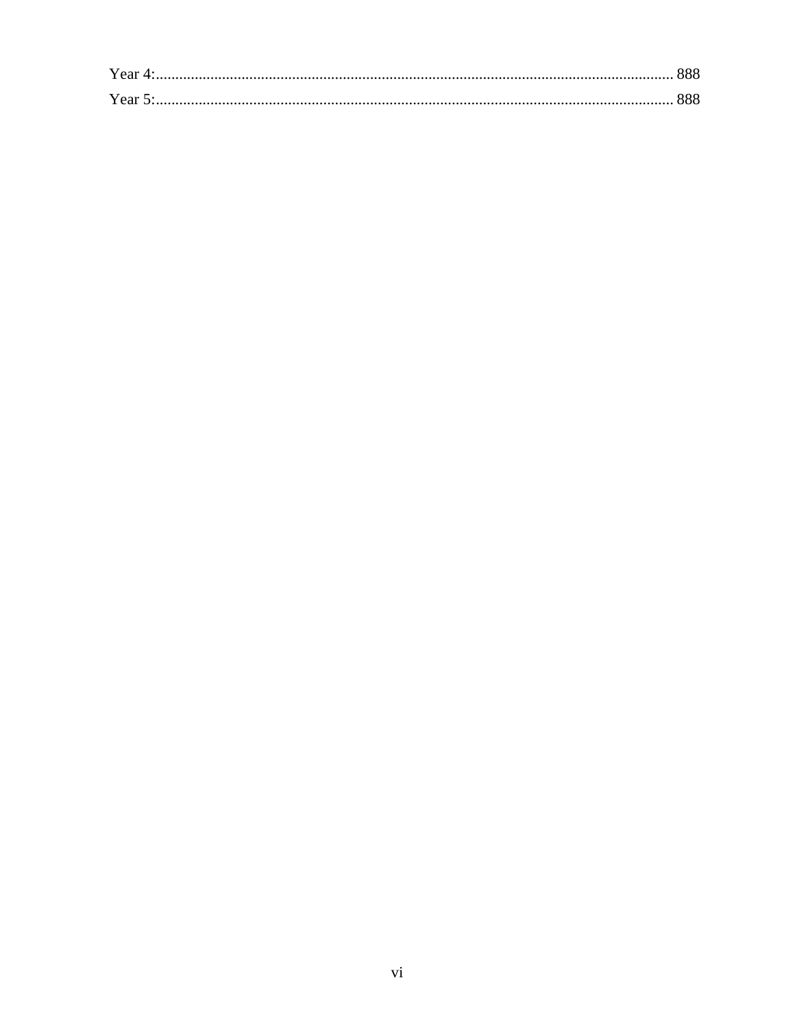Year 4:...................................................................................................................................... 888
Year 5:...................................................................................................................................... 888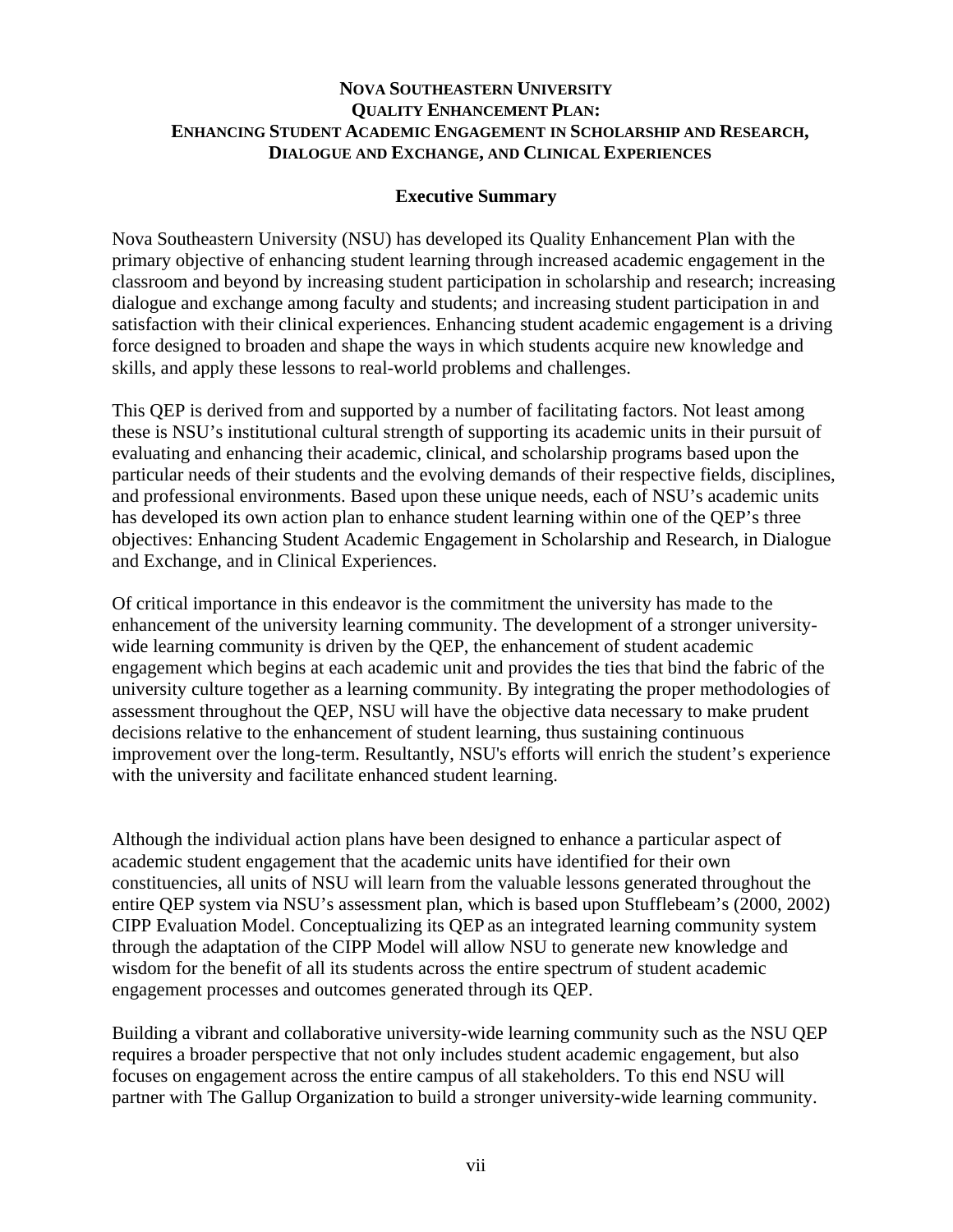# NOVA SOUTHEASTERN UNIVERSITY
# QUALITY ENHANCEMENT PLAN:
# ENHANCING STUDENT ACADEMIC ENGAGEMENT IN SCHOLARSHIP AND RESEARCH, DIALOGUE AND EXCHANGE, AND CLINICAL EXPERIENCES

## Executive Summary

Nova Southeastern University (NSU) has developed its Quality Enhancement Plan with the primary objective of enhancing student learning through increased academic engagement in the classroom and beyond by increasing student participation in scholarship and research; increasing dialogue and exchange among faculty and students; and increasing student participation in and satisfaction with their clinical experiences. Enhancing student academic engagement is a driving force designed to broaden and shape the ways in which students acquire new knowledge and skills, and apply these lessons to real-world problems and challenges.

This QEP is derived from and supported by a number of facilitating factors. Not least among these is NSU's institutional cultural strength of supporting its academic units in their pursuit of evaluating and enhancing their academic, clinical, and scholarship programs based upon the particular needs of their students and the evolving demands of their respective fields, disciplines, and professional environments. Based upon these unique needs, each of NSU's academic units has developed its own action plan to enhance student learning within one of the QEP's three objectives: Enhancing Student Academic Engagement in Scholarship and Research, in Dialogue and Exchange, and in Clinical Experiences.

Of critical importance in this endeavor is the commitment the university has made to the enhancement of the university learning community. The development of a stronger university-wide learning community is driven by the QEP, the enhancement of student academic engagement which begins at each academic unit and provides the ties that bind the fabric of the university culture together as a learning community. By integrating the proper methodologies of assessment throughout the QEP, NSU will have the objective data necessary to make prudent decisions relative to the enhancement of student learning, thus sustaining continuous improvement over the long-term. Resultantly, NSU's efforts will enrich the student's experience with the university and facilitate enhanced student learning.

Although the individual action plans have been designed to enhance a particular aspect of academic student engagement that the academic units have identified for their own constituencies, all units of NSU will learn from the valuable lessons generated throughout the entire QEP system via NSU's assessment plan, which is based upon Stufflebeam's (2000, 2002) CIPP Evaluation Model. Conceptualizing its QEP as an integrated learning community system through the adaptation of the CIPP Model will allow NSU to generate new knowledge and wisdom for the benefit of all its students across the entire spectrum of student academic engagement processes and outcomes generated through its QEP.

Building a vibrant and collaborative university-wide learning community such as the NSU QEP requires a broader perspective that not only includes student academic engagement, but also focuses on engagement across the entire campus of all stakeholders. To this end NSU will partner with The Gallup Organization to build a stronger university-wide learning community.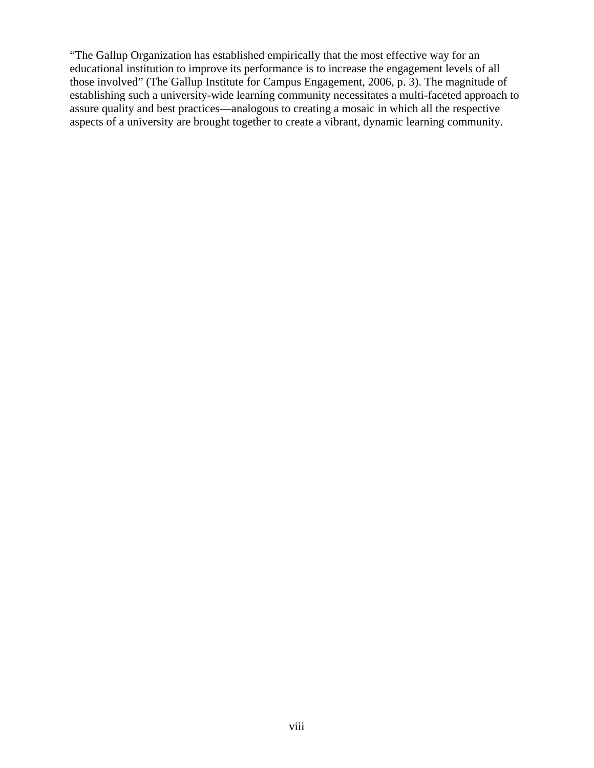"The Gallup Organization has established empirically that the most effective way for an educational institution to improve its performance is to increase the engagement levels of all those involved" (The Gallup Institute for Campus Engagement, 2006, p. 3). The magnitude of establishing such a university-wide learning community necessitates a multi-faceted approach to assure quality and best practices—analogous to creating a mosaic in which all the respective aspects of a university are brought together to create a vibrant, dynamic learning community.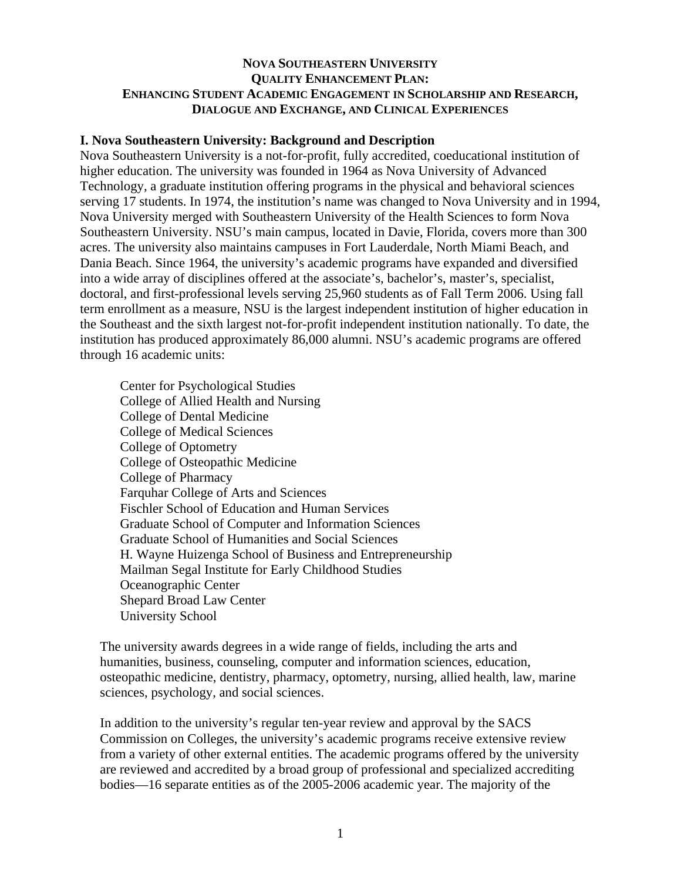# NOVA SOUTHEASTERN UNIVERSITY
# QUALITY ENHANCEMENT PLAN:
# ENHANCING STUDENT ACADEMIC ENGAGEMENT IN SCHOLARSHIP AND RESEARCH, DIALOGUE AND EXCHANGE, AND CLINICAL EXPERIENCES

## I. Nova Southeastern University: Background and Description

Nova Southeastern University is a not-for-profit, fully accredited, coeducational institution of higher education. The university was founded in 1964 as Nova University of Advanced Technology, a graduate institution offering programs in the physical and behavioral sciences serving 17 students. In 1974, the institution's name was changed to Nova University and in 1994, Nova University merged with Southeastern University of the Health Sciences to form Nova Southeastern University. NSU's main campus, located in Davie, Florida, covers more than 300 acres. The university also maintains campuses in Fort Lauderdale, North Miami Beach, and Dania Beach. Since 1964, the university's academic programs have expanded and diversified into a wide array of disciplines offered at the associate's, bachelor's, master's, specialist, doctoral, and first-professional levels serving 25,960 students as of Fall Term 2006. Using fall term enrollment as a measure, NSU is the largest independent institution of higher education in the Southeast and the sixth largest not-for-profit independent institution nationally. To date, the institution has produced approximately 86,000 alumni. NSU's academic programs are offered through 16 academic units:

- Center for Psychological Studies
- College of Allied Health and Nursing
- College of Dental Medicine
- College of Medical Sciences
- College of Optometry
- College of Osteopathic Medicine
- College of Pharmacy
- Farquhar College of Arts and Sciences
- Fischler School of Education and Human Services
- Graduate School of Computer and Information Sciences
- Graduate School of Humanities and Social Sciences
- H. Wayne Huizenga School of Business and Entrepreneurship
- Mailman Segal Institute for Early Childhood Studies
- Oceanographic Center
- Shepard Broad Law Center
- University School

The university awards degrees in a wide range of fields, including the arts and humanities, business, counseling, computer and information sciences, education, osteopathic medicine, dentistry, pharmacy, optometry, nursing, allied health, law, marine sciences, psychology, and social sciences.

In addition to the university's regular ten-year review and approval by the SACS Commission on Colleges, the university's academic programs receive extensive review from a variety of other external entities. The academic programs offered by the university are reviewed and accredited by a broad group of professional and specialized accrediting bodies—16 separate entities as of the 2005-2006 academic year. The majority of the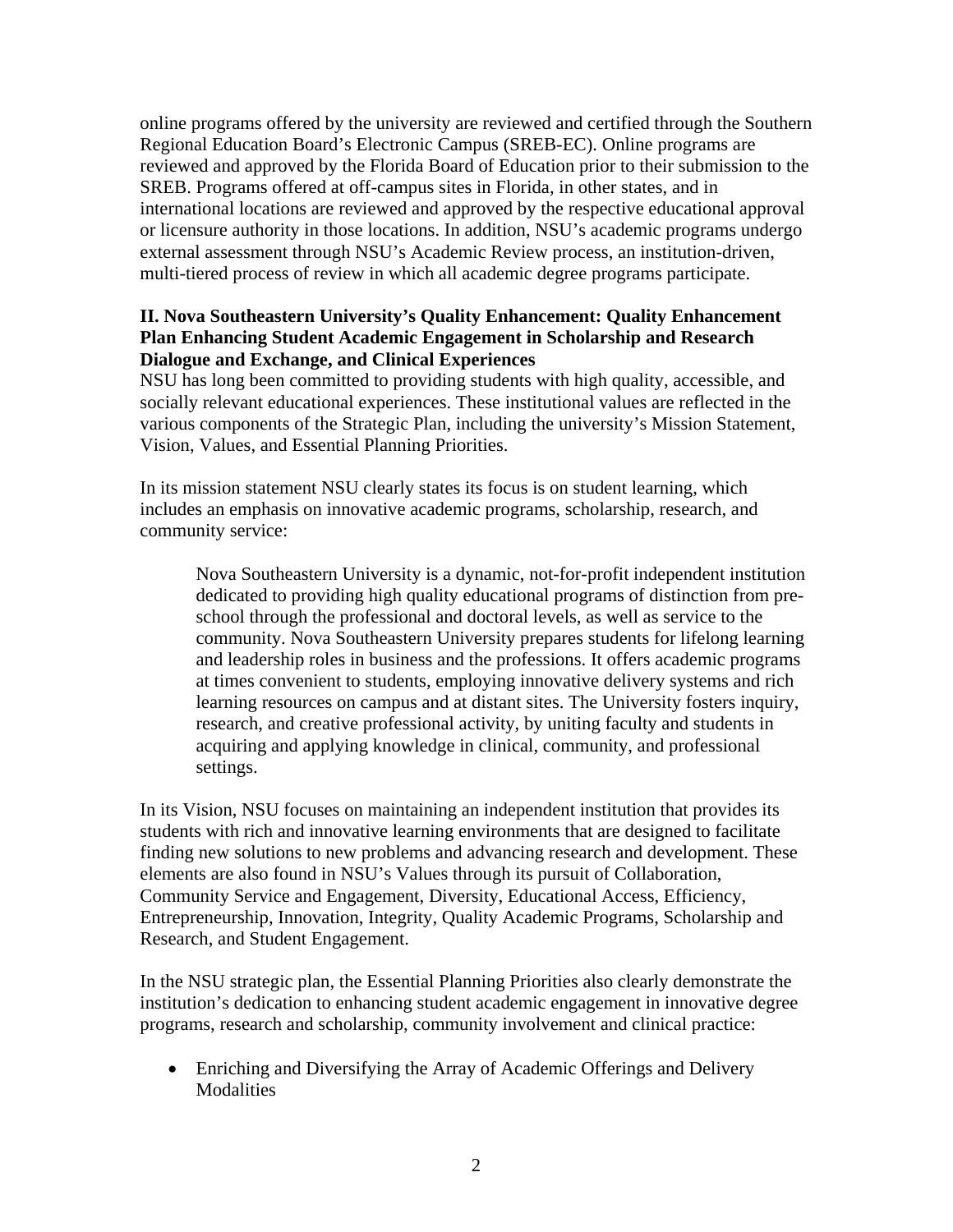online programs offered by the university are reviewed and certified through the Southern Regional Education Board's Electronic Campus (SREB-EC). Online programs are reviewed and approved by the Florida Board of Education prior to their submission to the SREB. Programs offered at off-campus sites in Florida, in other states, and in international locations are reviewed and approved by the respective educational approval or licensure authority in those locations. In addition, NSU's academic programs undergo external assessment through NSU's Academic Review process, an institution-driven, multi-tiered process of review in which all academic degree programs participate.

## II. Nova Southeastern University's Quality Enhancement: Quality Enhancement Plan Enhancing Student Academic Engagement in Scholarship and Research Dialogue and Exchange, and Clinical Experiences

NSU has long been committed to providing students with high quality, accessible, and socially relevant educational experiences. These institutional values are reflected in the various components of the Strategic Plan, including the university's Mission Statement, Vision, Values, and Essential Planning Priorities.

In its mission statement NSU clearly states its focus is on student learning, which includes an emphasis on innovative academic programs, scholarship, research, and community service:

> Nova Southeastern University is a dynamic, not-for-profit independent institution dedicated to providing high quality educational programs of distinction from pre-school through the professional and doctoral levels, as well as service to the community. Nova Southeastern University prepares students for lifelong learning and leadership roles in business and the professions. It offers academic programs at times convenient to students, employing innovative delivery systems and rich learning resources on campus and at distant sites. The University fosters inquiry, research, and creative professional activity, by uniting faculty and students in acquiring and applying knowledge in clinical, community, and professional settings.

In its Vision, NSU focuses on maintaining an independent institution that provides its students with rich and innovative learning environments that are designed to facilitate finding new solutions to new problems and advancing research and development. These elements are also found in NSU's Values through its pursuit of Collaboration, Community Service and Engagement, Diversity, Educational Access, Efficiency, Entrepreneurship, Innovation, Integrity, Quality Academic Programs, Scholarship and Research, and Student Engagement.

In the NSU strategic plan, the Essential Planning Priorities also clearly demonstrate the institution's dedication to enhancing student academic engagement in innovative degree programs, research and scholarship, community involvement and clinical practice:

- Enriching and Diversifying the Array of Academic Offerings and Delivery Modalities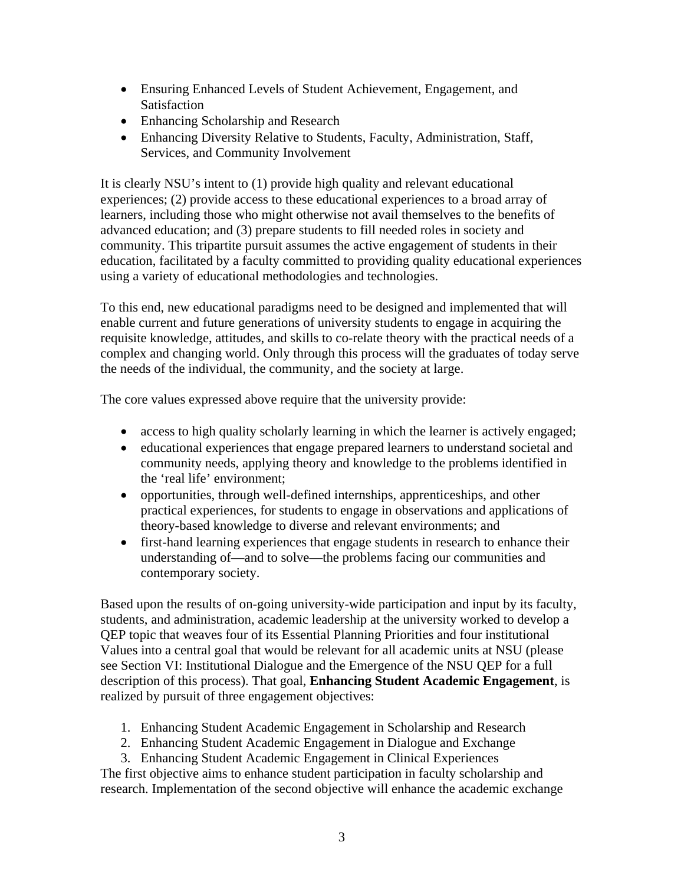- Ensuring Enhanced Levels of Student Achievement, Engagement, and Satisfaction
- Enhancing Scholarship and Research
- Enhancing Diversity Relative to Students, Faculty, Administration, Staff, Services, and Community Involvement

It is clearly NSU's intent to (1) provide high quality and relevant educational experiences; (2) provide access to these educational experiences to a broad array of learners, including those who might otherwise not avail themselves to the benefits of advanced education; and (3) prepare students to fill needed roles in society and community. This tripartite pursuit assumes the active engagement of students in their education, facilitated by a faculty committed to providing quality educational experiences using a variety of educational methodologies and technologies.

To this end, new educational paradigms need to be designed and implemented that will enable current and future generations of university students to engage in acquiring the requisite knowledge, attitudes, and skills to co-relate theory with the practical needs of a complex and changing world. Only through this process will the graduates of today serve the needs of the individual, the community, and the society at large.

The core values expressed above require that the university provide:

- access to high quality scholarly learning in which the learner is actively engaged;
- educational experiences that engage prepared learners to understand societal and community needs, applying theory and knowledge to the problems identified in the 'real life' environment;
- opportunities, through well-defined internships, apprenticeships, and other practical experiences, for students to engage in observations and applications of theory-based knowledge to diverse and relevant environments; and
- first-hand learning experiences that engage students in research to enhance their understanding of—and to solve—the problems facing our communities and contemporary society.

Based upon the results of on-going university-wide participation and input by its faculty, students, and administration, academic leadership at the university worked to develop a QEP topic that weaves four of its Essential Planning Priorities and four institutional Values into a central goal that would be relevant for all academic units at NSU (please see Section VI: Institutional Dialogue and the Emergence of the NSU QEP for a full description of this process). That goal, **Enhancing Student Academic Engagement**, is realized by pursuit of three engagement objectives:

1. Enhancing Student Academic Engagement in Scholarship and Research
2. Enhancing Student Academic Engagement in Dialogue and Exchange
3. Enhancing Student Academic Engagement in Clinical Experiences

The first objective aims to enhance student participation in faculty scholarship and research. Implementation of the second objective will enhance the academic exchange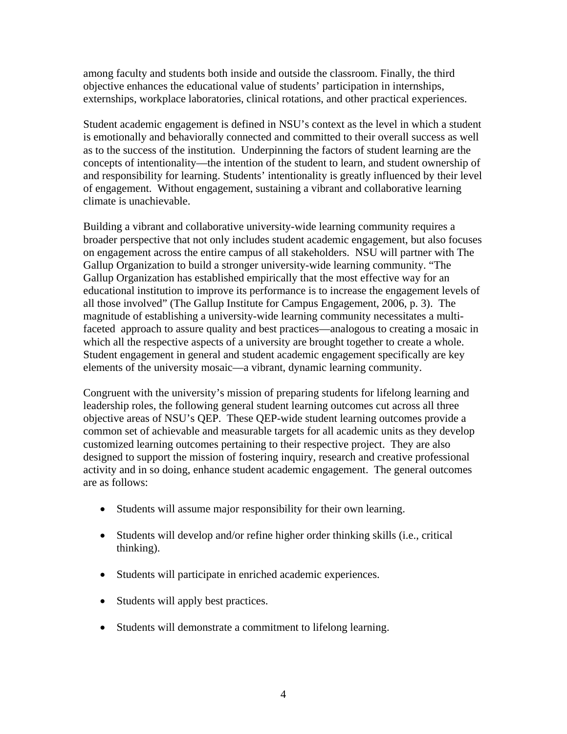among faculty and students both inside and outside the classroom. Finally, the third objective enhances the educational value of students' participation in internships, externships, workplace laboratories, clinical rotations, and other practical experiences.

Student academic engagement is defined in NSU's context as the level in which a student is emotionally and behaviorally connected and committed to their overall success as well as to the success of the institution. Underpinning the factors of student learning are the concepts of intentionality—the intention of the student to learn, and student ownership of and responsibility for learning. Students' intentionality is greatly influenced by their level of engagement. Without engagement, sustaining a vibrant and collaborative learning climate is unachievable.

Building a vibrant and collaborative university-wide learning community requires a broader perspective that not only includes student academic engagement, but also focuses on engagement across the entire campus of all stakeholders. NSU will partner with The Gallup Organization to build a stronger university-wide learning community. "The Gallup Organization has established empirically that the most effective way for an educational institution to improve its performance is to increase the engagement levels of all those involved" (The Gallup Institute for Campus Engagement, 2006, p. 3). The magnitude of establishing a university-wide learning community necessitates a multi-faceted approach to assure quality and best practices—analogous to creating a mosaic in which all the respective aspects of a university are brought together to create a whole. Student engagement in general and student academic engagement specifically are key elements of the university mosaic—a vibrant, dynamic learning community.

Congruent with the university's mission of preparing students for lifelong learning and leadership roles, the following general student learning outcomes cut across all three objective areas of NSU's QEP. These QEP-wide student learning outcomes provide a common set of achievable and measurable targets for all academic units as they develop customized learning outcomes pertaining to their respective project. They are also designed to support the mission of fostering inquiry, research and creative professional activity and in so doing, enhance student academic engagement. The general outcomes are as follows:

- Students will assume major responsibility for their own learning.
- Students will develop and/or refine higher order thinking skills (i.e., critical thinking).
- Students will participate in enriched academic experiences.
- Students will apply best practices.
- Students will demonstrate a commitment to lifelong learning.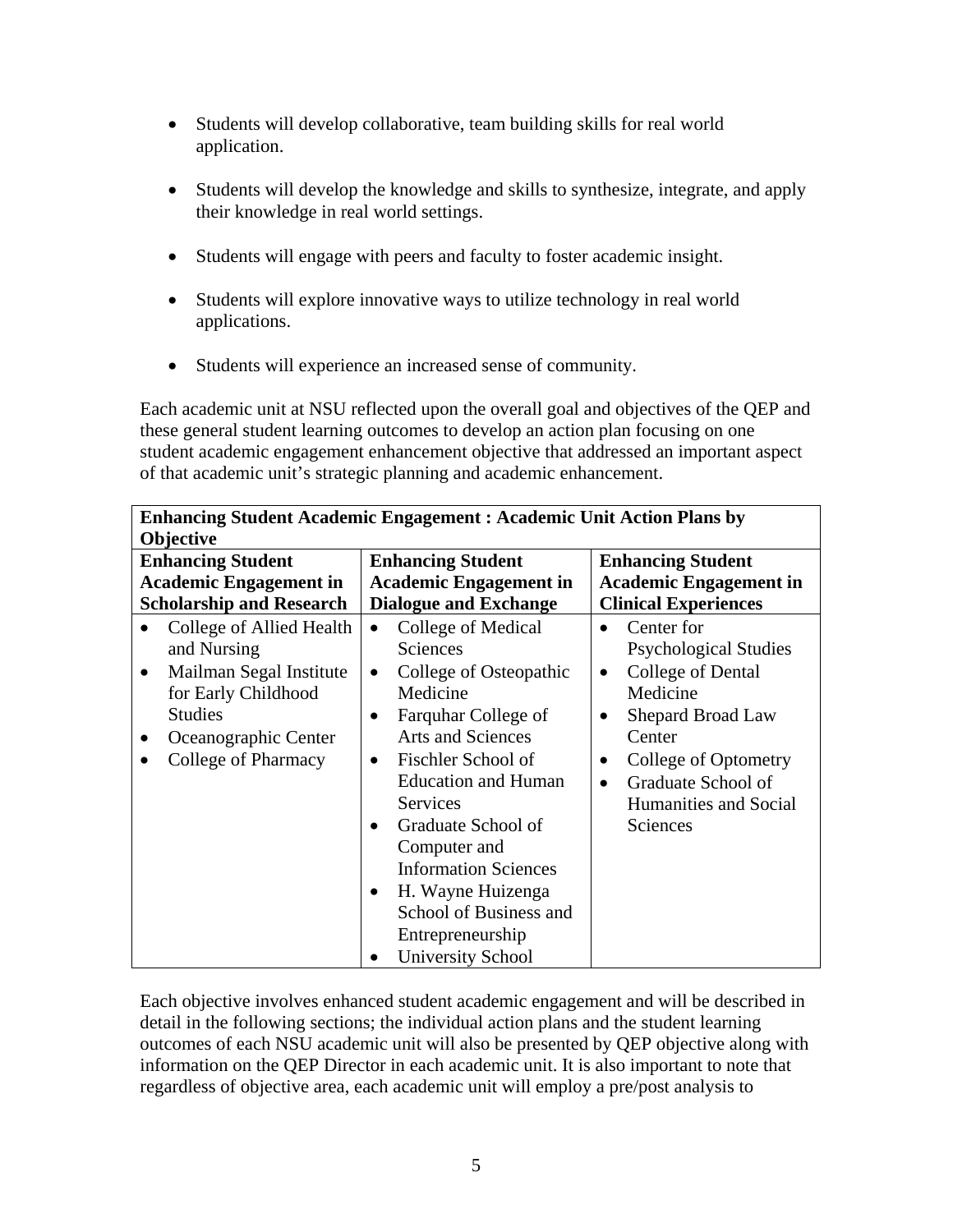- Students will develop collaborative, team building skills for real world application.

- Students will develop the knowledge and skills to synthesize, integrate, and apply their knowledge in real world settings.

- Students will engage with peers and faculty to foster academic insight.

- Students will explore innovative ways to utilize technology in real world applications.

- Students will experience an increased sense of community.

Each academic unit at NSU reflected upon the overall goal and objectives of the QEP and these general student learning outcomes to develop an action plan focusing on one student academic engagement enhancement objective that addressed an important aspect of that academic unit's strategic planning and academic enhancement.

| **Enhancing Student Academic Engagement : Academic Unit Action Plans by Objective** | | |
|---|---|---|
| **Enhancing Student Academic Engagement in Scholarship and Research** | **Enhancing Student Academic Engagement in Dialogue and Exchange** | **Enhancing Student Academic Engagement in Clinical Experiences** |
| • College of Allied Health and Nursing<br>• Mailman Segal Institute for Early Childhood Studies<br>• Oceanographic Center<br>• College of Pharmacy | • College of Medical Sciences<br>• College of Osteopathic Medicine<br>• Farquhar College of Arts and Sciences<br>• Fischler School of Education and Human Services<br>• Graduate School of Computer and Information Sciences<br>• H. Wayne Huizenga School of Business and Entrepreneurship<br>• University School | • Center for Psychological Studies<br>• College of Dental Medicine<br>• Shepard Broad Law Center<br>• College of Optometry<br>• Graduate School of Humanities and Social Sciences |

Each objective involves enhanced student academic engagement and will be described in detail in the following sections; the individual action plans and the student learning outcomes of each NSU academic unit will also be presented by QEP objective along with information on the QEP Director in each academic unit. It is also important to note that regardless of objective area, each academic unit will employ a pre/post analysis to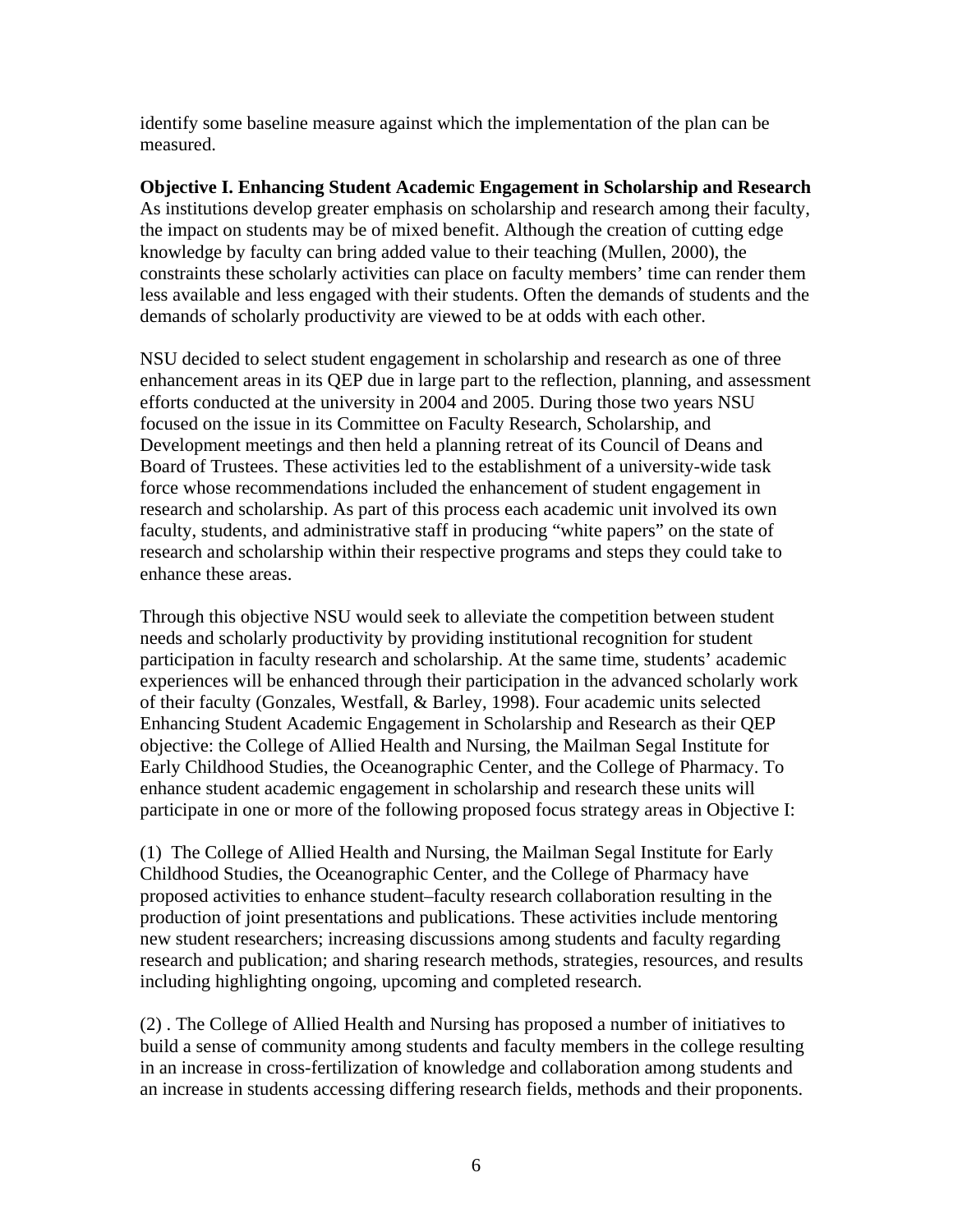identify some baseline measure against which the implementation of the plan can be measured.

**Objective I. Enhancing Student Academic Engagement in Scholarship and Research**
As institutions develop greater emphasis on scholarship and research among their faculty, the impact on students may be of mixed benefit. Although the creation of cutting edge knowledge by faculty can bring added value to their teaching (Mullen, 2000), the constraints these scholarly activities can place on faculty members' time can render them less available and less engaged with their students. Often the demands of students and the demands of scholarly productivity are viewed to be at odds with each other.

NSU decided to select student engagement in scholarship and research as one of three enhancement areas in its QEP due in large part to the reflection, planning, and assessment efforts conducted at the university in 2004 and 2005. During those two years NSU focused on the issue in its Committee on Faculty Research, Scholarship, and Development meetings and then held a planning retreat of its Council of Deans and Board of Trustees. These activities led to the establishment of a university-wide task force whose recommendations included the enhancement of student engagement in research and scholarship. As part of this process each academic unit involved its own faculty, students, and administrative staff in producing "white papers" on the state of research and scholarship within their respective programs and steps they could take to enhance these areas.

Through this objective NSU would seek to alleviate the competition between student needs and scholarly productivity by providing institutional recognition for student participation in faculty research and scholarship. At the same time, students' academic experiences will be enhanced through their participation in the advanced scholarly work of their faculty (Gonzales, Westfall, & Barley, 1998). Four academic units selected Enhancing Student Academic Engagement in Scholarship and Research as their QEP objective: the College of Allied Health and Nursing, the Mailman Segal Institute for Early Childhood Studies, the Oceanographic Center, and the College of Pharmacy. To enhance student academic engagement in scholarship and research these units will participate in one or more of the following proposed focus strategy areas in Objective I:

(1) The College of Allied Health and Nursing, the Mailman Segal Institute for Early Childhood Studies, the Oceanographic Center, and the College of Pharmacy have proposed activities to enhance student–faculty research collaboration resulting in the production of joint presentations and publications. These activities include mentoring new student researchers; increasing discussions among students and faculty regarding research and publication; and sharing research methods, strategies, resources, and results including highlighting ongoing, upcoming and completed research.

(2) . The College of Allied Health and Nursing has proposed a number of initiatives to build a sense of community among students and faculty members in the college resulting in an increase in cross-fertilization of knowledge and collaboration among students and an increase in students accessing differing research fields, methods and their proponents.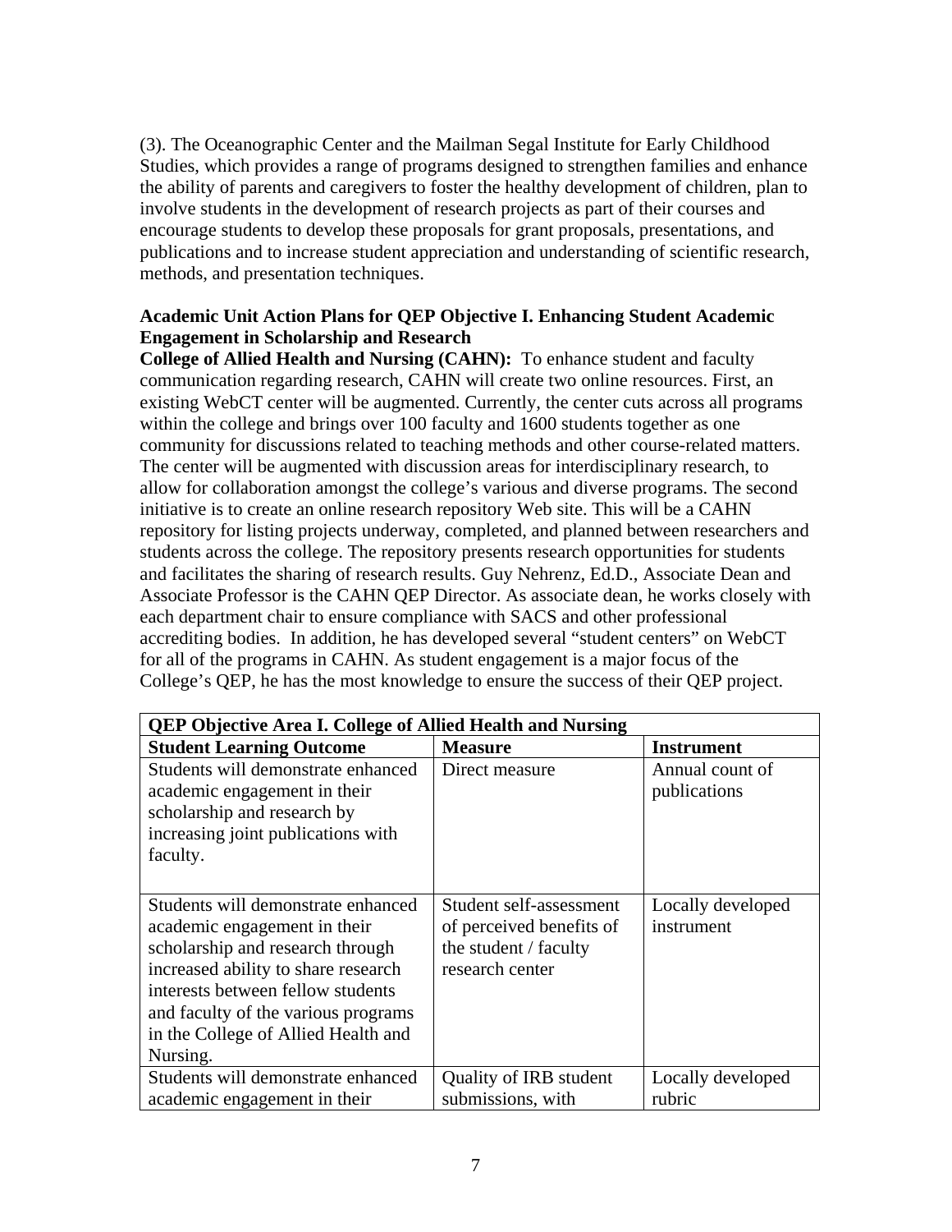(3). The Oceanographic Center and the Mailman Segal Institute for Early Childhood Studies, which provides a range of programs designed to strengthen families and enhance the ability of parents and caregivers to foster the healthy development of children, plan to involve students in the development of research projects as part of their courses and encourage students to develop these proposals for grant proposals, presentations, and publications and to increase student appreciation and understanding of scientific research, methods, and presentation techniques.

**Academic Unit Action Plans for QEP Objective I. Enhancing Student Academic Engagement in Scholarship and Research**

**College of Allied Health and Nursing (CAHN):** To enhance student and faculty communication regarding research, CAHN will create two online resources. First, an existing WebCT center will be augmented. Currently, the center cuts across all programs within the college and brings over 100 faculty and 1600 students together as one community for discussions related to teaching methods and other course-related matters. The center will be augmented with discussion areas for interdisciplinary research, to allow for collaboration amongst the college's various and diverse programs. The second initiative is to create an online research repository Web site. This will be a CAHN repository for listing projects underway, completed, and planned between researchers and students across the college. The repository presents research opportunities for students and facilitates the sharing of research results. Guy Nehrenz, Ed.D., Associate Dean and Associate Professor is the CAHN QEP Director. As associate dean, he works closely with each department chair to ensure compliance with SACS and other professional accrediting bodies. In addition, he has developed several "student centers" on WebCT for all of the programs in CAHN. As student engagement is a major focus of the College's QEP, he has the most knowledge to ensure the success of their QEP project.

| **QEP Objective Area I. College of Allied Health and Nursing** | | |
|---|---|---|
| **Student Learning Outcome** | **Measure** | **Instrument** |
| Students will demonstrate enhanced academic engagement in their scholarship and research by increasing joint publications with faculty. | Direct measure | Annual count of publications |
| Students will demonstrate enhanced academic engagement in their scholarship and research through increased ability to share research interests between fellow students and faculty of the various programs in the College of Allied Health and Nursing. | Student self-assessment of perceived benefits of the student / faculty research center | Locally developed instrument |
| Students will demonstrate enhanced academic engagement in their | Quality of IRB student submissions, with | Locally developed rubric |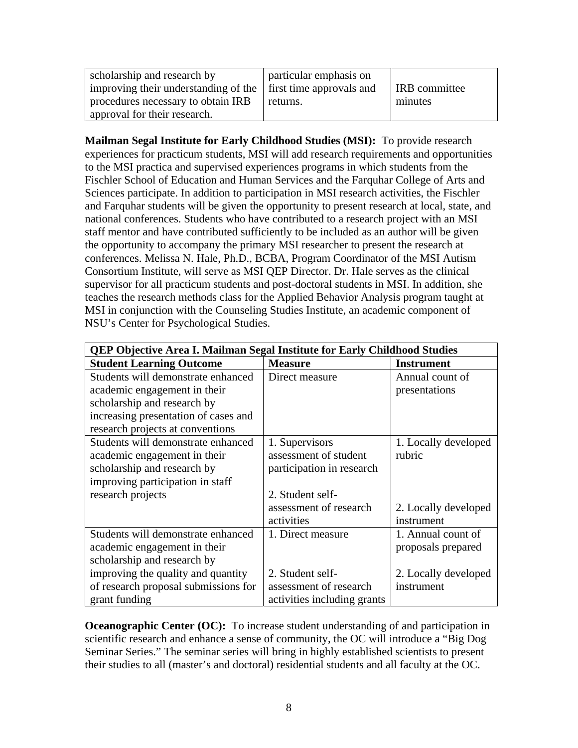| scholarship and research by improving their understanding of the procedures necessary to obtain IRB approval for their research. | particular emphasis on first time approvals and returns. | IRB committee minutes |
|---|---|---|

**Mailman Segal Institute for Early Childhood Studies (MSI):** To provide research experiences for practicum students, MSI will add research requirements and opportunities to the MSI practica and supervised experiences programs in which students from the Fischler School of Education and Human Services and the Farquhar College of Arts and Sciences participate. In addition to participation in MSI research activities, the Fischler and Farquhar students will be given the opportunity to present research at local, state, and national conferences. Students who have contributed to a research project with an MSI staff mentor and have contributed sufficiently to be included as an author will be given the opportunity to accompany the primary MSI researcher to present the research at conferences. Melissa N. Hale, Ph.D., BCBA, Program Coordinator of the MSI Autism Consortium Institute, will serve as MSI QEP Director. Dr. Hale serves as the clinical supervisor for all practicum students and post-doctoral students in MSI. In addition, she teaches the research methods class for the Applied Behavior Analysis program taught at MSI in conjunction with the Counseling Studies Institute, an academic component of NSU's Center for Psychological Studies.

| **QEP Objective Area I. Mailman Segal Institute for Early Childhood Studies** | | |
|---|---|---|
| **Student Learning Outcome** | **Measure** | **Instrument** |
| Students will demonstrate enhanced academic engagement in their scholarship and research by increasing presentation of cases and research projects at conventions | Direct measure | Annual count of presentations |
| Students will demonstrate enhanced academic engagement in their scholarship and research by improving participation in staff research projects | 1. Supervisors assessment of student participation in research<br>2. Student self-assessment of research activities | 1. Locally developed rubric<br>2. Locally developed instrument |
| Students will demonstrate enhanced academic engagement in their scholarship and research by improving the quality and quantity of research proposal submissions for grant funding | 1. Direct measure<br>2. Student self-assessment of research activities including grants | 1. Annual count of proposals prepared<br>2. Locally developed instrument |

**Oceanographic Center (OC):** To increase student understanding of and participation in scientific research and enhance a sense of community, the OC will introduce a "Big Dog Seminar Series." The seminar series will bring in highly established scientists to present their studies to all (master's and doctoral) residential students and all faculty at the OC.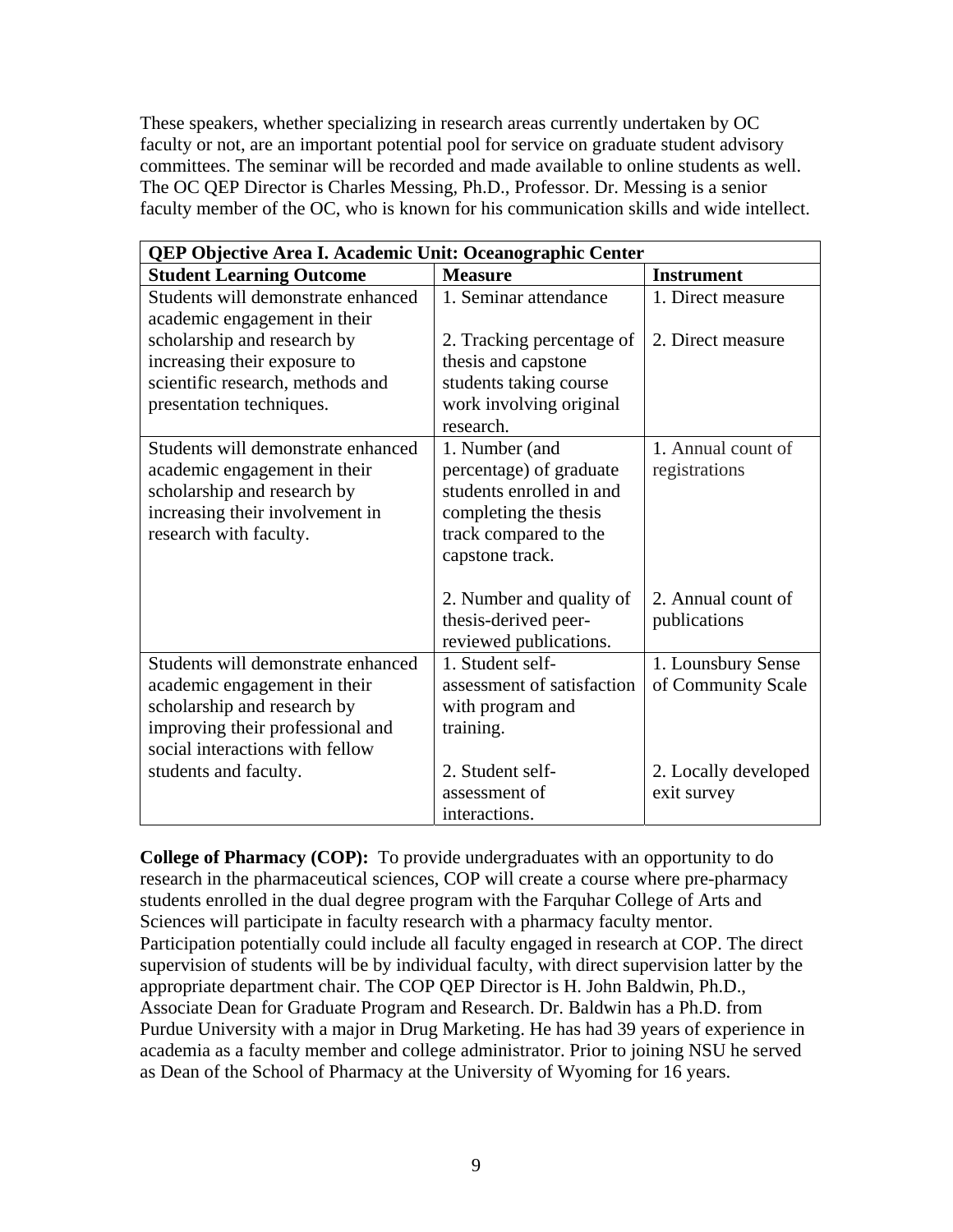These speakers, whether specializing in research areas currently undertaken by OC faculty or not, are an important potential pool for service on graduate student advisory committees. The seminar will be recorded and made available to online students as well. The OC QEP Director is Charles Messing, Ph.D., Professor. Dr. Messing is a senior faculty member of the OC, who is known for his communication skills and wide intellect.

| **QEP Objective Area I. Academic Unit: Oceanographic Center** | | |
|---|---|---|
| **Student Learning Outcome** | **Measure** | **Instrument** |
| Students will demonstrate enhanced academic engagement in their scholarship and research by increasing their exposure to scientific research, methods and presentation techniques. | 1. Seminar attendance<br><br>2. Tracking percentage of thesis and capstone students taking course work involving original research. | 1. Direct measure<br><br>2. Direct measure |
| Students will demonstrate enhanced academic engagement in their scholarship and research by increasing their involvement in research with faculty. | 1. Number (and percentage) of graduate students enrolled in and completing the thesis track compared to the capstone track.<br><br>2. Number and quality of thesis-derived peer-reviewed publications. | 1. Annual count of registrations<br><br>2. Annual count of publications |
| Students will demonstrate enhanced academic engagement in their scholarship and research by improving their professional and social interactions with fellow students and faculty. | 1. Student self-assessment of satisfaction with program and training.<br><br>2. Student self-assessment of interactions. | 1. Lounsbury Sense of Community Scale<br><br>2. Locally developed exit survey |

**College of Pharmacy (COP):** To provide undergraduates with an opportunity to do research in the pharmaceutical sciences, COP will create a course where pre-pharmacy students enrolled in the dual degree program with the Farquhar College of Arts and Sciences will participate in faculty research with a pharmacy faculty mentor. Participation potentially could include all faculty engaged in research at COP. The direct supervision of students will be by individual faculty, with direct supervision latter by the appropriate department chair. The COP QEP Director is H. John Baldwin, Ph.D., Associate Dean for Graduate Program and Research. Dr. Baldwin has a Ph.D. from Purdue University with a major in Drug Marketing. He has had 39 years of experience in academia as a faculty member and college administrator. Prior to joining NSU he served as Dean of the School of Pharmacy at the University of Wyoming for 16 years.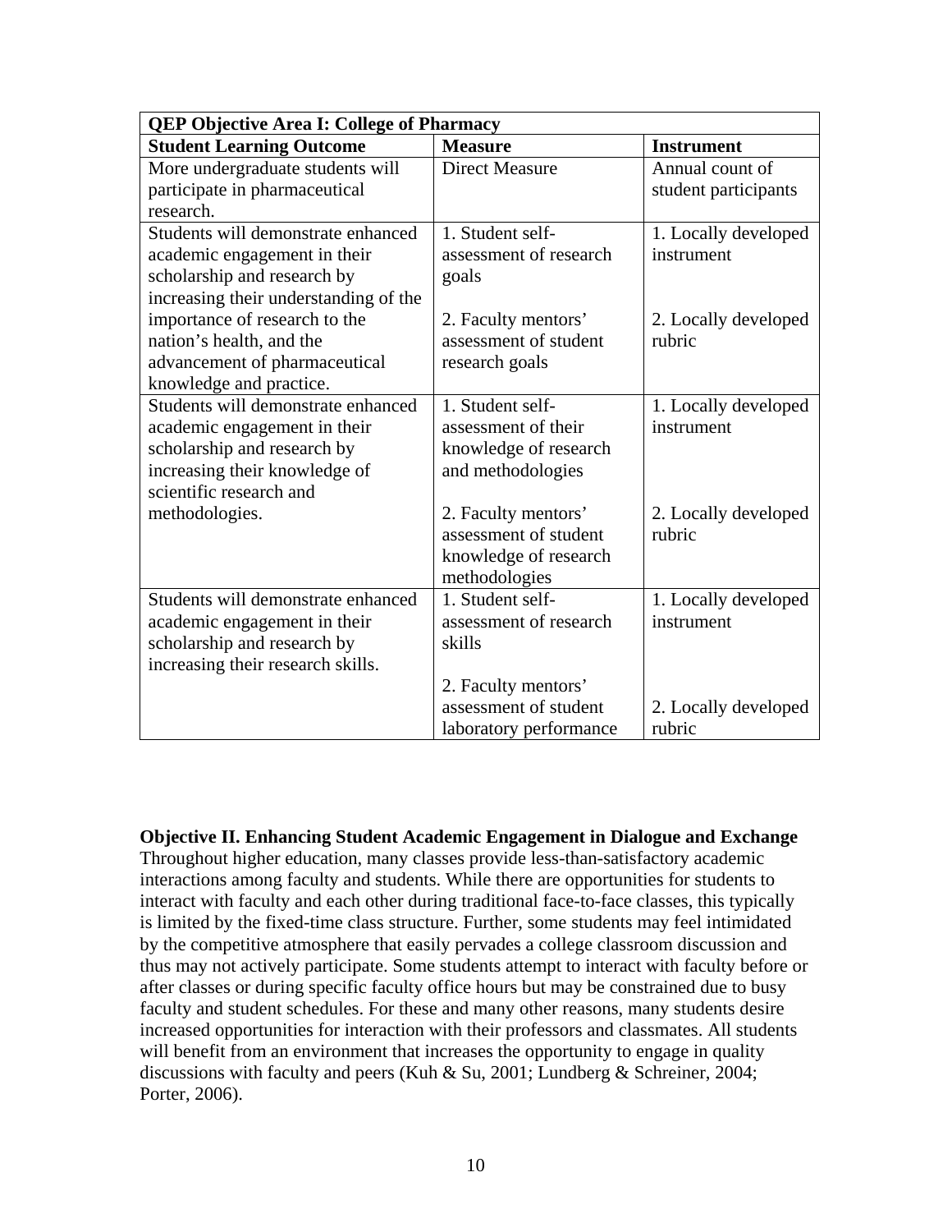| QEP Objective Area I: College of Pharmacy | | |
|---|---|---|
| **Student Learning Outcome** | **Measure** | **Instrument** |
| More undergraduate students will participate in pharmaceutical research. | Direct Measure | Annual count of student participants |
| Students will demonstrate enhanced academic engagement in their scholarship and research by increasing their understanding of the importance of research to the nation's health, and the advancement of pharmaceutical knowledge and practice. | 1. Student self-assessment of research goals<br><br>2. Faculty mentors' assessment of student research goals | 1. Locally developed instrument<br><br>2. Locally developed rubric |
| Students will demonstrate enhanced academic engagement in their scholarship and research by increasing their knowledge of scientific research and methodologies. | 1. Student self-assessment of their knowledge of research and methodologies<br><br>2. Faculty mentors' assessment of student knowledge of research methodologies | 1. Locally developed instrument<br><br>2. Locally developed rubric |
| Students will demonstrate enhanced academic engagement in their scholarship and research by increasing their research skills. | 1. Student self-assessment of research skills<br><br>2. Faculty mentors' assessment of student laboratory performance | 1. Locally developed instrument<br><br>2. Locally developed rubric |

**Objective II. Enhancing Student Academic Engagement in Dialogue and Exchange**

Throughout higher education, many classes provide less-than-satisfactory academic interactions among faculty and students. While there are opportunities for students to interact with faculty and each other during traditional face-to-face classes, this typically is limited by the fixed-time class structure. Further, some students may feel intimidated by the competitive atmosphere that easily pervades a college classroom discussion and thus may not actively participate. Some students attempt to interact with faculty before or after classes or during specific faculty office hours but may be constrained due to busy faculty and student schedules. For these and many other reasons, many students desire increased opportunities for interaction with their professors and classmates. All students will benefit from an environment that increases the opportunity to engage in quality discussions with faculty and peers (Kuh & Su, 2001; Lundberg & Schreiner, 2004; Porter, 2006).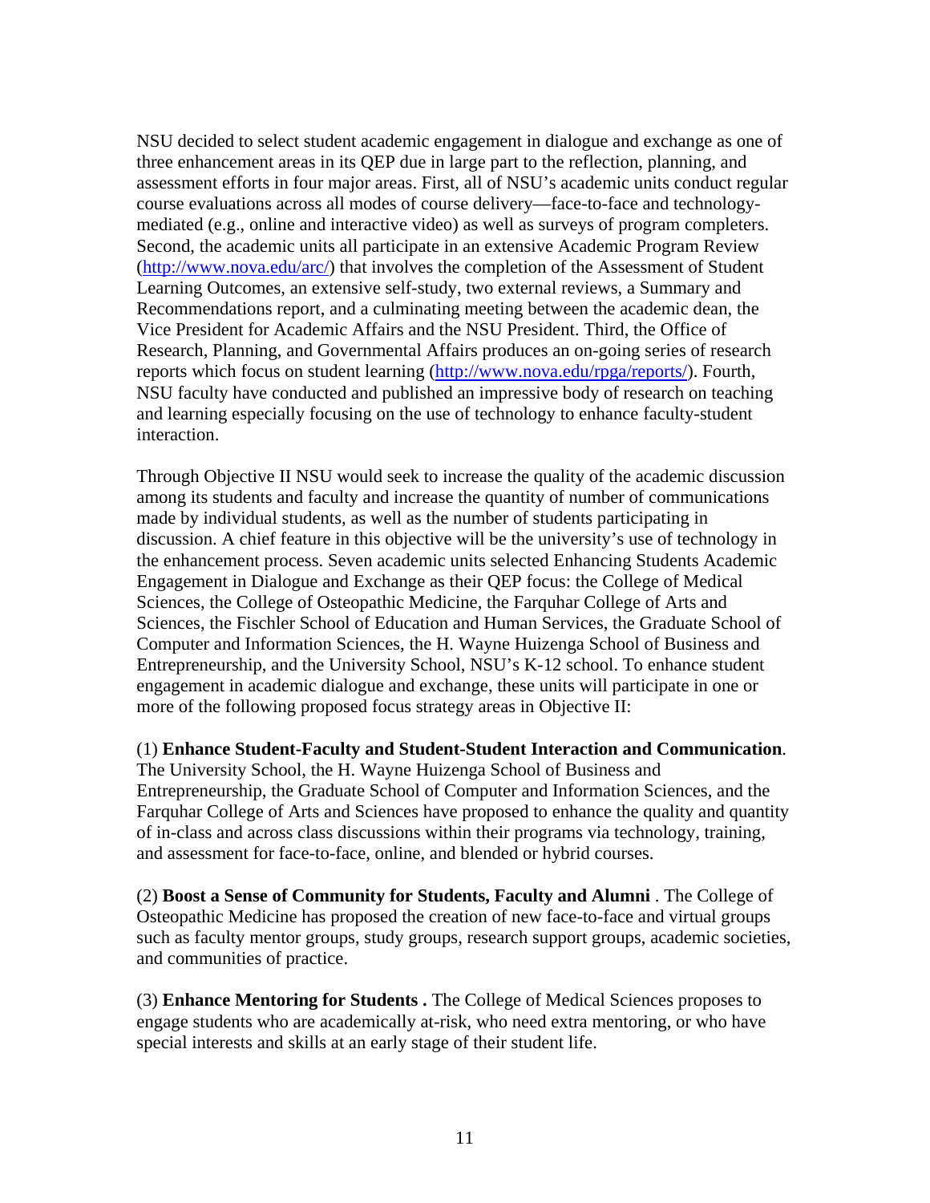NSU decided to select student academic engagement in dialogue and exchange as one of three enhancement areas in its QEP due in large part to the reflection, planning, and assessment efforts in four major areas. First, all of NSU's academic units conduct regular course evaluations across all modes of course delivery—face-to-face and technology-mediated (e.g., online and interactive video) as well as surveys of program completers. Second, the academic units all participate in an extensive Academic Program Review (http://www.nova.edu/arc/) that involves the completion of the Assessment of Student Learning Outcomes, an extensive self-study, two external reviews, a Summary and Recommendations report, and a culminating meeting between the academic dean, the Vice President for Academic Affairs and the NSU President. Third, the Office of Research, Planning, and Governmental Affairs produces an on-going series of research reports which focus on student learning (http://www.nova.edu/rpga/reports/). Fourth, NSU faculty have conducted and published an impressive body of research on teaching and learning especially focusing on the use of technology to enhance faculty-student interaction.

Through Objective II NSU would seek to increase the quality of the academic discussion among its students and faculty and increase the quantity of number of communications made by individual students, as well as the number of students participating in discussion. A chief feature in this objective will be the university's use of technology in the enhancement process. Seven academic units selected Enhancing Students Academic Engagement in Dialogue and Exchange as their QEP focus: the College of Medical Sciences, the College of Osteopathic Medicine, the Farquhar College of Arts and Sciences, the Fischler School of Education and Human Services, the Graduate School of Computer and Information Sciences, the H. Wayne Huizenga School of Business and Entrepreneurship, and the University School, NSU's K-12 school. To enhance student engagement in academic dialogue and exchange, these units will participate in one or more of the following proposed focus strategy areas in Objective II:

(1) **Enhance Student-Faculty and Student-Student Interaction and Communication**. The University School, the H. Wayne Huizenga School of Business and Entrepreneurship, the Graduate School of Computer and Information Sciences, and the Farquhar College of Arts and Sciences have proposed to enhance the quality and quantity of in-class and across class discussions within their programs via technology, training, and assessment for face-to-face, online, and blended or hybrid courses.

(2) **Boost a Sense of Community for Students, Faculty and Alumni** . The College of Osteopathic Medicine has proposed the creation of new face-to-face and virtual groups such as faculty mentor groups, study groups, research support groups, academic societies, and communities of practice.

(3) **Enhance Mentoring for Students .** The College of Medical Sciences proposes to engage students who are academically at-risk, who need extra mentoring, or who have special interests and skills at an early stage of their student life.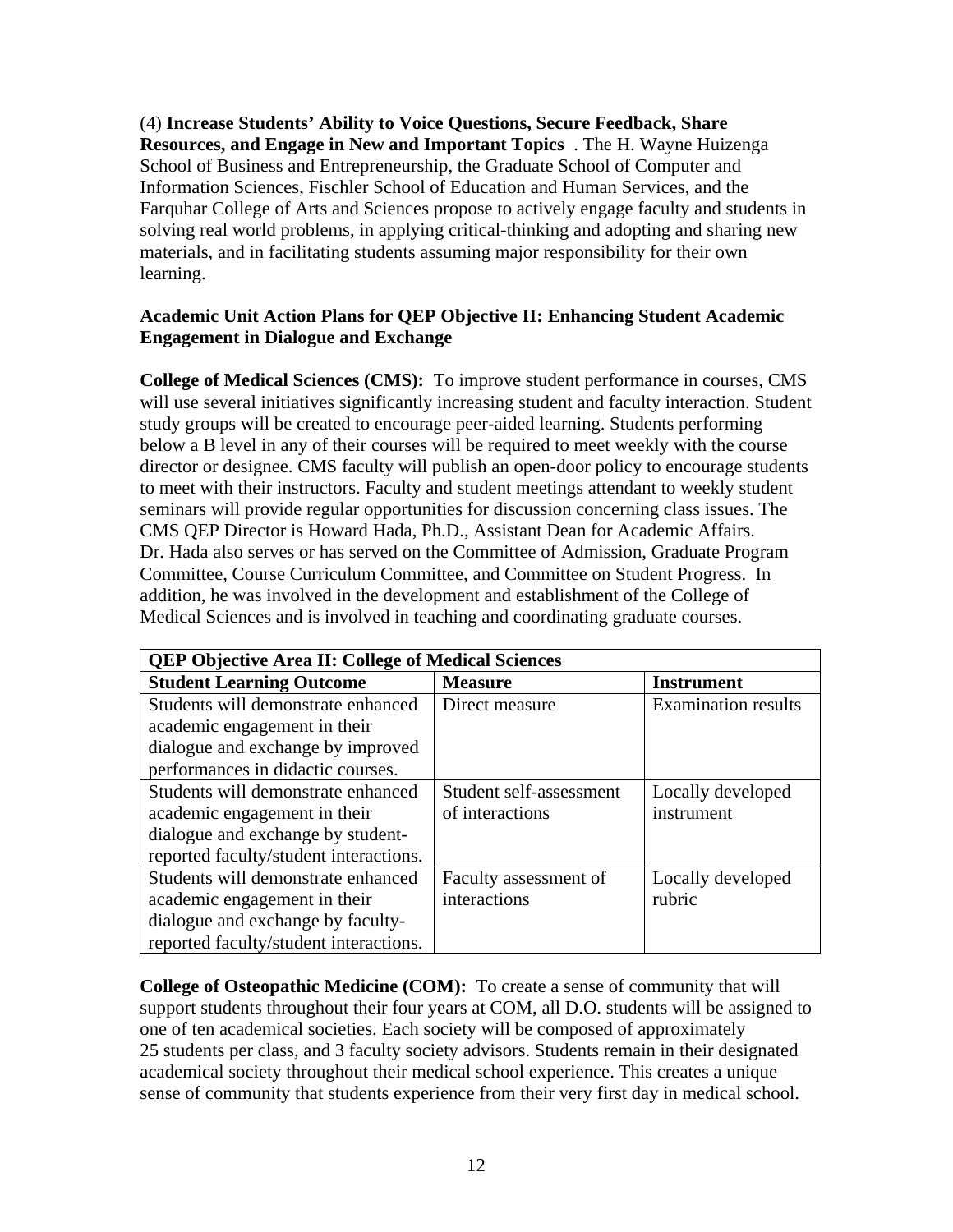(4) **Increase Students' Ability to Voice Questions, Secure Feedback, Share Resources, and Engage in New and Important Topics** . The H. Wayne Huizenga School of Business and Entrepreneurship, the Graduate School of Computer and Information Sciences, Fischler School of Education and Human Services, and the Farquhar College of Arts and Sciences propose to actively engage faculty and students in solving real world problems, in applying critical-thinking and adopting and sharing new materials, and in facilitating students assuming major responsibility for their own learning.

**Academic Unit Action Plans for QEP Objective II: Enhancing Student Academic Engagement in Dialogue and Exchange**

**College of Medical Sciences (CMS):** To improve student performance in courses, CMS will use several initiatives significantly increasing student and faculty interaction. Student study groups will be created to encourage peer-aided learning. Students performing below a B level in any of their courses will be required to meet weekly with the course director or designee. CMS faculty will publish an open-door policy to encourage students to meet with their instructors. Faculty and student meetings attendant to weekly student seminars will provide regular opportunities for discussion concerning class issues. The CMS QEP Director is Howard Hada, Ph.D., Assistant Dean for Academic Affairs. Dr. Hada also serves or has served on the Committee of Admission, Graduate Program Committee, Course Curriculum Committee, and Committee on Student Progress. In addition, he was involved in the development and establishment of the College of Medical Sciences and is involved in teaching and coordinating graduate courses.

| **QEP Objective Area II: College of Medical Sciences** | | |
|---|---|---|
| **Student Learning Outcome** | **Measure** | **Instrument** |
| Students will demonstrate enhanced academic engagement in their dialogue and exchange by improved performances in didactic courses. | Direct measure | Examination results |
| Students will demonstrate enhanced academic engagement in their dialogue and exchange by student-reported faculty/student interactions. | Student self-assessment of interactions | Locally developed instrument |
| Students will demonstrate enhanced academic engagement in their dialogue and exchange by faculty-reported faculty/student interactions. | Faculty assessment of interactions | Locally developed rubric |

**College of Osteopathic Medicine (COM):** To create a sense of community that will support students throughout their four years at COM, all D.O. students will be assigned to one of ten academical societies. Each society will be composed of approximately 25 students per class, and 3 faculty society advisors. Students remain in their designated academical society throughout their medical school experience. This creates a unique sense of community that students experience from their very first day in medical school.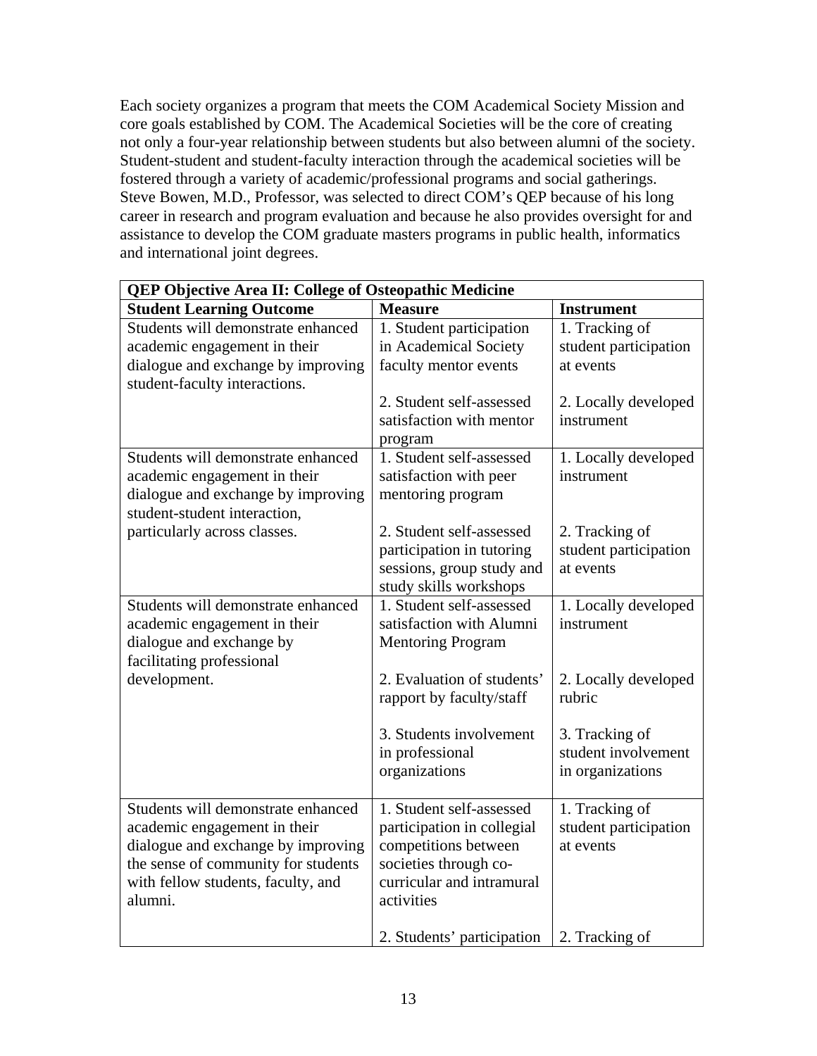Each society organizes a program that meets the COM Academical Society Mission and core goals established by COM. The Academical Societies will be the core of creating not only a four-year relationship between students but also between alumni of the society. Student-student and student-faculty interaction through the academical societies will be fostered through a variety of academic/professional programs and social gatherings. Steve Bowen, M.D., Professor, was selected to direct COM's QEP because of his long career in research and program evaluation and because he also provides oversight for and assistance to develop the COM graduate masters programs in public health, informatics and international joint degrees.

| **QEP Objective Area II: College of Osteopathic Medicine** | | |
|---|---|---|
| **Student Learning Outcome** | **Measure** | **Instrument** |
| Students will demonstrate enhanced academic engagement in their dialogue and exchange by improving student-faculty interactions. | 1. Student participation in Academical Society faculty mentor events<br><br>2. Student self-assessed satisfaction with mentor program | 1. Tracking of student participation at events<br><br>2. Locally developed instrument |
| Students will demonstrate enhanced academic engagement in their dialogue and exchange by improving student-student interaction, particularly across classes. | 1. Student self-assessed satisfaction with peer mentoring program<br><br>2. Student self-assessed participation in tutoring sessions, group study and study skills workshops | 1. Locally developed instrument<br><br>2. Tracking of student participation at events |
| Students will demonstrate enhanced academic engagement in their dialogue and exchange by facilitating professional development. | 1. Student self-assessed satisfaction with Alumni Mentoring Program<br><br>2. Evaluation of students' rapport by faculty/staff<br><br>3. Students involvement in professional organizations | 1. Locally developed instrument<br><br>2. Locally developed rubric<br><br>3. Tracking of student involvement in organizations |
| Students will demonstrate enhanced academic engagement in their dialogue and exchange by improving the sense of community for students with fellow students, faculty, and alumni. | 1. Student self-assessed participation in collegial competitions between societies through co-curricular and intramural activities<br><br>2. Students' participation | 1. Tracking of student participation at events<br><br>2. Tracking of |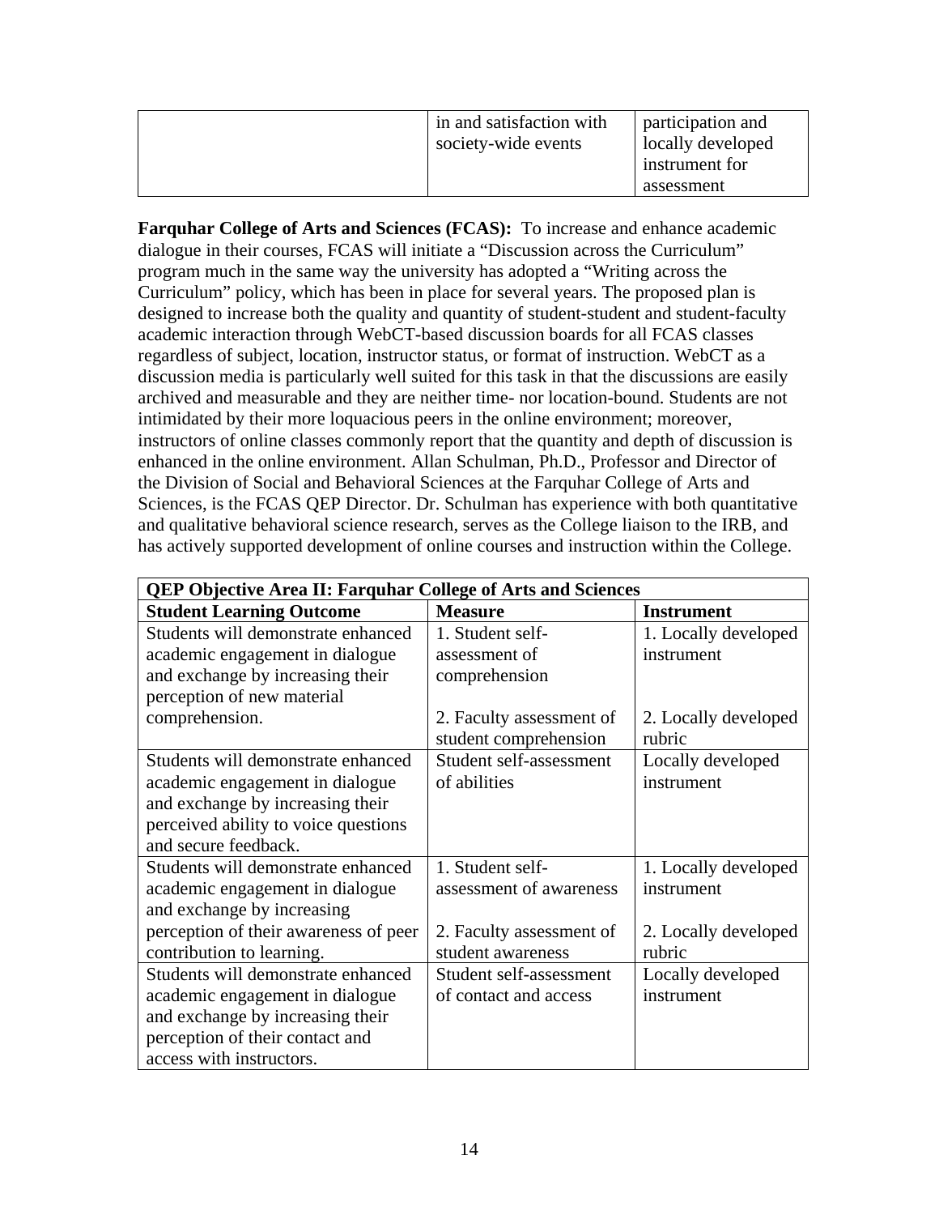| | | |
|---|---|---|
| | in and satisfaction with society-wide events | participation and locally developed instrument for assessment |

**Farquhar College of Arts and Sciences (FCAS):** To increase and enhance academic dialogue in their courses, FCAS will initiate a "Discussion across the Curriculum" program much in the same way the university has adopted a "Writing across the Curriculum" policy, which has been in place for several years. The proposed plan is designed to increase both the quality and quantity of student-student and student-faculty academic interaction through WebCT-based discussion boards for all FCAS classes regardless of subject, location, instructor status, or format of instruction. WebCT as a discussion media is particularly well suited for this task in that the discussions are easily archived and measurable and they are neither time- nor location-bound. Students are not intimidated by their more loquacious peers in the online environment; moreover, instructors of online classes commonly report that the quantity and depth of discussion is enhanced in the online environment. Allan Schulman, Ph.D., Professor and Director of the Division of Social and Behavioral Sciences at the Farquhar College of Arts and Sciences, is the FCAS QEP Director. Dr. Schulman has experience with both quantitative and qualitative behavioral science research, serves as the College liaison to the IRB, and has actively supported development of online courses and instruction within the College.

| **QEP Objective Area II: Farquhar College of Arts and Sciences** | | |
|---|---|---|
| **Student Learning Outcome** | **Measure** | **Instrument** |
| Students will demonstrate enhanced academic engagement in dialogue and exchange by increasing their perception of new material comprehension. | 1. Student self-assessment of comprehension<br><br>2. Faculty assessment of student comprehension | 1. Locally developed instrument<br><br>2. Locally developed rubric |
| Students will demonstrate enhanced academic engagement in dialogue and exchange by increasing their perceived ability to voice questions and secure feedback. | Student self-assessment of abilities | Locally developed instrument |
| Students will demonstrate enhanced academic engagement in dialogue and exchange by increasing perception of their awareness of peer contribution to learning. | 1. Student self-assessment of awareness<br><br>2. Faculty assessment of student awareness | 1. Locally developed instrument<br><br>2. Locally developed rubric |
| Students will demonstrate enhanced academic engagement in dialogue and exchange by increasing their perception of their contact and access with instructors. | Student self-assessment of contact and access | Locally developed instrument |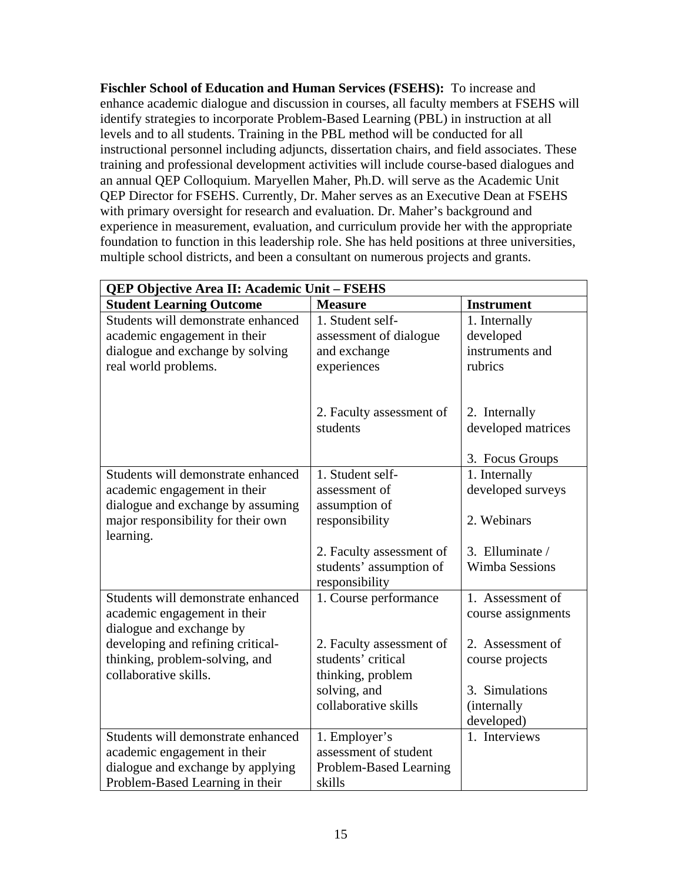**Fischler School of Education and Human Services (FSEHS):** To increase and enhance academic dialogue and discussion in courses, all faculty members at FSEHS will identify strategies to incorporate Problem-Based Learning (PBL) in instruction at all levels and to all students. Training in the PBL method will be conducted for all instructional personnel including adjuncts, dissertation chairs, and field associates. These training and professional development activities will include course-based dialogues and an annual QEP Colloquium. Maryellen Maher, Ph.D. will serve as the Academic Unit QEP Director for FSEHS. Currently, Dr. Maher serves as an Executive Dean at FSEHS with primary oversight for research and evaluation. Dr. Maher's background and experience in measurement, evaluation, and curriculum provide her with the appropriate foundation to function in this leadership role. She has held positions at three universities, multiple school districts, and been a consultant on numerous projects and grants.

| **QEP Objective Area II: Academic Unit – FSEHS** | | |
|---|---|---|
| **Student Learning Outcome** | **Measure** | **Instrument** |
| Students will demonstrate enhanced academic engagement in their dialogue and exchange by solving real world problems. | 1. Student self-assessment of dialogue and exchange experiences<br><br>2. Faculty assessment of students | 1. Internally developed instruments and rubrics<br><br>2. Internally developed matrices<br><br>3. Focus Groups |
| Students will demonstrate enhanced academic engagement in their dialogue and exchange by assuming major responsibility for their own learning. | 1. Student self-assessment of assumption of responsibility<br><br>2. Faculty assessment of students' assumption of responsibility | 1. Internally developed surveys<br><br>2. Webinars<br><br>3. Elluminate / Wimba Sessions |
| Students will demonstrate enhanced academic engagement in their dialogue and exchange by developing and refining critical-thinking, problem-solving, and collaborative skills. | 1. Course performance<br><br>2. Faculty assessment of students' critical thinking, problem solving, and collaborative skills | 1. Assessment of course assignments<br><br>2. Assessment of course projects<br><br>3. Simulations (internally developed) |
| Students will demonstrate enhanced academic engagement in their dialogue and exchange by applying Problem-Based Learning in their | 1. Employer's assessment of student Problem-Based Learning skills | 1. Interviews |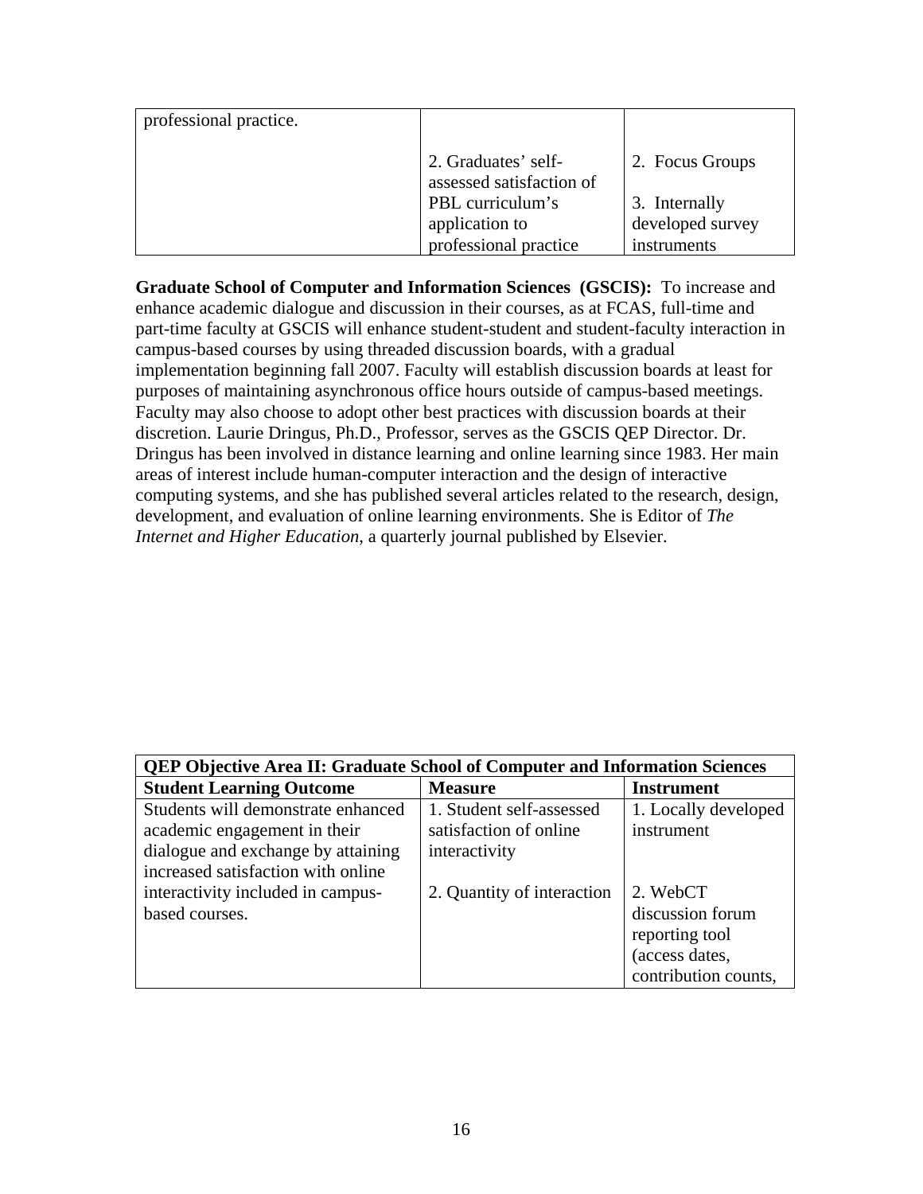| | | |
|---|---|---|
| professional practice. | 2. Graduates' self-assessed satisfaction of PBL curriculum's application to professional practice | 2. Focus Groups<br><br>3. Internally developed survey instruments |

**Graduate School of Computer and Information Sciences (GSCIS):** To increase and enhance academic dialogue and discussion in their courses, as at FCAS, full-time and part-time faculty at GSCIS will enhance student-student and student-faculty interaction in campus-based courses by using threaded discussion boards, with a gradual implementation beginning fall 2007. Faculty will establish discussion boards at least for purposes of maintaining asynchronous office hours outside of campus-based meetings. Faculty may also choose to adopt other best practices with discussion boards at their discretion. Laurie Dringus, Ph.D., Professor, serves as the GSCIS QEP Director. Dr. Dringus has been involved in distance learning and online learning since 1983. Her main areas of interest include human-computer interaction and the design of interactive computing systems, and she has published several articles related to the research, design, development, and evaluation of online learning environments. She is Editor of *The Internet and Higher Education*, a quarterly journal published by Elsevier.

| **QEP Objective Area II: Graduate School of Computer and Information Sciences** | | |
|---|---|---|
| **Student Learning Outcome** | **Measure** | **Instrument** |
| Students will demonstrate enhanced academic engagement in their dialogue and exchange by attaining increased satisfaction with online interactivity included in campus-based courses. | 1. Student self-assessed satisfaction of online interactivity<br><br>2. Quantity of interaction | 1. Locally developed instrument<br><br>2. WebCT discussion forum reporting tool (access dates, contribution counts, |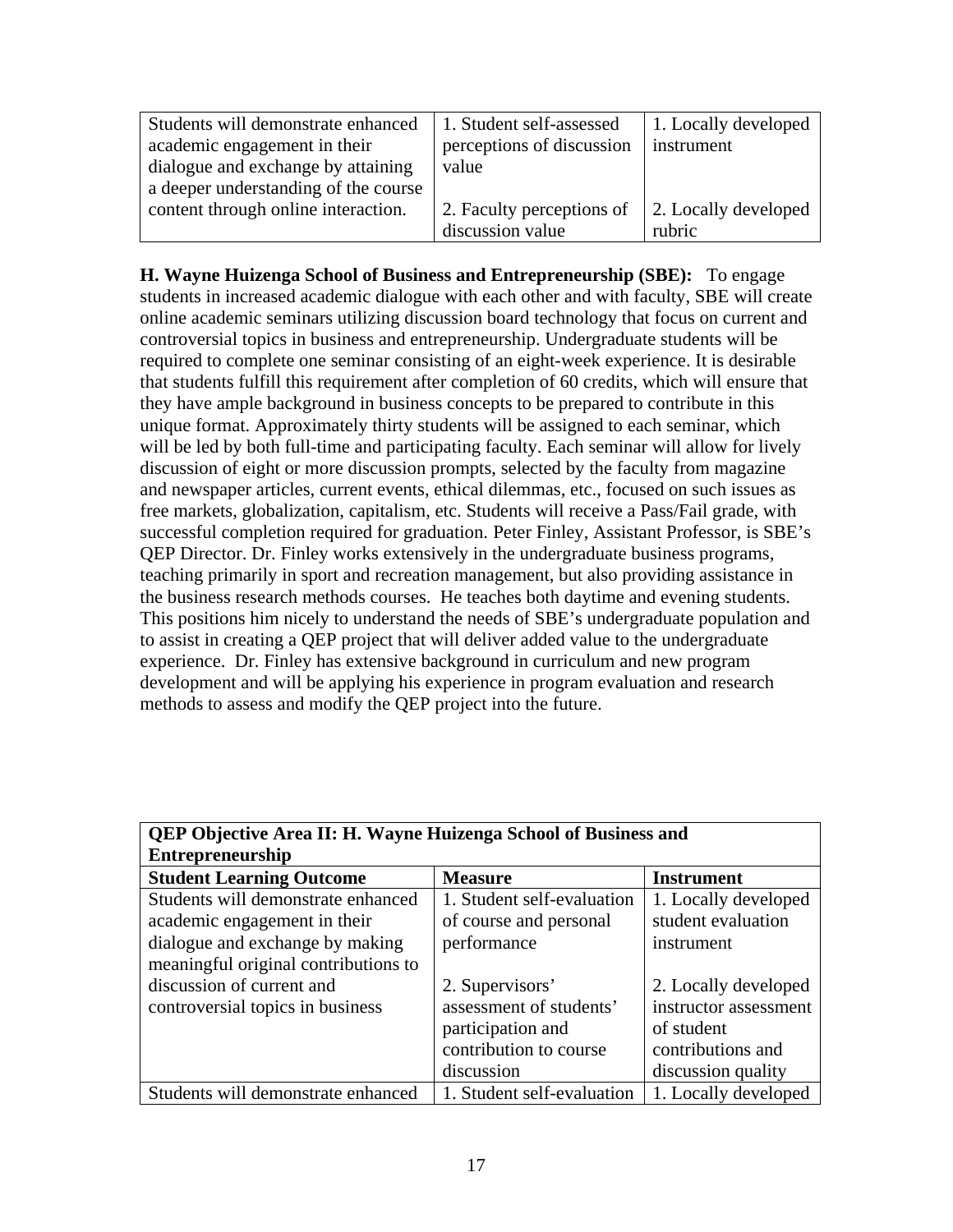| | | |
|---|---|---|
| Students will demonstrate enhanced academic engagement in their dialogue and exchange by attaining a deeper understanding of the course content through online interaction. | 1. Student self-assessed perceptions of discussion value<br><br>2. Faculty perceptions of discussion value | 1. Locally developed instrument<br><br>2. Locally developed rubric |

**H. Wayne Huizenga School of Business and Entrepreneurship (SBE):** To engage students in increased academic dialogue with each other and with faculty, SBE will create online academic seminars utilizing discussion board technology that focus on current and controversial topics in business and entrepreneurship. Undergraduate students will be required to complete one seminar consisting of an eight-week experience. It is desirable that students fulfill this requirement after completion of 60 credits, which will ensure that they have ample background in business concepts to be prepared to contribute in this unique format. Approximately thirty students will be assigned to each seminar, which will be led by both full-time and participating faculty. Each seminar will allow for lively discussion of eight or more discussion prompts, selected by the faculty from magazine and newspaper articles, current events, ethical dilemmas, etc., focused on such issues as free markets, globalization, capitalism, etc. Students will receive a Pass/Fail grade, with successful completion required for graduation. Peter Finley, Assistant Professor, is SBE's QEP Director. Dr. Finley works extensively in the undergraduate business programs, teaching primarily in sport and recreation management, but also providing assistance in the business research methods courses. He teaches both daytime and evening students. This positions him nicely to understand the needs of SBE's undergraduate population and to assist in creating a QEP project that will deliver added value to the undergraduate experience. Dr. Finley has extensive background in curriculum and new program development and will be applying his experience in program evaluation and research methods to assess and modify the QEP project into the future.

| **QEP Objective Area II: H. Wayne Huizenga School of Business and Entrepreneurship** | | |
|---|---|---|
| **Student Learning Outcome** | **Measure** | **Instrument** |
| Students will demonstrate enhanced academic engagement in their dialogue and exchange by making meaningful original contributions to discussion of current and controversial topics in business | 1. Student self-evaluation of course and personal performance<br><br>2. Supervisors' assessment of students' participation and contribution to course discussion | 1. Locally developed student evaluation instrument<br><br>2. Locally developed instructor assessment of student contributions and discussion quality |
| Students will demonstrate enhanced | 1. Student self-evaluation | 1. Locally developed |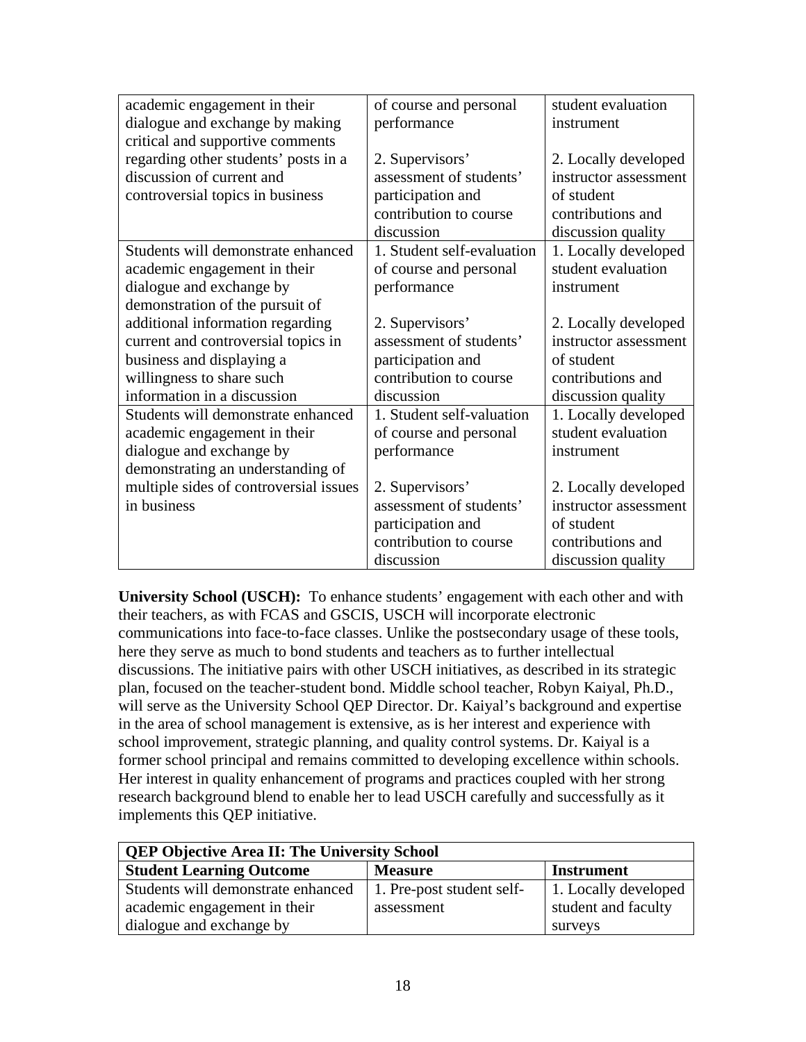| | | |
|---|---|---|
| academic engagement in their dialogue and exchange by making critical and supportive comments regarding other students' posts in a discussion of current and controversial topics in business | of course and personal performance<br><br>2. Supervisors' assessment of students' participation and contribution to course discussion | student evaluation instrument<br><br>2. Locally developed instructor assessment of student contributions and discussion quality |
| Students will demonstrate enhanced academic engagement in their dialogue and exchange by demonstration of the pursuit of additional information regarding current and controversial topics in business and displaying a willingness to share such information in a discussion | 1. Student self-evaluation of course and personal performance<br><br>2. Supervisors' assessment of students' participation and contribution to course discussion | 1. Locally developed student evaluation instrument<br><br>2. Locally developed instructor assessment of student contributions and discussion quality |
| Students will demonstrate enhanced academic engagement in their dialogue and exchange by demonstrating an understanding of multiple sides of controversial issues in business | 1. Student self-valuation of course and personal performance<br><br>2. Supervisors' assessment of students' participation and contribution to course discussion | 1. Locally developed student evaluation instrument<br><br>2. Locally developed instructor assessment of student contributions and discussion quality |

**University School (USCH):** To enhance students' engagement with each other and with their teachers, as with FCAS and GSCIS, USCH will incorporate electronic communications into face-to-face classes. Unlike the postsecondary usage of these tools, here they serve as much to bond students and teachers as to further intellectual discussions. The initiative pairs with other USCH initiatives, as described in its strategic plan, focused on the teacher-student bond. Middle school teacher, Robyn Kaiyal, Ph.D., will serve as the University School QEP Director. Dr. Kaiyal's background and expertise in the area of school management is extensive, as is her interest and experience with school improvement, strategic planning, and quality control systems. Dr. Kaiyal is a former school principal and remains committed to developing excellence within schools. Her interest in quality enhancement of programs and practices coupled with her strong research background blend to enable her to lead USCH carefully and successfully as it implements this QEP initiative.

| **QEP Objective Area II: The University School** | | |
|---|---|---|
| **Student Learning Outcome** | **Measure** | **Instrument** |
| Students will demonstrate enhanced academic engagement in their dialogue and exchange by | 1. Pre-post student self-assessment | 1. Locally developed student and faculty surveys |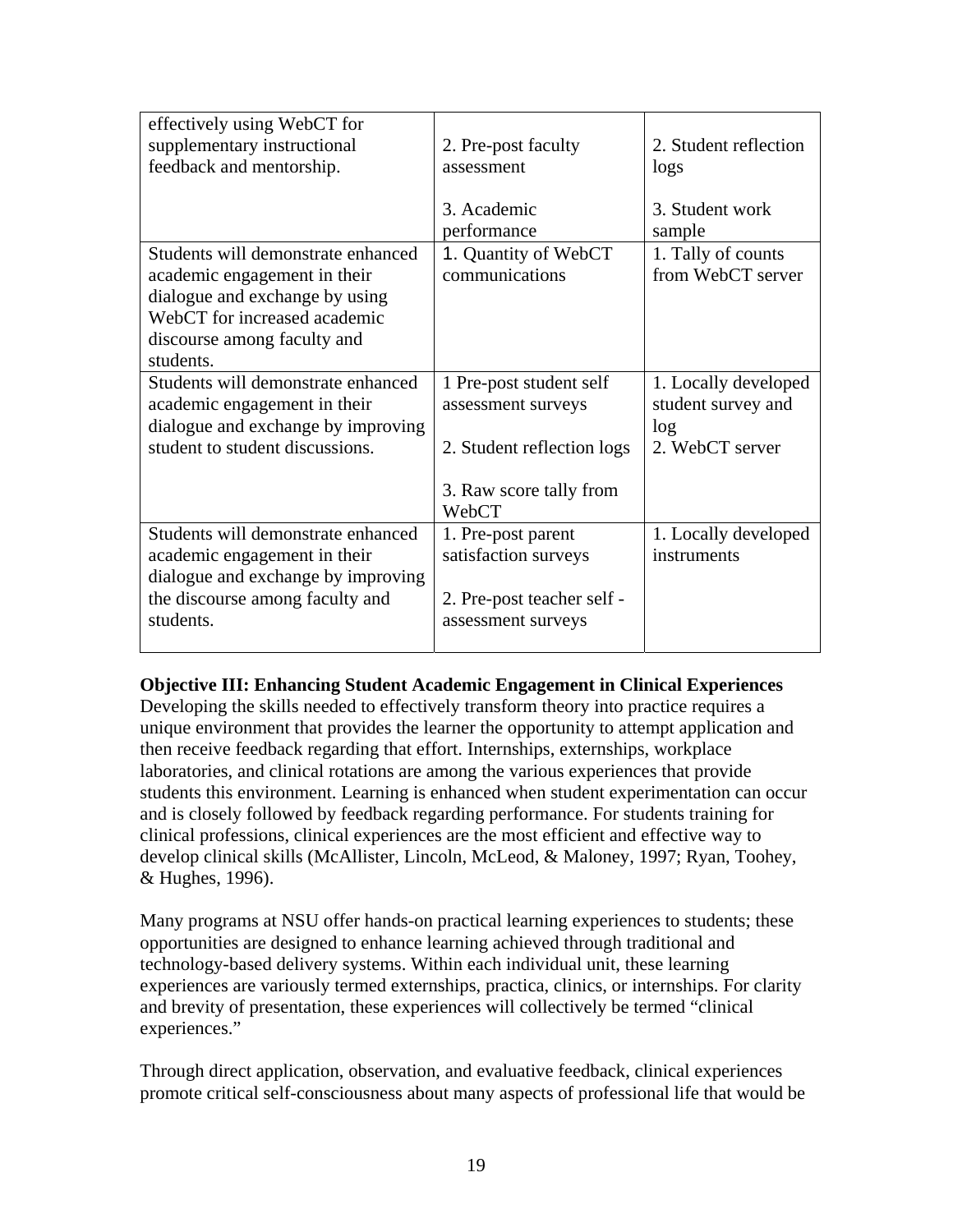| effectively using WebCT for supplementary instructional feedback and mentorship. | 2. Pre-post faculty assessment<br><br>3. Academic performance | 2. Student reflection logs<br><br>3. Student work sample |
|---|---|---|
| Students will demonstrate enhanced academic engagement in their dialogue and exchange by using WebCT for increased academic discourse among faculty and students. | 1. Quantity of WebCT communications | 1. Tally of counts from WebCT server |
| Students will demonstrate enhanced academic engagement in their dialogue and exchange by improving student to student discussions. | 1 Pre-post student self assessment surveys<br><br>2. Student reflection logs<br><br>3. Raw score tally from WebCT | 1. Locally developed student survey and log<br>2. WebCT server |
| Students will demonstrate enhanced academic engagement in their dialogue and exchange by improving the discourse among faculty and students. | 1. Pre-post parent satisfaction surveys<br><br>2. Pre-post teacher self - assessment surveys | 1. Locally developed instruments |

**Objective III: Enhancing Student Academic Engagement in Clinical Experiences**
Developing the skills needed to effectively transform theory into practice requires a unique environment that provides the learner the opportunity to attempt application and then receive feedback regarding that effort. Internships, externships, workplace laboratories, and clinical rotations are among the various experiences that provide students this environment. Learning is enhanced when student experimentation can occur and is closely followed by feedback regarding performance. For students training for clinical professions, clinical experiences are the most efficient and effective way to develop clinical skills (McAllister, Lincoln, McLeod, & Maloney, 1997; Ryan, Toohey, & Hughes, 1996).

Many programs at NSU offer hands-on practical learning experiences to students; these opportunities are designed to enhance learning achieved through traditional and technology-based delivery systems. Within each individual unit, these learning experiences are variously termed externships, practica, clinics, or internships. For clarity and brevity of presentation, these experiences will collectively be termed "clinical experiences."

Through direct application, observation, and evaluative feedback, clinical experiences promote critical self-consciousness about many aspects of professional life that would be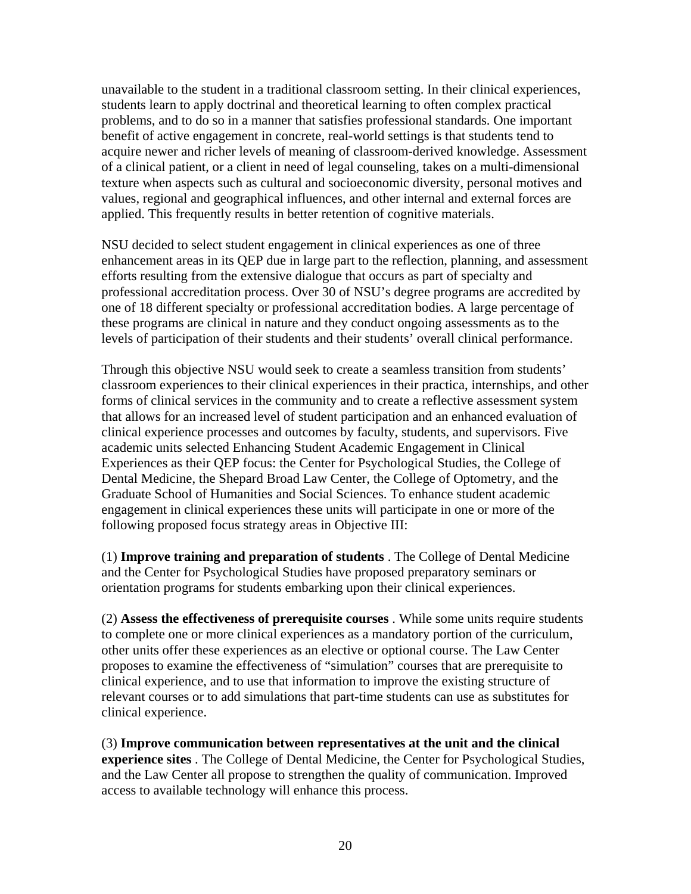unavailable to the student in a traditional classroom setting. In their clinical experiences, students learn to apply doctrinal and theoretical learning to often complex practical problems, and to do so in a manner that satisfies professional standards. One important benefit of active engagement in concrete, real-world settings is that students tend to acquire newer and richer levels of meaning of classroom-derived knowledge. Assessment of a clinical patient, or a client in need of legal counseling, takes on a multi-dimensional texture when aspects such as cultural and socioeconomic diversity, personal motives and values, regional and geographical influences, and other internal and external forces are applied. This frequently results in better retention of cognitive materials.

NSU decided to select student engagement in clinical experiences as one of three enhancement areas in its QEP due in large part to the reflection, planning, and assessment efforts resulting from the extensive dialogue that occurs as part of specialty and professional accreditation process. Over 30 of NSU's degree programs are accredited by one of 18 different specialty or professional accreditation bodies. A large percentage of these programs are clinical in nature and they conduct ongoing assessments as to the levels of participation of their students and their students' overall clinical performance.

Through this objective NSU would seek to create a seamless transition from students' classroom experiences to their clinical experiences in their practica, internships, and other forms of clinical services in the community and to create a reflective assessment system that allows for an increased level of student participation and an enhanced evaluation of clinical experience processes and outcomes by faculty, students, and supervisors. Five academic units selected Enhancing Student Academic Engagement in Clinical Experiences as their QEP focus: the Center for Psychological Studies, the College of Dental Medicine, the Shepard Broad Law Center, the College of Optometry, and the Graduate School of Humanities and Social Sciences. To enhance student academic engagement in clinical experiences these units will participate in one or more of the following proposed focus strategy areas in Objective III:

(1) **Improve training and preparation of students** . The College of Dental Medicine and the Center for Psychological Studies have proposed preparatory seminars or orientation programs for students embarking upon their clinical experiences.

(2) **Assess the effectiveness of prerequisite courses** . While some units require students to complete one or more clinical experiences as a mandatory portion of the curriculum, other units offer these experiences as an elective or optional course. The Law Center proposes to examine the effectiveness of "simulation" courses that are prerequisite to clinical experience, and to use that information to improve the existing structure of relevant courses or to add simulations that part-time students can use as substitutes for clinical experience.

(3) **Improve communication between representatives at the unit and the clinical experience sites** . The College of Dental Medicine, the Center for Psychological Studies, and the Law Center all propose to strengthen the quality of communication. Improved access to available technology will enhance this process.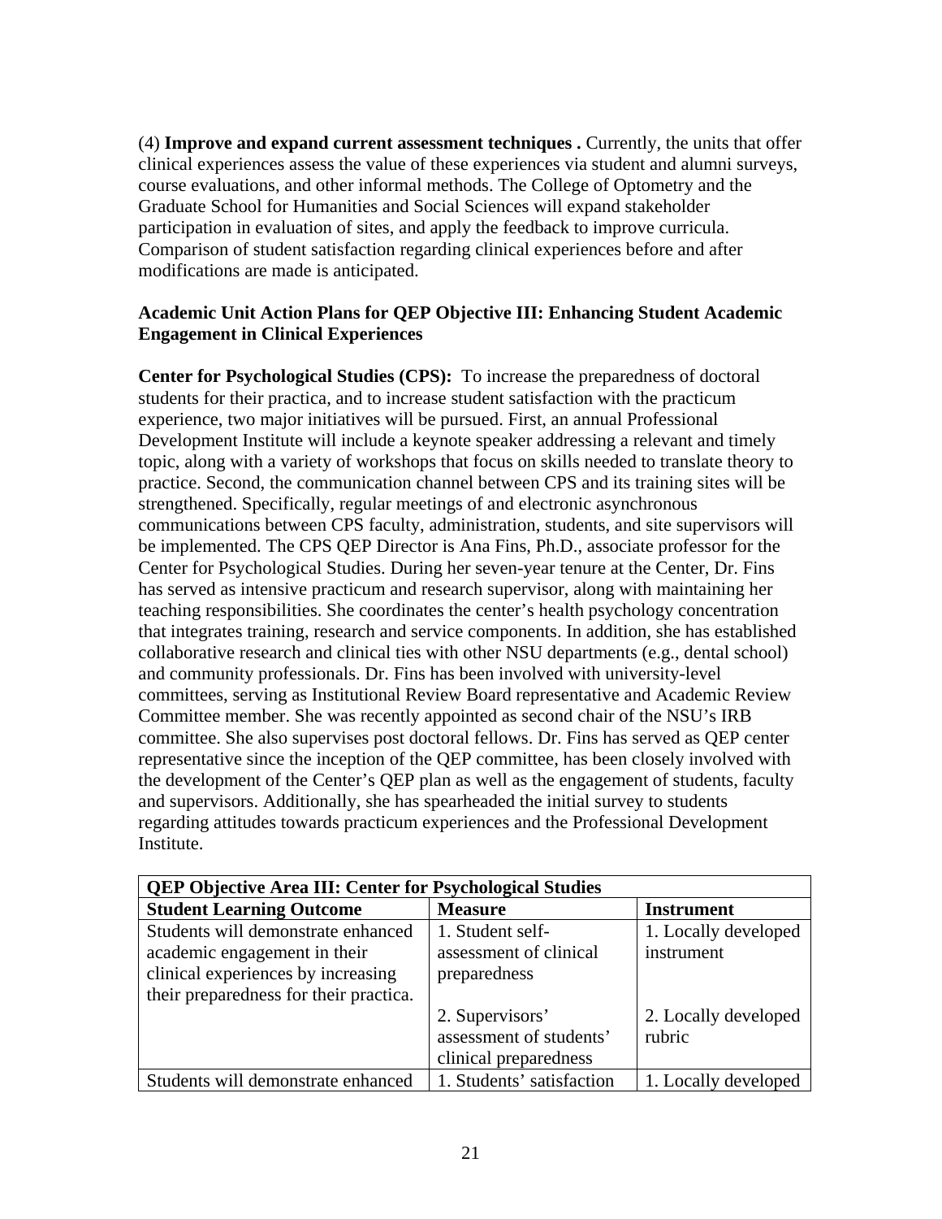(4) **Improve and expand current assessment techniques .** Currently, the units that offer clinical experiences assess the value of these experiences via student and alumni surveys, course evaluations, and other informal methods. The College of Optometry and the Graduate School for Humanities and Social Sciences will expand stakeholder participation in evaluation of sites, and apply the feedback to improve curricula. Comparison of student satisfaction regarding clinical experiences before and after modifications are made is anticipated.

**Academic Unit Action Plans for QEP Objective III: Enhancing Student Academic Engagement in Clinical Experiences**

**Center for Psychological Studies (CPS):** To increase the preparedness of doctoral students for their practica, and to increase student satisfaction with the practicum experience, two major initiatives will be pursued. First, an annual Professional Development Institute will include a keynote speaker addressing a relevant and timely topic, along with a variety of workshops that focus on skills needed to translate theory to practice. Second, the communication channel between CPS and its training sites will be strengthened. Specifically, regular meetings of and electronic asynchronous communications between CPS faculty, administration, students, and site supervisors will be implemented. The CPS QEP Director is Ana Fins, Ph.D., associate professor for the Center for Psychological Studies. During her seven-year tenure at the Center, Dr. Fins has served as intensive practicum and research supervisor, along with maintaining her teaching responsibilities. She coordinates the center's health psychology concentration that integrates training, research and service components. In addition, she has established collaborative research and clinical ties with other NSU departments (e.g., dental school) and community professionals. Dr. Fins has been involved with university-level committees, serving as Institutional Review Board representative and Academic Review Committee member. She was recently appointed as second chair of the NSU's IRB committee. She also supervises post doctoral fellows. Dr. Fins has served as QEP center representative since the inception of the QEP committee, has been closely involved with the development of the Center's QEP plan as well as the engagement of students, faculty and supervisors. Additionally, she has spearheaded the initial survey to students regarding attitudes towards practicum experiences and the Professional Development Institute.

| **QEP Objective Area III: Center for Psychological Studies** | | |
|---|---|---|
| **Student Learning Outcome** | **Measure** | **Instrument** |
| Students will demonstrate enhanced academic engagement in their clinical experiences by increasing their preparedness for their practica. | 1. Student self-assessment of clinical preparedness<br><br>2. Supervisors' assessment of students' clinical preparedness | 1. Locally developed instrument<br><br>2. Locally developed rubric |
| Students will demonstrate enhanced | 1. Students' satisfaction | 1. Locally developed |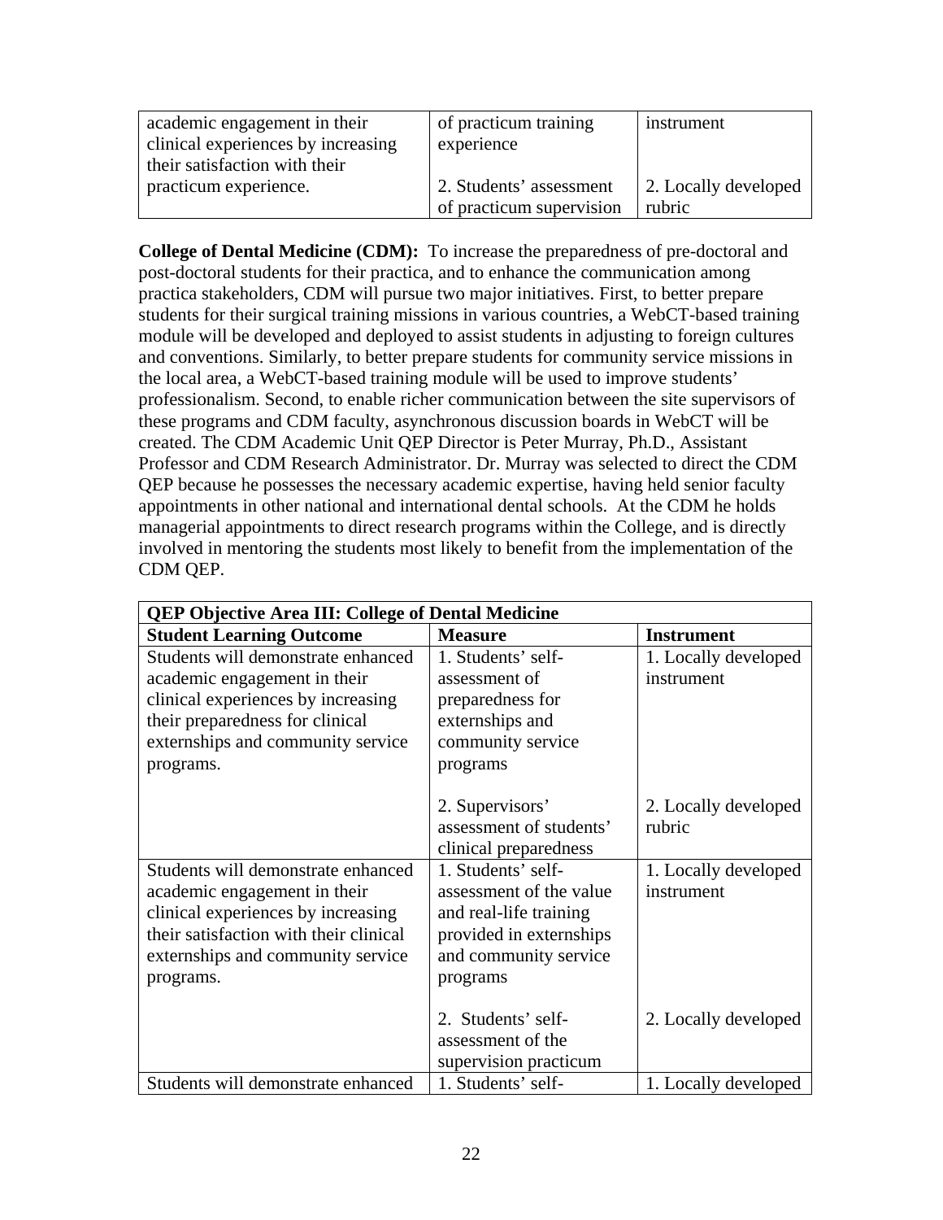| | | |
|---|---|---|
| academic engagement in their clinical experiences by increasing their satisfaction with their practicum experience. | of practicum training experience<br><br>2. Students' assessment of practicum supervision | instrument<br><br>2. Locally developed rubric |

**College of Dental Medicine (CDM):** To increase the preparedness of pre-doctoral and post-doctoral students for their practica, and to enhance the communication among practica stakeholders, CDM will pursue two major initiatives. First, to better prepare students for their surgical training missions in various countries, a WebCT-based training module will be developed and deployed to assist students in adjusting to foreign cultures and conventions. Similarly, to better prepare students for community service missions in the local area, a WebCT-based training module will be used to improve students' professionalism. Second, to enable richer communication between the site supervisors of these programs and CDM faculty, asynchronous discussion boards in WebCT will be created. The CDM Academic Unit QEP Director is Peter Murray, Ph.D., Assistant Professor and CDM Research Administrator. Dr. Murray was selected to direct the CDM QEP because he possesses the necessary academic expertise, having held senior faculty appointments in other national and international dental schools. At the CDM he holds managerial appointments to direct research programs within the College, and is directly involved in mentoring the students most likely to benefit from the implementation of the CDM QEP.

| **QEP Objective Area III: College of Dental Medicine** | | |
|---|---|---|
| **Student Learning Outcome** | **Measure** | **Instrument** |
| Students will demonstrate enhanced academic engagement in their clinical experiences by increasing their preparedness for clinical externships and community service programs. | 1. Students' self-assessment of preparedness for externships and community service programs<br><br>2. Supervisors' assessment of students' clinical preparedness | 1. Locally developed instrument<br><br>2. Locally developed rubric |
| Students will demonstrate enhanced academic engagement in their clinical experiences by increasing their satisfaction with their clinical externships and community service programs. | 1. Students' self-assessment of the value and real-life training provided in externships and community service programs<br><br>2. Students' self-assessment of the supervision practicum | 1. Locally developed instrument<br><br>2. Locally developed |
| Students will demonstrate enhanced | 1. Students' self- | 1. Locally developed |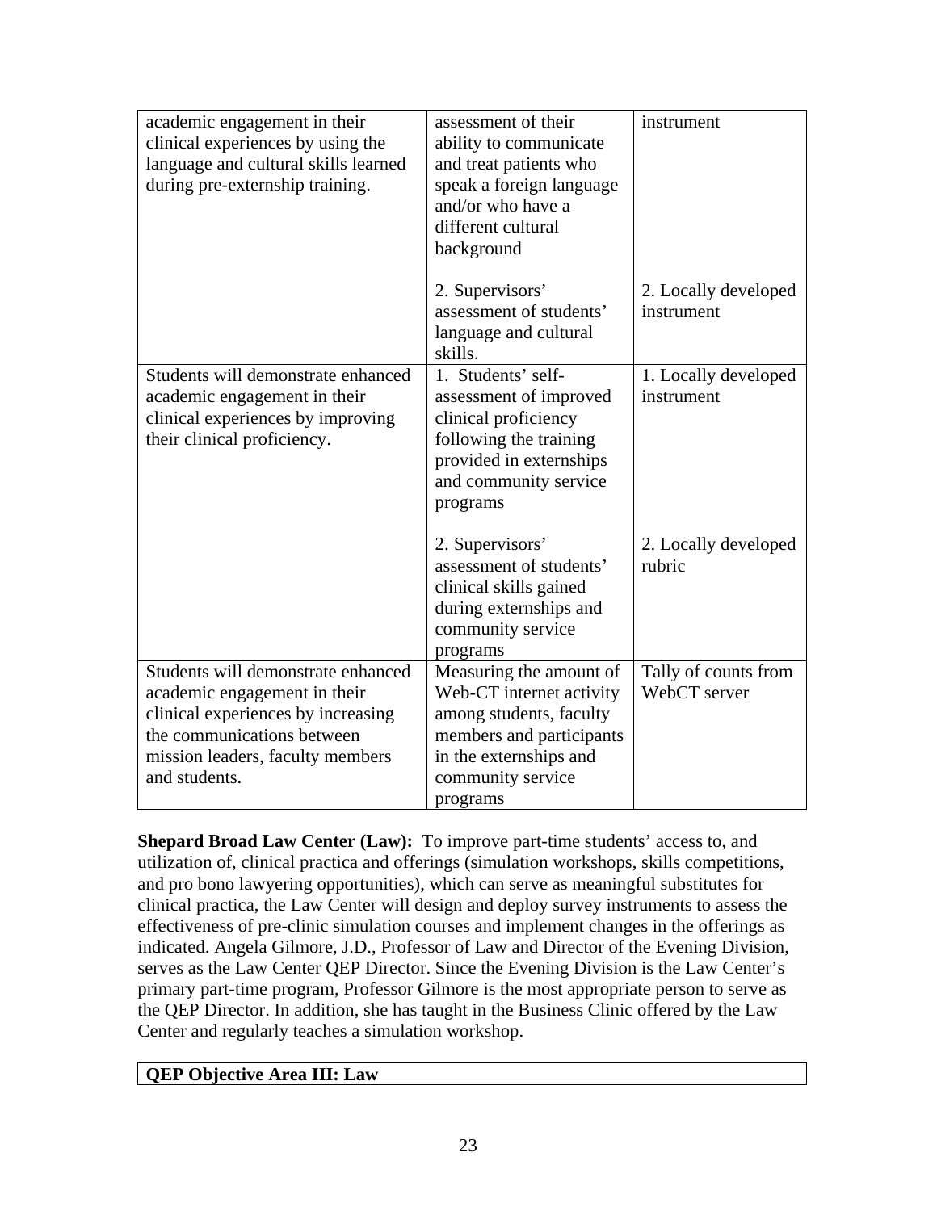| | | |
|---|---|---|
| academic engagement in their clinical experiences by using the language and cultural skills learned during pre-externship training. | assessment of their ability to communicate and treat patients who speak a foreign language and/or who have a different cultural background<br><br>2. Supervisors' assessment of students' language and cultural skills. | instrument<br><br>2. Locally developed instrument |
| Students will demonstrate enhanced academic engagement in their clinical experiences by improving their clinical proficiency. | 1. Students' self-assessment of improved clinical proficiency following the training provided in externships and community service programs<br><br>2. Supervisors' assessment of students' clinical skills gained during externships and community service programs | 1. Locally developed instrument<br><br>2. Locally developed rubric |
| Students will demonstrate enhanced academic engagement in their clinical experiences by increasing the communications between mission leaders, faculty members and students. | Measuring the amount of Web-CT internet activity among students, faculty members and participants in the externships and community service programs | Tally of counts from WebCT server |

**Shepard Broad Law Center (Law):** To improve part-time students' access to, and utilization of, clinical practica and offerings (simulation workshops, skills competitions, and pro bono lawyering opportunities), which can serve as meaningful substitutes for clinical practica, the Law Center will design and deploy survey instruments to assess the effectiveness of pre-clinic simulation courses and implement changes in the offerings as indicated. Angela Gilmore, J.D., Professor of Law and Director of the Evening Division, serves as the Law Center QEP Director. Since the Evening Division is the Law Center's primary part-time program, Professor Gilmore is the most appropriate person to serve as the QEP Director. In addition, she has taught in the Business Clinic offered by the Law Center and regularly teaches a simulation workshop.

| **QEP Objective Area III: Law** |
|---|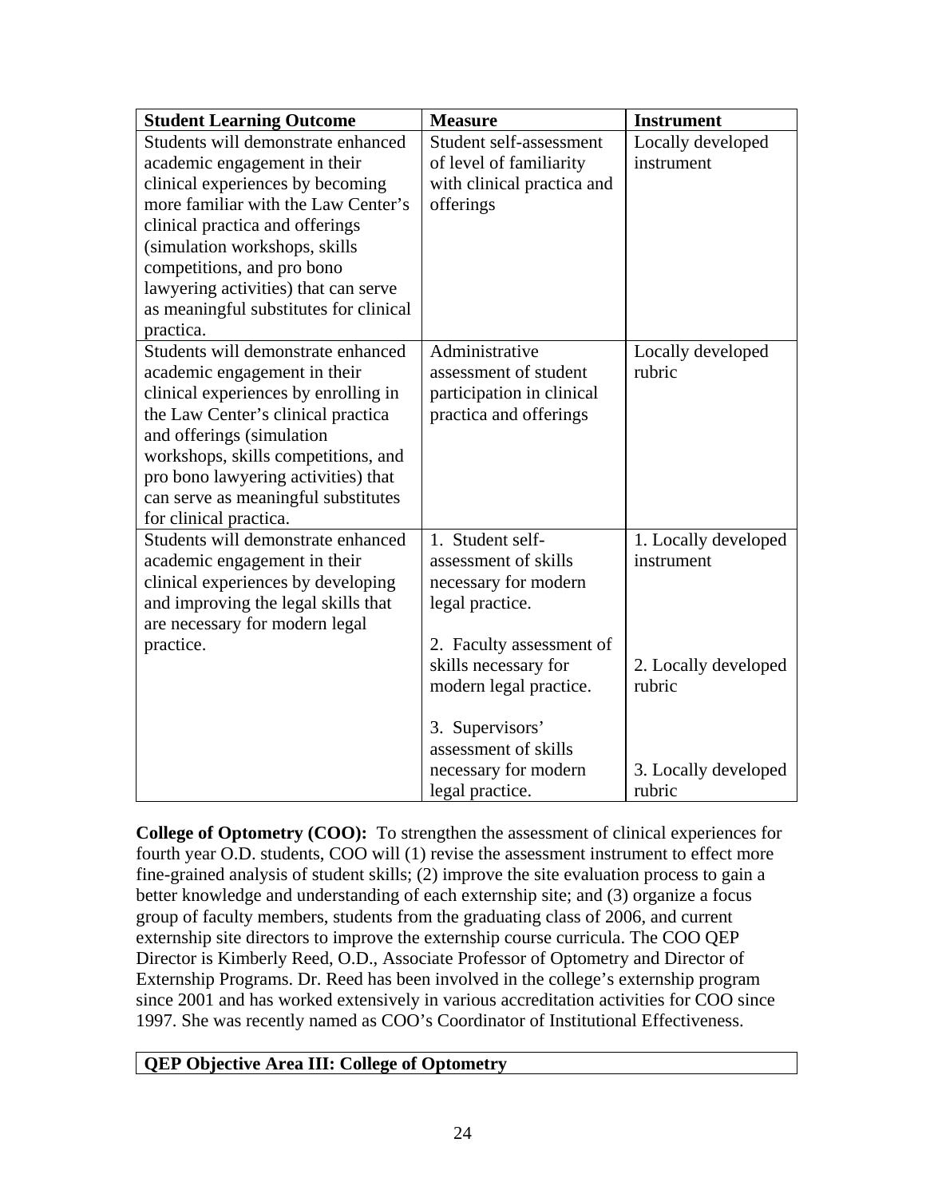| Student Learning Outcome | Measure | Instrument |
| --- | --- | --- |
| Students will demonstrate enhanced academic engagement in their clinical experiences by becoming more familiar with the Law Center's clinical practica and offerings (simulation workshops, skills competitions, and pro bono lawyering activities) that can serve as meaningful substitutes for clinical practica. | Student self-assessment of level of familiarity with clinical practica and offerings | Locally developed instrument |
| Students will demonstrate enhanced academic engagement in their clinical experiences by enrolling in the Law Center's clinical practica and offerings (simulation workshops, skills competitions, and pro bono lawyering activities) that can serve as meaningful substitutes for clinical practica. | Administrative assessment of student participation in clinical practica and offerings | Locally developed rubric |
| Students will demonstrate enhanced academic engagement in their clinical experiences by developing and improving the legal skills that are necessary for modern legal practice. | 1. Student self-assessment of skills necessary for modern legal practice.<br><br>2. Faculty assessment of skills necessary for modern legal practice.<br><br>3. Supervisors' assessment of skills necessary for modern legal practice. | 1. Locally developed instrument<br><br>2. Locally developed rubric<br><br>3. Locally developed rubric |

**College of Optometry (COO):** To strengthen the assessment of clinical experiences for fourth year O.D. students, COO will (1) revise the assessment instrument to effect more fine-grained analysis of student skills; (2) improve the site evaluation process to gain a better knowledge and understanding of each externship site; and (3) organize a focus group of faculty members, students from the graduating class of 2006, and current externship site directors to improve the externship course curricula. The COO QEP Director is Kimberly Reed, O.D., Associate Professor of Optometry and Director of Externship Programs. Dr. Reed has been involved in the college's externship program since 2001 and has worked extensively in various accreditation activities for COO since 1997. She was recently named as COO's Coordinator of Institutional Effectiveness.

| QEP Objective Area III: College of Optometry |
| --- |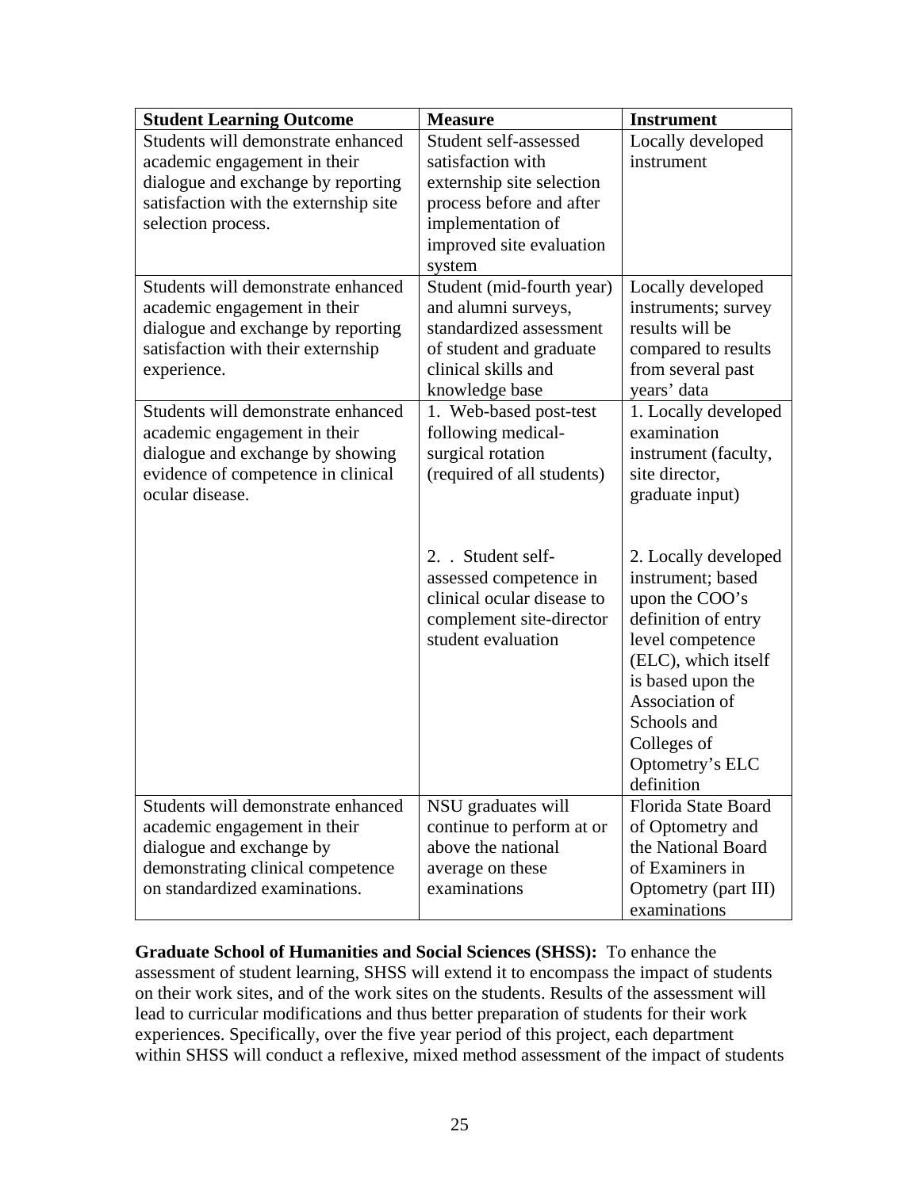| Student Learning Outcome | Measure | Instrument |
|---|---|---|
| Students will demonstrate enhanced academic engagement in their dialogue and exchange by reporting satisfaction with the externship site selection process. | Student self-assessed satisfaction with externship site selection process before and after implementation of improved site evaluation system | Locally developed instrument |
| Students will demonstrate enhanced academic engagement in their dialogue and exchange by reporting satisfaction with their externship experience. | Student (mid-fourth year) and alumni surveys, standardized assessment of student and graduate clinical skills and knowledge base | Locally developed instruments; survey results will be compared to results from several past years' data |
| Students will demonstrate enhanced academic engagement in their dialogue and exchange by showing evidence of competence in clinical ocular disease. | 1. Web-based post-test following medical-surgical rotation (required of all students) | 1. Locally developed examination instrument (faculty, site director, graduate input) |
| | 2. . Student self-assessed competence in clinical ocular disease to complement site-director student evaluation | 2. Locally developed instrument; based upon the COO's definition of entry level competence (ELC), which itself is based upon the Association of Schools and Colleges of Optometry's ELC definition |
| Students will demonstrate enhanced academic engagement in their dialogue and exchange by demonstrating clinical competence on standardized examinations. | NSU graduates will continue to perform at or above the national average on these examinations | Florida State Board of Optometry and the National Board of Examiners in Optometry (part III) examinations |

**Graduate School of Humanities and Social Sciences (SHSS):** To enhance the assessment of student learning, SHSS will extend it to encompass the impact of students on their work sites, and of the work sites on the students. Results of the assessment will lead to curricular modifications and thus better preparation of students for their work experiences. Specifically, over the five year period of this project, each department within SHSS will conduct a reflexive, mixed method assessment of the impact of students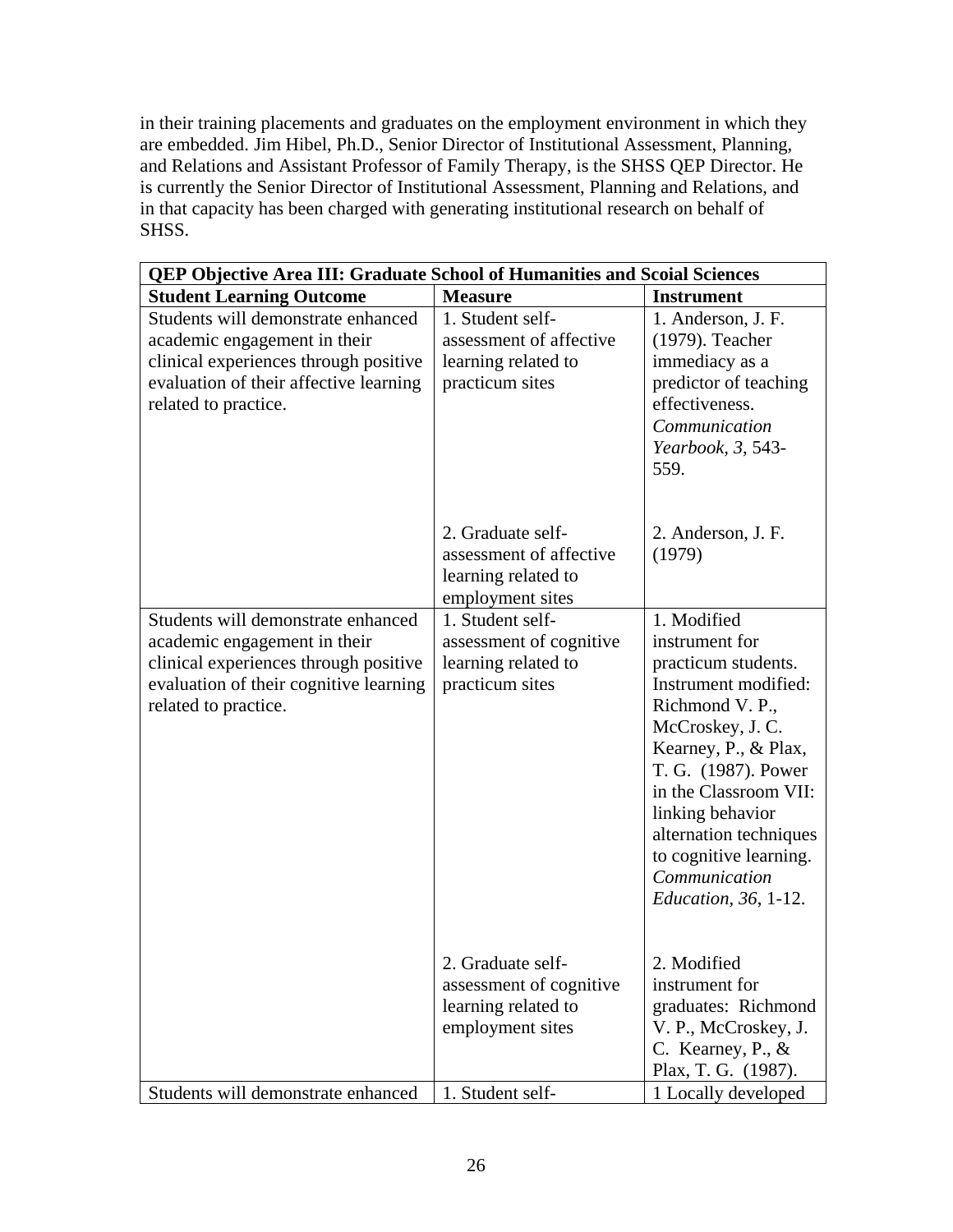in their training placements and graduates on the employment environment in which they are embedded. Jim Hibel, Ph.D., Senior Director of Institutional Assessment, Planning, and Relations and Assistant Professor of Family Therapy, is the SHSS QEP Director. He is currently the Senior Director of Institutional Assessment, Planning and Relations, and in that capacity has been charged with generating institutional research on behalf of SHSS.

| **QEP Objective Area III: Graduate School of Humanities and Scoial Sciences** | | |
|---|---|---|
| **Student Learning Outcome** | **Measure** | **Instrument** |
| Students will demonstrate enhanced academic engagement in their clinical experiences through positive evaluation of their affective learning related to practice. | 1. Student self-assessment of affective learning related to practicum sites | 1. Anderson, J. F. (1979). Teacher immediacy as a predictor of teaching effectiveness. *Communication Yearbook, 3*, 543-559. |
| | 2. Graduate self-assessment of affective learning related to employment sites | 2. Anderson, J. F. (1979) |
| Students will demonstrate enhanced academic engagement in their clinical experiences through positive evaluation of their cognitive learning related to practice. | 1. Student self-assessment of cognitive learning related to practicum sites | 1. Modified instrument for practicum students. Instrument modified: Richmond V. P., McCroskey, J. C. Kearney, P., & Plax, T. G. (1987). Power in the Classroom VII: linking behavior alternation techniques to cognitive learning. *Communication Education, 36*, 1-12. |
| | 2. Graduate self-assessment of cognitive learning related to employment sites | 2. Modified instrument for graduates: Richmond V. P., McCroskey, J. C. Kearney, P., & Plax, T. G. (1987). |
| Students will demonstrate enhanced | 1. Student self- | 1 Locally developed |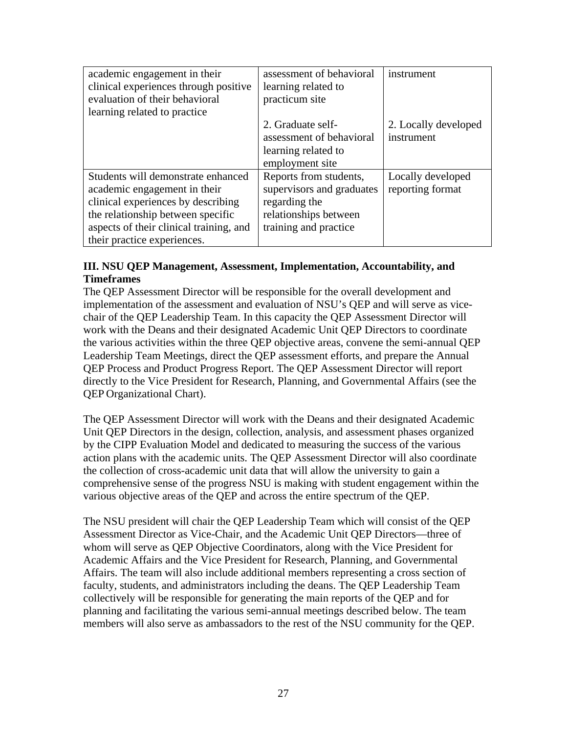| | | |
|---|---|---|
| academic engagement in their clinical experiences through positive evaluation of their behavioral learning related to practice | assessment of behavioral learning related to practicum site<br><br>2. Graduate self-assessment of behavioral learning related to employment site | instrument<br><br>2. Locally developed instrument |
| Students will demonstrate enhanced academic engagement in their clinical experiences by describing the relationship between specific aspects of their clinical training, and their practice experiences. | Reports from students, supervisors and graduates regarding the relationships between training and practice | Locally developed reporting format |

### III. NSU QEP Management, Assessment, Implementation, Accountability, and Timeframes

The QEP Assessment Director will be responsible for the overall development and implementation of the assessment and evaluation of NSU's QEP and will serve as vice-chair of the QEP Leadership Team. In this capacity the QEP Assessment Director will work with the Deans and their designated Academic Unit QEP Directors to coordinate the various activities within the three QEP objective areas, convene the semi-annual QEP Leadership Team Meetings, direct the QEP assessment efforts, and prepare the Annual QEP Process and Product Progress Report. The QEP Assessment Director will report directly to the Vice President for Research, Planning, and Governmental Affairs (see the QEP Organizational Chart).

The QEP Assessment Director will work with the Deans and their designated Academic Unit QEP Directors in the design, collection, analysis, and assessment phases organized by the CIPP Evaluation Model and dedicated to measuring the success of the various action plans with the academic units. The QEP Assessment Director will also coordinate the collection of cross-academic unit data that will allow the university to gain a comprehensive sense of the progress NSU is making with student engagement within the various objective areas of the QEP and across the entire spectrum of the QEP.

The NSU president will chair the QEP Leadership Team which will consist of the QEP Assessment Director as Vice-Chair, and the Academic Unit QEP Directors—three of whom will serve as QEP Objective Coordinators, along with the Vice President for Academic Affairs and the Vice President for Research, Planning, and Governmental Affairs. The team will also include additional members representing a cross section of faculty, students, and administrators including the deans. The QEP Leadership Team collectively will be responsible for generating the main reports of the QEP and for planning and facilitating the various semi-annual meetings described below. The team members will also serve as ambassadors to the rest of the NSU community for the QEP.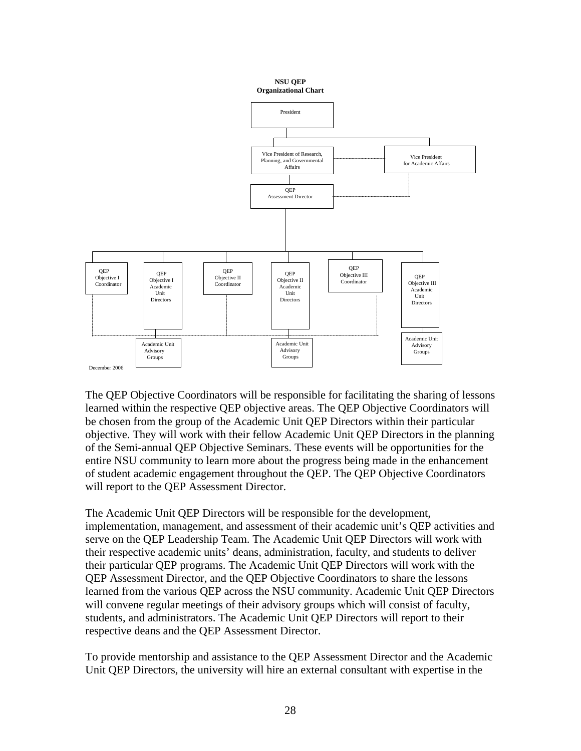**NSU QEP**
**Organizational Chart**

President

Vice President of Research, Planning, and Governmental Affairs

Vice President for Academic Affairs

QEP Assessment Director

QEP Objective I Coordinator

QEP Objective I Academic Unit Directors

QEP Objective II Coordinator

QEP Objective II Academic Unit Directors

QEP Objective III Coordinator

QEP Objective III Academic Unit Directors

Academic Unit Advisory Groups

Academic Unit Advisory Groups

Academic Unit Advisory Groups

December 2006

The QEP Objective Coordinators will be responsible for facilitating the sharing of lessons learned within the respective QEP objective areas. The QEP Objective Coordinators will be chosen from the group of the Academic Unit QEP Directors within their particular objective. They will work with their fellow Academic Unit QEP Directors in the planning of the Semi-annual QEP Objective Seminars. These events will be opportunities for the entire NSU community to learn more about the progress being made in the enhancement of student academic engagement throughout the QEP. The QEP Objective Coordinators will report to the QEP Assessment Director.

The Academic Unit QEP Directors will be responsible for the development, implementation, management, and assessment of their academic unit's QEP activities and serve on the QEP Leadership Team. The Academic Unit QEP Directors will work with their respective academic units' deans, administration, faculty, and students to deliver their particular QEP programs. The Academic Unit QEP Directors will work with the QEP Assessment Director, and the QEP Objective Coordinators to share the lessons learned from the various QEP across the NSU community. Academic Unit QEP Directors will convene regular meetings of their advisory groups which will consist of faculty, students, and administrators. The Academic Unit QEP Directors will report to their respective deans and the QEP Assessment Director.

To provide mentorship and assistance to the QEP Assessment Director and the Academic Unit QEP Directors, the university will hire an external consultant with expertise in the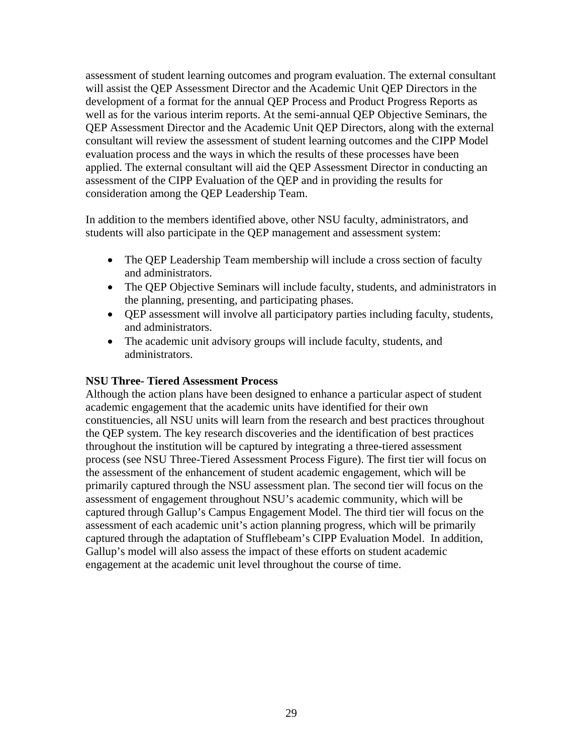assessment of student learning outcomes and program evaluation. The external consultant will assist the QEP Assessment Director and the Academic Unit QEP Directors in the development of a format for the annual QEP Process and Product Progress Reports as well as for the various interim reports. At the semi-annual QEP Objective Seminars, the QEP Assessment Director and the Academic Unit QEP Directors, along with the external consultant will review the assessment of student learning outcomes and the CIPP Model evaluation process and the ways in which the results of these processes have been applied. The external consultant will aid the QEP Assessment Director in conducting an assessment of the CIPP Evaluation of the QEP and in providing the results for consideration among the QEP Leadership Team.

In addition to the members identified above, other NSU faculty, administrators, and students will also participate in the QEP management and assessment system:

- The QEP Leadership Team membership will include a cross section of faculty and administrators.
- The QEP Objective Seminars will include faculty, students, and administrators in the planning, presenting, and participating phases.
- QEP assessment will involve all participatory parties including faculty, students, and administrators.
- The academic unit advisory groups will include faculty, students, and administrators.

**NSU Three- Tiered Assessment Process**

Although the action plans have been designed to enhance a particular aspect of student academic engagement that the academic units have identified for their own constituencies, all NSU units will learn from the research and best practices throughout the QEP system. The key research discoveries and the identification of best practices throughout the institution will be captured by integrating a three-tiered assessment process (see NSU Three-Tiered Assessment Process Figure). The first tier will focus on the assessment of the enhancement of student academic engagement, which will be primarily captured through the NSU assessment plan. The second tier will focus on the assessment of engagement throughout NSU's academic community, which will be captured through Gallup's Campus Engagement Model. The third tier will focus on the assessment of each academic unit's action planning progress, which will be primarily captured through the adaptation of Stufflebeam's CIPP Evaluation Model. In addition, Gallup's model will also assess the impact of these efforts on student academic engagement at the academic unit level throughout the course of time.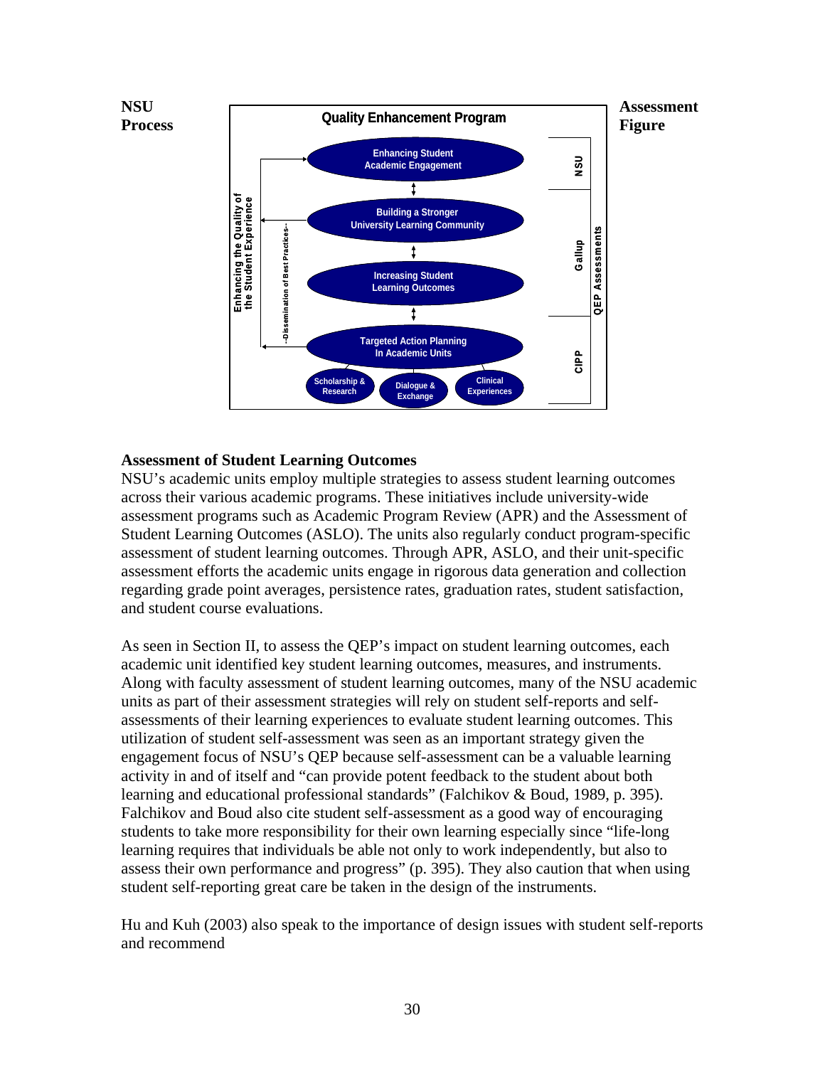**NSU Process**

**Assessment Figure**

**Quality Enhancement Program**

- Enhancing Student Academic Engagement
- Building a Stronger University Learning Community
- Increasing Student Learning Outcomes
- Targeted Action Planning In Academic Units
  - Scholarship & Research
  - Dialogue & Exchange
  - Clinical Experiences

Enhancing the Quality of the Student Experience

--Dissemination of Best Practices--

QEP Assessments: NSU, Gallup, CIPP

**Assessment of Student Learning Outcomes**

NSU's academic units employ multiple strategies to assess student learning outcomes across their various academic programs. These initiatives include university-wide assessment programs such as Academic Program Review (APR) and the Assessment of Student Learning Outcomes (ASLO). The units also regularly conduct program-specific assessment of student learning outcomes. Through APR, ASLO, and their unit-specific assessment efforts the academic units engage in rigorous data generation and collection regarding grade point averages, persistence rates, graduation rates, student satisfaction, and student course evaluations.

As seen in Section II, to assess the QEP's impact on student learning outcomes, each academic unit identified key student learning outcomes, measures, and instruments. Along with faculty assessment of student learning outcomes, many of the NSU academic units as part of their assessment strategies will rely on student self-reports and self-assessments of their learning experiences to evaluate student learning outcomes. This utilization of student self-assessment was seen as an important strategy given the engagement focus of NSU's QEP because self-assessment can be a valuable learning activity in and of itself and "can provide potent feedback to the student about both learning and educational professional standards" (Falchikov & Boud, 1989, p. 395). Falchikov and Boud also cite student self-assessment as a good way of encouraging students to take more responsibility for their own learning especially since "life-long learning requires that individuals be able not only to work independently, but also to assess their own performance and progress" (p. 395). They also caution that when using student self-reporting great care be taken in the design of the instruments.

Hu and Kuh (2003) also speak to the importance of design issues with student self-reports and recommend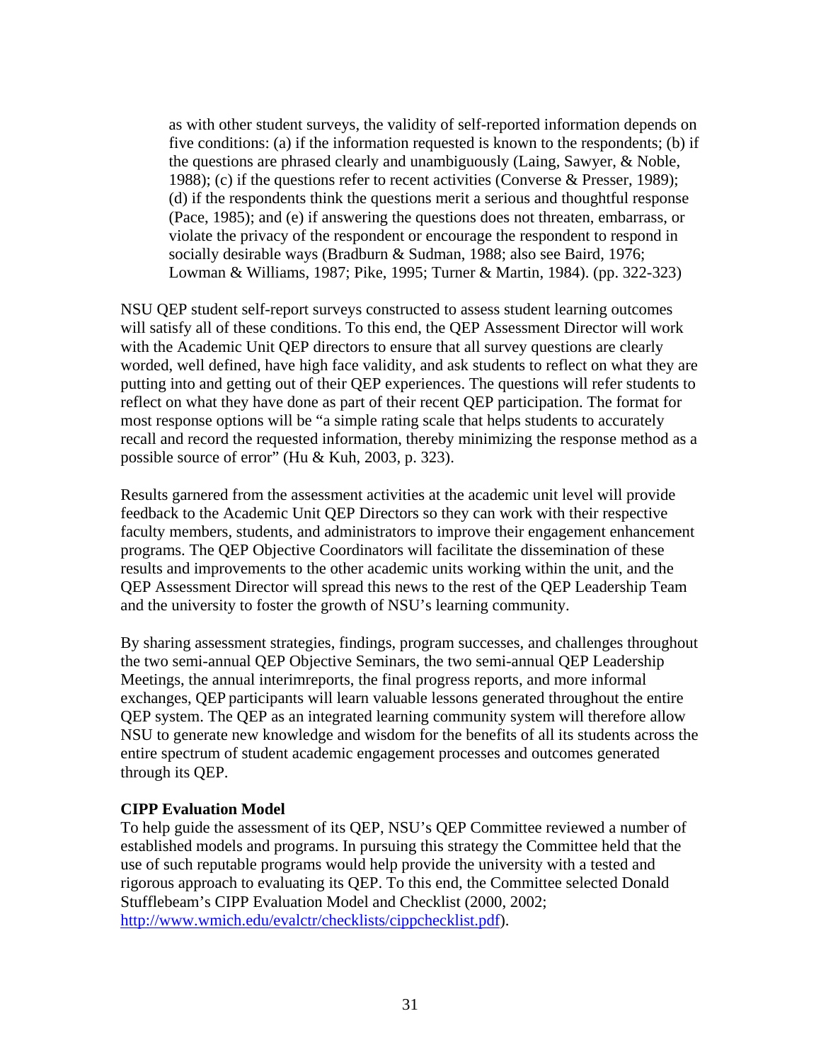> as with other student surveys, the validity of self-reported information depends on five conditions: (a) if the information requested is known to the respondents; (b) if the questions are phrased clearly and unambiguously (Laing, Sawyer, & Noble, 1988); (c) if the questions refer to recent activities (Converse & Presser, 1989); (d) if the respondents think the questions merit a serious and thoughtful response (Pace, 1985); and (e) if answering the questions does not threaten, embarrass, or violate the privacy of the respondent or encourage the respondent to respond in socially desirable ways (Bradburn & Sudman, 1988; also see Baird, 1976; Lowman & Williams, 1987; Pike, 1995; Turner & Martin, 1984). (pp. 322-323)

NSU QEP student self-report surveys constructed to assess student learning outcomes will satisfy all of these conditions. To this end, the QEP Assessment Director will work with the Academic Unit QEP directors to ensure that all survey questions are clearly worded, well defined, have high face validity, and ask students to reflect on what they are putting into and getting out of their QEP experiences. The questions will refer students to reflect on what they have done as part of their recent QEP participation. The format for most response options will be "a simple rating scale that helps students to accurately recall and record the requested information, thereby minimizing the response method as a possible source of error" (Hu & Kuh, 2003, p. 323).

Results garnered from the assessment activities at the academic unit level will provide feedback to the Academic Unit QEP Directors so they can work with their respective faculty members, students, and administrators to improve their engagement enhancement programs. The QEP Objective Coordinators will facilitate the dissemination of these results and improvements to the other academic units working within the unit, and the QEP Assessment Director will spread this news to the rest of the QEP Leadership Team and the university to foster the growth of NSU's learning community.

By sharing assessment strategies, findings, program successes, and challenges throughout the two semi-annual QEP Objective Seminars, the two semi-annual QEP Leadership Meetings, the annual interimreports, the final progress reports, and more informal exchanges, QEP participants will learn valuable lessons generated throughout the entire QEP system. The QEP as an integrated learning community system will therefore allow NSU to generate new knowledge and wisdom for the benefits of all its students across the entire spectrum of student academic engagement processes and outcomes generated through its QEP.

**CIPP Evaluation Model**

To help guide the assessment of its QEP, NSU's QEP Committee reviewed a number of established models and programs. In pursuing this strategy the Committee held that the use of such reputable programs would help provide the university with a tested and rigorous approach to evaluating its QEP. To this end, the Committee selected Donald Stufflebeam's CIPP Evaluation Model and Checklist (2000, 2002; http://www.wmich.edu/evalctr/checklists/cippchecklist.pdf).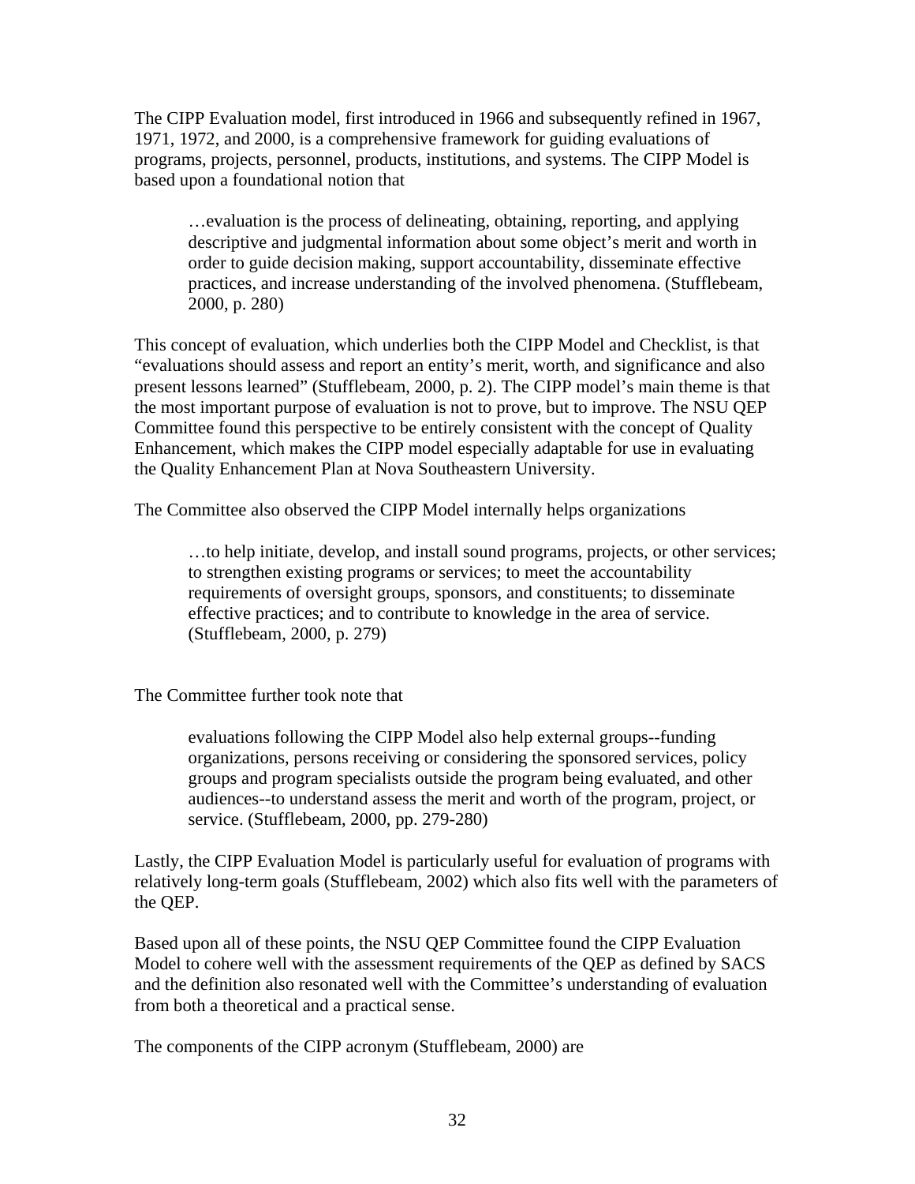The CIPP Evaluation model, first introduced in 1966 and subsequently refined in 1967, 1971, 1972, and 2000, is a comprehensive framework for guiding evaluations of programs, projects, personnel, products, institutions, and systems. The CIPP Model is based upon a foundational notion that

> …evaluation is the process of delineating, obtaining, reporting, and applying descriptive and judgmental information about some object's merit and worth in order to guide decision making, support accountability, disseminate effective practices, and increase understanding of the involved phenomena. (Stufflebeam, 2000, p. 280)

This concept of evaluation, which underlies both the CIPP Model and Checklist, is that "evaluations should assess and report an entity's merit, worth, and significance and also present lessons learned" (Stufflebeam, 2000, p. 2). The CIPP model's main theme is that the most important purpose of evaluation is not to prove, but to improve. The NSU QEP Committee found this perspective to be entirely consistent with the concept of Quality Enhancement, which makes the CIPP model especially adaptable for use in evaluating the Quality Enhancement Plan at Nova Southeastern University.

The Committee also observed the CIPP Model internally helps organizations

> …to help initiate, develop, and install sound programs, projects, or other services; to strengthen existing programs or services; to meet the accountability requirements of oversight groups, sponsors, and constituents; to disseminate effective practices; and to contribute to knowledge in the area of service. (Stufflebeam, 2000, p. 279)

The Committee further took note that

> evaluations following the CIPP Model also help external groups--funding organizations, persons receiving or considering the sponsored services, policy groups and program specialists outside the program being evaluated, and other audiences--to understand assess the merit and worth of the program, project, or service. (Stufflebeam, 2000, pp. 279-280)

Lastly, the CIPP Evaluation Model is particularly useful for evaluation of programs with relatively long-term goals (Stufflebeam, 2002) which also fits well with the parameters of the QEP.

Based upon all of these points, the NSU QEP Committee found the CIPP Evaluation Model to cohere well with the assessment requirements of the QEP as defined by SACS and the definition also resonated well with the Committee's understanding of evaluation from both a theoretical and a practical sense.

The components of the CIPP acronym (Stufflebeam, 2000) are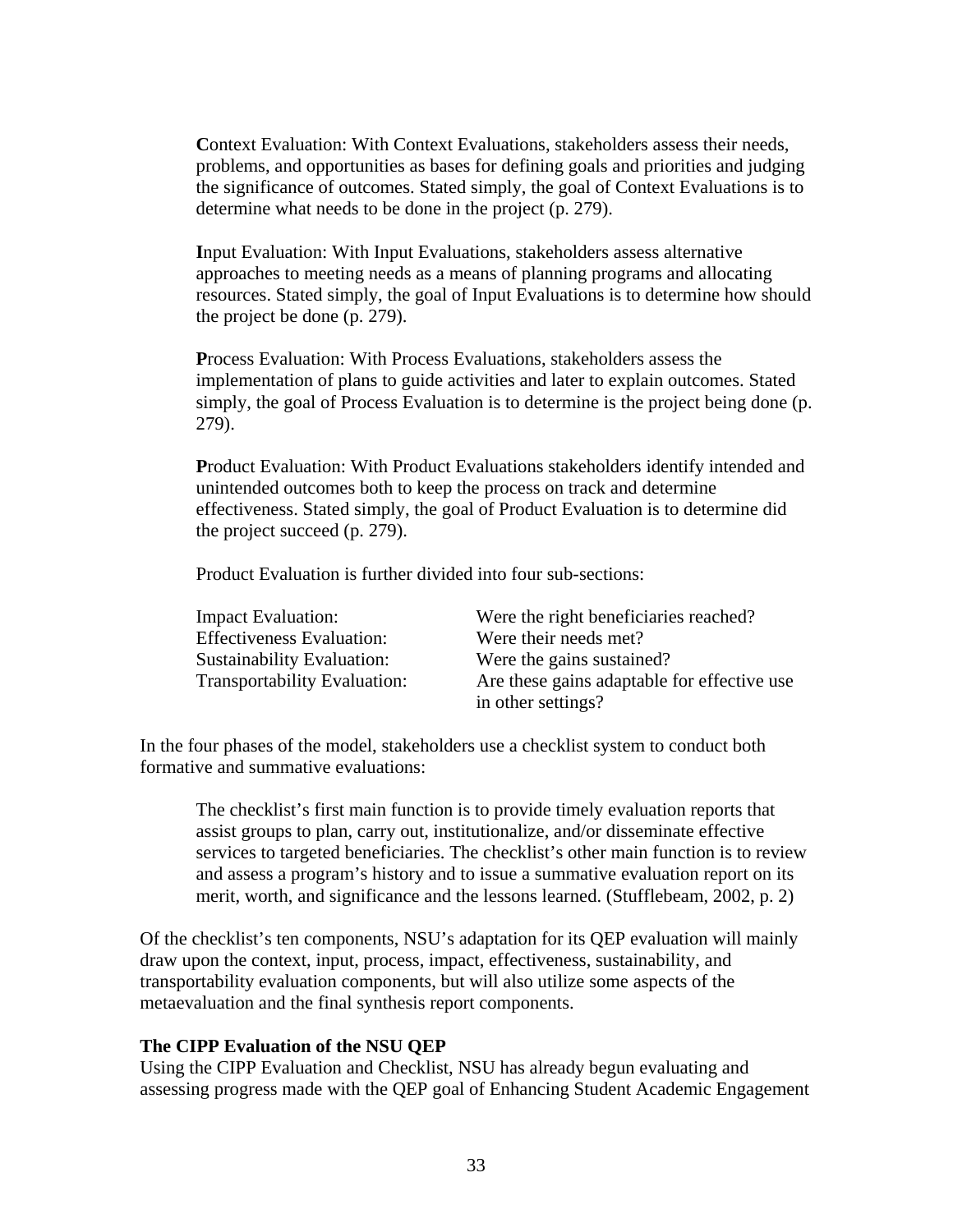> **C**ontext Evaluation: With Context Evaluations, stakeholders assess their needs, problems, and opportunities as bases for defining goals and priorities and judging the significance of outcomes. Stated simply, the goal of Context Evaluations is to determine what needs to be done in the project (p. 279).
>
> **I**nput Evaluation: With Input Evaluations, stakeholders assess alternative approaches to meeting needs as a means of planning programs and allocating resources. Stated simply, the goal of Input Evaluations is to determine how should the project be done (p. 279).
>
> **P**rocess Evaluation: With Process Evaluations, stakeholders assess the implementation of plans to guide activities and later to explain outcomes. Stated simply, the goal of Process Evaluation is to determine is the project being done (p. 279).
>
> **P**roduct Evaluation: With Product Evaluations stakeholders identify intended and unintended outcomes both to keep the process on track and determine effectiveness. Stated simply, the goal of Product Evaluation is to determine did the project succeed (p. 279).
>
> Product Evaluation is further divided into four sub-sections:

| | |
|---|---|
| Impact Evaluation: | Were the right beneficiaries reached? |
| Effectiveness Evaluation: | Were their needs met? |
| Sustainability Evaluation: | Were the gains sustained? |
| Transportability Evaluation: | Are these gains adaptable for effective use in other settings? |

In the four phases of the model, stakeholders use a checklist system to conduct both formative and summative evaluations:

> The checklist's first main function is to provide timely evaluation reports that assist groups to plan, carry out, institutionalize, and/or disseminate effective services to targeted beneficiaries. The checklist's other main function is to review and assess a program's history and to issue a summative evaluation report on its merit, worth, and significance and the lessons learned. (Stufflebeam, 2002, p. 2)

Of the checklist's ten components, NSU's adaptation for its QEP evaluation will mainly draw upon the context, input, process, impact, effectiveness, sustainability, and transportability evaluation components, but will also utilize some aspects of the metaevaluation and the final synthesis report components.

**The CIPP Evaluation of the NSU QEP**

Using the CIPP Evaluation and Checklist, NSU has already begun evaluating and assessing progress made with the QEP goal of Enhancing Student Academic Engagement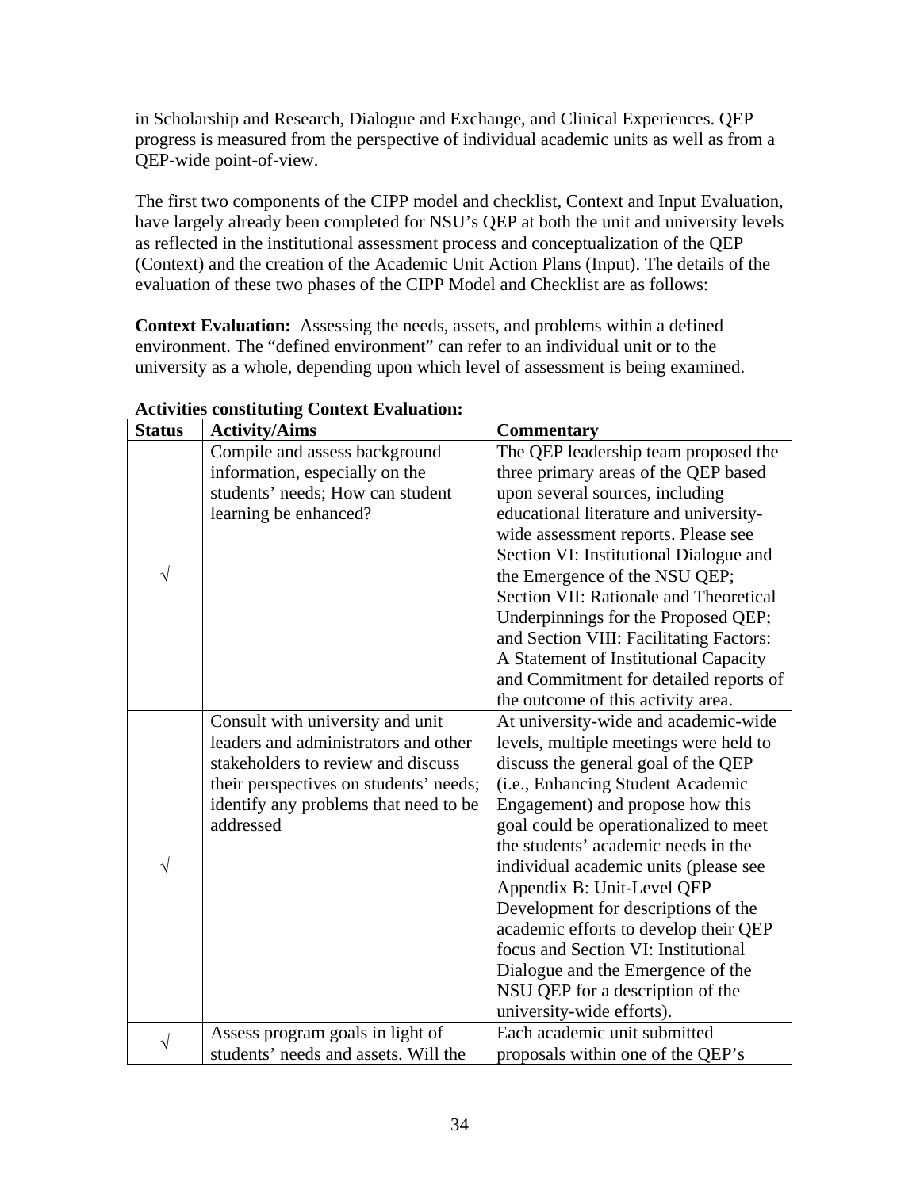in Scholarship and Research, Dialogue and Exchange, and Clinical Experiences. QEP progress is measured from the perspective of individual academic units as well as from a QEP-wide point-of-view.

The first two components of the CIPP model and checklist, Context and Input Evaluation, have largely already been completed for NSU's QEP at both the unit and university levels as reflected in the institutional assessment process and conceptualization of the QEP (Context) and the creation of the Academic Unit Action Plans (Input). The details of the evaluation of these two phases of the CIPP Model and Checklist are as follows:

**Context Evaluation:** Assessing the needs, assets, and problems within a defined environment. The "defined environment" can refer to an individual unit or to the university as a whole, depending upon which level of assessment is being examined.

**Activities constituting Context Evaluation:**

| Status | Activity/Aims | Commentary |
|---|---|---|
| √ | Compile and assess background information, especially on the students' needs; How can student learning be enhanced? | The QEP leadership team proposed the three primary areas of the QEP based upon several sources, including educational literature and university-wide assessment reports. Please see Section VI: Institutional Dialogue and the Emergence of the NSU QEP; Section VII: Rationale and Theoretical Underpinnings for the Proposed QEP; and Section VIII: Facilitating Factors: A Statement of Institutional Capacity and Commitment for detailed reports of the outcome of this activity area. |
| √ | Consult with university and unit leaders and administrators and other stakeholders to review and discuss their perspectives on students' needs; identify any problems that need to be addressed | At university-wide and academic-wide levels, multiple meetings were held to discuss the general goal of the QEP (i.e., Enhancing Student Academic Engagement) and propose how this goal could be operationalized to meet the students' academic needs in the individual academic units (please see Appendix B: Unit-Level QEP Development for descriptions of the academic efforts to develop their QEP focus and Section VI: Institutional Dialogue and the Emergence of the NSU QEP for a description of the university-wide efforts). |
| √ | Assess program goals in light of students' needs and assets. Will the | Each academic unit submitted proposals within one of the QEP's |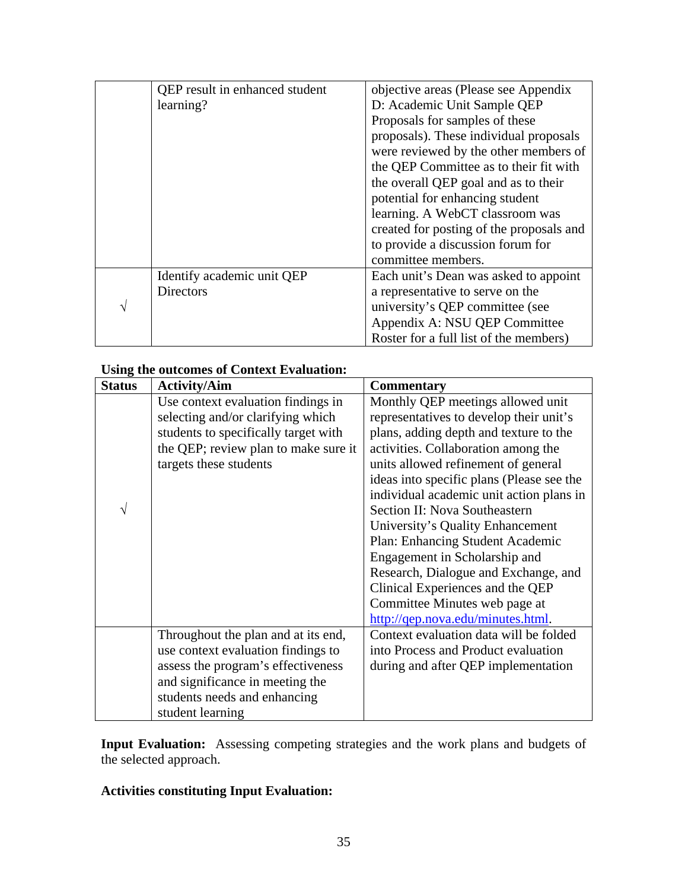| | | |
|---|---|---|
| | QEP result in enhanced student learning? | objective areas (Please see Appendix D: Academic Unit Sample QEP Proposals for samples of these proposals). These individual proposals were reviewed by the other members of the QEP Committee as to their fit with the overall QEP goal and as to their potential for enhancing student learning. A WebCT classroom was created for posting of the proposals and to provide a discussion forum for committee members. |
| √ | Identify academic unit QEP Directors | Each unit's Dean was asked to appoint a representative to serve on the university's QEP committee (see Appendix A: NSU QEP Committee Roster for a full list of the members) |

**Using the outcomes of Context Evaluation:**

| Status | Activity/Aim | Commentary |
|---|---|---|
| √ | Use context evaluation findings in selecting and/or clarifying which students to specifically target with the QEP; review plan to make sure it targets these students | Monthly QEP meetings allowed unit representatives to develop their unit's plans, adding depth and texture to the activities. Collaboration among the units allowed refinement of general ideas into specific plans (Please see the individual academic unit action plans in Section II: Nova Southeastern University's Quality Enhancement Plan: Enhancing Student Academic Engagement in Scholarship and Research, Dialogue and Exchange, and Clinical Experiences and the QEP Committee Minutes web page at http://qep.nova.edu/minutes.html. |
| | Throughout the plan and at its end, use context evaluation findings to assess the program's effectiveness and significance in meeting the students needs and enhancing student learning | Context evaluation data will be folded into Process and Product evaluation during and after QEP implementation |

**Input Evaluation:** Assessing competing strategies and the work plans and budgets of the selected approach.

**Activities constituting Input Evaluation:**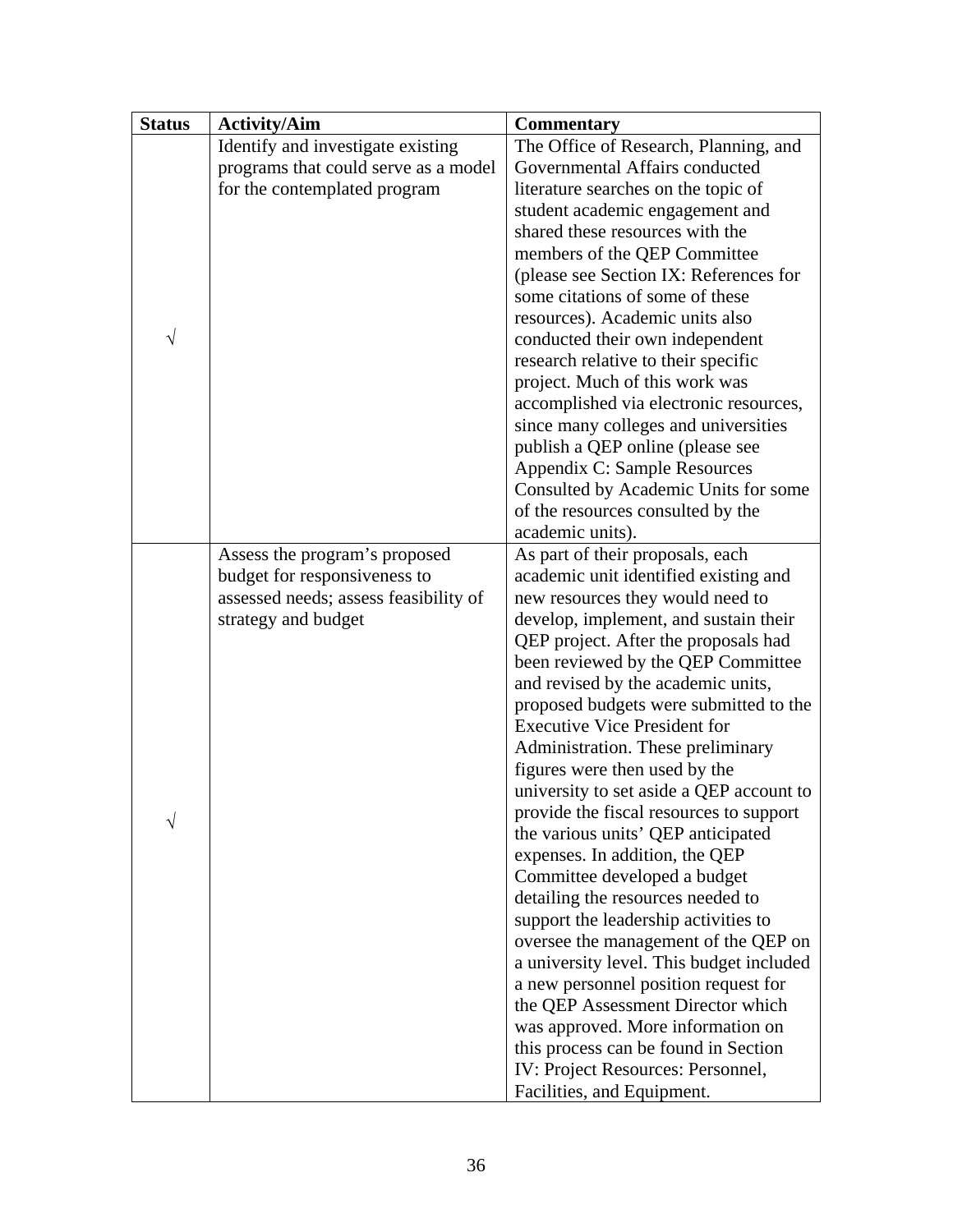| Status | Activity/Aim | Commentary |
| --- | --- | --- |
| √ | Identify and investigate existing programs that could serve as a model for the contemplated program | The Office of Research, Planning, and Governmental Affairs conducted literature searches on the topic of student academic engagement and shared these resources with the members of the QEP Committee (please see Section IX: References for some citations of some of these resources). Academic units also conducted their own independent research relative to their specific project. Much of this work was accomplished via electronic resources, since many colleges and universities publish a QEP online (please see Appendix C: Sample Resources Consulted by Academic Units for some of the resources consulted by the academic units). |
| √ | Assess the program's proposed budget for responsiveness to assessed needs; assess feasibility of strategy and budget | As part of their proposals, each academic unit identified existing and new resources they would need to develop, implement, and sustain their QEP project. After the proposals had been reviewed by the QEP Committee and revised by the academic units, proposed budgets were submitted to the Executive Vice President for Administration. These preliminary figures were then used by the university to set aside a QEP account to provide the fiscal resources to support the various units' QEP anticipated expenses. In addition, the QEP Committee developed a budget detailing the resources needed to support the leadership activities to oversee the management of the QEP on a university level. This budget included a new personnel position request for the QEP Assessment Director which was approved. More information on this process can be found in Section IV: Project Resources: Personnel, Facilities, and Equipment. |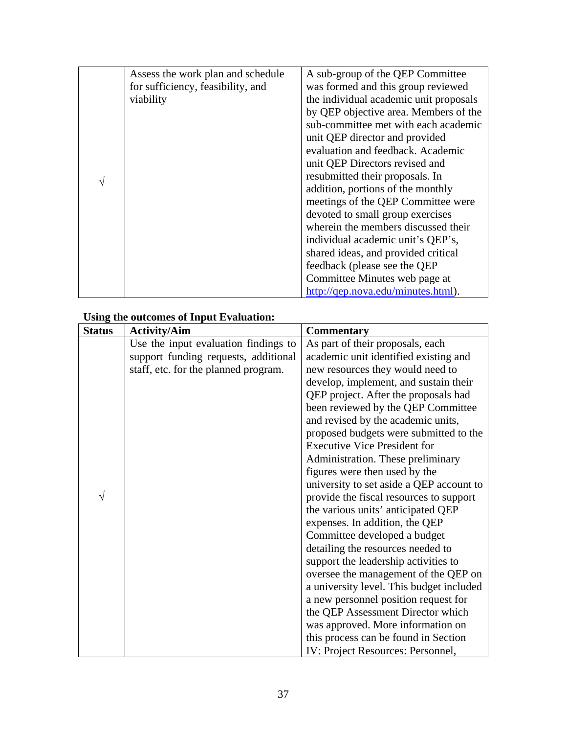| | | |
|---|---|---|
| √ | Assess the work plan and schedule for sufficiency, feasibility, and viability | A sub-group of the QEP Committee was formed and this group reviewed the individual academic unit proposals by QEP objective area. Members of the sub-committee met with each academic unit QEP director and provided evaluation and feedback. Academic unit QEP Directors revised and resubmitted their proposals. In addition, portions of the monthly meetings of the QEP Committee were devoted to small group exercises wherein the members discussed their individual academic unit's QEP's, shared ideas, and provided critical feedback (please see the QEP Committee Minutes web page at http://qep.nova.edu/minutes.html). |

**Using the outcomes of Input Evaluation:**

| Status | Activity/Aim | Commentary |
|---|---|---|
| √ | Use the input evaluation findings to support funding requests, additional staff, etc. for the planned program. | As part of their proposals, each academic unit identified existing and new resources they would need to develop, implement, and sustain their QEP project. After the proposals had been reviewed by the QEP Committee and revised by the academic units, proposed budgets were submitted to the Executive Vice President for Administration. These preliminary figures were then used by the university to set aside a QEP account to provide the fiscal resources to support the various units' anticipated QEP expenses. In addition, the QEP Committee developed a budget detailing the resources needed to support the leadership activities to oversee the management of the QEP on a university level. This budget included a new personnel position request for the QEP Assessment Director which was approved. More information on this process can be found in Section IV: Project Resources: Personnel, |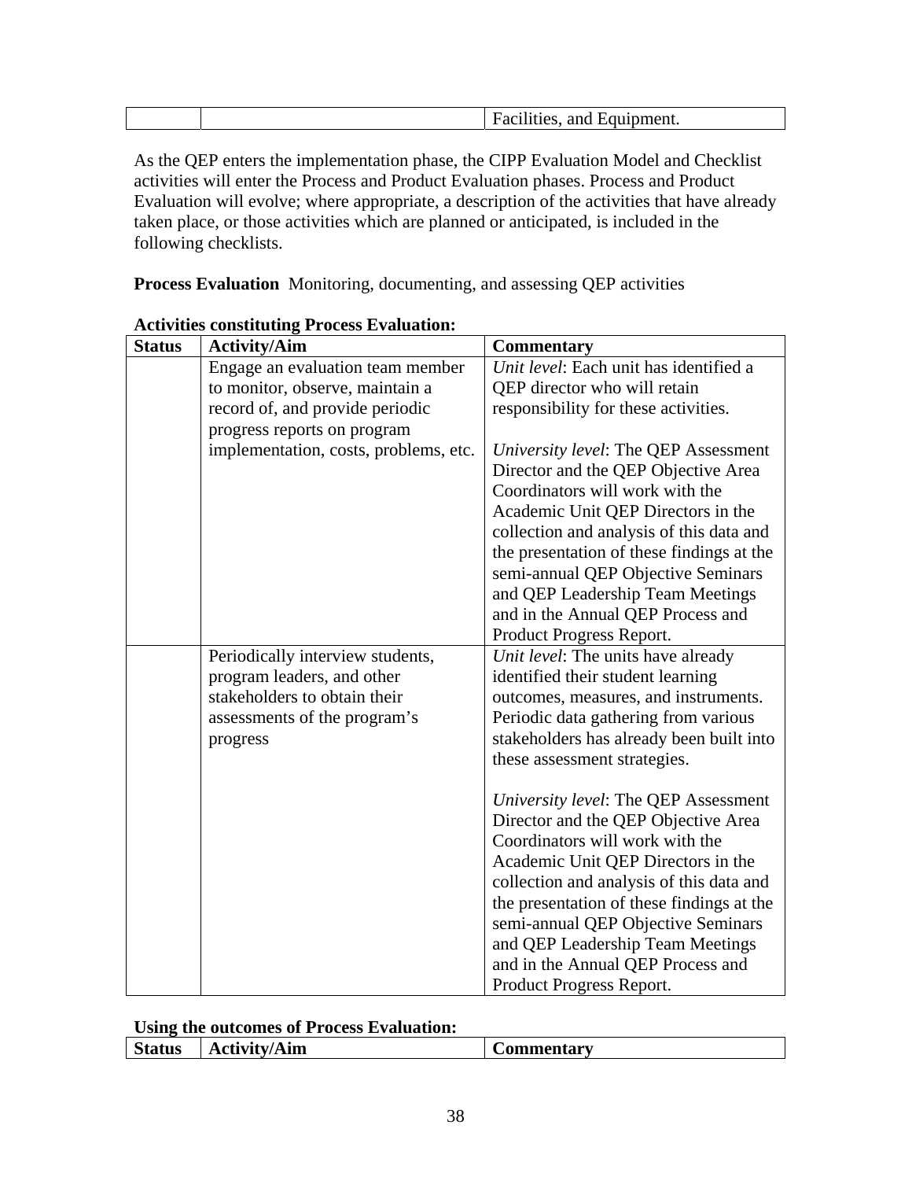| | | Facilities, and Equipment. |
|---|---|---|

As the QEP enters the implementation phase, the CIPP Evaluation Model and Checklist activities will enter the Process and Product Evaluation phases. Process and Product Evaluation will evolve; where appropriate, a description of the activities that have already taken place, or those activities which are planned or anticipated, is included in the following checklists.

**Process Evaluation** Monitoring, documenting, and assessing QEP activities

**Activities constituting Process Evaluation:**

| Status | Activity/Aim | Commentary |
|---|---|---|
| | Engage an evaluation team member to monitor, observe, maintain a record of, and provide periodic progress reports on program implementation, costs, problems, etc. | *Unit level*: Each unit has identified a QEP director who will retain responsibility for these activities.<br><br>*University level*: The QEP Assessment Director and the QEP Objective Area Coordinators will work with the Academic Unit QEP Directors in the collection and analysis of this data and the presentation of these findings at the semi-annual QEP Objective Seminars and QEP Leadership Team Meetings and in the Annual QEP Process and Product Progress Report. |
| | Periodically interview students, program leaders, and other stakeholders to obtain their assessments of the program's progress | *Unit level*: The units have already identified their student learning outcomes, measures, and instruments. Periodic data gathering from various stakeholders has already been built into these assessment strategies.<br><br>*University level*: The QEP Assessment Director and the QEP Objective Area Coordinators will work with the Academic Unit QEP Directors in the collection and analysis of this data and the presentation of these findings at the semi-annual QEP Objective Seminars and QEP Leadership Team Meetings and in the Annual QEP Process and Product Progress Report. |

**Using the outcomes of Process Evaluation:**

| Status | Activity/Aim | Commentary |
|---|---|---|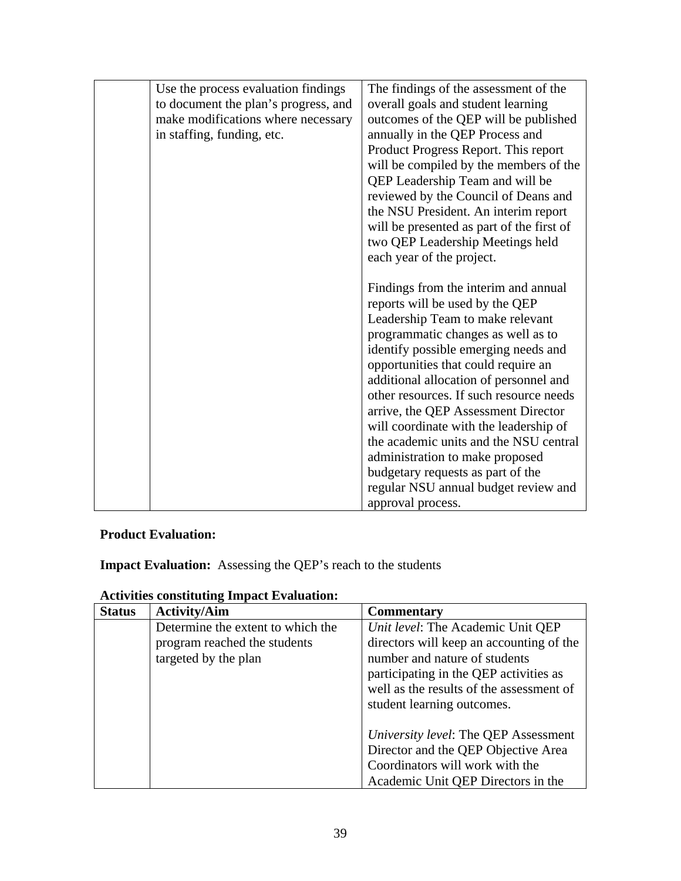| | | |
|---|---|---|
| | Use the process evaluation findings to document the plan's progress, and make modifications where necessary in staffing, funding, etc. | The findings of the assessment of the overall goals and student learning outcomes of the QEP will be published annually in the QEP Process and Product Progress Report. This report will be compiled by the members of the QEP Leadership Team and will be reviewed by the Council of Deans and the NSU President. An interim report will be presented as part of the first of two QEP Leadership Meetings held each year of the project.<br><br>Findings from the interim and annual reports will be used by the QEP Leadership Team to make relevant programmatic changes as well as to identify possible emerging needs and opportunities that could require an additional allocation of personnel and other resources. If such resource needs arrive, the QEP Assessment Director will coordinate with the leadership of the academic units and the NSU central administration to make proposed budgetary requests as part of the regular NSU annual budget review and approval process. |

**Product Evaluation:**

**Impact Evaluation:** Assessing the QEP's reach to the students

**Activities constituting Impact Evaluation:**

| Status | Activity/Aim | Commentary |
|---|---|---|
| | Determine the extent to which the program reached the students targeted by the plan | *Unit level*: The Academic Unit QEP directors will keep an accounting of the number and nature of students participating in the QEP activities as well as the results of the assessment of student learning outcomes.<br><br>*University level*: The QEP Assessment Director and the QEP Objective Area Coordinators will work with the Academic Unit QEP Directors in the |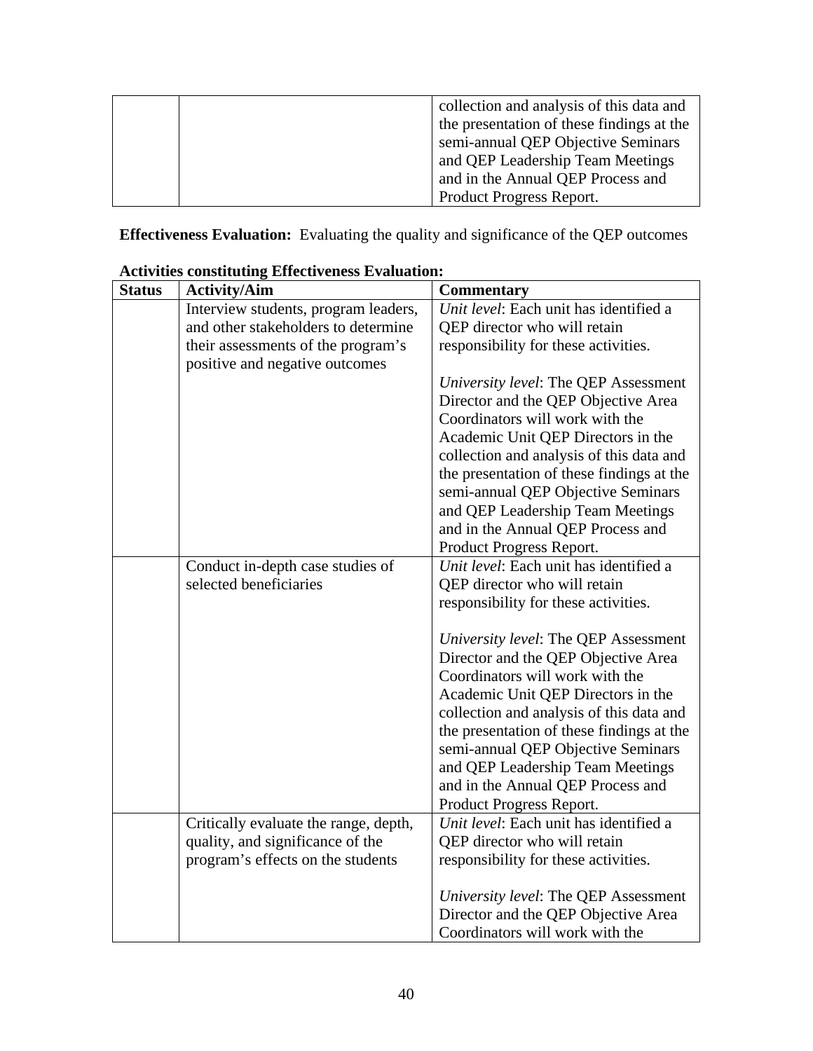| | | |
|---|---|---|
| | | collection and analysis of this data and the presentation of these findings at the semi-annual QEP Objective Seminars and QEP Leadership Team Meetings and in the Annual QEP Process and Product Progress Report. |

**Effectiveness Evaluation:** Evaluating the quality and significance of the QEP outcomes

**Activities constituting Effectiveness Evaluation:**

| Status | Activity/Aim | Commentary |
|---|---|---|
| | Interview students, program leaders, and other stakeholders to determine their assessments of the program's positive and negative outcomes | *Unit level*: Each unit has identified a QEP director who will retain responsibility for these activities.<br><br>*University level*: The QEP Assessment Director and the QEP Objective Area Coordinators will work with the Academic Unit QEP Directors in the collection and analysis of this data and the presentation of these findings at the semi-annual QEP Objective Seminars and QEP Leadership Team Meetings and in the Annual QEP Process and Product Progress Report. |
| | Conduct in-depth case studies of selected beneficiaries | *Unit level*: Each unit has identified a QEP director who will retain responsibility for these activities.<br><br>*University level*: The QEP Assessment Director and the QEP Objective Area Coordinators will work with the Academic Unit QEP Directors in the collection and analysis of this data and the presentation of these findings at the semi-annual QEP Objective Seminars and QEP Leadership Team Meetings and in the Annual QEP Process and Product Progress Report. |
| | Critically evaluate the range, depth, quality, and significance of the program's effects on the students | *Unit level*: Each unit has identified a QEP director who will retain responsibility for these activities.<br><br>*University level*: The QEP Assessment Director and the QEP Objective Area Coordinators will work with the |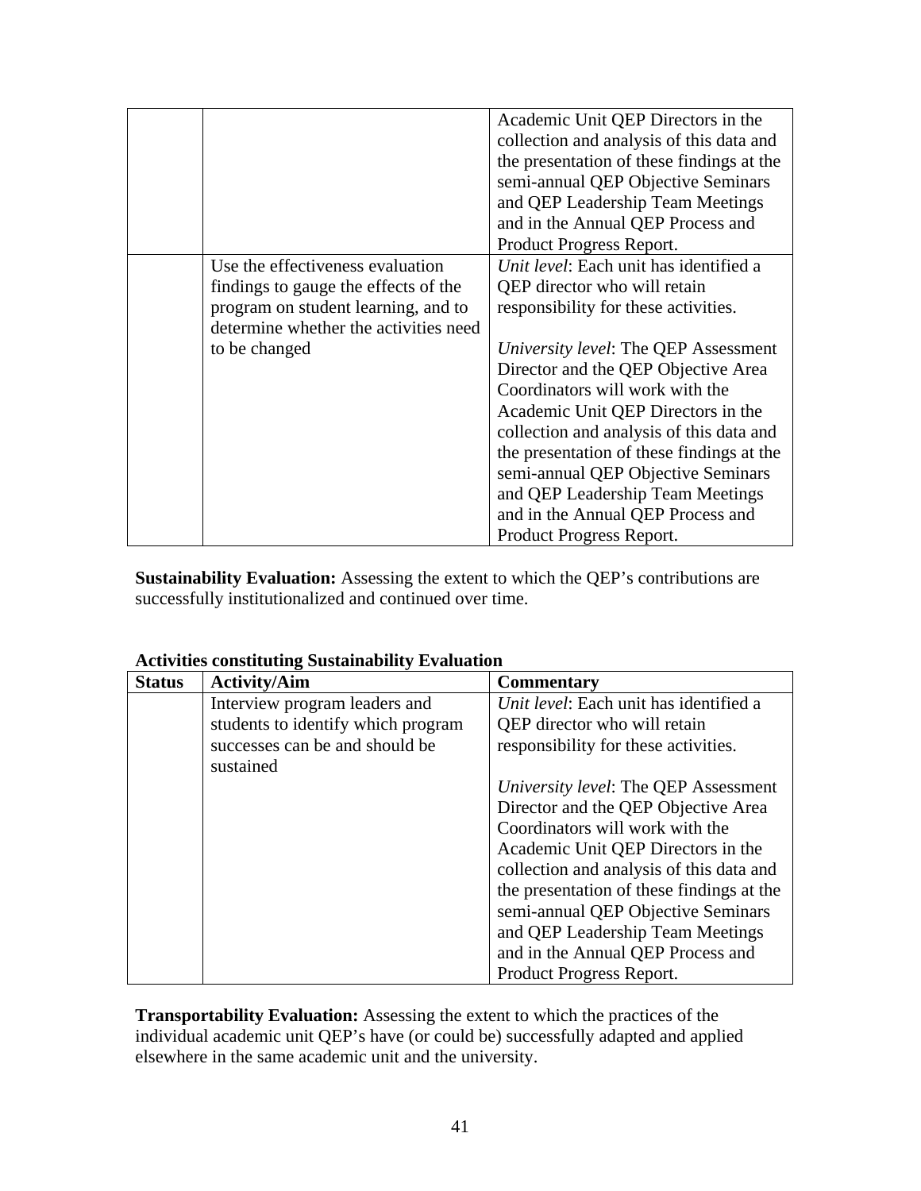| | | Academic Unit QEP Directors in the collection and analysis of this data and the presentation of these findings at the semi-annual QEP Objective Seminars and QEP Leadership Team Meetings and in the Annual QEP Process and Product Progress Report. |
|---|---|---|
| | Use the effectiveness evaluation findings to gauge the effects of the program on student learning, and to determine whether the activities need to be changed | *Unit level*: Each unit has identified a QEP director who will retain responsibility for these activities.<br><br>*University level*: The QEP Assessment Director and the QEP Objective Area Coordinators will work with the Academic Unit QEP Directors in the collection and analysis of this data and the presentation of these findings at the semi-annual QEP Objective Seminars and QEP Leadership Team Meetings and in the Annual QEP Process and Product Progress Report. |

**Sustainability Evaluation:** Assessing the extent to which the QEP's contributions are successfully institutionalized and continued over time.

**Activities constituting Sustainability Evaluation**

| **Status** | **Activity/Aim** | **Commentary** |
|---|---|---|
| | Interview program leaders and students to identify which program successes can be and should be sustained | *Unit level*: Each unit has identified a QEP director who will retain responsibility for these activities.<br><br>*University level*: The QEP Assessment Director and the QEP Objective Area Coordinators will work with the Academic Unit QEP Directors in the collection and analysis of this data and the presentation of these findings at the semi-annual QEP Objective Seminars and QEP Leadership Team Meetings and in the Annual QEP Process and Product Progress Report. |

**Transportability Evaluation:** Assessing the extent to which the practices of the individual academic unit QEP's have (or could be) successfully adapted and applied elsewhere in the same academic unit and the university.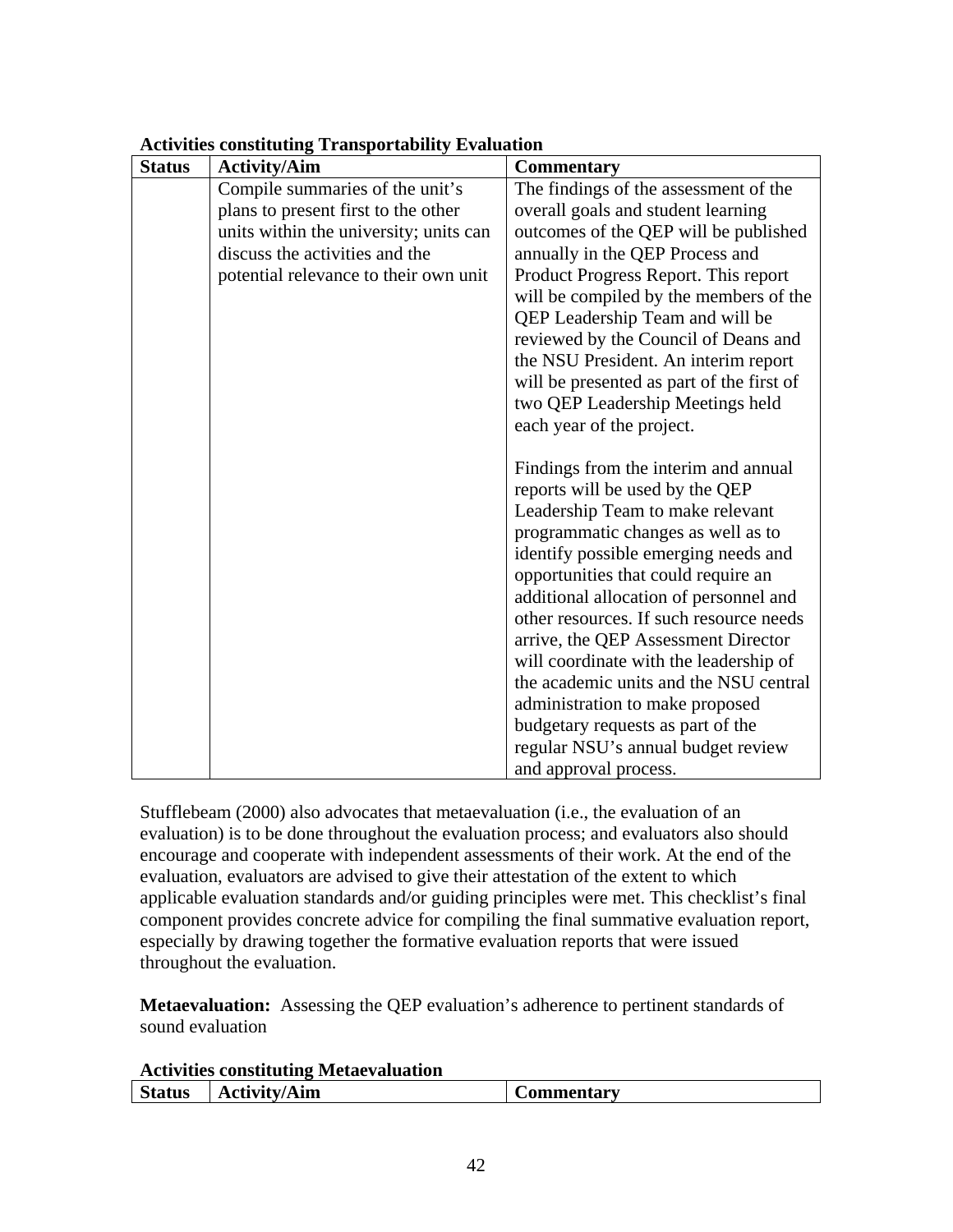**Activities constituting Transportability Evaluation**

| Status | Activity/Aim | Commentary |
|---|---|---|
| | Compile summaries of the unit's plans to present first to the other units within the university; units can discuss the activities and the potential relevance to their own unit | The findings of the assessment of the overall goals and student learning outcomes of the QEP will be published annually in the QEP Process and Product Progress Report. This report will be compiled by the members of the QEP Leadership Team and will be reviewed by the Council of Deans and the NSU President. An interim report will be presented as part of the first of two QEP Leadership Meetings held each year of the project.<br><br>Findings from the interim and annual reports will be used by the QEP Leadership Team to make relevant programmatic changes as well as to identify possible emerging needs and opportunities that could require an additional allocation of personnel and other resources. If such resource needs arrive, the QEP Assessment Director will coordinate with the leadership of the academic units and the NSU central administration to make proposed budgetary requests as part of the regular NSU's annual budget review and approval process. |

Stufflebeam (2000) also advocates that metaevaluation (i.e., the evaluation of an evaluation) is to be done throughout the evaluation process; and evaluators also should encourage and cooperate with independent assessments of their work. At the end of the evaluation, evaluators are advised to give their attestation of the extent to which applicable evaluation standards and/or guiding principles were met. This checklist's final component provides concrete advice for compiling the final summative evaluation report, especially by drawing together the formative evaluation reports that were issued throughout the evaluation.

**Metaevaluation:** Assessing the QEP evaluation's adherence to pertinent standards of sound evaluation

**Activities constituting Metaevaluation**

| Status | Activity/Aim | Commentary |
|---|---|---|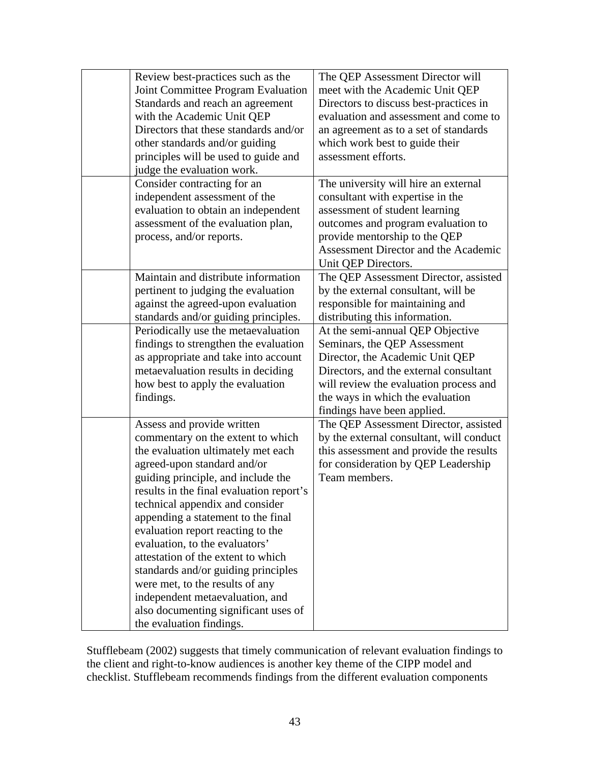|  |  |  |
|---|---|---|
|  | Review best-practices such as the Joint Committee Program Evaluation Standards and reach an agreement with the Academic Unit QEP Directors that these standards and/or other standards and/or guiding principles will be used to guide and judge the evaluation work. | The QEP Assessment Director will meet with the Academic Unit QEP Directors to discuss best-practices in evaluation and assessment and come to an agreement as to a set of standards which work best to guide their assessment efforts. |
|  | Consider contracting for an independent assessment of the evaluation to obtain an independent assessment of the evaluation plan, process, and/or reports. | The university will hire an external consultant with expertise in the assessment of student learning outcomes and program evaluation to provide mentorship to the QEP Assessment Director and the Academic Unit QEP Directors. |
|  | Maintain and distribute information pertinent to judging the evaluation against the agreed-upon evaluation standards and/or guiding principles. | The QEP Assessment Director, assisted by the external consultant, will be responsible for maintaining and distributing this information. |
|  | Periodically use the metaevaluation findings to strengthen the evaluation as appropriate and take into account metaevaluation results in deciding how best to apply the evaluation findings. | At the semi-annual QEP Objective Seminars, the QEP Assessment Director, the Academic Unit QEP Directors, and the external consultant will review the evaluation process and the ways in which the evaluation findings have been applied. |
|  | Assess and provide written commentary on the extent to which the evaluation ultimately met each agreed-upon standard and/or guiding principle, and include the results in the final evaluation report's technical appendix and consider appending a statement to the final evaluation report reacting to the evaluation, to the evaluators' attestation of the extent to which standards and/or guiding principles were met, to the results of any independent metaevaluation, and also documenting significant uses of the evaluation findings. | The QEP Assessment Director, assisted by the external consultant, will conduct this assessment and provide the results for consideration by QEP Leadership Team members. |

Stufflebeam (2002) suggests that timely communication of relevant evaluation findings to the client and right-to-know audiences is another key theme of the CIPP model and checklist. Stufflebeam recommends findings from the different evaluation components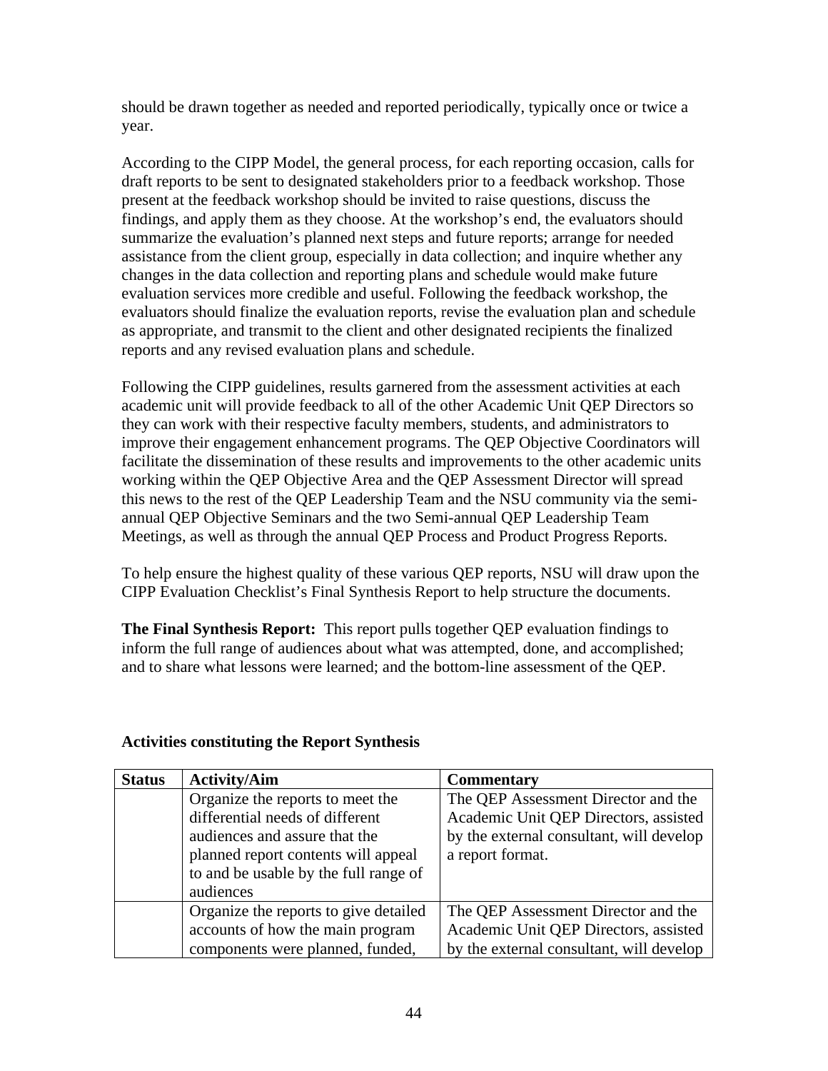should be drawn together as needed and reported periodically, typically once or twice a year.

According to the CIPP Model, the general process, for each reporting occasion, calls for draft reports to be sent to designated stakeholders prior to a feedback workshop. Those present at the feedback workshop should be invited to raise questions, discuss the findings, and apply them as they choose. At the workshop's end, the evaluators should summarize the evaluation's planned next steps and future reports; arrange for needed assistance from the client group, especially in data collection; and inquire whether any changes in the data collection and reporting plans and schedule would make future evaluation services more credible and useful. Following the feedback workshop, the evaluators should finalize the evaluation reports, revise the evaluation plan and schedule as appropriate, and transmit to the client and other designated recipients the finalized reports and any revised evaluation plans and schedule.

Following the CIPP guidelines, results garnered from the assessment activities at each academic unit will provide feedback to all of the other Academic Unit QEP Directors so they can work with their respective faculty members, students, and administrators to improve their engagement enhancement programs. The QEP Objective Coordinators will facilitate the dissemination of these results and improvements to the other academic units working within the QEP Objective Area and the QEP Assessment Director will spread this news to the rest of the QEP Leadership Team and the NSU community via the semi-annual QEP Objective Seminars and the two Semi-annual QEP Leadership Team Meetings, as well as through the annual QEP Process and Product Progress Reports.

To help ensure the highest quality of these various QEP reports, NSU will draw upon the CIPP Evaluation Checklist's Final Synthesis Report to help structure the documents.

**The Final Synthesis Report:** This report pulls together QEP evaluation findings to inform the full range of audiences about what was attempted, done, and accomplished; and to share what lessons were learned; and the bottom-line assessment of the QEP.

**Activities constituting the Report Synthesis**

| Status | Activity/Aim | Commentary |
|---|---|---|
| | Organize the reports to meet the differential needs of different audiences and assure that the planned report contents will appeal to and be usable by the full range of audiences | The QEP Assessment Director and the Academic Unit QEP Directors, assisted by the external consultant, will develop a report format. |
| | Organize the reports to give detailed accounts of how the main program components were planned, funded, | The QEP Assessment Director and the Academic Unit QEP Directors, assisted by the external consultant, will develop |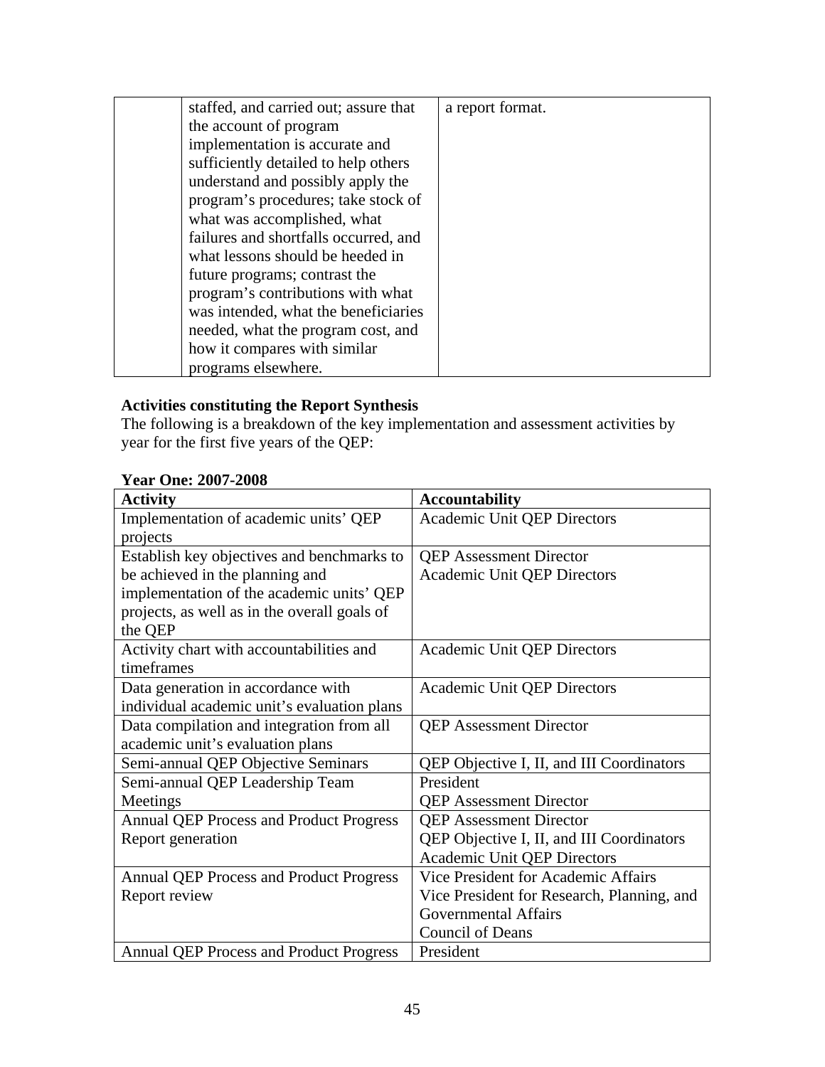| | staffed, and carried out; assure that the account of program implementation is accurate and sufficiently detailed to help others understand and possibly apply the program's procedures; take stock of what was accomplished, what failures and shortfalls occurred, and what lessons should be heeded in future programs; contrast the program's contributions with what was intended, what the beneficiaries needed, what the program cost, and how it compares with similar programs elsewhere. | a report format. |
|---|---|---|

**Activities constituting the Report Synthesis**
The following is a breakdown of the key implementation and assessment activities by year for the first five years of the QEP:

**Year One: 2007-2008**

| **Activity** | **Accountability** |
|---|---|
| Implementation of academic units' QEP projects | Academic Unit QEP Directors |
| Establish key objectives and benchmarks to be achieved in the planning and implementation of the academic units' QEP projects, as well as in the overall goals of the QEP | QEP Assessment Director<br>Academic Unit QEP Directors |
| Activity chart with accountabilities and timeframes | Academic Unit QEP Directors |
| Data generation in accordance with individual academic unit's evaluation plans | Academic Unit QEP Directors |
| Data compilation and integration from all academic unit's evaluation plans | QEP Assessment Director |
| Semi-annual QEP Objective Seminars | QEP Objective I, II, and III Coordinators |
| Semi-annual QEP Leadership Team Meetings | President<br>QEP Assessment Director |
| Annual QEP Process and Product Progress Report generation | QEP Assessment Director<br>QEP Objective I, II, and III Coordinators<br>Academic Unit QEP Directors |
| Annual QEP Process and Product Progress Report review | Vice President for Academic Affairs<br>Vice President for Research, Planning, and Governmental Affairs<br>Council of Deans |
| Annual QEP Process and Product Progress | President |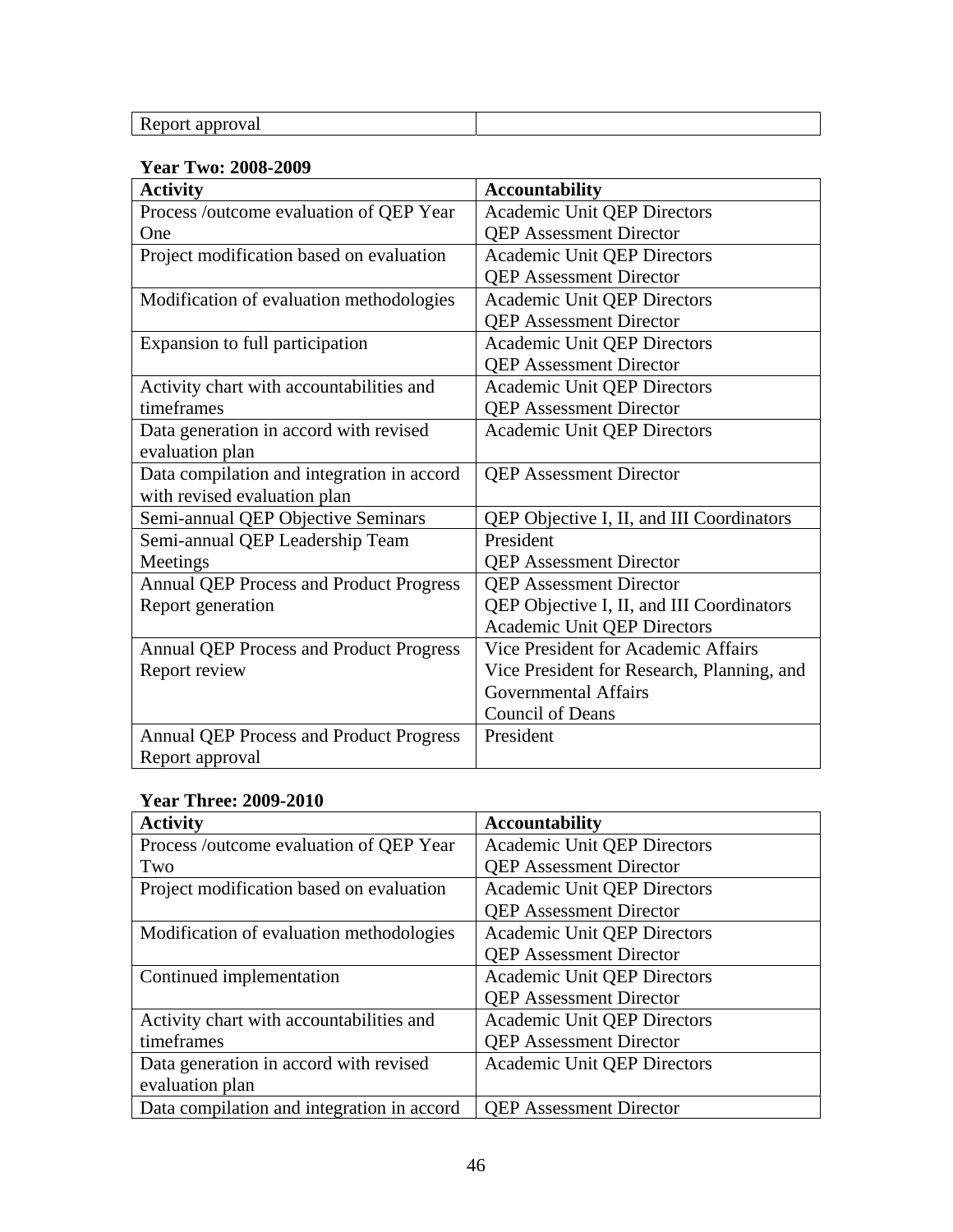| Report approval | |
|---|---|

**Year Two: 2008-2009**

| Activity | Accountability |
|---|---|
| Process /outcome evaluation of QEP Year One | Academic Unit QEP Directors<br>QEP Assessment Director |
| Project modification based on evaluation | Academic Unit QEP Directors<br>QEP Assessment Director |
| Modification of evaluation methodologies | Academic Unit QEP Directors<br>QEP Assessment Director |
| Expansion to full participation | Academic Unit QEP Directors<br>QEP Assessment Director |
| Activity chart with accountabilities and timeframes | Academic Unit QEP Directors<br>QEP Assessment Director |
| Data generation in accord with revised evaluation plan | Academic Unit QEP Directors |
| Data compilation and integration in accord with revised evaluation plan | QEP Assessment Director |
| Semi-annual QEP Objective Seminars | QEP Objective I, II, and III Coordinators |
| Semi-annual QEP Leadership Team Meetings | President<br>QEP Assessment Director |
| Annual QEP Process and Product Progress Report generation | QEP Assessment Director<br>QEP Objective I, II, and III Coordinators<br>Academic Unit QEP Directors |
| Annual QEP Process and Product Progress Report review | Vice President for Academic Affairs<br>Vice President for Research, Planning, and Governmental Affairs<br>Council of Deans |
| Annual QEP Process and Product Progress Report approval | President |

**Year Three: 2009-2010**

| Activity | Accountability |
|---|---|
| Process /outcome evaluation of QEP Year Two | Academic Unit QEP Directors<br>QEP Assessment Director |
| Project modification based on evaluation | Academic Unit QEP Directors<br>QEP Assessment Director |
| Modification of evaluation methodologies | Academic Unit QEP Directors<br>QEP Assessment Director |
| Continued implementation | Academic Unit QEP Directors<br>QEP Assessment Director |
| Activity chart with accountabilities and timeframes | Academic Unit QEP Directors<br>QEP Assessment Director |
| Data generation in accord with revised evaluation plan | Academic Unit QEP Directors |
| Data compilation and integration in accord | QEP Assessment Director |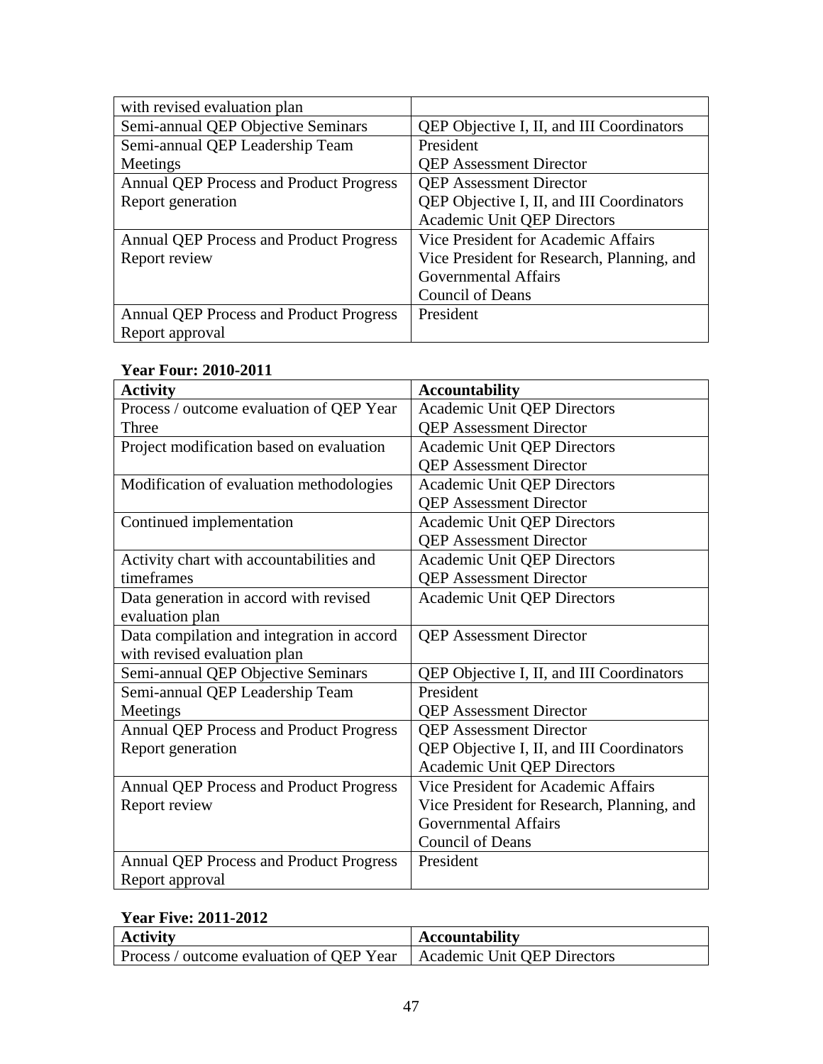| | |
|---|---|
| with revised evaluation plan | |
| Semi-annual QEP Objective Seminars | QEP Objective I, II, and III Coordinators |
| Semi-annual QEP Leadership Team Meetings | President<br>QEP Assessment Director |
| Annual QEP Process and Product Progress Report generation | QEP Assessment Director<br>QEP Objective I, II, and III Coordinators<br>Academic Unit QEP Directors |
| Annual QEP Process and Product Progress Report review | Vice President for Academic Affairs<br>Vice President for Research, Planning, and Governmental Affairs<br>Council of Deans |
| Annual QEP Process and Product Progress Report approval | President |

**Year Four: 2010-2011**

| Activity | Accountability |
|---|---|
| Process / outcome evaluation of QEP Year Three | Academic Unit QEP Directors<br>QEP Assessment Director |
| Project modification based on evaluation | Academic Unit QEP Directors<br>QEP Assessment Director |
| Modification of evaluation methodologies | Academic Unit QEP Directors<br>QEP Assessment Director |
| Continued implementation | Academic Unit QEP Directors<br>QEP Assessment Director |
| Activity chart with accountabilities and timeframes | Academic Unit QEP Directors<br>QEP Assessment Director |
| Data generation in accord with revised evaluation plan | Academic Unit QEP Directors |
| Data compilation and integration in accord with revised evaluation plan | QEP Assessment Director |
| Semi-annual QEP Objective Seminars | QEP Objective I, II, and III Coordinators |
| Semi-annual QEP Leadership Team Meetings | President<br>QEP Assessment Director |
| Annual QEP Process and Product Progress Report generation | QEP Assessment Director<br>QEP Objective I, II, and III Coordinators<br>Academic Unit QEP Directors |
| Annual QEP Process and Product Progress Report review | Vice President for Academic Affairs<br>Vice President for Research, Planning, and Governmental Affairs<br>Council of Deans |
| Annual QEP Process and Product Progress Report approval | President |

**Year Five: 2011-2012**

| Activity | Accountability |
|---|---|
| Process / outcome evaluation of QEP Year | Academic Unit QEP Directors |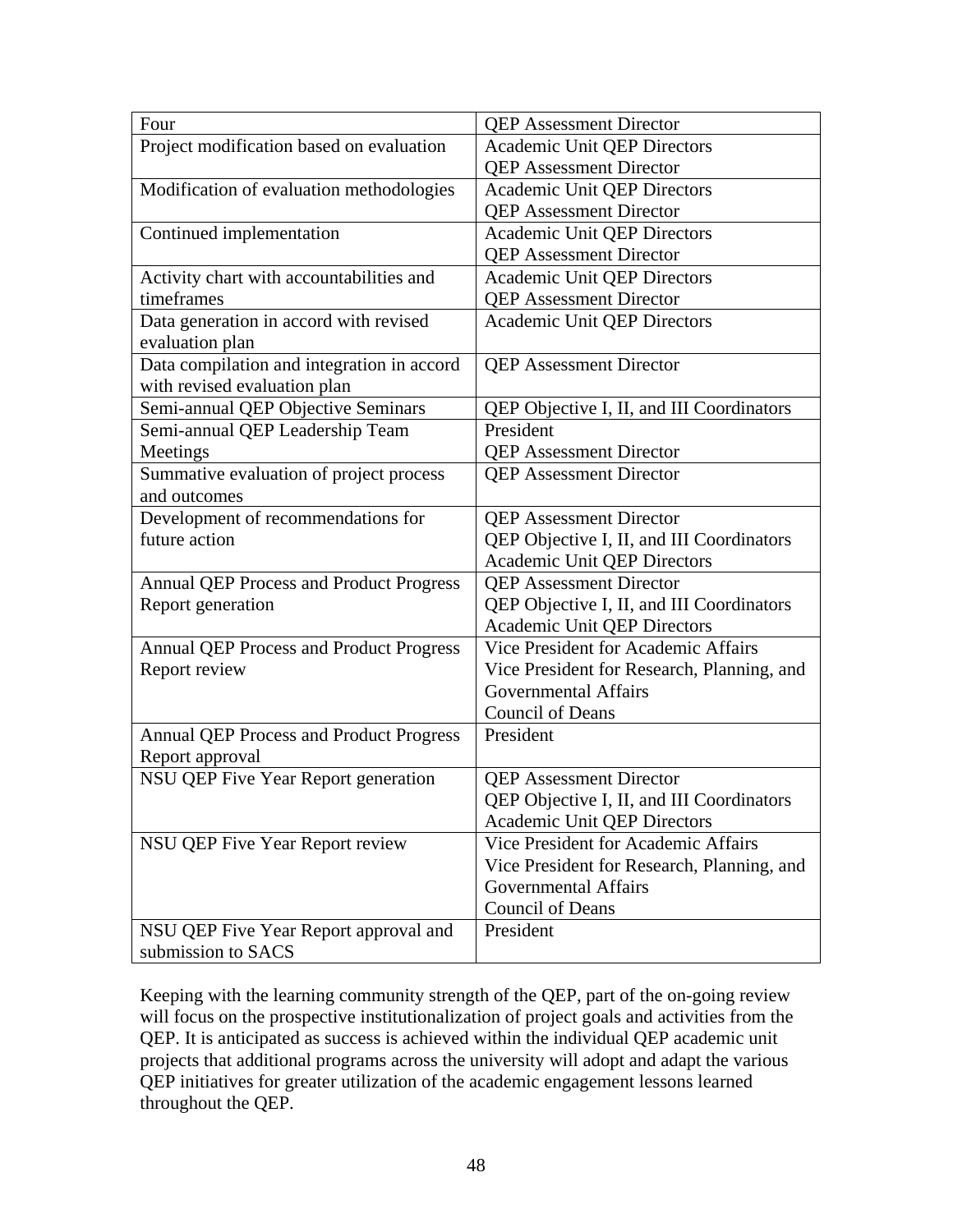| Four | QEP Assessment Director |
|---|---|
| Project modification based on evaluation | Academic Unit QEP Directors<br>QEP Assessment Director |
| Modification of evaluation methodologies | Academic Unit QEP Directors<br>QEP Assessment Director |
| Continued implementation | Academic Unit QEP Directors<br>QEP Assessment Director |
| Activity chart with accountabilities and timeframes | Academic Unit QEP Directors<br>QEP Assessment Director |
| Data generation in accord with revised evaluation plan | Academic Unit QEP Directors |
| Data compilation and integration in accord with revised evaluation plan | QEP Assessment Director |
| Semi-annual QEP Objective Seminars | QEP Objective I, II, and III Coordinators |
| Semi-annual QEP Leadership Team Meetings | President<br>QEP Assessment Director |
| Summative evaluation of project process and outcomes | QEP Assessment Director |
| Development of recommendations for future action | QEP Assessment Director<br>QEP Objective I, II, and III Coordinators<br>Academic Unit QEP Directors |
| Annual QEP Process and Product Progress Report generation | QEP Assessment Director<br>QEP Objective I, II, and III Coordinators<br>Academic Unit QEP Directors |
| Annual QEP Process and Product Progress Report review | Vice President for Academic Affairs<br>Vice President for Research, Planning, and Governmental Affairs<br>Council of Deans |
| Annual QEP Process and Product Progress Report approval | President |
| NSU QEP Five Year Report generation | QEP Assessment Director<br>QEP Objective I, II, and III Coordinators<br>Academic Unit QEP Directors |
| NSU QEP Five Year Report review | Vice President for Academic Affairs<br>Vice President for Research, Planning, and Governmental Affairs<br>Council of Deans |
| NSU QEP Five Year Report approval and submission to SACS | President |

Keeping with the learning community strength of the QEP, part of the on-going review will focus on the prospective institutionalization of project goals and activities from the QEP. It is anticipated as success is achieved within the individual QEP academic unit projects that additional programs across the university will adopt and adapt the various QEP initiatives for greater utilization of the academic engagement lessons learned throughout the QEP.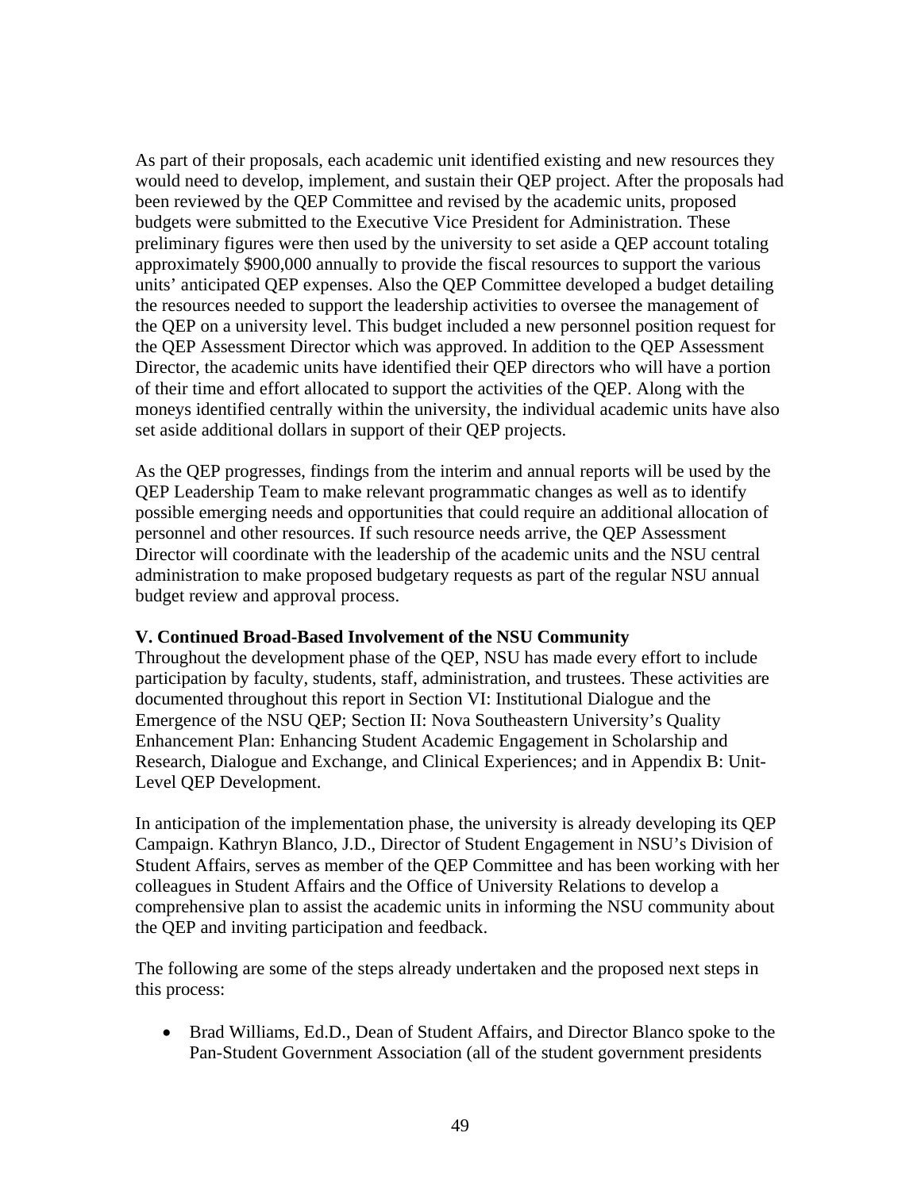As part of their proposals, each academic unit identified existing and new resources they would need to develop, implement, and sustain their QEP project. After the proposals had been reviewed by the QEP Committee and revised by the academic units, proposed budgets were submitted to the Executive Vice President for Administration. These preliminary figures were then used by the university to set aside a QEP account totaling approximately $900,000 annually to provide the fiscal resources to support the various units' anticipated QEP expenses. Also the QEP Committee developed a budget detailing the resources needed to support the leadership activities to oversee the management of the QEP on a university level. This budget included a new personnel position request for the QEP Assessment Director which was approved. In addition to the QEP Assessment Director, the academic units have identified their QEP directors who will have a portion of their time and effort allocated to support the activities of the QEP. Along with the moneys identified centrally within the university, the individual academic units have also set aside additional dollars in support of their QEP projects.

As the QEP progresses, findings from the interim and annual reports will be used by the QEP Leadership Team to make relevant programmatic changes as well as to identify possible emerging needs and opportunities that could require an additional allocation of personnel and other resources. If such resource needs arrive, the QEP Assessment Director will coordinate with the leadership of the academic units and the NSU central administration to make proposed budgetary requests as part of the regular NSU annual budget review and approval process.

**V. Continued Broad-Based Involvement of the NSU Community**

Throughout the development phase of the QEP, NSU has made every effort to include participation by faculty, students, staff, administration, and trustees. These activities are documented throughout this report in Section VI: Institutional Dialogue and the Emergence of the NSU QEP; Section II: Nova Southeastern University's Quality Enhancement Plan: Enhancing Student Academic Engagement in Scholarship and Research, Dialogue and Exchange, and Clinical Experiences; and in Appendix B: Unit-Level QEP Development.

In anticipation of the implementation phase, the university is already developing its QEP Campaign. Kathryn Blanco, J.D., Director of Student Engagement in NSU's Division of Student Affairs, serves as member of the QEP Committee and has been working with her colleagues in Student Affairs and the Office of University Relations to develop a comprehensive plan to assist the academic units in informing the NSU community about the QEP and inviting participation and feedback.

The following are some of the steps already undertaken and the proposed next steps in this process:

- Brad Williams, Ed.D., Dean of Student Affairs, and Director Blanco spoke to the Pan-Student Government Association (all of the student government presidents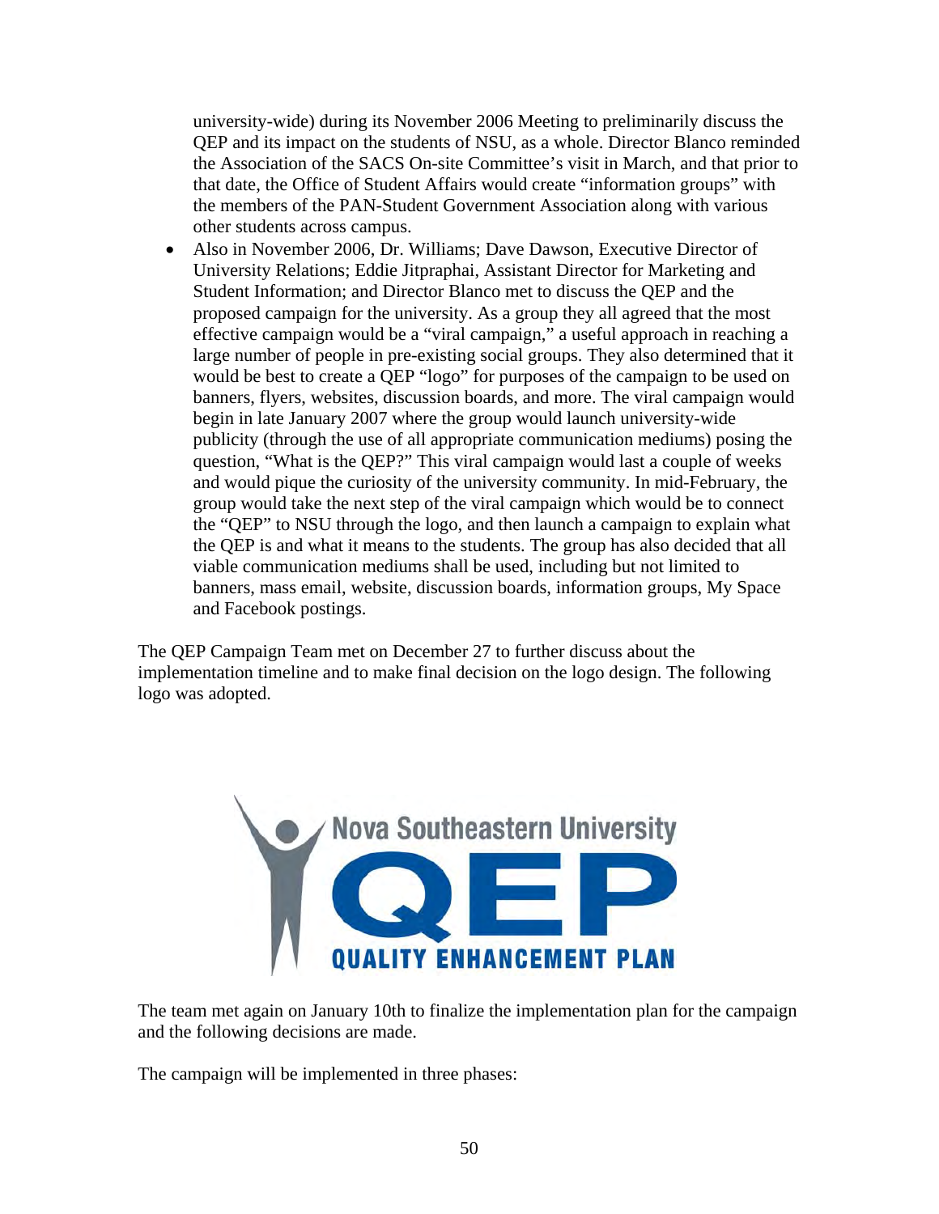university-wide) during its November 2006 Meeting to preliminarily discuss the QEP and its impact on the students of NSU, as a whole. Director Blanco reminded the Association of the SACS On-site Committee's visit in March, and that prior to that date, the Office of Student Affairs would create "information groups" with the members of the PAN-Student Government Association along with various other students across campus.

- Also in November 2006, Dr. Williams; Dave Dawson, Executive Director of University Relations; Eddie Jitpraphai, Assistant Director for Marketing and Student Information; and Director Blanco met to discuss the QEP and the proposed campaign for the university. As a group they all agreed that the most effective campaign would be a "viral campaign," a useful approach in reaching a large number of people in pre-existing social groups. They also determined that it would be best to create a QEP "logo" for purposes of the campaign to be used on banners, flyers, websites, discussion boards, and more. The viral campaign would begin in late January 2007 where the group would launch university-wide publicity (through the use of all appropriate communication mediums) posing the question, "What is the QEP?" This viral campaign would last a couple of weeks and would pique the curiosity of the university community. In mid-February, the group would take the next step of the viral campaign which would be to connect the "QEP" to NSU through the logo, and then launch a campaign to explain what the QEP is and what it means to the students. The group has also decided that all viable communication mediums shall be used, including but not limited to banners, mass email, website, discussion boards, information groups, My Space and Facebook postings.

The QEP Campaign Team met on December 27 to further discuss about the implementation timeline and to make final decision on the logo design. The following logo was adopted.

Nova Southeastern University
QEP
QUALITY ENHANCEMENT PLAN

The team met again on January 10th to finalize the implementation plan for the campaign and the following decisions are made.

The campaign will be implemented in three phases: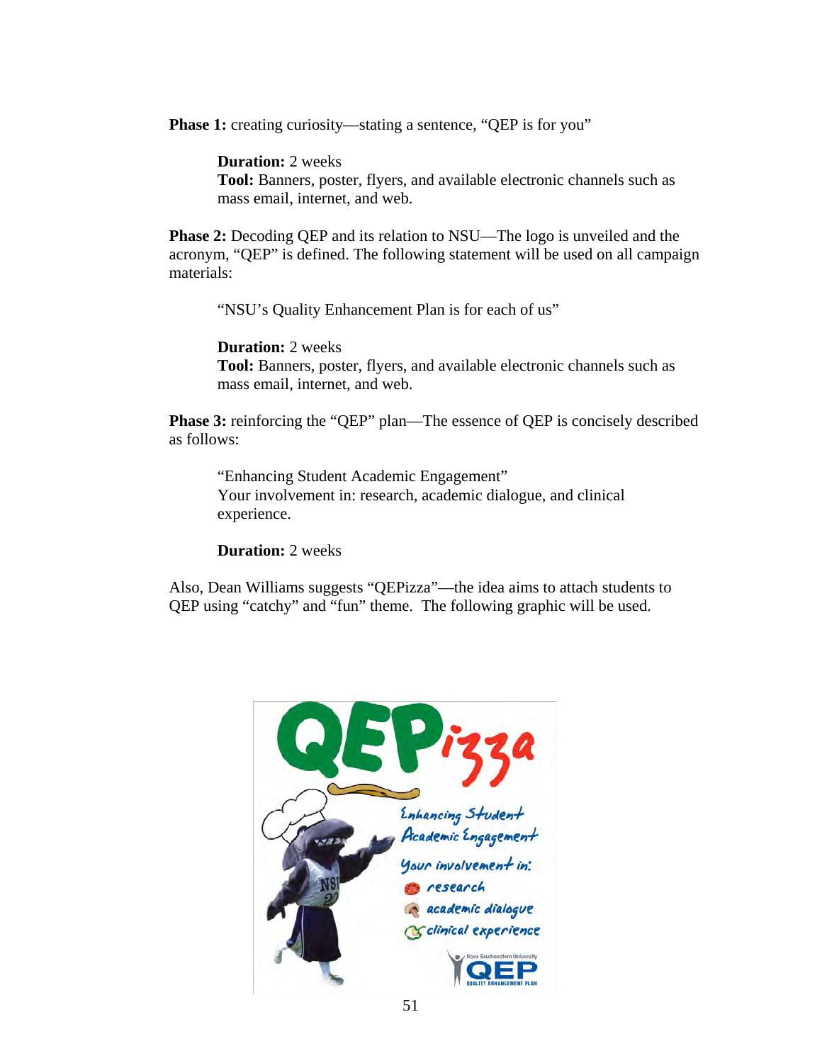**Phase 1:** creating curiosity—stating a sentence, "QEP is for you"

> **Duration:** 2 weeks
> **Tool:** Banners, poster, flyers, and available electronic channels such as mass email, internet, and web.

**Phase 2:** Decoding QEP and its relation to NSU—The logo is unveiled and the acronym, "QEP" is defined. The following statement will be used on all campaign materials:

> "NSU's Quality Enhancement Plan is for each of us"
>
> **Duration:** 2 weeks
> **Tool:** Banners, poster, flyers, and available electronic channels such as mass email, internet, and web.

**Phase 3:** reinforcing the "QEP" plan—The essence of QEP is concisely described as follows:

> "Enhancing Student Academic Engagement"
> Your involvement in: research, academic dialogue, and clinical experience.
>
> **Duration:** 2 weeks

Also, Dean Williams suggests "QEPizza"—the idea aims to attach students to QEP using "catchy" and "fun" theme. The following graphic will be used.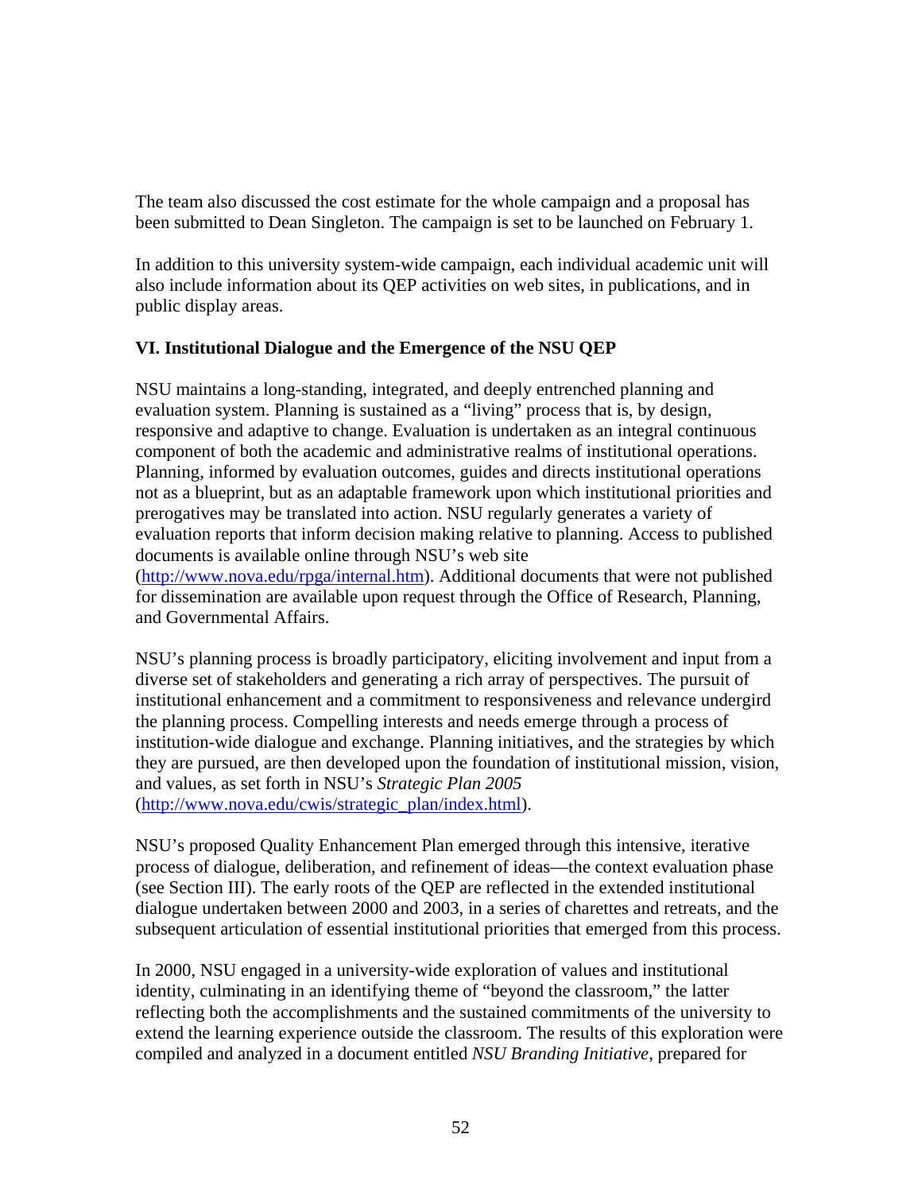The team also discussed the cost estimate for the whole campaign and a proposal has been submitted to Dean Singleton. The campaign is set to be launched on February 1.

In addition to this university system-wide campaign, each individual academic unit will also include information about its QEP activities on web sites, in publications, and in public display areas.

### VI. Institutional Dialogue and the Emergence of the NSU QEP

NSU maintains a long-standing, integrated, and deeply entrenched planning and evaluation system. Planning is sustained as a "living" process that is, by design, responsive and adaptive to change. Evaluation is undertaken as an integral continuous component of both the academic and administrative realms of institutional operations. Planning, informed by evaluation outcomes, guides and directs institutional operations not as a blueprint, but as an adaptable framework upon which institutional priorities and prerogatives may be translated into action. NSU regularly generates a variety of evaluation reports that inform decision making relative to planning. Access to published documents is available online through NSU's web site (http://www.nova.edu/rpga/internal.htm). Additional documents that were not published for dissemination are available upon request through the Office of Research, Planning, and Governmental Affairs.

NSU's planning process is broadly participatory, eliciting involvement and input from a diverse set of stakeholders and generating a rich array of perspectives. The pursuit of institutional enhancement and a commitment to responsiveness and relevance undergird the planning process. Compelling interests and needs emerge through a process of institution-wide dialogue and exchange. Planning initiatives, and the strategies by which they are pursued, are then developed upon the foundation of institutional mission, vision, and values, as set forth in NSU's *Strategic Plan 2005* (http://www.nova.edu/cwis/strategic_plan/index.html).

NSU's proposed Quality Enhancement Plan emerged through this intensive, iterative process of dialogue, deliberation, and refinement of ideas—the context evaluation phase (see Section III). The early roots of the QEP are reflected in the extended institutional dialogue undertaken between 2000 and 2003, in a series of charettes and retreats, and the subsequent articulation of essential institutional priorities that emerged from this process.

In 2000, NSU engaged in a university-wide exploration of values and institutional identity, culminating in an identifying theme of "beyond the classroom," the latter reflecting both the accomplishments and the sustained commitments of the university to extend the learning experience outside the classroom. The results of this exploration were compiled and analyzed in a document entitled *NSU Branding Initiative*, prepared for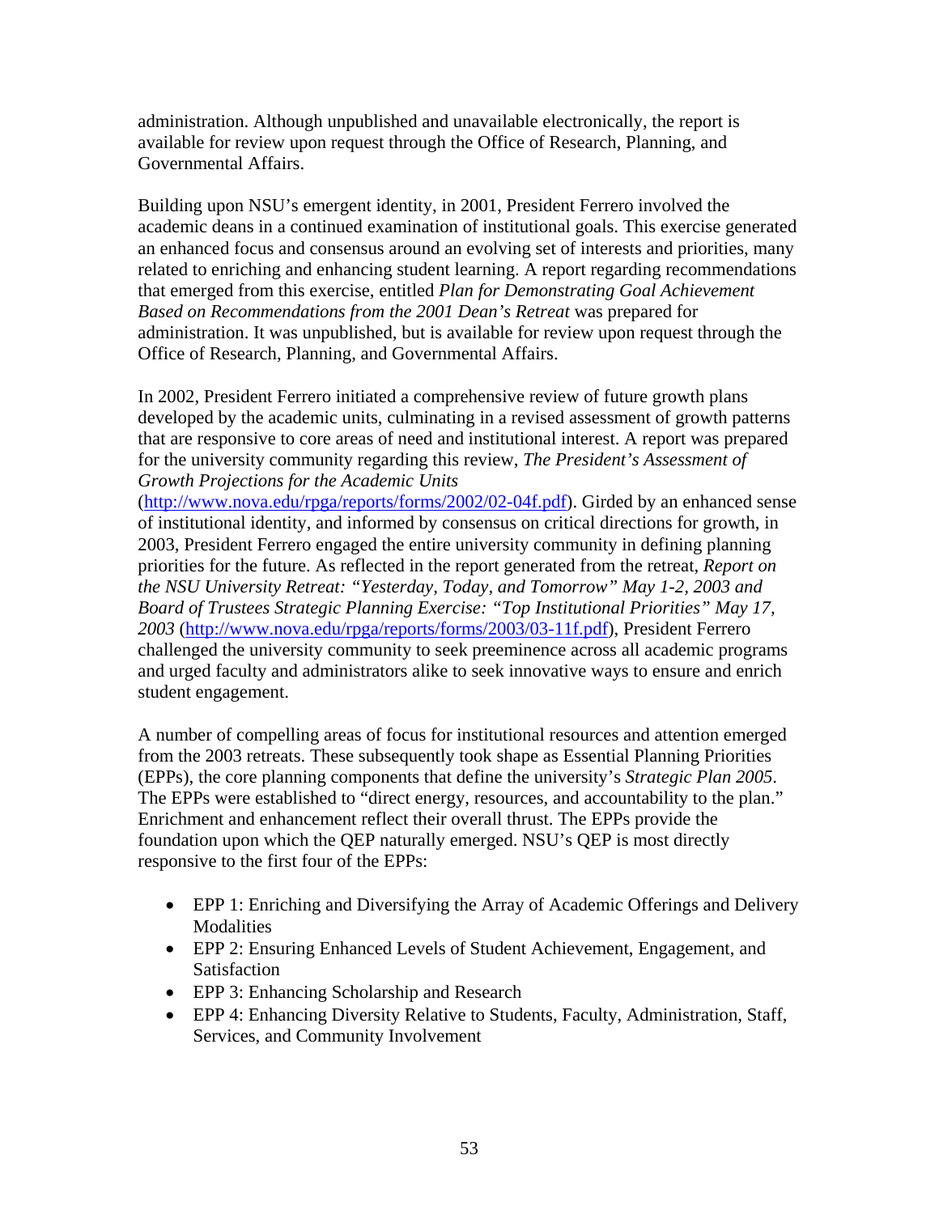administration. Although unpublished and unavailable electronically, the report is available for review upon request through the Office of Research, Planning, and Governmental Affairs.

Building upon NSU's emergent identity, in 2001, President Ferrero involved the academic deans in a continued examination of institutional goals. This exercise generated an enhanced focus and consensus around an evolving set of interests and priorities, many related to enriching and enhancing student learning. A report regarding recommendations that emerged from this exercise, entitled *Plan for Demonstrating Goal Achievement Based on Recommendations from the 2001 Dean's Retreat* was prepared for administration. It was unpublished, but is available for review upon request through the Office of Research, Planning, and Governmental Affairs.

In 2002, President Ferrero initiated a comprehensive review of future growth plans developed by the academic units, culminating in a revised assessment of growth patterns that are responsive to core areas of need and institutional interest. A report was prepared for the university community regarding this review, *The President's Assessment of Growth Projections for the Academic Units* (http://www.nova.edu/rpga/reports/forms/2002/02-04f.pdf). Girded by an enhanced sense of institutional identity, and informed by consensus on critical directions for growth, in 2003, President Ferrero engaged the entire university community in defining planning priorities for the future. As reflected in the report generated from the retreat, *Report on the NSU University Retreat: "Yesterday, Today, and Tomorrow" May 1-2, 2003 and Board of Trustees Strategic Planning Exercise: "Top Institutional Priorities" May 17, 2003* (http://www.nova.edu/rpga/reports/forms/2003/03-11f.pdf), President Ferrero challenged the university community to seek preeminence across all academic programs and urged faculty and administrators alike to seek innovative ways to ensure and enrich student engagement.

A number of compelling areas of focus for institutional resources and attention emerged from the 2003 retreats. These subsequently took shape as Essential Planning Priorities (EPPs), the core planning components that define the university's *Strategic Plan 2005*. The EPPs were established to "direct energy, resources, and accountability to the plan." Enrichment and enhancement reflect their overall thrust. The EPPs provide the foundation upon which the QEP naturally emerged. NSU's QEP is most directly responsive to the first four of the EPPs:

- EPP 1: Enriching and Diversifying the Array of Academic Offerings and Delivery Modalities
- EPP 2: Ensuring Enhanced Levels of Student Achievement, Engagement, and Satisfaction
- EPP 3: Enhancing Scholarship and Research
- EPP 4: Enhancing Diversity Relative to Students, Faculty, Administration, Staff, Services, and Community Involvement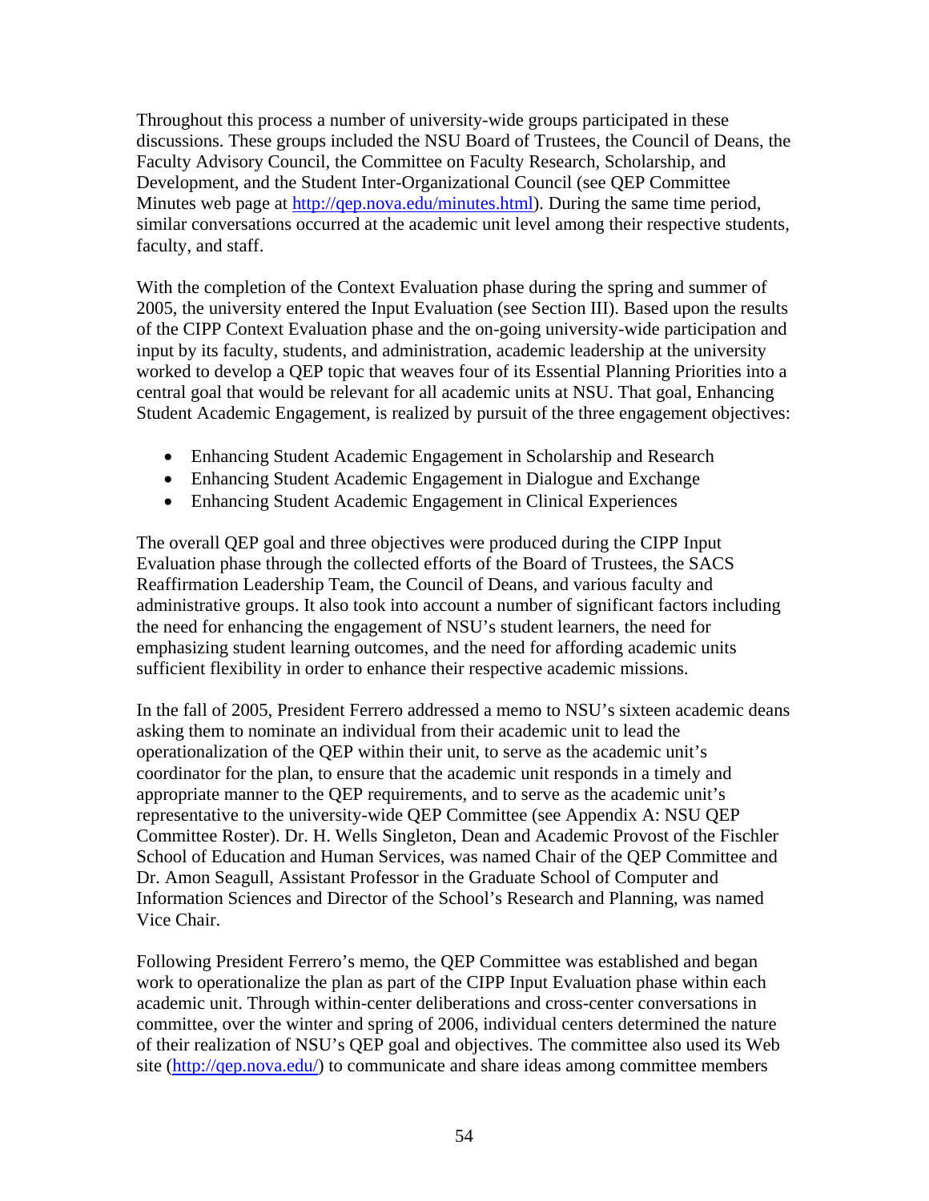Throughout this process a number of university-wide groups participated in these discussions. These groups included the NSU Board of Trustees, the Council of Deans, the Faculty Advisory Council, the Committee on Faculty Research, Scholarship, and Development, and the Student Inter-Organizational Council (see QEP Committee Minutes web page at http://qep.nova.edu/minutes.html). During the same time period, similar conversations occurred at the academic unit level among their respective students, faculty, and staff.

With the completion of the Context Evaluation phase during the spring and summer of 2005, the university entered the Input Evaluation (see Section III). Based upon the results of the CIPP Context Evaluation phase and the on-going university-wide participation and input by its faculty, students, and administration, academic leadership at the university worked to develop a QEP topic that weaves four of its Essential Planning Priorities into a central goal that would be relevant for all academic units at NSU. That goal, Enhancing Student Academic Engagement, is realized by pursuit of the three engagement objectives:

- Enhancing Student Academic Engagement in Scholarship and Research
- Enhancing Student Academic Engagement in Dialogue and Exchange
- Enhancing Student Academic Engagement in Clinical Experiences

The overall QEP goal and three objectives were produced during the CIPP Input Evaluation phase through the collected efforts of the Board of Trustees, the SACS Reaffirmation Leadership Team, the Council of Deans, and various faculty and administrative groups. It also took into account a number of significant factors including the need for enhancing the engagement of NSU's student learners, the need for emphasizing student learning outcomes, and the need for affording academic units sufficient flexibility in order to enhance their respective academic missions.

In the fall of 2005, President Ferrero addressed a memo to NSU's sixteen academic deans asking them to nominate an individual from their academic unit to lead the operationalization of the QEP within their unit, to serve as the academic unit's coordinator for the plan, to ensure that the academic unit responds in a timely and appropriate manner to the QEP requirements, and to serve as the academic unit's representative to the university-wide QEP Committee (see Appendix A: NSU QEP Committee Roster). Dr. H. Wells Singleton, Dean and Academic Provost of the Fischler School of Education and Human Services, was named Chair of the QEP Committee and Dr. Amon Seagull, Assistant Professor in the Graduate School of Computer and Information Sciences and Director of the School's Research and Planning, was named Vice Chair.

Following President Ferrero's memo, the QEP Committee was established and began work to operationalize the plan as part of the CIPP Input Evaluation phase within each academic unit. Through within-center deliberations and cross-center conversations in committee, over the winter and spring of 2006, individual centers determined the nature of their realization of NSU's QEP goal and objectives. The committee also used its Web site (http://qep.nova.edu/) to communicate and share ideas among committee members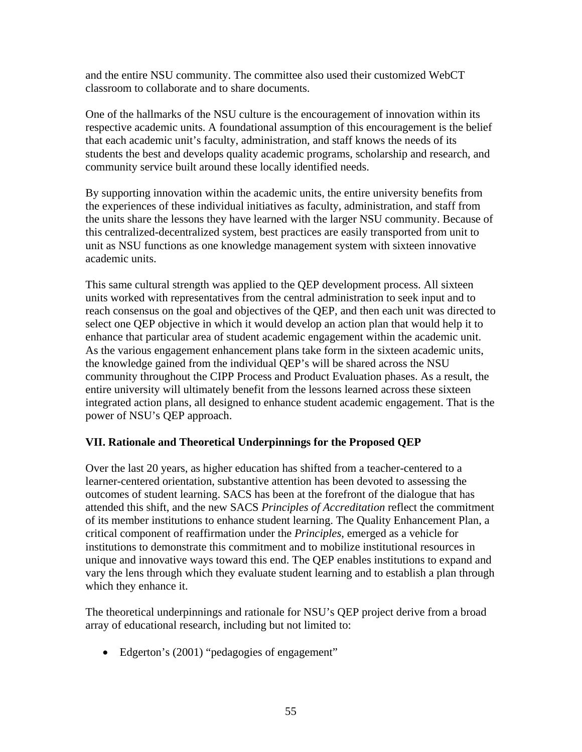and the entire NSU community. The committee also used their customized WebCT classroom to collaborate and to share documents.

One of the hallmarks of the NSU culture is the encouragement of innovation within its respective academic units. A foundational assumption of this encouragement is the belief that each academic unit's faculty, administration, and staff knows the needs of its students the best and develops quality academic programs, scholarship and research, and community service built around these locally identified needs.

By supporting innovation within the academic units, the entire university benefits from the experiences of these individual initiatives as faculty, administration, and staff from the units share the lessons they have learned with the larger NSU community. Because of this centralized-decentralized system, best practices are easily transported from unit to unit as NSU functions as one knowledge management system with sixteen innovative academic units.

This same cultural strength was applied to the QEP development process. All sixteen units worked with representatives from the central administration to seek input and to reach consensus on the goal and objectives of the QEP, and then each unit was directed to select one QEP objective in which it would develop an action plan that would help it to enhance that particular area of student academic engagement within the academic unit. As the various engagement enhancement plans take form in the sixteen academic units, the knowledge gained from the individual QEP's will be shared across the NSU community throughout the CIPP Process and Product Evaluation phases. As a result, the entire university will ultimately benefit from the lessons learned across these sixteen integrated action plans, all designed to enhance student academic engagement. That is the power of NSU's QEP approach.

## VII. Rationale and Theoretical Underpinnings for the Proposed QEP

Over the last 20 years, as higher education has shifted from a teacher-centered to a learner-centered orientation, substantive attention has been devoted to assessing the outcomes of student learning. SACS has been at the forefront of the dialogue that has attended this shift, and the new SACS *Principles of Accreditation* reflect the commitment of its member institutions to enhance student learning. The Quality Enhancement Plan, a critical component of reaffirmation under the *Principles*, emerged as a vehicle for institutions to demonstrate this commitment and to mobilize institutional resources in unique and innovative ways toward this end. The QEP enables institutions to expand and vary the lens through which they evaluate student learning and to establish a plan through which they enhance it.

The theoretical underpinnings and rationale for NSU's QEP project derive from a broad array of educational research, including but not limited to:

- Edgerton's (2001) "pedagogies of engagement"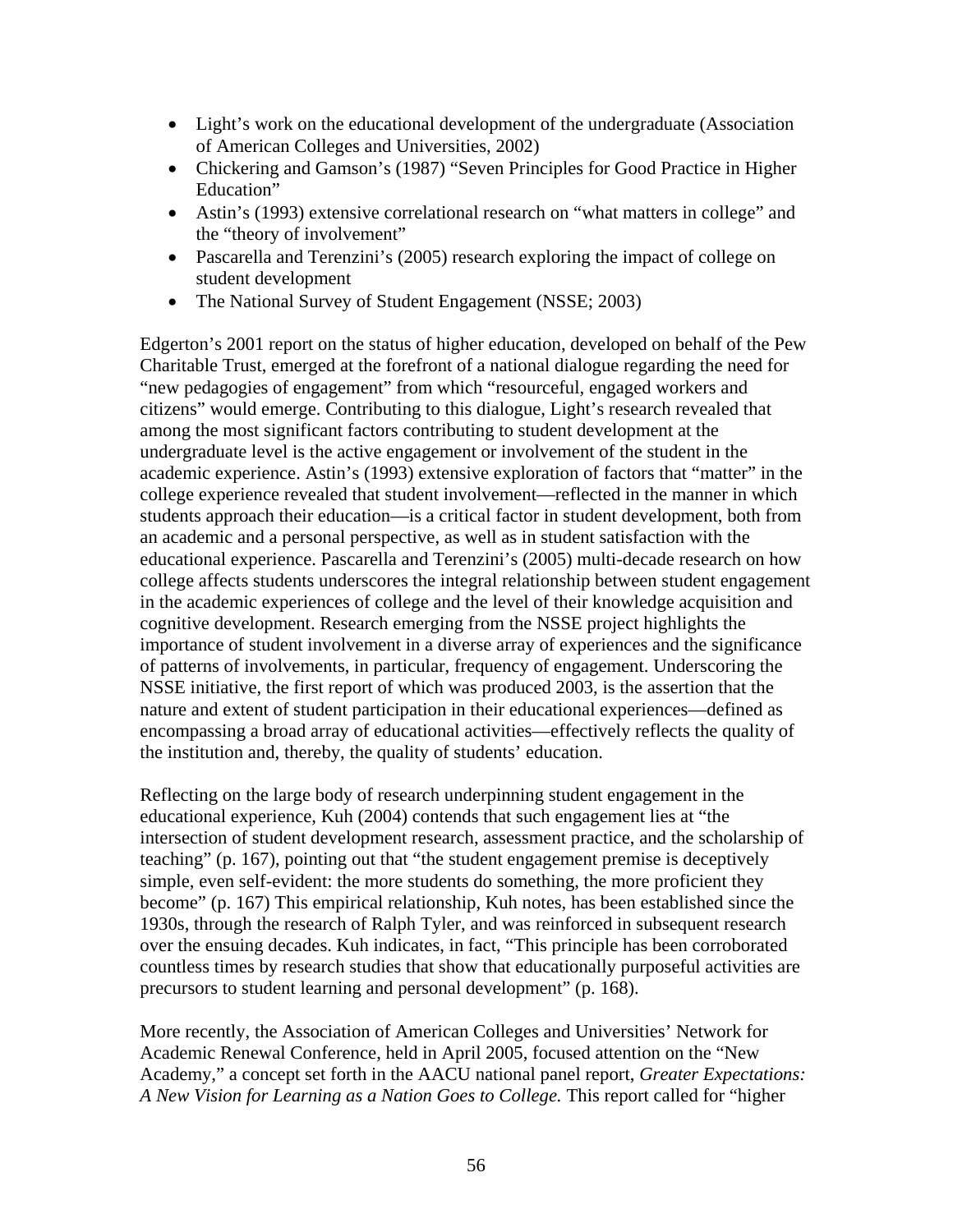- Light's work on the educational development of the undergraduate (Association of American Colleges and Universities, 2002)
- Chickering and Gamson's (1987) "Seven Principles for Good Practice in Higher Education"
- Astin's (1993) extensive correlational research on "what matters in college" and the "theory of involvement"
- Pascarella and Terenzini's (2005) research exploring the impact of college on student development
- The National Survey of Student Engagement (NSSE; 2003)

Edgerton's 2001 report on the status of higher education, developed on behalf of the Pew Charitable Trust, emerged at the forefront of a national dialogue regarding the need for "new pedagogies of engagement" from which "resourceful, engaged workers and citizens" would emerge. Contributing to this dialogue, Light's research revealed that among the most significant factors contributing to student development at the undergraduate level is the active engagement or involvement of the student in the academic experience. Astin's (1993) extensive exploration of factors that "matter" in the college experience revealed that student involvement—reflected in the manner in which students approach their education—is a critical factor in student development, both from an academic and a personal perspective, as well as in student satisfaction with the educational experience. Pascarella and Terenzini's (2005) multi-decade research on how college affects students underscores the integral relationship between student engagement in the academic experiences of college and the level of their knowledge acquisition and cognitive development. Research emerging from the NSSE project highlights the importance of student involvement in a diverse array of experiences and the significance of patterns of involvements, in particular, frequency of engagement. Underscoring the NSSE initiative, the first report of which was produced 2003, is the assertion that the nature and extent of student participation in their educational experiences—defined as encompassing a broad array of educational activities—effectively reflects the quality of the institution and, thereby, the quality of students' education.

Reflecting on the large body of research underpinning student engagement in the educational experience, Kuh (2004) contends that such engagement lies at "the intersection of student development research, assessment practice, and the scholarship of teaching" (p. 167), pointing out that "the student engagement premise is deceptively simple, even self-evident: the more students do something, the more proficient they become" (p. 167) This empirical relationship, Kuh notes, has been established since the 1930s, through the research of Ralph Tyler, and was reinforced in subsequent research over the ensuing decades. Kuh indicates, in fact, "This principle has been corroborated countless times by research studies that show that educationally purposeful activities are precursors to student learning and personal development" (p. 168).

More recently, the Association of American Colleges and Universities' Network for Academic Renewal Conference, held in April 2005, focused attention on the "New Academy," a concept set forth in the AACU national panel report, *Greater Expectations: A New Vision for Learning as a Nation Goes to College.* This report called for "higher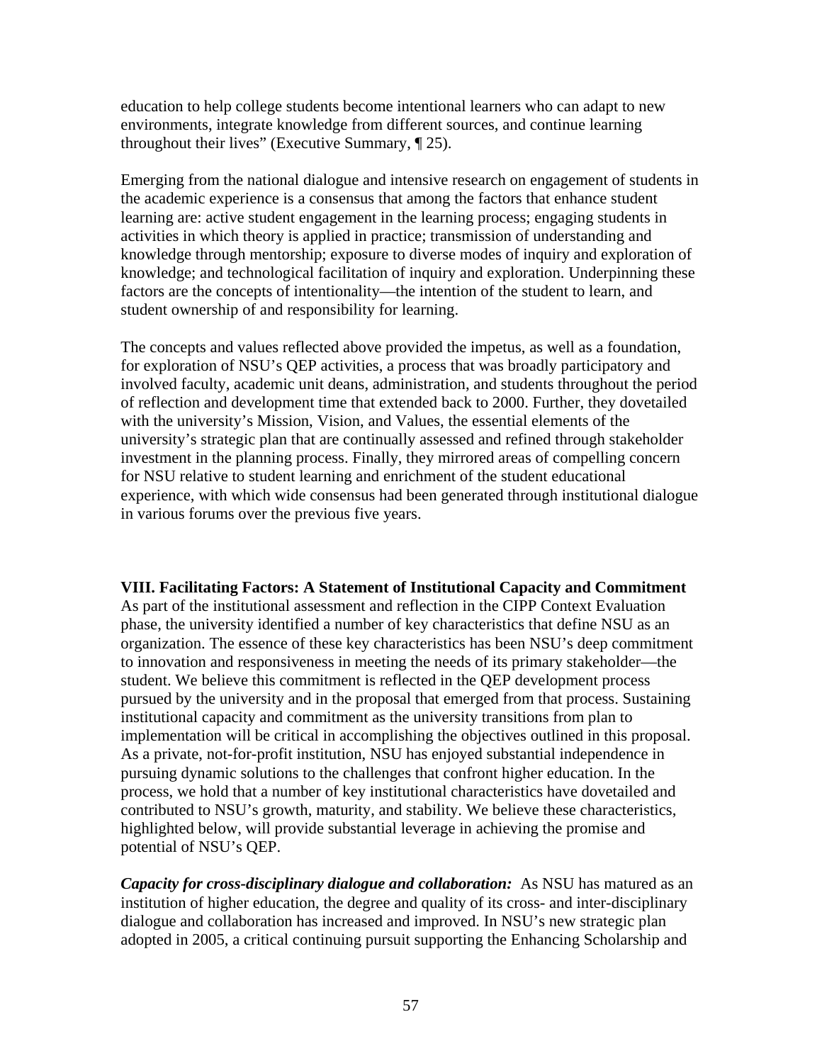education to help college students become intentional learners who can adapt to new environments, integrate knowledge from different sources, and continue learning throughout their lives" (Executive Summary, ¶ 25).

Emerging from the national dialogue and intensive research on engagement of students in the academic experience is a consensus that among the factors that enhance student learning are: active student engagement in the learning process; engaging students in activities in which theory is applied in practice; transmission of understanding and knowledge through mentorship; exposure to diverse modes of inquiry and exploration of knowledge; and technological facilitation of inquiry and exploration. Underpinning these factors are the concepts of intentionality—the intention of the student to learn, and student ownership of and responsibility for learning.

The concepts and values reflected above provided the impetus, as well as a foundation, for exploration of NSU's QEP activities, a process that was broadly participatory and involved faculty, academic unit deans, administration, and students throughout the period of reflection and development time that extended back to 2000. Further, they dovetailed with the university's Mission, Vision, and Values, the essential elements of the university's strategic plan that are continually assessed and refined through stakeholder investment in the planning process. Finally, they mirrored areas of compelling concern for NSU relative to student learning and enrichment of the student educational experience, with which wide consensus had been generated through institutional dialogue in various forums over the previous five years.

## VIII. Facilitating Factors: A Statement of Institutional Capacity and Commitment

As part of the institutional assessment and reflection in the CIPP Context Evaluation phase, the university identified a number of key characteristics that define NSU as an organization. The essence of these key characteristics has been NSU's deep commitment to innovation and responsiveness in meeting the needs of its primary stakeholder—the student. We believe this commitment is reflected in the QEP development process pursued by the university and in the proposal that emerged from that process. Sustaining institutional capacity and commitment as the university transitions from plan to implementation will be critical in accomplishing the objectives outlined in this proposal. As a private, not-for-profit institution, NSU has enjoyed substantial independence in pursuing dynamic solutions to the challenges that confront higher education. In the process, we hold that a number of key institutional characteristics have dovetailed and contributed to NSU's growth, maturity, and stability. We believe these characteristics, highlighted below, will provide substantial leverage in achieving the promise and potential of NSU's QEP.

***Capacity for cross-disciplinary dialogue and collaboration:*** As NSU has matured as an institution of higher education, the degree and quality of its cross- and inter-disciplinary dialogue and collaboration has increased and improved. In NSU's new strategic plan adopted in 2005, a critical continuing pursuit supporting the Enhancing Scholarship and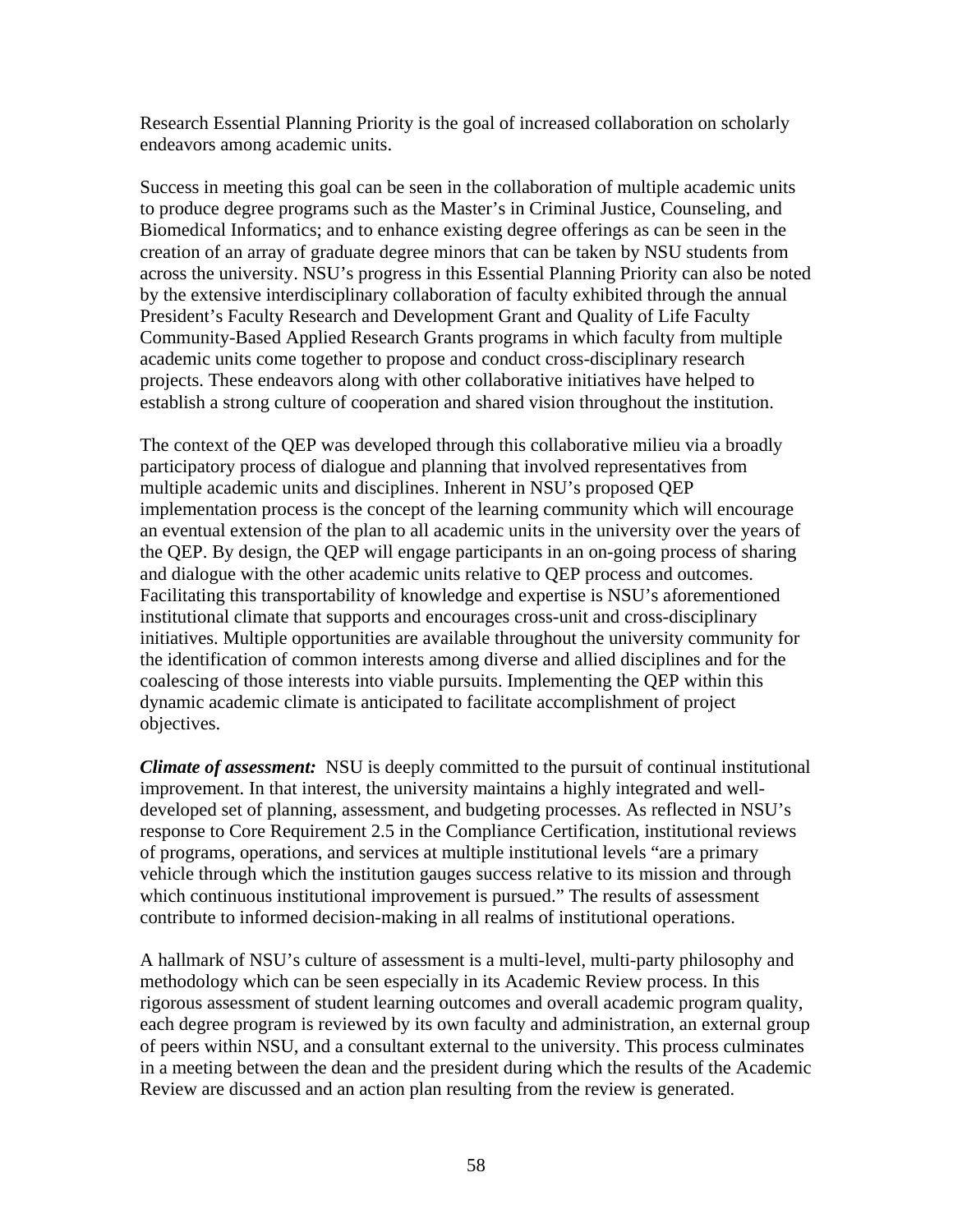Research Essential Planning Priority is the goal of increased collaboration on scholarly endeavors among academic units.

Success in meeting this goal can be seen in the collaboration of multiple academic units to produce degree programs such as the Master's in Criminal Justice, Counseling, and Biomedical Informatics; and to enhance existing degree offerings as can be seen in the creation of an array of graduate degree minors that can be taken by NSU students from across the university. NSU's progress in this Essential Planning Priority can also be noted by the extensive interdisciplinary collaboration of faculty exhibited through the annual President's Faculty Research and Development Grant and Quality of Life Faculty Community-Based Applied Research Grants programs in which faculty from multiple academic units come together to propose and conduct cross-disciplinary research projects. These endeavors along with other collaborative initiatives have helped to establish a strong culture of cooperation and shared vision throughout the institution.

The context of the QEP was developed through this collaborative milieu via a broadly participatory process of dialogue and planning that involved representatives from multiple academic units and disciplines. Inherent in NSU's proposed QEP implementation process is the concept of the learning community which will encourage an eventual extension of the plan to all academic units in the university over the years of the QEP. By design, the QEP will engage participants in an on-going process of sharing and dialogue with the other academic units relative to QEP process and outcomes. Facilitating this transportability of knowledge and expertise is NSU's aforementioned institutional climate that supports and encourages cross-unit and cross-disciplinary initiatives. Multiple opportunities are available throughout the university community for the identification of common interests among diverse and allied disciplines and for the coalescing of those interests into viable pursuits. Implementing the QEP within this dynamic academic climate is anticipated to facilitate accomplishment of project objectives.

***Climate of assessment:*** NSU is deeply committed to the pursuit of continual institutional improvement. In that interest, the university maintains a highly integrated and well-developed set of planning, assessment, and budgeting processes. As reflected in NSU's response to Core Requirement 2.5 in the Compliance Certification, institutional reviews of programs, operations, and services at multiple institutional levels "are a primary vehicle through which the institution gauges success relative to its mission and through which continuous institutional improvement is pursued." The results of assessment contribute to informed decision-making in all realms of institutional operations.

A hallmark of NSU's culture of assessment is a multi-level, multi-party philosophy and methodology which can be seen especially in its Academic Review process. In this rigorous assessment of student learning outcomes and overall academic program quality, each degree program is reviewed by its own faculty and administration, an external group of peers within NSU, and a consultant external to the university. This process culminates in a meeting between the dean and the president during which the results of the Academic Review are discussed and an action plan resulting from the review is generated.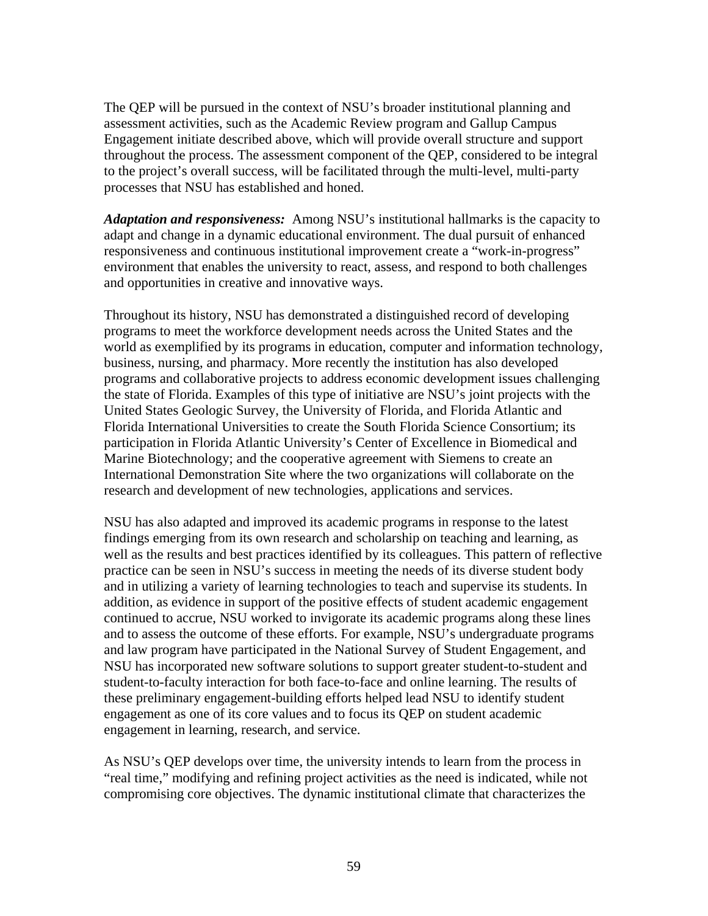The QEP will be pursued in the context of NSU's broader institutional planning and assessment activities, such as the Academic Review program and Gallup Campus Engagement initiate described above, which will provide overall structure and support throughout the process. The assessment component of the QEP, considered to be integral to the project's overall success, will be facilitated through the multi-level, multi-party processes that NSU has established and honed.

***Adaptation and responsiveness:*** Among NSU's institutional hallmarks is the capacity to adapt and change in a dynamic educational environment. The dual pursuit of enhanced responsiveness and continuous institutional improvement create a "work-in-progress" environment that enables the university to react, assess, and respond to both challenges and opportunities in creative and innovative ways.

Throughout its history, NSU has demonstrated a distinguished record of developing programs to meet the workforce development needs across the United States and the world as exemplified by its programs in education, computer and information technology, business, nursing, and pharmacy. More recently the institution has also developed programs and collaborative projects to address economic development issues challenging the state of Florida. Examples of this type of initiative are NSU's joint projects with the United States Geologic Survey, the University of Florida, and Florida Atlantic and Florida International Universities to create the South Florida Science Consortium; its participation in Florida Atlantic University's Center of Excellence in Biomedical and Marine Biotechnology; and the cooperative agreement with Siemens to create an International Demonstration Site where the two organizations will collaborate on the research and development of new technologies, applications and services.

NSU has also adapted and improved its academic programs in response to the latest findings emerging from its own research and scholarship on teaching and learning, as well as the results and best practices identified by its colleagues. This pattern of reflective practice can be seen in NSU's success in meeting the needs of its diverse student body and in utilizing a variety of learning technologies to teach and supervise its students. In addition, as evidence in support of the positive effects of student academic engagement continued to accrue, NSU worked to invigorate its academic programs along these lines and to assess the outcome of these efforts. For example, NSU's undergraduate programs and law program have participated in the National Survey of Student Engagement, and NSU has incorporated new software solutions to support greater student-to-student and student-to-faculty interaction for both face-to-face and online learning. The results of these preliminary engagement-building efforts helped lead NSU to identify student engagement as one of its core values and to focus its QEP on student academic engagement in learning, research, and service.

As NSU's QEP develops over time, the university intends to learn from the process in "real time," modifying and refining project activities as the need is indicated, while not compromising core objectives. The dynamic institutional climate that characterizes the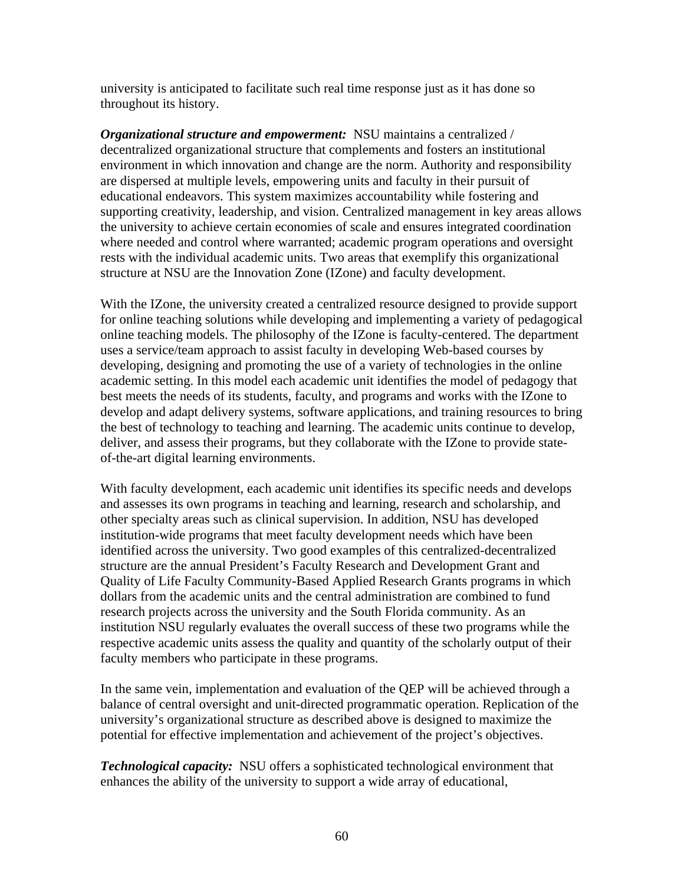university is anticipated to facilitate such real time response just as it has done so throughout its history.

***Organizational structure and empowerment:*** NSU maintains a centralized / decentralized organizational structure that complements and fosters an institutional environment in which innovation and change are the norm. Authority and responsibility are dispersed at multiple levels, empowering units and faculty in their pursuit of educational endeavors. This system maximizes accountability while fostering and supporting creativity, leadership, and vision. Centralized management in key areas allows the university to achieve certain economies of scale and ensures integrated coordination where needed and control where warranted; academic program operations and oversight rests with the individual academic units. Two areas that exemplify this organizational structure at NSU are the Innovation Zone (IZone) and faculty development.

With the IZone, the university created a centralized resource designed to provide support for online teaching solutions while developing and implementing a variety of pedagogical online teaching models. The philosophy of the IZone is faculty-centered. The department uses a service/team approach to assist faculty in developing Web-based courses by developing, designing and promoting the use of a variety of technologies in the online academic setting. In this model each academic unit identifies the model of pedagogy that best meets the needs of its students, faculty, and programs and works with the IZone to develop and adapt delivery systems, software applications, and training resources to bring the best of technology to teaching and learning. The academic units continue to develop, deliver, and assess their programs, but they collaborate with the IZone to provide state-of-the-art digital learning environments.

With faculty development, each academic unit identifies its specific needs and develops and assesses its own programs in teaching and learning, research and scholarship, and other specialty areas such as clinical supervision. In addition, NSU has developed institution-wide programs that meet faculty development needs which have been identified across the university. Two good examples of this centralized-decentralized structure are the annual President's Faculty Research and Development Grant and Quality of Life Faculty Community-Based Applied Research Grants programs in which dollars from the academic units and the central administration are combined to fund research projects across the university and the South Florida community. As an institution NSU regularly evaluates the overall success of these two programs while the respective academic units assess the quality and quantity of the scholarly output of their faculty members who participate in these programs.

In the same vein, implementation and evaluation of the QEP will be achieved through a balance of central oversight and unit-directed programmatic operation. Replication of the university's organizational structure as described above is designed to maximize the potential for effective implementation and achievement of the project's objectives.

***Technological capacity:*** NSU offers a sophisticated technological environment that enhances the ability of the university to support a wide array of educational,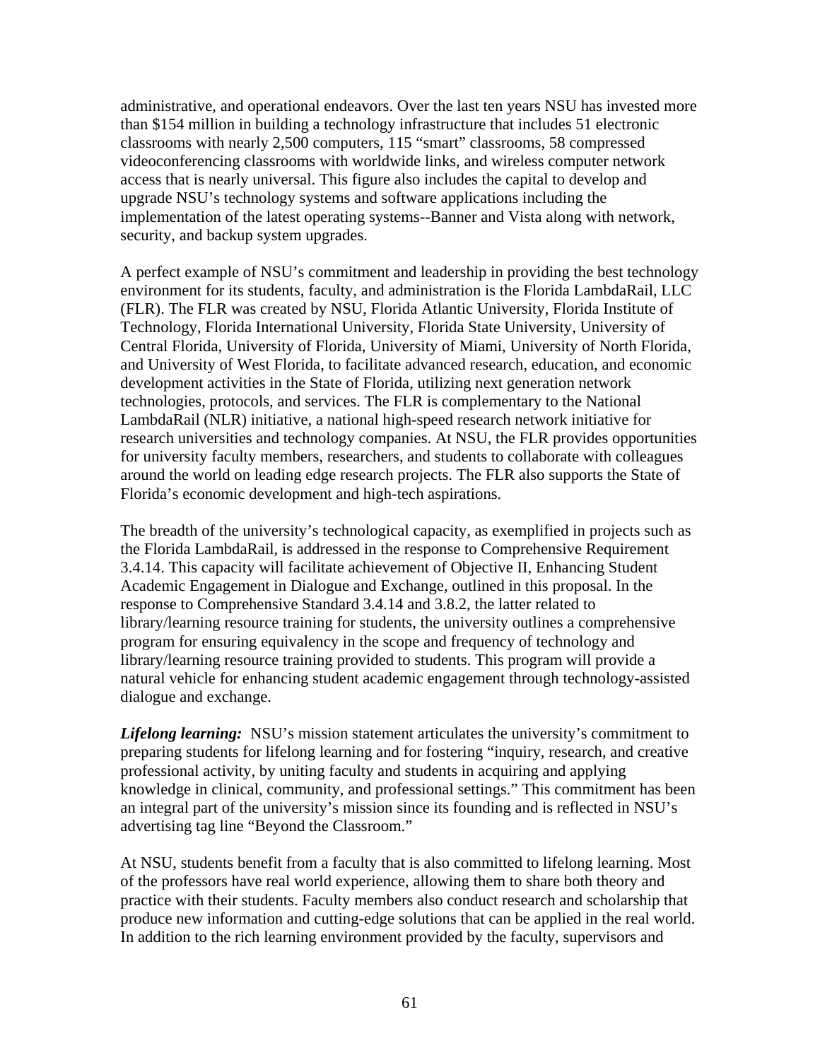administrative, and operational endeavors. Over the last ten years NSU has invested more than $154 million in building a technology infrastructure that includes 51 electronic classrooms with nearly 2,500 computers, 115 "smart" classrooms, 58 compressed videoconferencing classrooms with worldwide links, and wireless computer network access that is nearly universal. This figure also includes the capital to develop and upgrade NSU's technology systems and software applications including the implementation of the latest operating systems--Banner and Vista along with network, security, and backup system upgrades.

A perfect example of NSU's commitment and leadership in providing the best technology environment for its students, faculty, and administration is the Florida LambdaRail, LLC (FLR). The FLR was created by NSU, Florida Atlantic University, Florida Institute of Technology, Florida International University, Florida State University, University of Central Florida, University of Florida, University of Miami, University of North Florida, and University of West Florida, to facilitate advanced research, education, and economic development activities in the State of Florida, utilizing next generation network technologies, protocols, and services. The FLR is complementary to the National LambdaRail (NLR) initiative, a national high-speed research network initiative for research universities and technology companies. At NSU, the FLR provides opportunities for university faculty members, researchers, and students to collaborate with colleagues around the world on leading edge research projects. The FLR also supports the State of Florida's economic development and high-tech aspirations.

The breadth of the university's technological capacity, as exemplified in projects such as the Florida LambdaRail, is addressed in the response to Comprehensive Requirement 3.4.14. This capacity will facilitate achievement of Objective II, Enhancing Student Academic Engagement in Dialogue and Exchange, outlined in this proposal. In the response to Comprehensive Standard 3.4.14 and 3.8.2, the latter related to library/learning resource training for students, the university outlines a comprehensive program for ensuring equivalency in the scope and frequency of technology and library/learning resource training provided to students. This program will provide a natural vehicle for enhancing student academic engagement through technology-assisted dialogue and exchange.

***Lifelong learning:*** NSU's mission statement articulates the university's commitment to preparing students for lifelong learning and for fostering "inquiry, research, and creative professional activity, by uniting faculty and students in acquiring and applying knowledge in clinical, community, and professional settings." This commitment has been an integral part of the university's mission since its founding and is reflected in NSU's advertising tag line "Beyond the Classroom."

At NSU, students benefit from a faculty that is also committed to lifelong learning. Most of the professors have real world experience, allowing them to share both theory and practice with their students. Faculty members also conduct research and scholarship that produce new information and cutting-edge solutions that can be applied in the real world. In addition to the rich learning environment provided by the faculty, supervisors and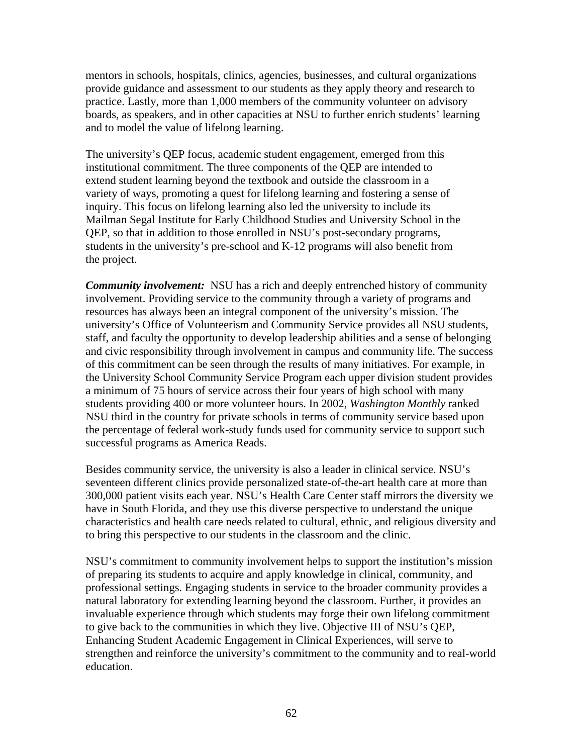mentors in schools, hospitals, clinics, agencies, businesses, and cultural organizations provide guidance and assessment to our students as they apply theory and research to practice. Lastly, more than 1,000 members of the community volunteer on advisory boards, as speakers, and in other capacities at NSU to further enrich students' learning and to model the value of lifelong learning.

The university's QEP focus, academic student engagement, emerged from this institutional commitment. The three components of the QEP are intended to extend student learning beyond the textbook and outside the classroom in a variety of ways, promoting a quest for lifelong learning and fostering a sense of inquiry. This focus on lifelong learning also led the university to include its Mailman Segal Institute for Early Childhood Studies and University School in the QEP, so that in addition to those enrolled in NSU's post-secondary programs, students in the university's pre-school and K-12 programs will also benefit from the project.

***Community involvement:*** NSU has a rich and deeply entrenched history of community involvement. Providing service to the community through a variety of programs and resources has always been an integral component of the university's mission. The university's Office of Volunteerism and Community Service provides all NSU students, staff, and faculty the opportunity to develop leadership abilities and a sense of belonging and civic responsibility through involvement in campus and community life. The success of this commitment can be seen through the results of many initiatives. For example, in the University School Community Service Program each upper division student provides a minimum of 75 hours of service across their four years of high school with many students providing 400 or more volunteer hours. In 2002, *Washington Monthly* ranked NSU third in the country for private schools in terms of community service based upon the percentage of federal work-study funds used for community service to support such successful programs as America Reads.

Besides community service, the university is also a leader in clinical service. NSU's seventeen different clinics provide personalized state-of-the-art health care at more than 300,000 patient visits each year. NSU's Health Care Center staff mirrors the diversity we have in South Florida, and they use this diverse perspective to understand the unique characteristics and health care needs related to cultural, ethnic, and religious diversity and to bring this perspective to our students in the classroom and the clinic.

NSU's commitment to community involvement helps to support the institution's mission of preparing its students to acquire and apply knowledge in clinical, community, and professional settings. Engaging students in service to the broader community provides a natural laboratory for extending learning beyond the classroom. Further, it provides an invaluable experience through which students may forge their own lifelong commitment to give back to the communities in which they live. Objective III of NSU's QEP, Enhancing Student Academic Engagement in Clinical Experiences, will serve to strengthen and reinforce the university's commitment to the community and to real-world education.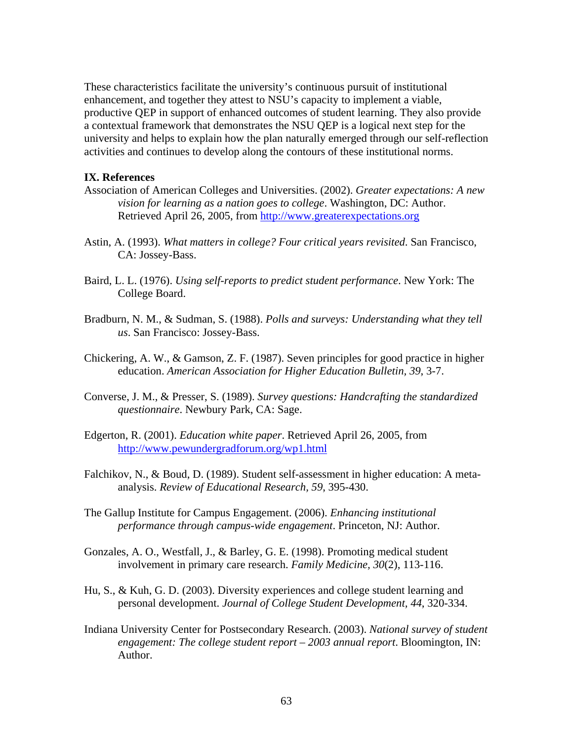These characteristics facilitate the university's continuous pursuit of institutional enhancement, and together they attest to NSU's capacity to implement a viable, productive QEP in support of enhanced outcomes of student learning. They also provide a contextual framework that demonstrates the NSU QEP is a logical next step for the university and helps to explain how the plan naturally emerged through our self-reflection activities and continues to develop along the contours of these institutional norms.

## IX. References

Association of American Colleges and Universities. (2002). *Greater expectations: A new vision for learning as a nation goes to college*. Washington, DC: Author. Retrieved April 26, 2005, from http://www.greaterexpectations.org

Astin, A. (1993). *What matters in college? Four critical years revisited*. San Francisco, CA: Jossey-Bass.

Baird, L. L. (1976). *Using self-reports to predict student performance*. New York: The College Board.

Bradburn, N. M., & Sudman, S. (1988). *Polls and surveys: Understanding what they tell us*. San Francisco: Jossey-Bass.

Chickering, A. W., & Gamson, Z. F. (1987). Seven principles for good practice in higher education. *American Association for Higher Education Bulletin, 39*, 3-7.

Converse, J. M., & Presser, S. (1989). *Survey questions: Handcrafting the standardized questionnaire*. Newbury Park, CA: Sage.

Edgerton, R. (2001). *Education white paper*. Retrieved April 26, 2005, from http://www.pewundergradforum.org/wp1.html

Falchikov, N., & Boud, D. (1989). Student self-assessment in higher education: A meta-analysis. *Review of Educational Research, 59*, 395-430.

The Gallup Institute for Campus Engagement. (2006). *Enhancing institutional performance through campus-wide engagement*. Princeton, NJ: Author.

Gonzales, A. O., Westfall, J., & Barley, G. E. (1998). Promoting medical student involvement in primary care research. *Family Medicine, 30*(2), 113-116.

Hu, S., & Kuh, G. D. (2003). Diversity experiences and college student learning and personal development. *Journal of College Student Development, 44*, 320-334.

Indiana University Center for Postsecondary Research. (2003). *National survey of student engagement: The college student report – 2003 annual report*. Bloomington, IN: Author.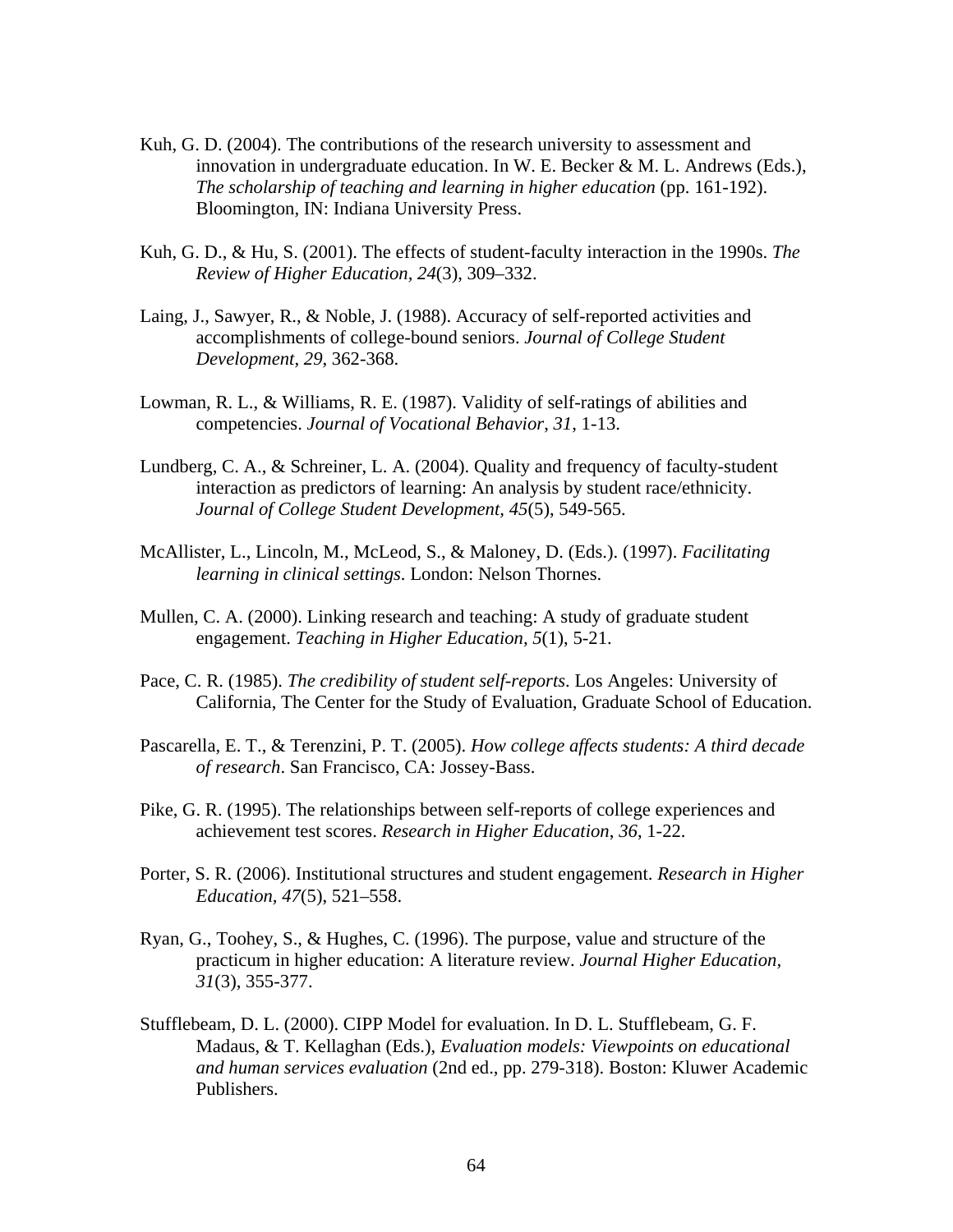Kuh, G. D. (2004). The contributions of the research university to assessment and innovation in undergraduate education. In W. E. Becker & M. L. Andrews (Eds.), *The scholarship of teaching and learning in higher education* (pp. 161-192). Bloomington, IN: Indiana University Press.

Kuh, G. D., & Hu, S. (2001). The effects of student-faculty interaction in the 1990s. *The Review of Higher Education, 24*(3), 309–332.

Laing, J., Sawyer, R., & Noble, J. (1988). Accuracy of self-reported activities and accomplishments of college-bound seniors. *Journal of College Student Development*, *29*, 362-368.

Lowman, R. L., & Williams, R. E. (1987). Validity of self-ratings of abilities and competencies. *Journal of Vocational Behavior, 31*, 1-13.

Lundberg, C. A., & Schreiner, L. A. (2004). Quality and frequency of faculty-student interaction as predictors of learning: An analysis by student race/ethnicity. *Journal of College Student Development, 45*(5), 549-565.

McAllister, L., Lincoln, M., McLeod, S., & Maloney, D. (Eds.). (1997). *Facilitating learning in clinical settings*. London: Nelson Thornes.

Mullen, C. A. (2000). Linking research and teaching: A study of graduate student engagement. *Teaching in Higher Education, 5*(1), 5-21.

Pace, C. R. (1985). *The credibility of student self-reports*. Los Angeles: University of California, The Center for the Study of Evaluation, Graduate School of Education.

Pascarella, E. T., & Terenzini, P. T. (2005). *How college affects students: A third decade of research*. San Francisco, CA: Jossey-Bass.

Pike, G. R. (1995). The relationships between self-reports of college experiences and achievement test scores. *Research in Higher Education*, *36*, 1-22.

Porter, S. R. (2006). Institutional structures and student engagement. *Research in Higher Education, 47*(5), 521–558.

Ryan, G., Toohey, S., & Hughes, C. (1996). The purpose, value and structure of the practicum in higher education: A literature review. *Journal Higher Education, 31*(3), 355-377.

Stufflebeam, D. L. (2000). CIPP Model for evaluation. In D. L. Stufflebeam, G. F. Madaus, & T. Kellaghan (Eds.), *Evaluation models: Viewpoints on educational and human services evaluation* (2nd ed., pp. 279-318). Boston: Kluwer Academic Publishers.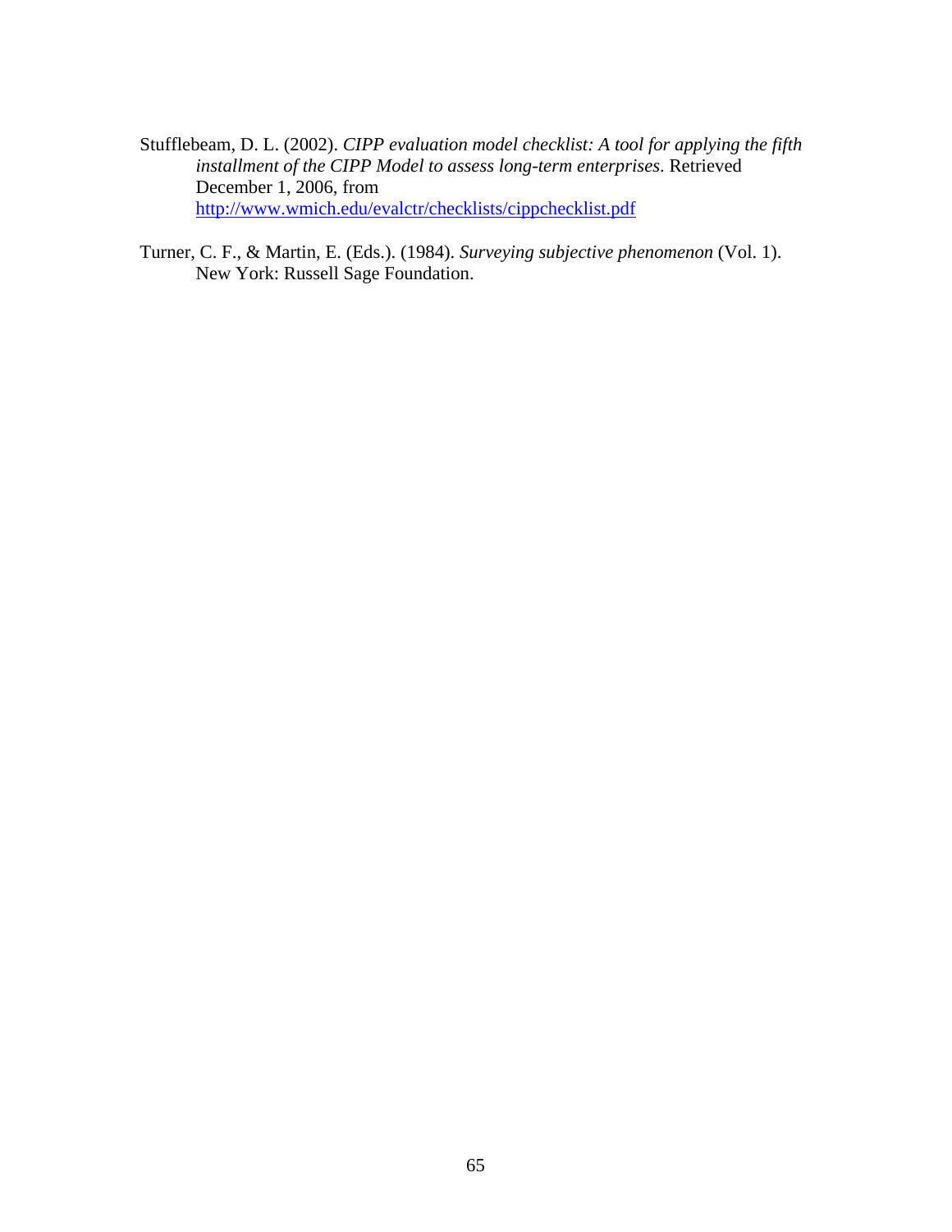Stufflebeam, D. L. (2002). *CIPP evaluation model checklist: A tool for applying the fifth installment of the CIPP Model to assess long-term enterprises*. Retrieved December 1, 2006, from http://www.wmich.edu/evalctr/checklists/cippchecklist.pdf

Turner, C. F., & Martin, E. (Eds.). (1984). *Surveying subjective phenomenon* (Vol. 1). New York: Russell Sage Foundation.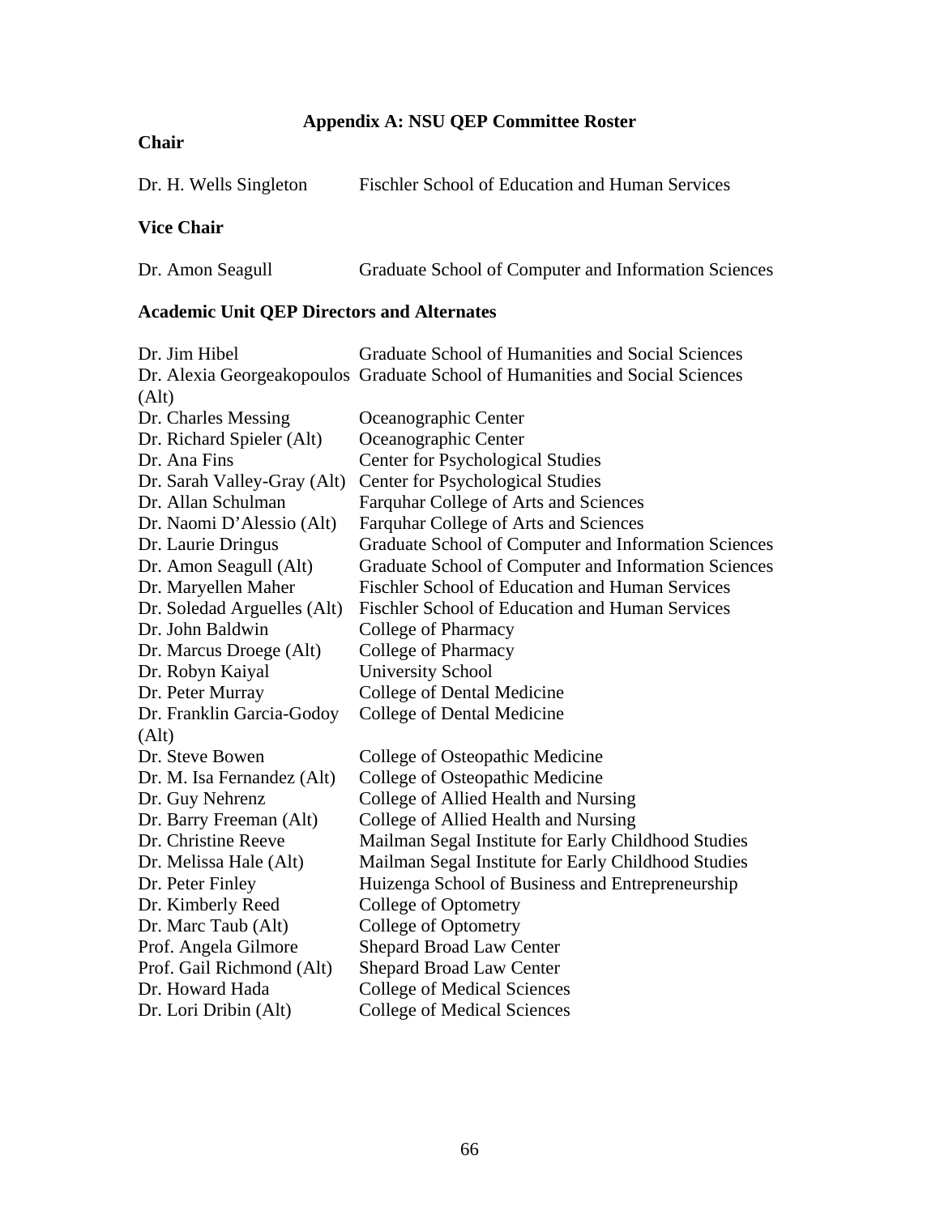# Appendix A: NSU QEP Committee Roster

**Chair**

| | |
|---|---|
| Dr. H. Wells Singleton | Fischler School of Education and Human Services |

**Vice Chair**

| | |
|---|---|
| Dr. Amon Seagull | Graduate School of Computer and Information Sciences |

**Academic Unit QEP Directors and Alternates**

| | |
|---|---|
| Dr. Jim Hibel | Graduate School of Humanities and Social Sciences |
| Dr. Alexia Georgeakopoulos (Alt) | Graduate School of Humanities and Social Sciences |
| Dr. Charles Messing | Oceanographic Center |
| Dr. Richard Spieler (Alt) | Oceanographic Center |
| Dr. Ana Fins | Center for Psychological Studies |
| Dr. Sarah Valley-Gray (Alt) | Center for Psychological Studies |
| Dr. Allan Schulman | Farquhar College of Arts and Sciences |
| Dr. Naomi D'Alessio (Alt) | Farquhar College of Arts and Sciences |
| Dr. Laurie Dringus | Graduate School of Computer and Information Sciences |
| Dr. Amon Seagull (Alt) | Graduate School of Computer and Information Sciences |
| Dr. Maryellen Maher | Fischler School of Education and Human Services |
| Dr. Soledad Arguelles (Alt) | Fischler School of Education and Human Services |
| Dr. John Baldwin | College of Pharmacy |
| Dr. Marcus Droege (Alt) | College of Pharmacy |
| Dr. Robyn Kaiyal | University School |
| Dr. Peter Murray | College of Dental Medicine |
| Dr. Franklin Garcia-Godoy (Alt) | College of Dental Medicine |
| Dr. Steve Bowen | College of Osteopathic Medicine |
| Dr. M. Isa Fernandez (Alt) | College of Osteopathic Medicine |
| Dr. Guy Nehrenz | College of Allied Health and Nursing |
| Dr. Barry Freeman (Alt) | College of Allied Health and Nursing |
| Dr. Christine Reeve | Mailman Segal Institute for Early Childhood Studies |
| Dr. Melissa Hale (Alt) | Mailman Segal Institute for Early Childhood Studies |
| Dr. Peter Finley | Huizenga School of Business and Entrepreneurship |
| Dr. Kimberly Reed | College of Optometry |
| Dr. Marc Taub (Alt) | College of Optometry |
| Prof. Angela Gilmore | Shepard Broad Law Center |
| Prof. Gail Richmond (Alt) | Shepard Broad Law Center |
| Dr. Howard Hada | College of Medical Sciences |
| Dr. Lori Dribin (Alt) | College of Medical Sciences |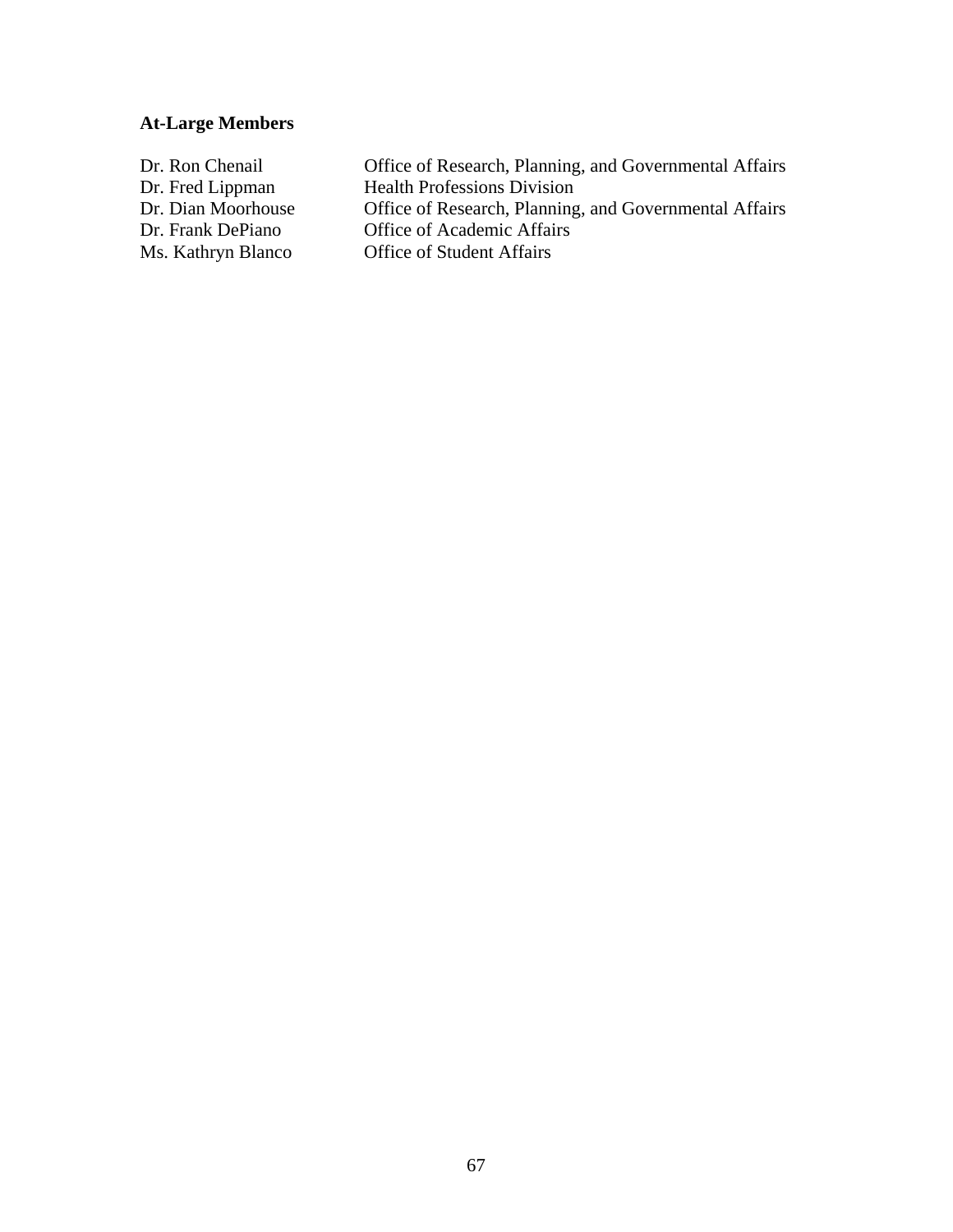**At-Large Members**

| | |
|---|---|
| Dr. Ron Chenail | Office of Research, Planning, and Governmental Affairs |
| Dr. Fred Lippman | Health Professions Division |
| Dr. Dian Moorhouse | Office of Research, Planning, and Governmental Affairs |
| Dr. Frank DePiano | Office of Academic Affairs |
| Ms. Kathryn Blanco | Office of Student Affairs |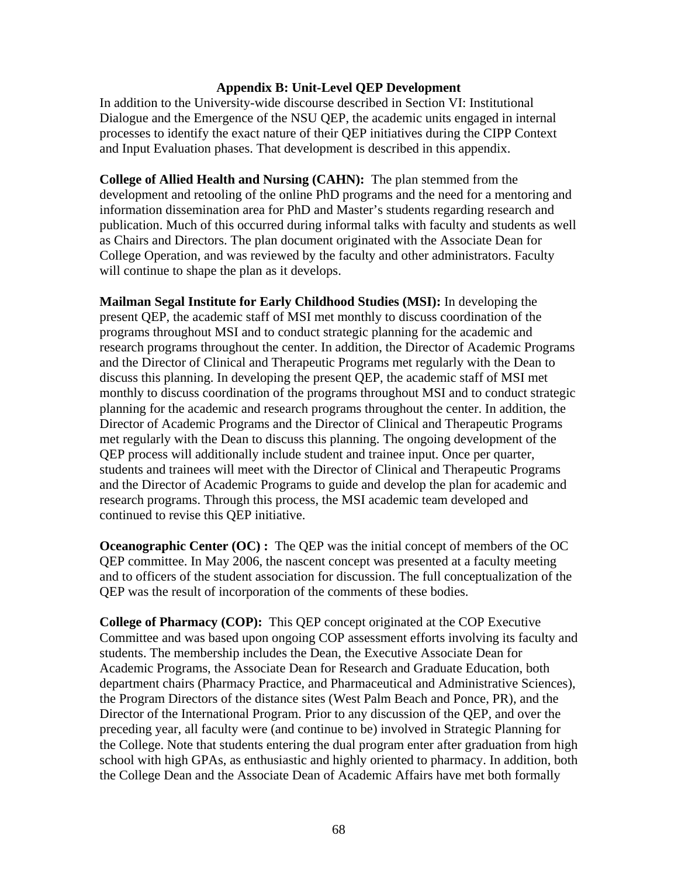## Appendix B: Unit-Level QEP Development

In addition to the University-wide discourse described in Section VI: Institutional Dialogue and the Emergence of the NSU QEP, the academic units engaged in internal processes to identify the exact nature of their QEP initiatives during the CIPP Context and Input Evaluation phases. That development is described in this appendix.

**College of Allied Health and Nursing (CAHN):** The plan stemmed from the development and retooling of the online PhD programs and the need for a mentoring and information dissemination area for PhD and Master's students regarding research and publication. Much of this occurred during informal talks with faculty and students as well as Chairs and Directors. The plan document originated with the Associate Dean for College Operation, and was reviewed by the faculty and other administrators. Faculty will continue to shape the plan as it develops.

**Mailman Segal Institute for Early Childhood Studies (MSI):** In developing the present QEP, the academic staff of MSI met monthly to discuss coordination of the programs throughout MSI and to conduct strategic planning for the academic and research programs throughout the center. In addition, the Director of Academic Programs and the Director of Clinical and Therapeutic Programs met regularly with the Dean to discuss this planning. In developing the present QEP, the academic staff of MSI met monthly to discuss coordination of the programs throughout MSI and to conduct strategic planning for the academic and research programs throughout the center. In addition, the Director of Academic Programs and the Director of Clinical and Therapeutic Programs met regularly with the Dean to discuss this planning. The ongoing development of the QEP process will additionally include student and trainee input. Once per quarter, students and trainees will meet with the Director of Clinical and Therapeutic Programs and the Director of Academic Programs to guide and develop the plan for academic and research programs. Through this process, the MSI academic team developed and continued to revise this QEP initiative.

**Oceanographic Center (OC) :** The QEP was the initial concept of members of the OC QEP committee. In May 2006, the nascent concept was presented at a faculty meeting and to officers of the student association for discussion. The full conceptualization of the QEP was the result of incorporation of the comments of these bodies.

**College of Pharmacy (COP):** This QEP concept originated at the COP Executive Committee and was based upon ongoing COP assessment efforts involving its faculty and students. The membership includes the Dean, the Executive Associate Dean for Academic Programs, the Associate Dean for Research and Graduate Education, both department chairs (Pharmacy Practice, and Pharmaceutical and Administrative Sciences), the Program Directors of the distance sites (West Palm Beach and Ponce, PR), and the Director of the International Program. Prior to any discussion of the QEP, and over the preceding year, all faculty were (and continue to be) involved in Strategic Planning for the College. Note that students entering the dual program enter after graduation from high school with high GPAs, as enthusiastic and highly oriented to pharmacy. In addition, both the College Dean and the Associate Dean of Academic Affairs have met both formally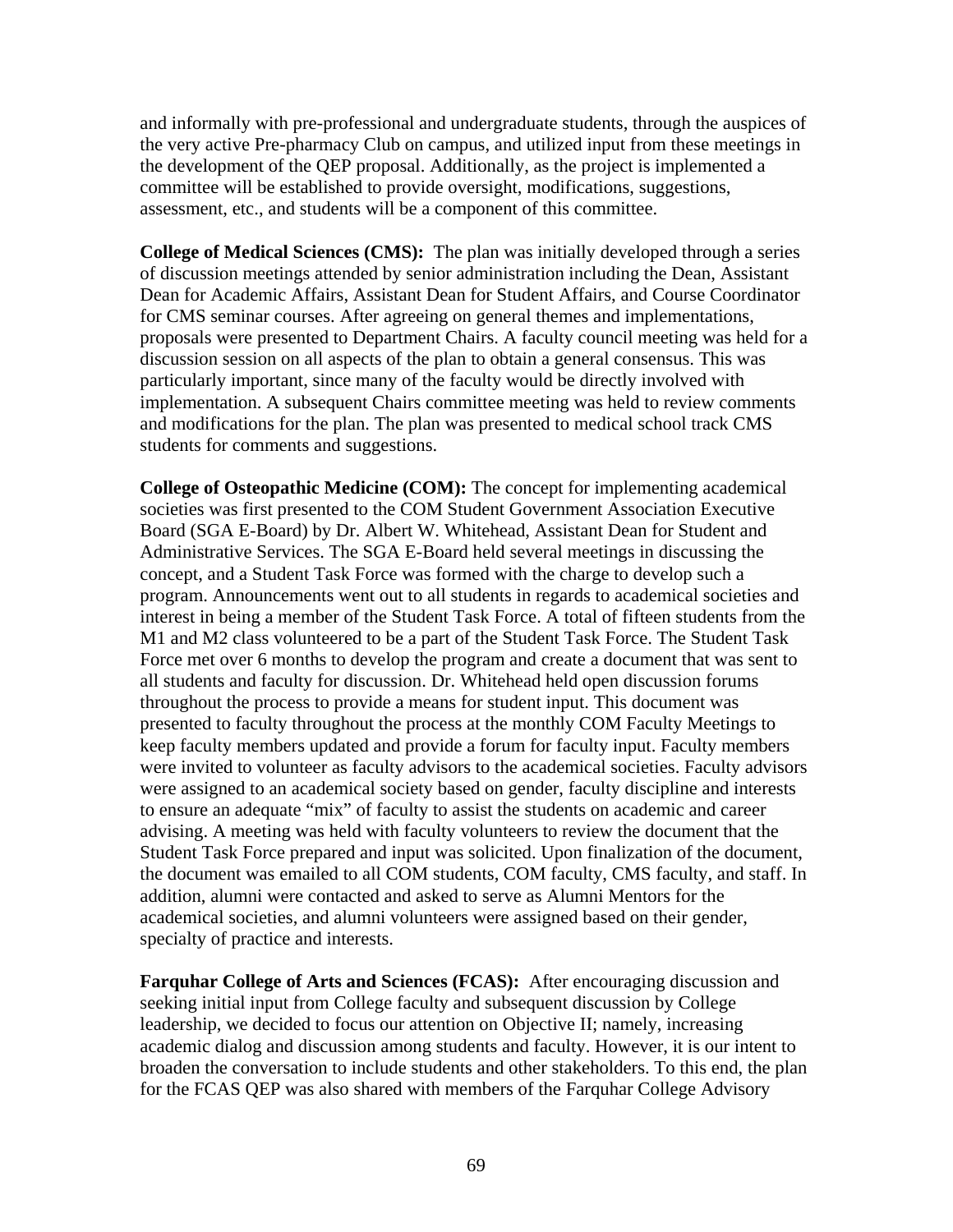and informally with pre-professional and undergraduate students, through the auspices of the very active Pre-pharmacy Club on campus, and utilized input from these meetings in the development of the QEP proposal. Additionally, as the project is implemented a committee will be established to provide oversight, modifications, suggestions, assessment, etc., and students will be a component of this committee.

**College of Medical Sciences (CMS):** The plan was initially developed through a series of discussion meetings attended by senior administration including the Dean, Assistant Dean for Academic Affairs, Assistant Dean for Student Affairs, and Course Coordinator for CMS seminar courses. After agreeing on general themes and implementations, proposals were presented to Department Chairs. A faculty council meeting was held for a discussion session on all aspects of the plan to obtain a general consensus. This was particularly important, since many of the faculty would be directly involved with implementation. A subsequent Chairs committee meeting was held to review comments and modifications for the plan. The plan was presented to medical school track CMS students for comments and suggestions.

**College of Osteopathic Medicine (COM):** The concept for implementing academical societies was first presented to the COM Student Government Association Executive Board (SGA E-Board) by Dr. Albert W. Whitehead, Assistant Dean for Student and Administrative Services. The SGA E-Board held several meetings in discussing the concept, and a Student Task Force was formed with the charge to develop such a program. Announcements went out to all students in regards to academical societies and interest in being a member of the Student Task Force. A total of fifteen students from the M1 and M2 class volunteered to be a part of the Student Task Force. The Student Task Force met over 6 months to develop the program and create a document that was sent to all students and faculty for discussion. Dr. Whitehead held open discussion forums throughout the process to provide a means for student input. This document was presented to faculty throughout the process at the monthly COM Faculty Meetings to keep faculty members updated and provide a forum for faculty input. Faculty members were invited to volunteer as faculty advisors to the academical societies. Faculty advisors were assigned to an academical society based on gender, faculty discipline and interests to ensure an adequate "mix" of faculty to assist the students on academic and career advising. A meeting was held with faculty volunteers to review the document that the Student Task Force prepared and input was solicited. Upon finalization of the document, the document was emailed to all COM students, COM faculty, CMS faculty, and staff. In addition, alumni were contacted and asked to serve as Alumni Mentors for the academical societies, and alumni volunteers were assigned based on their gender, specialty of practice and interests.

**Farquhar College of Arts and Sciences (FCAS):** After encouraging discussion and seeking initial input from College faculty and subsequent discussion by College leadership, we decided to focus our attention on Objective II; namely, increasing academic dialog and discussion among students and faculty. However, it is our intent to broaden the conversation to include students and other stakeholders. To this end, the plan for the FCAS QEP was also shared with members of the Farquhar College Advisory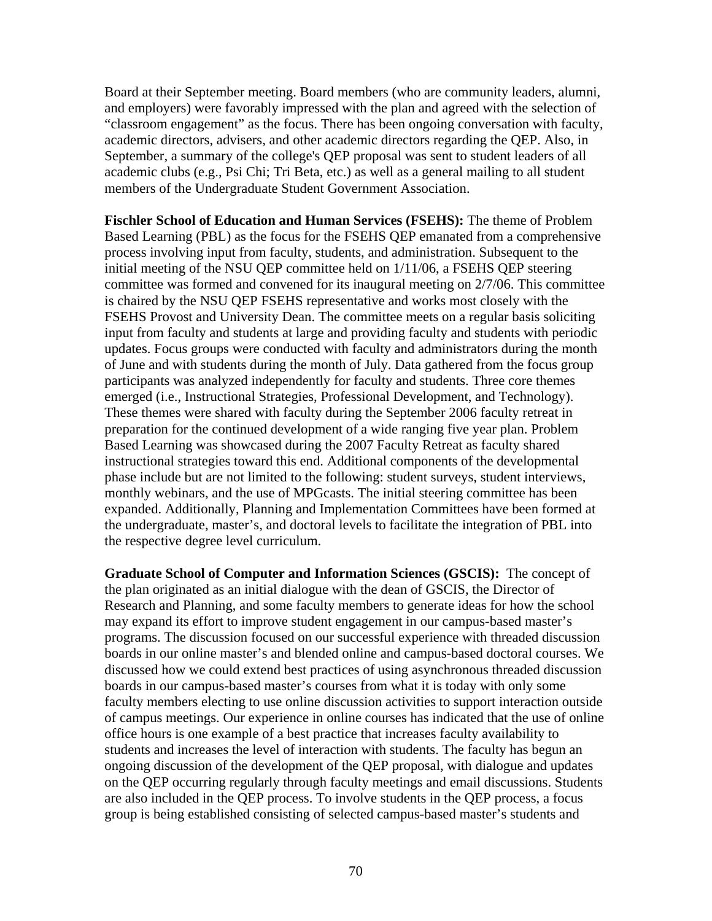Board at their September meeting. Board members (who are community leaders, alumni, and employers) were favorably impressed with the plan and agreed with the selection of "classroom engagement" as the focus. There has been ongoing conversation with faculty, academic directors, advisers, and other academic directors regarding the QEP. Also, in September, a summary of the college's QEP proposal was sent to student leaders of all academic clubs (e.g., Psi Chi; Tri Beta, etc.) as well as a general mailing to all student members of the Undergraduate Student Government Association.

**Fischler School of Education and Human Services (FSEHS):** The theme of Problem Based Learning (PBL) as the focus for the FSEHS QEP emanated from a comprehensive process involving input from faculty, students, and administration. Subsequent to the initial meeting of the NSU QEP committee held on 1/11/06, a FSEHS QEP steering committee was formed and convened for its inaugural meeting on 2/7/06. This committee is chaired by the NSU QEP FSEHS representative and works most closely with the FSEHS Provost and University Dean. The committee meets on a regular basis soliciting input from faculty and students at large and providing faculty and students with periodic updates. Focus groups were conducted with faculty and administrators during the month of June and with students during the month of July. Data gathered from the focus group participants was analyzed independently for faculty and students. Three core themes emerged (i.e., Instructional Strategies, Professional Development, and Technology). These themes were shared with faculty during the September 2006 faculty retreat in preparation for the continued development of a wide ranging five year plan. Problem Based Learning was showcased during the 2007 Faculty Retreat as faculty shared instructional strategies toward this end. Additional components of the developmental phase include but are not limited to the following: student surveys, student interviews, monthly webinars, and the use of MPGcasts. The initial steering committee has been expanded. Additionally, Planning and Implementation Committees have been formed at the undergraduate, master's, and doctoral levels to facilitate the integration of PBL into the respective degree level curriculum.

**Graduate School of Computer and Information Sciences (GSCIS):** The concept of the plan originated as an initial dialogue with the dean of GSCIS, the Director of Research and Planning, and some faculty members to generate ideas for how the school may expand its effort to improve student engagement in our campus-based master's programs. The discussion focused on our successful experience with threaded discussion boards in our online master's and blended online and campus-based doctoral courses. We discussed how we could extend best practices of using asynchronous threaded discussion boards in our campus-based master's courses from what it is today with only some faculty members electing to use online discussion activities to support interaction outside of campus meetings. Our experience in online courses has indicated that the use of online office hours is one example of a best practice that increases faculty availability to students and increases the level of interaction with students. The faculty has begun an ongoing discussion of the development of the QEP proposal, with dialogue and updates on the QEP occurring regularly through faculty meetings and email discussions. Students are also included in the QEP process. To involve students in the QEP process, a focus group is being established consisting of selected campus-based master's students and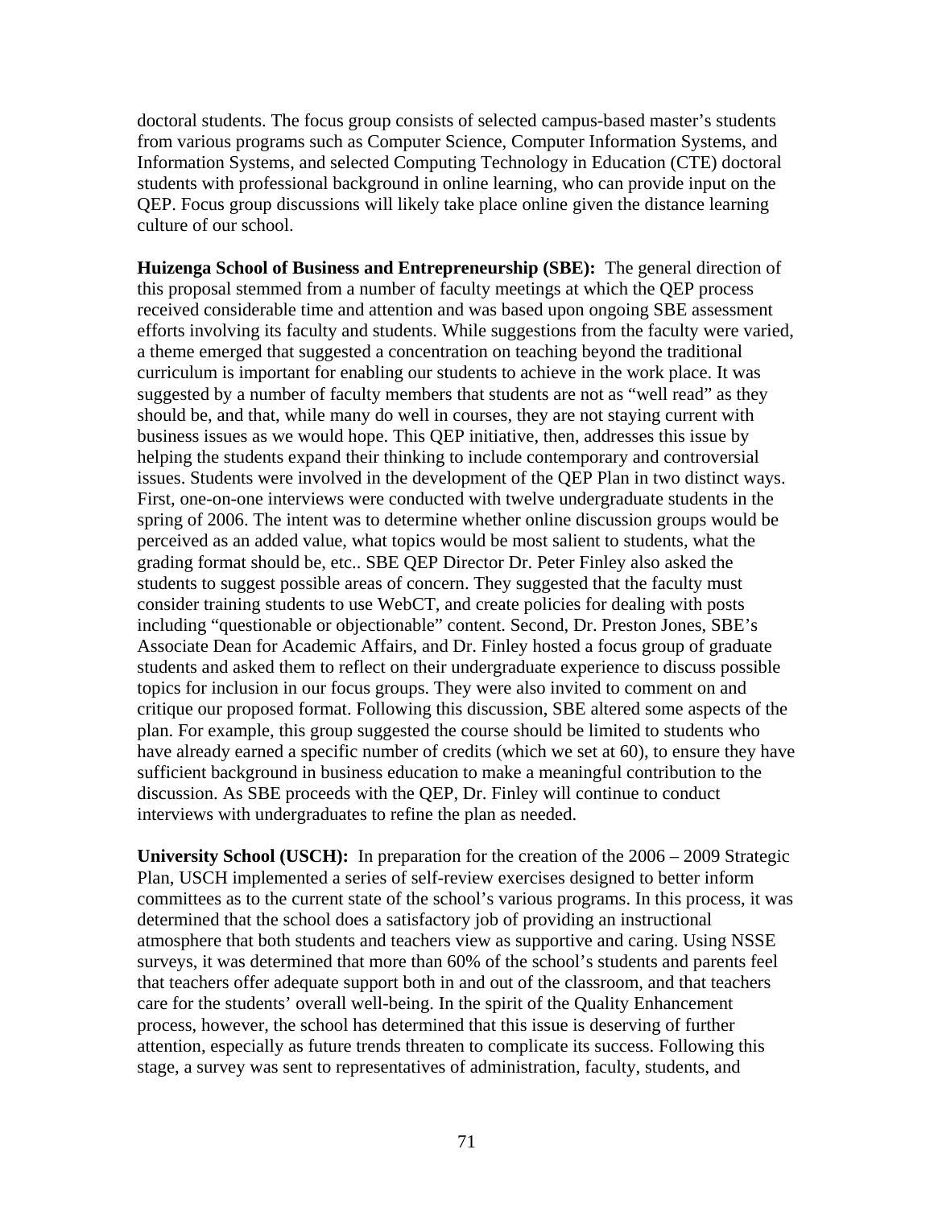doctoral students. The focus group consists of selected campus-based master's students from various programs such as Computer Science, Computer Information Systems, and Information Systems, and selected Computing Technology in Education (CTE) doctoral students with professional background in online learning, who can provide input on the QEP. Focus group discussions will likely take place online given the distance learning culture of our school.

**Huizenga School of Business and Entrepreneurship (SBE):** The general direction of this proposal stemmed from a number of faculty meetings at which the QEP process received considerable time and attention and was based upon ongoing SBE assessment efforts involving its faculty and students. While suggestions from the faculty were varied, a theme emerged that suggested a concentration on teaching beyond the traditional curriculum is important for enabling our students to achieve in the work place. It was suggested by a number of faculty members that students are not as "well read" as they should be, and that, while many do well in courses, they are not staying current with business issues as we would hope. This QEP initiative, then, addresses this issue by helping the students expand their thinking to include contemporary and controversial issues. Students were involved in the development of the QEP Plan in two distinct ways. First, one-on-one interviews were conducted with twelve undergraduate students in the spring of 2006. The intent was to determine whether online discussion groups would be perceived as an added value, what topics would be most salient to students, what the grading format should be, etc.. SBE QEP Director Dr. Peter Finley also asked the students to suggest possible areas of concern. They suggested that the faculty must consider training students to use WebCT, and create policies for dealing with posts including "questionable or objectionable" content. Second, Dr. Preston Jones, SBE's Associate Dean for Academic Affairs, and Dr. Finley hosted a focus group of graduate students and asked them to reflect on their undergraduate experience to discuss possible topics for inclusion in our focus groups. They were also invited to comment on and critique our proposed format. Following this discussion, SBE altered some aspects of the plan. For example, this group suggested the course should be limited to students who have already earned a specific number of credits (which we set at 60), to ensure they have sufficient background in business education to make a meaningful contribution to the discussion. As SBE proceeds with the QEP, Dr. Finley will continue to conduct interviews with undergraduates to refine the plan as needed.

**University School (USCH):** In preparation for the creation of the 2006 – 2009 Strategic Plan, USCH implemented a series of self-review exercises designed to better inform committees as to the current state of the school's various programs. In this process, it was determined that the school does a satisfactory job of providing an instructional atmosphere that both students and teachers view as supportive and caring. Using NSSE surveys, it was determined that more than 60% of the school's students and parents feel that teachers offer adequate support both in and out of the classroom, and that teachers care for the students' overall well-being. In the spirit of the Quality Enhancement process, however, the school has determined that this issue is deserving of further attention, especially as future trends threaten to complicate its success. Following this stage, a survey was sent to representatives of administration, faculty, students, and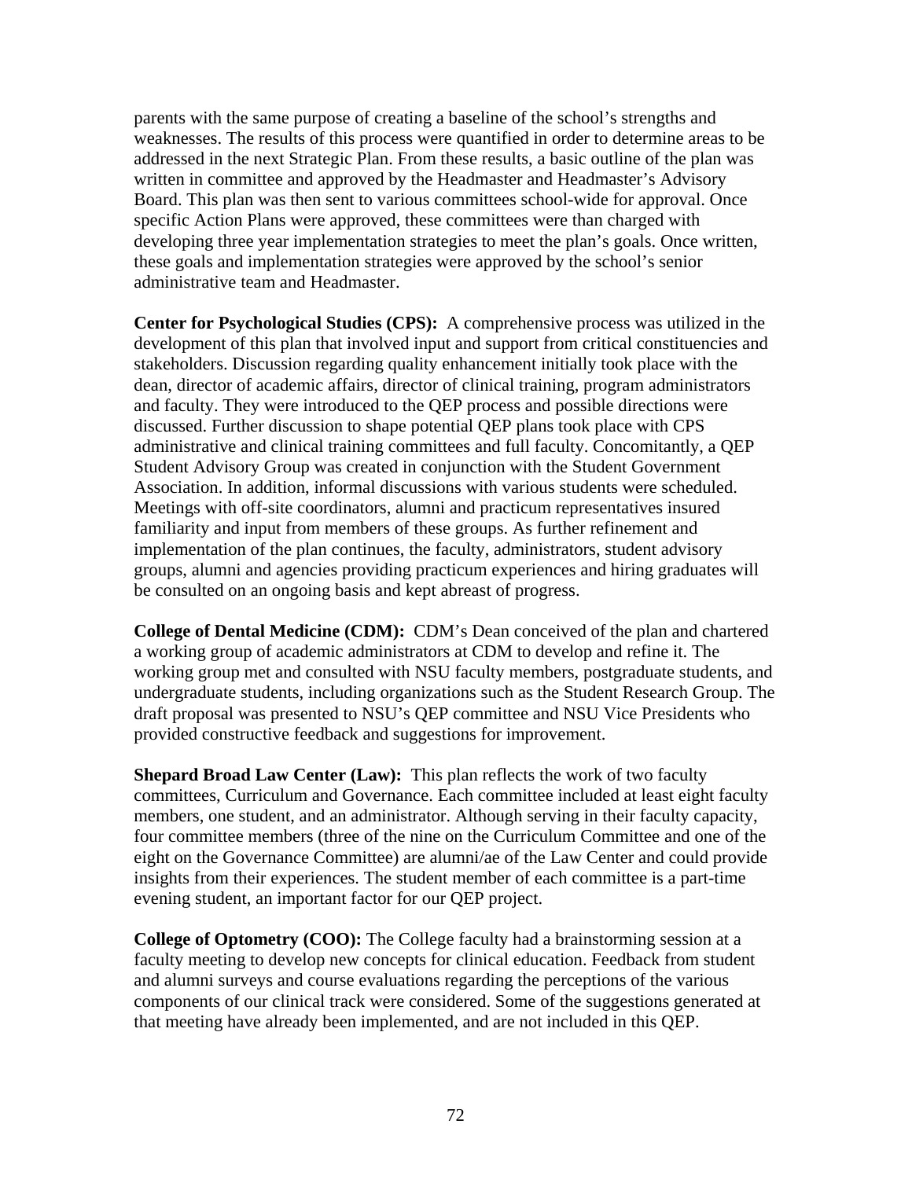parents with the same purpose of creating a baseline of the school's strengths and weaknesses. The results of this process were quantified in order to determine areas to be addressed in the next Strategic Plan. From these results, a basic outline of the plan was written in committee and approved by the Headmaster and Headmaster's Advisory Board. This plan was then sent to various committees school-wide for approval. Once specific Action Plans were approved, these committees were than charged with developing three year implementation strategies to meet the plan's goals. Once written, these goals and implementation strategies were approved by the school's senior administrative team and Headmaster.

**Center for Psychological Studies (CPS):** A comprehensive process was utilized in the development of this plan that involved input and support from critical constituencies and stakeholders. Discussion regarding quality enhancement initially took place with the dean, director of academic affairs, director of clinical training, program administrators and faculty. They were introduced to the QEP process and possible directions were discussed. Further discussion to shape potential QEP plans took place with CPS administrative and clinical training committees and full faculty. Concomitantly, a QEP Student Advisory Group was created in conjunction with the Student Government Association. In addition, informal discussions with various students were scheduled. Meetings with off-site coordinators, alumni and practicum representatives insured familiarity and input from members of these groups. As further refinement and implementation of the plan continues, the faculty, administrators, student advisory groups, alumni and agencies providing practicum experiences and hiring graduates will be consulted on an ongoing basis and kept abreast of progress.

**College of Dental Medicine (CDM):** CDM's Dean conceived of the plan and chartered a working group of academic administrators at CDM to develop and refine it. The working group met and consulted with NSU faculty members, postgraduate students, and undergraduate students, including organizations such as the Student Research Group. The draft proposal was presented to NSU's QEP committee and NSU Vice Presidents who provided constructive feedback and suggestions for improvement.

**Shepard Broad Law Center (Law):** This plan reflects the work of two faculty committees, Curriculum and Governance. Each committee included at least eight faculty members, one student, and an administrator. Although serving in their faculty capacity, four committee members (three of the nine on the Curriculum Committee and one of the eight on the Governance Committee) are alumni/ae of the Law Center and could provide insights from their experiences. The student member of each committee is a part-time evening student, an important factor for our QEP project.

**College of Optometry (COO):** The College faculty had a brainstorming session at a faculty meeting to develop new concepts for clinical education. Feedback from student and alumni surveys and course evaluations regarding the perceptions of the various components of our clinical track were considered. Some of the suggestions generated at that meeting have already been implemented, and are not included in this QEP.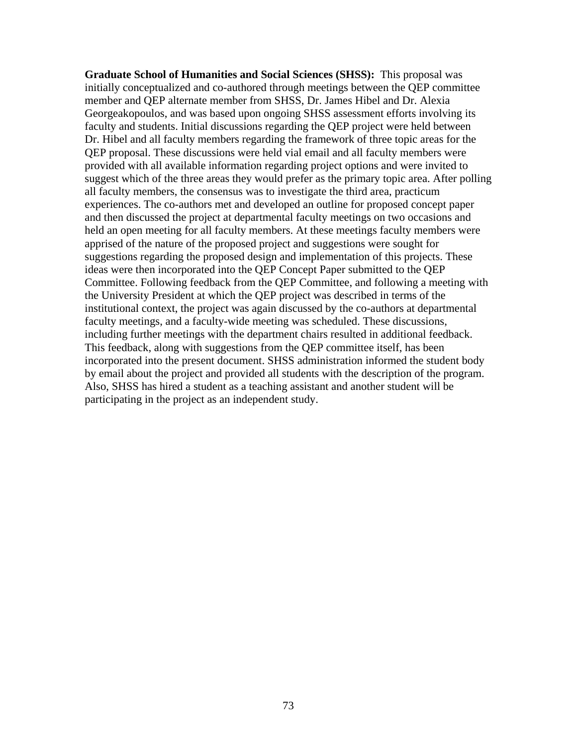**Graduate School of Humanities and Social Sciences (SHSS):** This proposal was initially conceptualized and co-authored through meetings between the QEP committee member and QEP alternate member from SHSS, Dr. James Hibel and Dr. Alexia Georgeakopoulos, and was based upon ongoing SHSS assessment efforts involving its faculty and students. Initial discussions regarding the QEP project were held between Dr. Hibel and all faculty members regarding the framework of three topic areas for the QEP proposal. These discussions were held vial email and all faculty members were provided with all available information regarding project options and were invited to suggest which of the three areas they would prefer as the primary topic area. After polling all faculty members, the consensus was to investigate the third area, practicum experiences. The co-authors met and developed an outline for proposed concept paper and then discussed the project at departmental faculty meetings on two occasions and held an open meeting for all faculty members. At these meetings faculty members were apprised of the nature of the proposed project and suggestions were sought for suggestions regarding the proposed design and implementation of this projects. These ideas were then incorporated into the QEP Concept Paper submitted to the QEP Committee. Following feedback from the QEP Committee, and following a meeting with the University President at which the QEP project was described in terms of the institutional context, the project was again discussed by the co-authors at departmental faculty meetings, and a faculty-wide meeting was scheduled. These discussions, including further meetings with the department chairs resulted in additional feedback. This feedback, along with suggestions from the QEP committee itself, has been incorporated into the present document. SHSS administration informed the student body by email about the project and provided all students with the description of the program. Also, SHSS has hired a student as a teaching assistant and another student will be participating in the project as an independent study.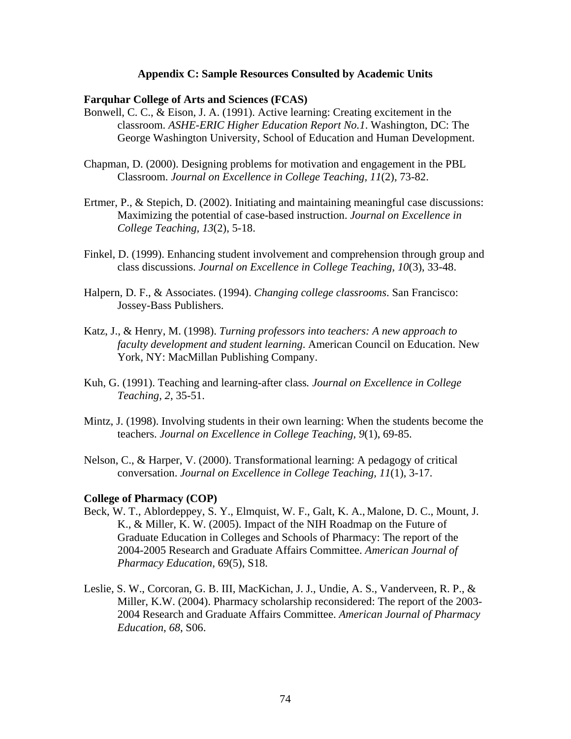## Appendix C: Sample Resources Consulted by Academic Units

**Farquhar College of Arts and Sciences (FCAS)**

Bonwell, C. C., & Eison, J. A. (1991). Active learning: Creating excitement in the classroom. *ASHE-ERIC Higher Education Report No.1*. Washington, DC: The George Washington University, School of Education and Human Development.

Chapman, D. (2000). Designing problems for motivation and engagement in the PBL Classroom. *Journal on Excellence in College Teaching, 11*(2), 73-82.

Ertmer, P., & Stepich, D. (2002). Initiating and maintaining meaningful case discussions: Maximizing the potential of case-based instruction. *Journal on Excellence in College Teaching, 13*(2), 5-18.

Finkel, D. (1999). Enhancing student involvement and comprehension through group and class discussions. *Journal on Excellence in College Teaching, 10*(3), 33-48.

Halpern, D. F., & Associates. (1994). *Changing college classrooms*. San Francisco: Jossey-Bass Publishers.

Katz, J., & Henry, M. (1998). *Turning professors into teachers: A new approach to faculty development and student learning*. American Council on Education. New York, NY: MacMillan Publishing Company.

Kuh, G. (1991). Teaching and learning-after class*. Journal on Excellence in College Teaching, 2*, 35-51.

Mintz, J. (1998). Involving students in their own learning: When the students become the teachers. *Journal on Excellence in College Teaching, 9*(1), 69-85.

Nelson, C., & Harper, V. (2000). Transformational learning: A pedagogy of critical conversation. *Journal on Excellence in College Teaching, 11*(1), 3-17.

**College of Pharmacy (COP)**

Beck, W. T., Ablordeppey, S. Y., Elmquist, W. F., Galt, K. A., Malone, D. C., Mount, J. K., & Miller, K. W. (2005). Impact of the NIH Roadmap on the Future of Graduate Education in Colleges and Schools of Pharmacy: The report of the 2004-2005 Research and Graduate Affairs Committee. *American Journal of Pharmacy Education*, 69(5), S18.

Leslie, S. W., Corcoran, G. B. III, MacKichan, J. J., Undie, A. S., Vanderveen, R. P., & Miller, K.W. (2004). Pharmacy scholarship reconsidered: The report of the 2003-2004 Research and Graduate Affairs Committee. *American Journal of Pharmacy Education*, *68*, S06.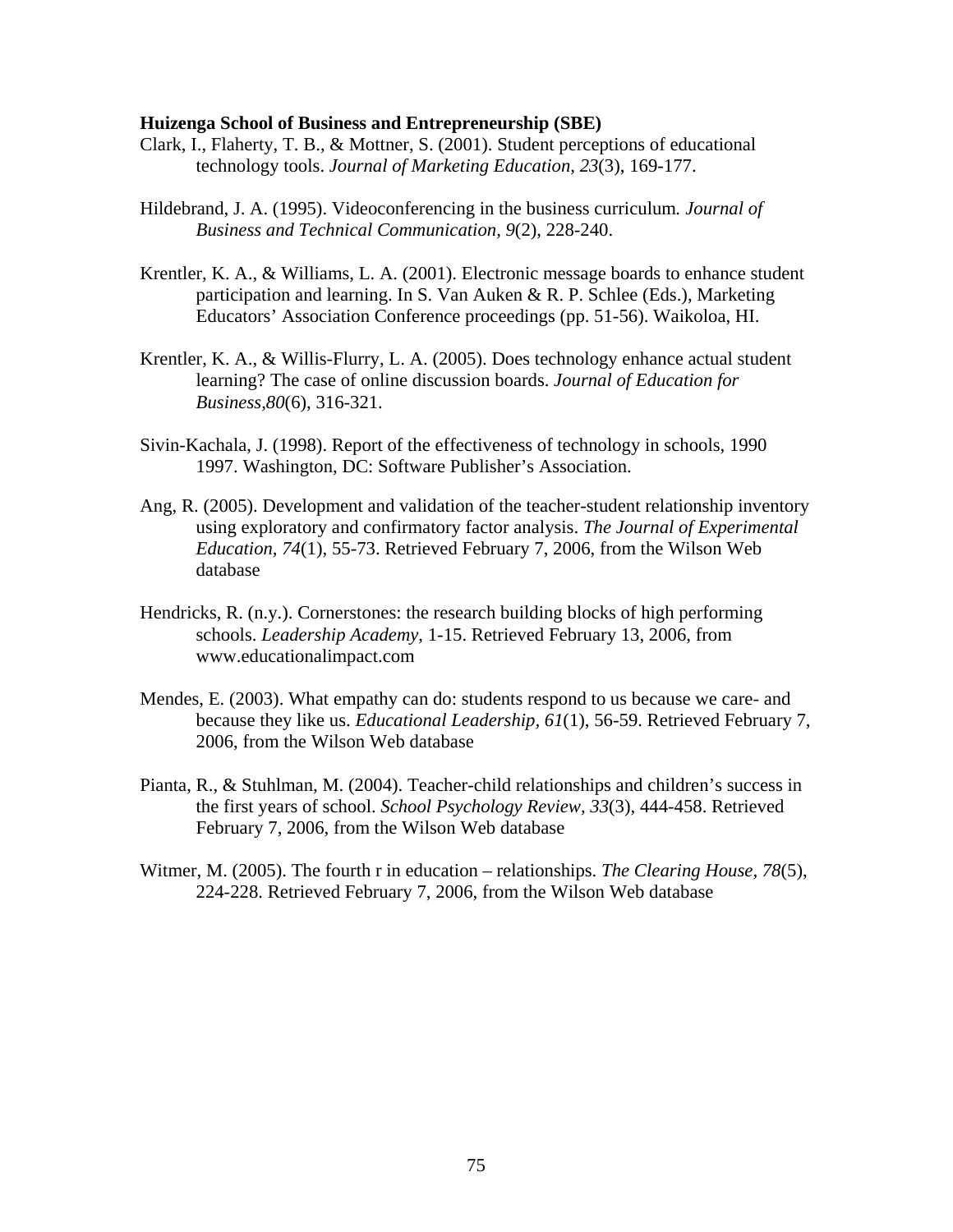**Huizenga School of Business and Entrepreneurship (SBE)**

Clark, I., Flaherty, T. B., & Mottner, S. (2001). Student perceptions of educational technology tools. *Journal of Marketing Education, 23*(3), 169-177.

Hildebrand, J. A. (1995). Videoconferencing in the business curriculum. *Journal of Business and Technical Communication, 9*(2), 228-240.

Krentler, K. A., & Williams, L. A. (2001). Electronic message boards to enhance student participation and learning. In S. Van Auken & R. P. Schlee (Eds.), Marketing Educators' Association Conference proceedings (pp. 51-56). Waikoloa, HI.

Krentler, K. A., & Willis-Flurry, L. A. (2005). Does technology enhance actual student learning? The case of online discussion boards. *Journal of Education for Business,80*(6), 316-321.

Sivin-Kachala, J. (1998). Report of the effectiveness of technology in schools, 1990 1997. Washington, DC: Software Publisher's Association.

Ang, R. (2005). Development and validation of the teacher-student relationship inventory using exploratory and confirmatory factor analysis. *The Journal of Experimental Education, 74*(1), 55-73. Retrieved February 7, 2006, from the Wilson Web database

Hendricks, R. (n.y.). Cornerstones: the research building blocks of high performing schools. *Leadership Academy*, 1-15. Retrieved February 13, 2006, from www.educationalimpact.com

Mendes, E. (2003). What empathy can do: students respond to us because we care- and because they like us. *Educational Leadership, 61*(1), 56-59. Retrieved February 7, 2006, from the Wilson Web database

Pianta, R., & Stuhlman, M. (2004). Teacher-child relationships and children's success in the first years of school. *School Psychology Review, 33*(3), 444-458. Retrieved February 7, 2006, from the Wilson Web database

Witmer, M. (2005). The fourth r in education – relationships. *The Clearing House, 78*(5), 224-228. Retrieved February 7, 2006, from the Wilson Web database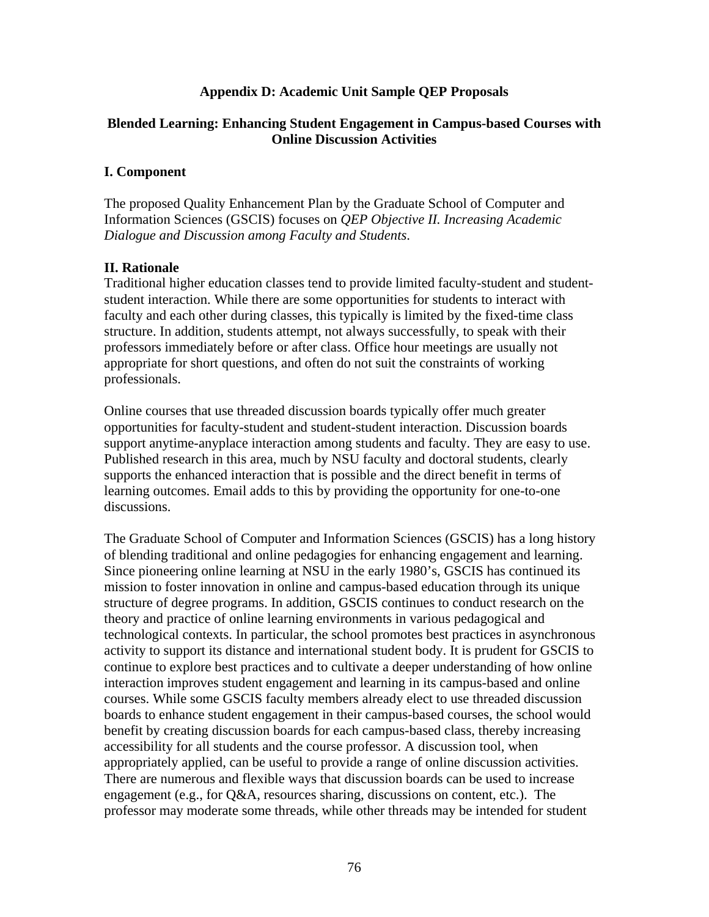## Appendix D: Academic Unit Sample QEP Proposals

### Blended Learning: Enhancing Student Engagement in Campus-based Courses with Online Discussion Activities

#### I. Component

The proposed Quality Enhancement Plan by the Graduate School of Computer and Information Sciences (GSCIS) focuses on *QEP Objective II. Increasing Academic Dialogue and Discussion among Faculty and Students*.

#### II. Rationale

Traditional higher education classes tend to provide limited faculty-student and student-student interaction. While there are some opportunities for students to interact with faculty and each other during classes, this typically is limited by the fixed-time class structure. In addition, students attempt, not always successfully, to speak with their professors immediately before or after class. Office hour meetings are usually not appropriate for short questions, and often do not suit the constraints of working professionals.

Online courses that use threaded discussion boards typically offer much greater opportunities for faculty-student and student-student interaction. Discussion boards support anytime-anyplace interaction among students and faculty. They are easy to use. Published research in this area, much by NSU faculty and doctoral students, clearly supports the enhanced interaction that is possible and the direct benefit in terms of learning outcomes. Email adds to this by providing the opportunity for one-to-one discussions.

The Graduate School of Computer and Information Sciences (GSCIS) has a long history of blending traditional and online pedagogies for enhancing engagement and learning. Since pioneering online learning at NSU in the early 1980's, GSCIS has continued its mission to foster innovation in online and campus-based education through its unique structure of degree programs. In addition, GSCIS continues to conduct research on the theory and practice of online learning environments in various pedagogical and technological contexts. In particular, the school promotes best practices in asynchronous activity to support its distance and international student body. It is prudent for GSCIS to continue to explore best practices and to cultivate a deeper understanding of how online interaction improves student engagement and learning in its campus-based and online courses. While some GSCIS faculty members already elect to use threaded discussion boards to enhance student engagement in their campus-based courses, the school would benefit by creating discussion boards for each campus-based class, thereby increasing accessibility for all students and the course professor. A discussion tool, when appropriately applied, can be useful to provide a range of online discussion activities. There are numerous and flexible ways that discussion boards can be used to increase engagement (e.g., for Q&A, resources sharing, discussions on content, etc.). The professor may moderate some threads, while other threads may be intended for student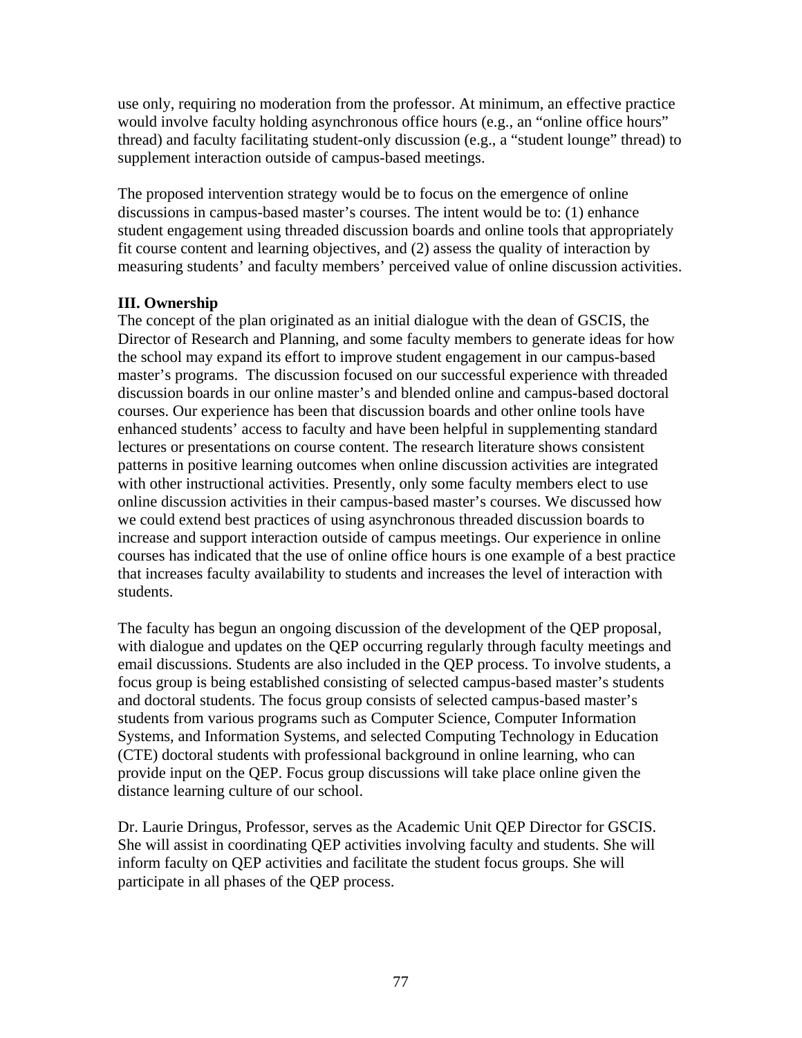use only, requiring no moderation from the professor. At minimum, an effective practice would involve faculty holding asynchronous office hours (e.g., an "online office hours" thread) and faculty facilitating student-only discussion (e.g., a "student lounge" thread) to supplement interaction outside of campus-based meetings.

The proposed intervention strategy would be to focus on the emergence of online discussions in campus-based master's courses. The intent would be to: (1) enhance student engagement using threaded discussion boards and online tools that appropriately fit course content and learning objectives, and (2) assess the quality of interaction by measuring students' and faculty members' perceived value of online discussion activities.

**III. Ownership**

The concept of the plan originated as an initial dialogue with the dean of GSCIS, the Director of Research and Planning, and some faculty members to generate ideas for how the school may expand its effort to improve student engagement in our campus-based master's programs. The discussion focused on our successful experience with threaded discussion boards in our online master's and blended online and campus-based doctoral courses. Our experience has been that discussion boards and other online tools have enhanced students' access to faculty and have been helpful in supplementing standard lectures or presentations on course content. The research literature shows consistent patterns in positive learning outcomes when online discussion activities are integrated with other instructional activities. Presently, only some faculty members elect to use online discussion activities in their campus-based master's courses. We discussed how we could extend best practices of using asynchronous threaded discussion boards to increase and support interaction outside of campus meetings. Our experience in online courses has indicated that the use of online office hours is one example of a best practice that increases faculty availability to students and increases the level of interaction with students.

The faculty has begun an ongoing discussion of the development of the QEP proposal, with dialogue and updates on the QEP occurring regularly through faculty meetings and email discussions. Students are also included in the QEP process. To involve students, a focus group is being established consisting of selected campus-based master's students and doctoral students. The focus group consists of selected campus-based master's students from various programs such as Computer Science, Computer Information Systems, and Information Systems, and selected Computing Technology in Education (CTE) doctoral students with professional background in online learning, who can provide input on the QEP. Focus group discussions will take place online given the distance learning culture of our school.

Dr. Laurie Dringus, Professor, serves as the Academic Unit QEP Director for GSCIS. She will assist in coordinating QEP activities involving faculty and students. She will inform faculty on QEP activities and facilitate the student focus groups. She will participate in all phases of the QEP process.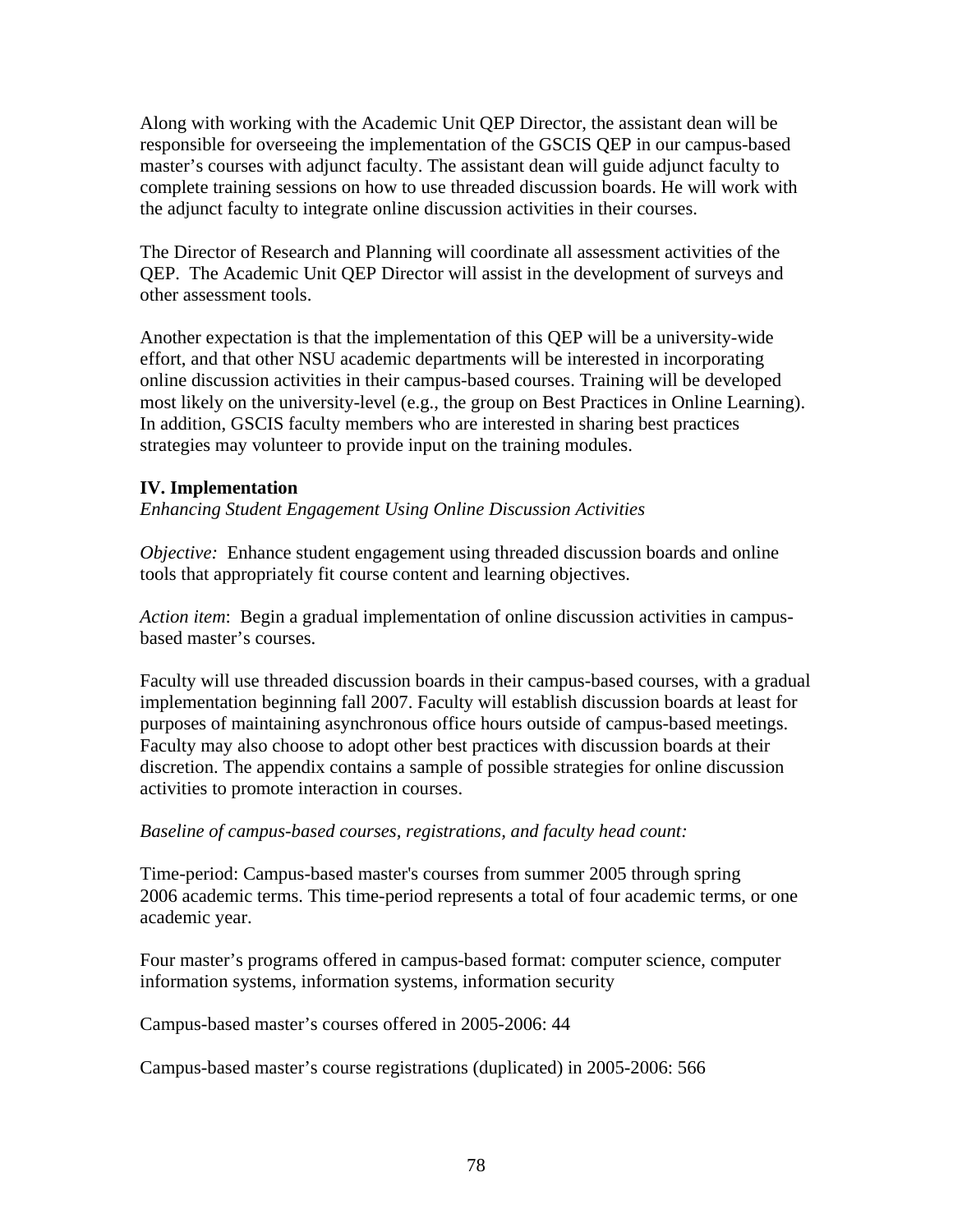Along with working with the Academic Unit QEP Director, the assistant dean will be responsible for overseeing the implementation of the GSCIS QEP in our campus-based master's courses with adjunct faculty. The assistant dean will guide adjunct faculty to complete training sessions on how to use threaded discussion boards. He will work with the adjunct faculty to integrate online discussion activities in their courses.

The Director of Research and Planning will coordinate all assessment activities of the QEP. The Academic Unit QEP Director will assist in the development of surveys and other assessment tools.

Another expectation is that the implementation of this QEP will be a university-wide effort, and that other NSU academic departments will be interested in incorporating online discussion activities in their campus-based courses. Training will be developed most likely on the university-level (e.g., the group on Best Practices in Online Learning). In addition, GSCIS faculty members who are interested in sharing best practices strategies may volunteer to provide input on the training modules.

## IV. Implementation

*Enhancing Student Engagement Using Online Discussion Activities*

*Objective:* Enhance student engagement using threaded discussion boards and online tools that appropriately fit course content and learning objectives.

*Action item*: Begin a gradual implementation of online discussion activities in campus-based master's courses.

Faculty will use threaded discussion boards in their campus-based courses, with a gradual implementation beginning fall 2007. Faculty will establish discussion boards at least for purposes of maintaining asynchronous office hours outside of campus-based meetings. Faculty may also choose to adopt other best practices with discussion boards at their discretion. The appendix contains a sample of possible strategies for online discussion activities to promote interaction in courses.

*Baseline of campus-based courses, registrations, and faculty head count:*

Time-period: Campus-based master's courses from summer 2005 through spring 2006 academic terms. This time-period represents a total of four academic terms, or one academic year.

Four master's programs offered in campus-based format: computer science, computer information systems, information systems, information security

Campus-based master's courses offered in 2005-2006: 44

Campus-based master's course registrations (duplicated) in 2005-2006: 566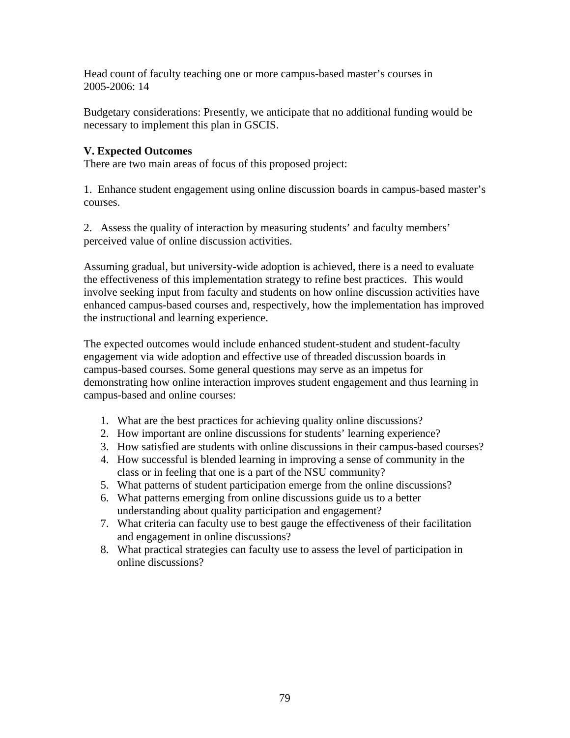Head count of faculty teaching one or more campus-based master's courses in 2005-2006: 14

Budgetary considerations: Presently, we anticipate that no additional funding would be necessary to implement this plan in GSCIS.

**V. Expected Outcomes**

There are two main areas of focus of this proposed project:

1. Enhance student engagement using online discussion boards in campus-based master's courses.

2. Assess the quality of interaction by measuring students' and faculty members' perceived value of online discussion activities.

Assuming gradual, but university-wide adoption is achieved, there is a need to evaluate the effectiveness of this implementation strategy to refine best practices. This would involve seeking input from faculty and students on how online discussion activities have enhanced campus-based courses and, respectively, how the implementation has improved the instructional and learning experience.

The expected outcomes would include enhanced student-student and student-faculty engagement via wide adoption and effective use of threaded discussion boards in campus-based courses. Some general questions may serve as an impetus for demonstrating how online interaction improves student engagement and thus learning in campus-based and online courses:

1. What are the best practices for achieving quality online discussions?
2. How important are online discussions for students' learning experience?
3. How satisfied are students with online discussions in their campus-based courses?
4. How successful is blended learning in improving a sense of community in the class or in feeling that one is a part of the NSU community?
5. What patterns of student participation emerge from the online discussions?
6. What patterns emerging from online discussions guide us to a better understanding about quality participation and engagement?
7. What criteria can faculty use to best gauge the effectiveness of their facilitation and engagement in online discussions?
8. What practical strategies can faculty use to assess the level of participation in online discussions?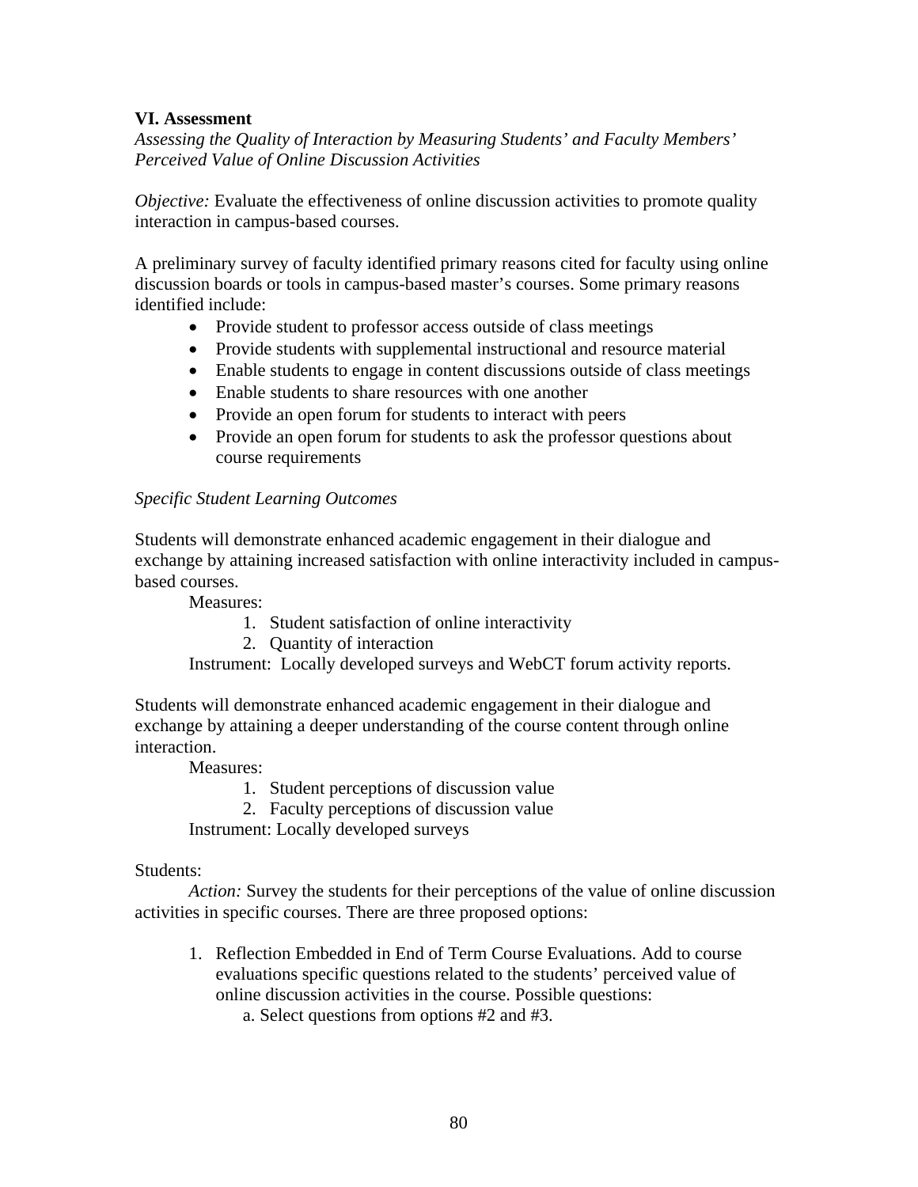## VI. Assessment

*Assessing the Quality of Interaction by Measuring Students' and Faculty Members' Perceived Value of Online Discussion Activities*

*Objective:* Evaluate the effectiveness of online discussion activities to promote quality interaction in campus-based courses.

A preliminary survey of faculty identified primary reasons cited for faculty using online discussion boards or tools in campus-based master's courses. Some primary reasons identified include:

- Provide student to professor access outside of class meetings
- Provide students with supplemental instructional and resource material
- Enable students to engage in content discussions outside of class meetings
- Enable students to share resources with one another
- Provide an open forum for students to interact with peers
- Provide an open forum for students to ask the professor questions about course requirements

*Specific Student Learning Outcomes*

Students will demonstrate enhanced academic engagement in their dialogue and exchange by attaining increased satisfaction with online interactivity included in campus-based courses.

Measures:

1. Student satisfaction of online interactivity
2. Quantity of interaction

Instrument: Locally developed surveys and WebCT forum activity reports.

Students will demonstrate enhanced academic engagement in their dialogue and exchange by attaining a deeper understanding of the course content through online interaction.

Measures:

1. Student perceptions of discussion value
2. Faculty perceptions of discussion value

Instrument: Locally developed surveys

Students:

*Action:* Survey the students for their perceptions of the value of online discussion activities in specific courses. There are three proposed options:

1. Reflection Embedded in End of Term Course Evaluations. Add to course evaluations specific questions related to the students' perceived value of online discussion activities in the course. Possible questions:
   a. Select questions from options #2 and #3.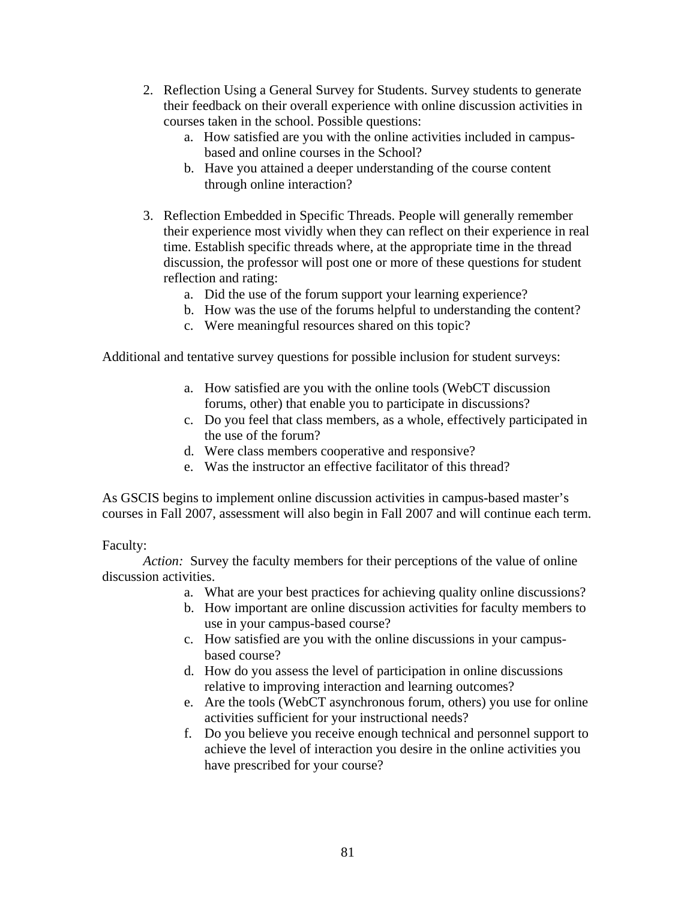2. Reflection Using a General Survey for Students. Survey students to generate their feedback on their overall experience with online discussion activities in courses taken in the school. Possible questions:
    a. How satisfied are you with the online activities included in campus-based and online courses in the School?
    b. Have you attained a deeper understanding of the course content through online interaction?

3. Reflection Embedded in Specific Threads. People will generally remember their experience most vividly when they can reflect on their experience in real time. Establish specific threads where, at the appropriate time in the thread discussion, the professor will post one or more of these questions for student reflection and rating:
    a. Did the use of the forum support your learning experience?
    b. How was the use of the forums helpful to understanding the content?
    c. Were meaningful resources shared on this topic?

Additional and tentative survey questions for possible inclusion for student surveys:

a. How satisfied are you with the online tools (WebCT discussion forums, other) that enable you to participate in discussions?
c. Do you feel that class members, as a whole, effectively participated in the use of the forum?
d. Were class members cooperative and responsive?
e. Was the instructor an effective facilitator of this thread?

As GSCIS begins to implement online discussion activities in campus-based master's courses in Fall 2007, assessment will also begin in Fall 2007 and will continue each term.

Faculty:

*Action:* Survey the faculty members for their perceptions of the value of online discussion activities.

a. What are your best practices for achieving quality online discussions?
b. How important are online discussion activities for faculty members to use in your campus-based course?
c. How satisfied are you with the online discussions in your campus-based course?
d. How do you assess the level of participation in online discussions relative to improving interaction and learning outcomes?
e. Are the tools (WebCT asynchronous forum, others) you use for online activities sufficient for your instructional needs?
f. Do you believe you receive enough technical and personnel support to achieve the level of interaction you desire in the online activities you have prescribed for your course?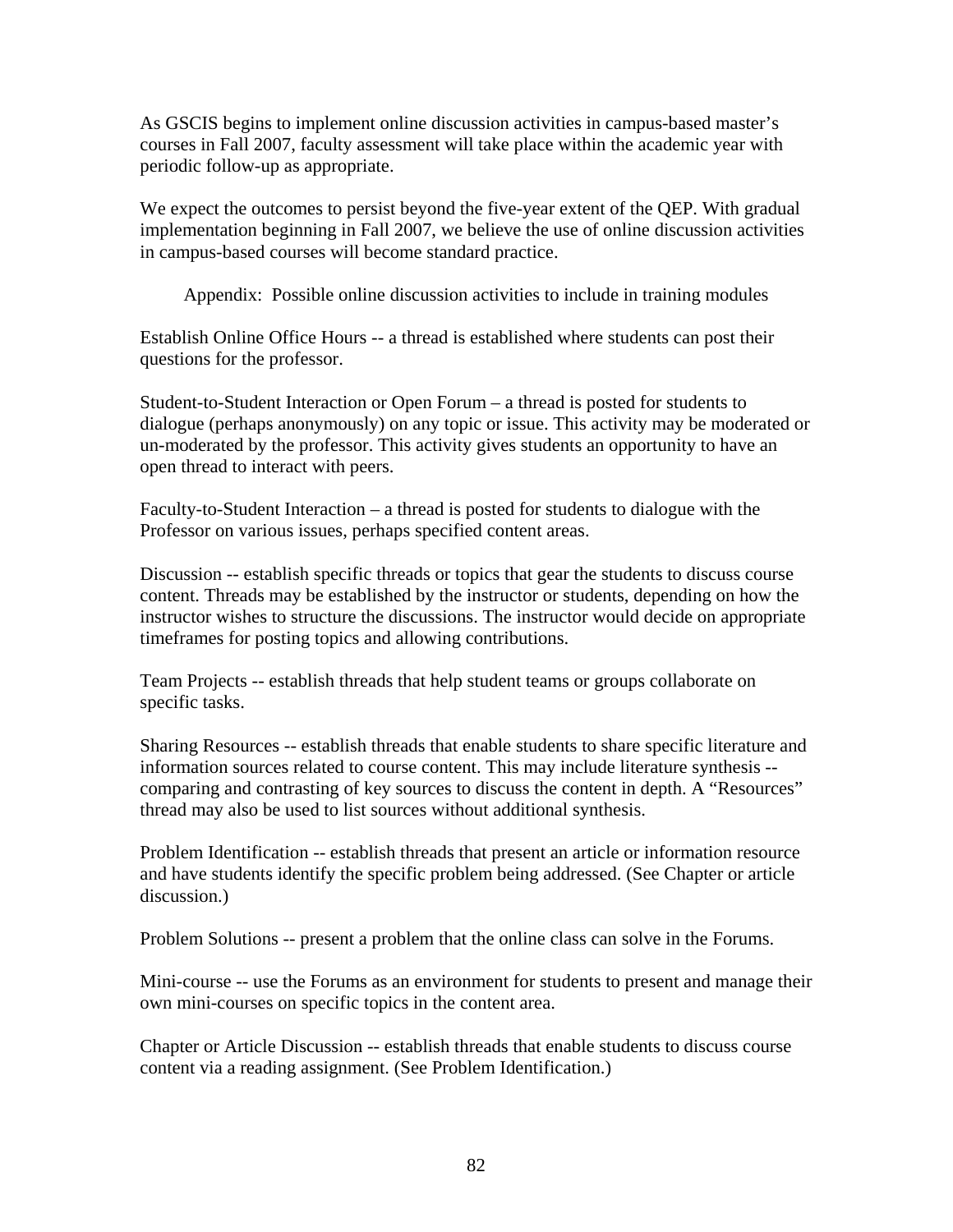As GSCIS begins to implement online discussion activities in campus-based master's courses in Fall 2007, faculty assessment will take place within the academic year with periodic follow-up as appropriate.

We expect the outcomes to persist beyond the five-year extent of the QEP. With gradual implementation beginning in Fall 2007, we believe the use of online discussion activities in campus-based courses will become standard practice.

## Appendix: Possible online discussion activities to include in training modules

Establish Online Office Hours -- a thread is established where students can post their questions for the professor.

Student-to-Student Interaction or Open Forum – a thread is posted for students to dialogue (perhaps anonymously) on any topic or issue. This activity may be moderated or un-moderated by the professor. This activity gives students an opportunity to have an open thread to interact with peers.

Faculty-to-Student Interaction – a thread is posted for students to dialogue with the Professor on various issues, perhaps specified content areas.

Discussion -- establish specific threads or topics that gear the students to discuss course content. Threads may be established by the instructor or students, depending on how the instructor wishes to structure the discussions. The instructor would decide on appropriate timeframes for posting topics and allowing contributions.

Team Projects -- establish threads that help student teams or groups collaborate on specific tasks.

Sharing Resources -- establish threads that enable students to share specific literature and information sources related to course content. This may include literature synthesis -- comparing and contrasting of key sources to discuss the content in depth. A "Resources" thread may also be used to list sources without additional synthesis.

Problem Identification -- establish threads that present an article or information resource and have students identify the specific problem being addressed. (See Chapter or article discussion.)

Problem Solutions -- present a problem that the online class can solve in the Forums.

Mini-course -- use the Forums as an environment for students to present and manage their own mini-courses on specific topics in the content area.

Chapter or Article Discussion -- establish threads that enable students to discuss course content via a reading assignment. (See Problem Identification.)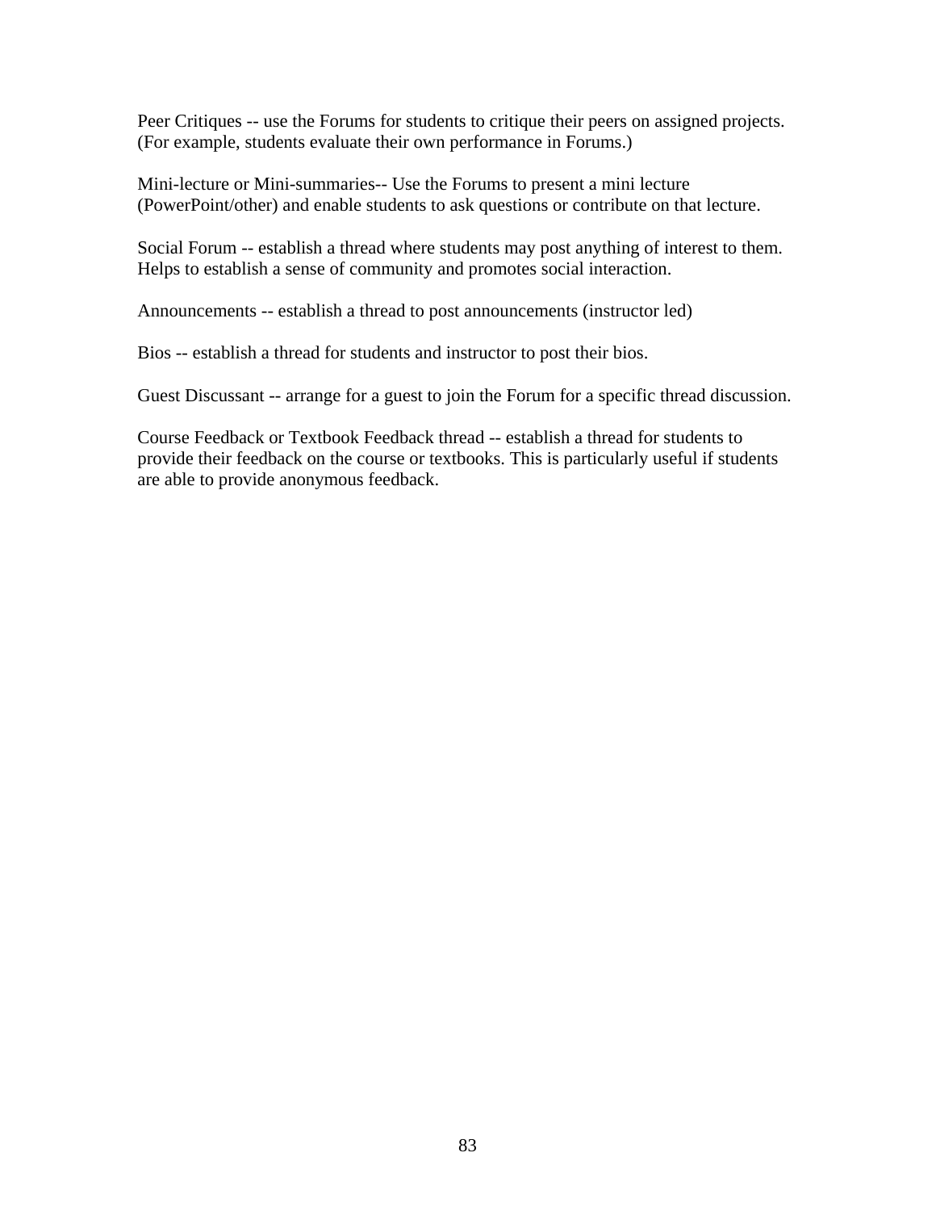Peer Critiques -- use the Forums for students to critique their peers on assigned projects. (For example, students evaluate their own performance in Forums.)

Mini-lecture or Mini-summaries-- Use the Forums to present a mini lecture (PowerPoint/other) and enable students to ask questions or contribute on that lecture.

Social Forum -- establish a thread where students may post anything of interest to them. Helps to establish a sense of community and promotes social interaction.

Announcements -- establish a thread to post announcements (instructor led)

Bios -- establish a thread for students and instructor to post their bios.

Guest Discussant -- arrange for a guest to join the Forum for a specific thread discussion.

Course Feedback or Textbook Feedback thread -- establish a thread for students to provide their feedback on the course or textbooks. This is particularly useful if students are able to provide anonymous feedback.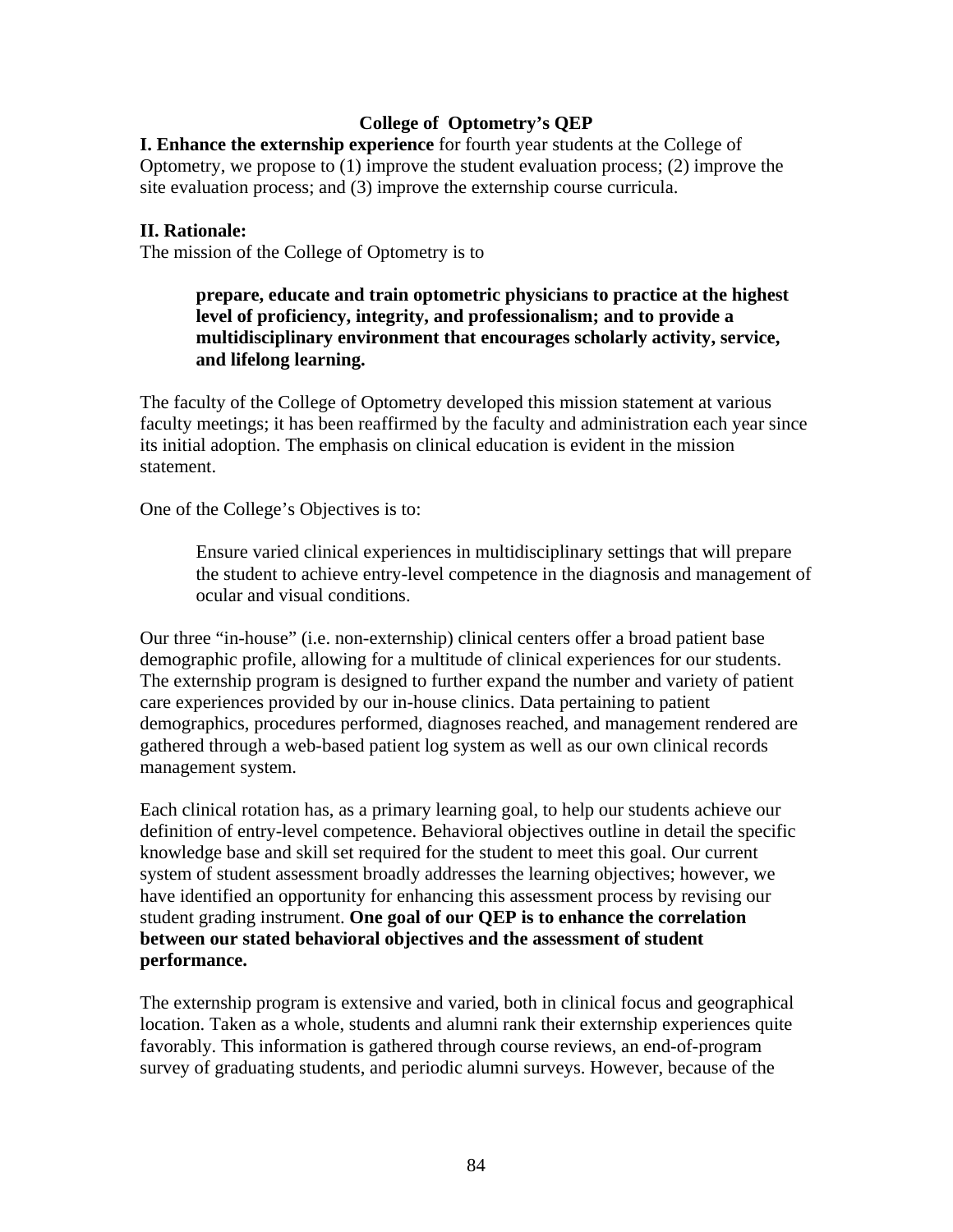## College of Optometry's QEP

**I. Enhance the externship experience** for fourth year students at the College of Optometry, we propose to (1) improve the student evaluation process; (2) improve the site evaluation process; and (3) improve the externship course curricula.

**II. Rationale:**

The mission of the College of Optometry is to

> **prepare, educate and train optometric physicians to practice at the highest level of proficiency, integrity, and professionalism; and to provide a multidisciplinary environment that encourages scholarly activity, service, and lifelong learning.**

The faculty of the College of Optometry developed this mission statement at various faculty meetings; it has been reaffirmed by the faculty and administration each year since its initial adoption. The emphasis on clinical education is evident in the mission statement.

One of the College's Objectives is to:

> Ensure varied clinical experiences in multidisciplinary settings that will prepare the student to achieve entry-level competence in the diagnosis and management of ocular and visual conditions.

Our three "in-house" (i.e. non-externship) clinical centers offer a broad patient base demographic profile, allowing for a multitude of clinical experiences for our students. The externship program is designed to further expand the number and variety of patient care experiences provided by our in-house clinics. Data pertaining to patient demographics, procedures performed, diagnoses reached, and management rendered are gathered through a web-based patient log system as well as our own clinical records management system.

Each clinical rotation has, as a primary learning goal, to help our students achieve our definition of entry-level competence. Behavioral objectives outline in detail the specific knowledge base and skill set required for the student to meet this goal. Our current system of student assessment broadly addresses the learning objectives; however, we have identified an opportunity for enhancing this assessment process by revising our student grading instrument. **One goal of our QEP is to enhance the correlation between our stated behavioral objectives and the assessment of student performance.**

The externship program is extensive and varied, both in clinical focus and geographical location. Taken as a whole, students and alumni rank their externship experiences quite favorably. This information is gathered through course reviews, an end-of-program survey of graduating students, and periodic alumni surveys. However, because of the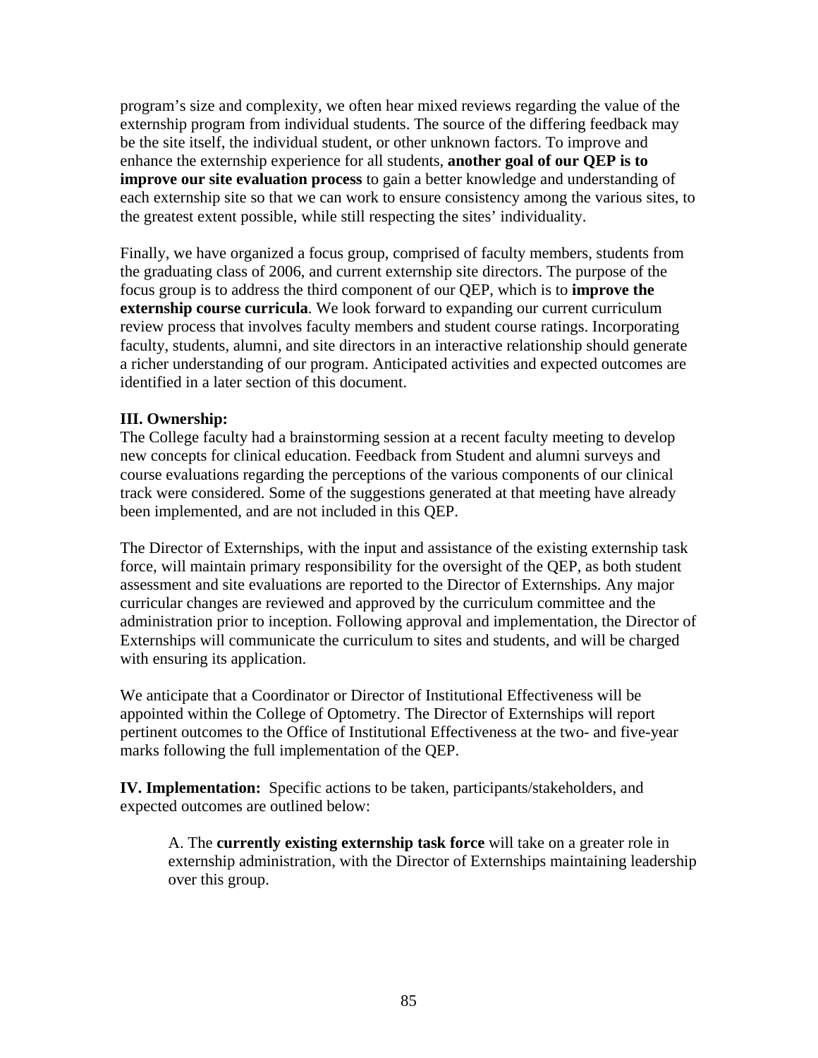program's size and complexity, we often hear mixed reviews regarding the value of the externship program from individual students. The source of the differing feedback may be the site itself, the individual student, or other unknown factors. To improve and enhance the externship experience for all students, **another goal of our QEP is to improve our site evaluation process** to gain a better knowledge and understanding of each externship site so that we can work to ensure consistency among the various sites, to the greatest extent possible, while still respecting the sites' individuality.

Finally, we have organized a focus group, comprised of faculty members, students from the graduating class of 2006, and current externship site directors. The purpose of the focus group is to address the third component of our QEP, which is to **improve the externship course curricula**. We look forward to expanding our current curriculum review process that involves faculty members and student course ratings. Incorporating faculty, students, alumni, and site directors in an interactive relationship should generate a richer understanding of our program. Anticipated activities and expected outcomes are identified in a later section of this document.

**III. Ownership:**

The College faculty had a brainstorming session at a recent faculty meeting to develop new concepts for clinical education. Feedback from Student and alumni surveys and course evaluations regarding the perceptions of the various components of our clinical track were considered. Some of the suggestions generated at that meeting have already been implemented, and are not included in this QEP.

The Director of Externships, with the input and assistance of the existing externship task force, will maintain primary responsibility for the oversight of the QEP, as both student assessment and site evaluations are reported to the Director of Externships. Any major curricular changes are reviewed and approved by the curriculum committee and the administration prior to inception. Following approval and implementation, the Director of Externships will communicate the curriculum to sites and students, and will be charged with ensuring its application.

We anticipate that a Coordinator or Director of Institutional Effectiveness will be appointed within the College of Optometry. The Director of Externships will report pertinent outcomes to the Office of Institutional Effectiveness at the two- and five-year marks following the full implementation of the QEP.

**IV. Implementation:** Specific actions to be taken, participants/stakeholders, and expected outcomes are outlined below:

A. The **currently existing externship task force** will take on a greater role in externship administration, with the Director of Externships maintaining leadership over this group.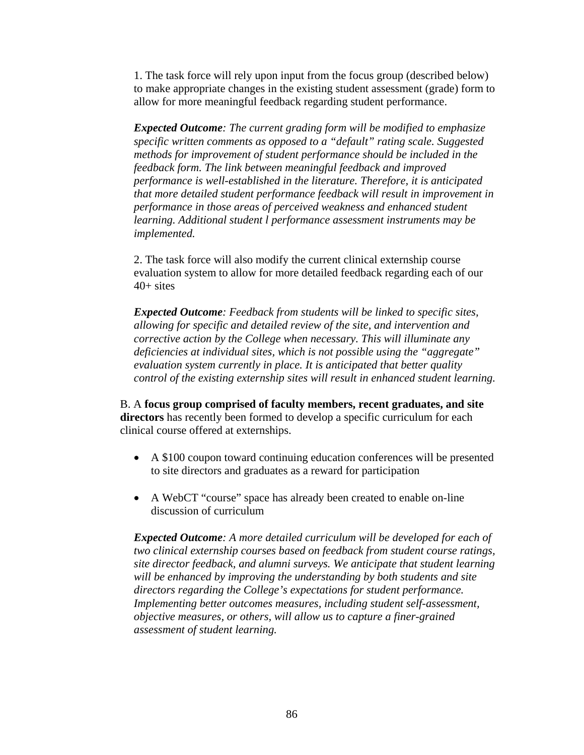1. The task force will rely upon input from the focus group (described below) to make appropriate changes in the existing student assessment (grade) form to allow for more meaningful feedback regarding student performance.

***Expected Outcome**: The current grading form will be modified to emphasize specific written comments as opposed to a "default" rating scale. Suggested methods for improvement of student performance should be included in the feedback form. The link between meaningful feedback and improved performance is well-established in the literature. Therefore, it is anticipated that more detailed student performance feedback will result in improvement in performance in those areas of perceived weakness and enhanced student learning. Additional student l performance assessment instruments may be implemented.*

2. The task force will also modify the current clinical externship course evaluation system to allow for more detailed feedback regarding each of our 40+ sites

***Expected Outcome**: Feedback from students will be linked to specific sites, allowing for specific and detailed review of the site, and intervention and corrective action by the College when necessary. This will illuminate any deficiencies at individual sites, which is not possible using the "aggregate" evaluation system currently in place. It is anticipated that better quality control of the existing externship sites will result in enhanced student learning.*

B. A **focus group comprised of faculty members, recent graduates, and site directors** has recently been formed to develop a specific curriculum for each clinical course offered at externships.

- A $100 coupon toward continuing education conferences will be presented to site directors and graduates as a reward for participation
- A WebCT "course" space has already been created to enable on-line discussion of curriculum

***Expected Outcome**: A more detailed curriculum will be developed for each of two clinical externship courses based on feedback from student course ratings, site director feedback, and alumni surveys. We anticipate that student learning will be enhanced by improving the understanding by both students and site directors regarding the College's expectations for student performance. Implementing better outcomes measures, including student self-assessment, objective measures, or others, will allow us to capture a finer-grained assessment of student learning.*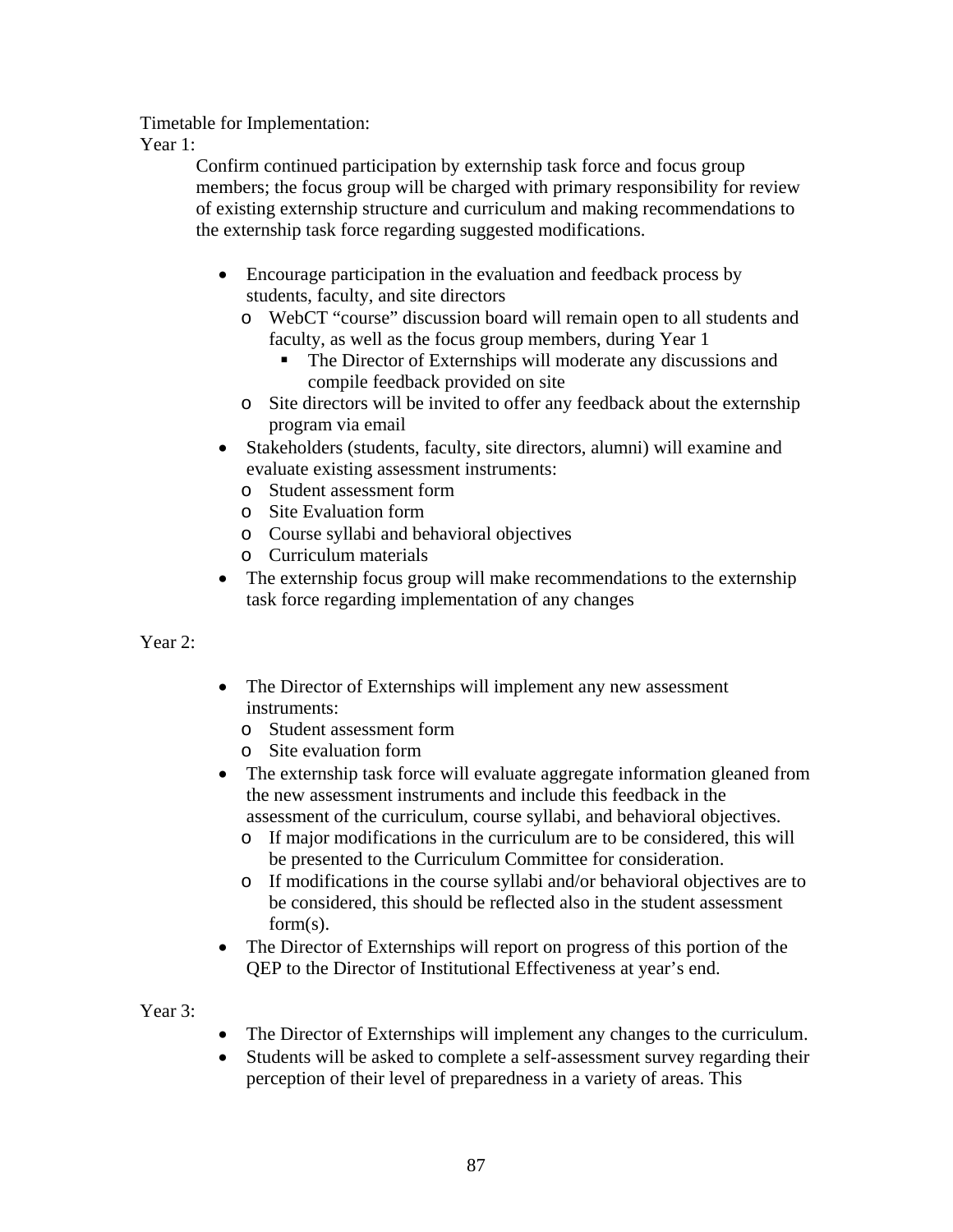Timetable for Implementation:

Year 1:

Confirm continued participation by externship task force and focus group members; the focus group will be charged with primary responsibility for review of existing externship structure and curriculum and making recommendations to the externship task force regarding suggested modifications.

- Encourage participation in the evaluation and feedback process by students, faculty, and site directors
  - WebCT "course" discussion board will remain open to all students and faculty, as well as the focus group members, during Year 1
    - The Director of Externships will moderate any discussions and compile feedback provided on site
  - Site directors will be invited to offer any feedback about the externship program via email
- Stakeholders (students, faculty, site directors, alumni) will examine and evaluate existing assessment instruments:
  - Student assessment form
  - Site Evaluation form
  - Course syllabi and behavioral objectives
  - Curriculum materials
- The externship focus group will make recommendations to the externship task force regarding implementation of any changes

Year 2:

- The Director of Externships will implement any new assessment instruments:
  - Student assessment form
  - Site evaluation form
- The externship task force will evaluate aggregate information gleaned from the new assessment instruments and include this feedback in the assessment of the curriculum, course syllabi, and behavioral objectives.
  - If major modifications in the curriculum are to be considered, this will be presented to the Curriculum Committee for consideration.
  - If modifications in the course syllabi and/or behavioral objectives are to be considered, this should be reflected also in the student assessment form(s).
- The Director of Externships will report on progress of this portion of the QEP to the Director of Institutional Effectiveness at year's end.

Year 3:

- The Director of Externships will implement any changes to the curriculum.
- Students will be asked to complete a self-assessment survey regarding their perception of their level of preparedness in a variety of areas. This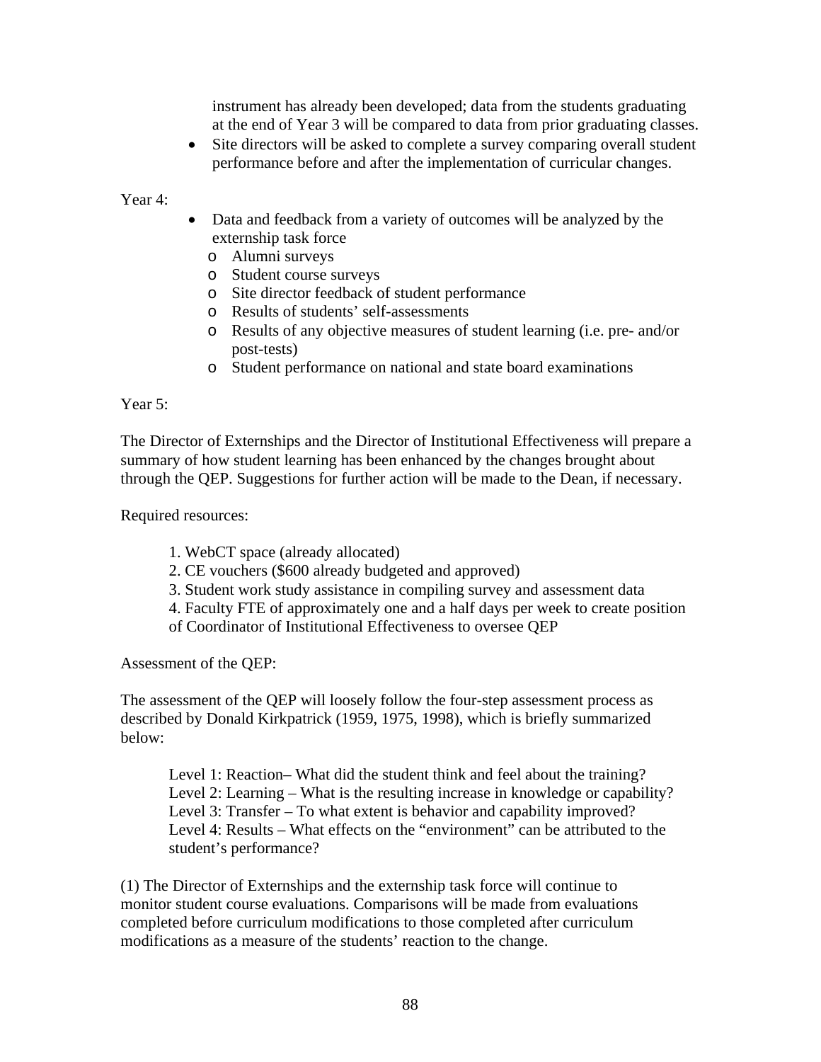instrument has already been developed; data from the students graduating at the end of Year 3 will be compared to data from prior graduating classes.

- Site directors will be asked to complete a survey comparing overall student performance before and after the implementation of curricular changes.

Year 4:

- Data and feedback from a variety of outcomes will be analyzed by the externship task force
  - Alumni surveys
  - Student course surveys
  - Site director feedback of student performance
  - Results of students' self-assessments
  - Results of any objective measures of student learning (i.e. pre- and/or post-tests)
  - Student performance on national and state board examinations

Year 5:

The Director of Externships and the Director of Institutional Effectiveness will prepare a summary of how student learning has been enhanced by the changes brought about through the QEP. Suggestions for further action will be made to the Dean, if necessary.

Required resources:

1. WebCT space (already allocated)
2. CE vouchers ($600 already budgeted and approved)
3. Student work study assistance in compiling survey and assessment data
4. Faculty FTE of approximately one and a half days per week to create position of Coordinator of Institutional Effectiveness to oversee QEP

Assessment of the QEP:

The assessment of the QEP will loosely follow the four-step assessment process as described by Donald Kirkpatrick (1959, 1975, 1998), which is briefly summarized below:

Level 1: Reaction– What did the student think and feel about the training?
Level 2: Learning – What is the resulting increase in knowledge or capability?
Level 3: Transfer – To what extent is behavior and capability improved?
Level 4: Results – What effects on the "environment" can be attributed to the student's performance?

(1) The Director of Externships and the externship task force will continue to monitor student course evaluations. Comparisons will be made from evaluations completed before curriculum modifications to those completed after curriculum modifications as a measure of the students' reaction to the change.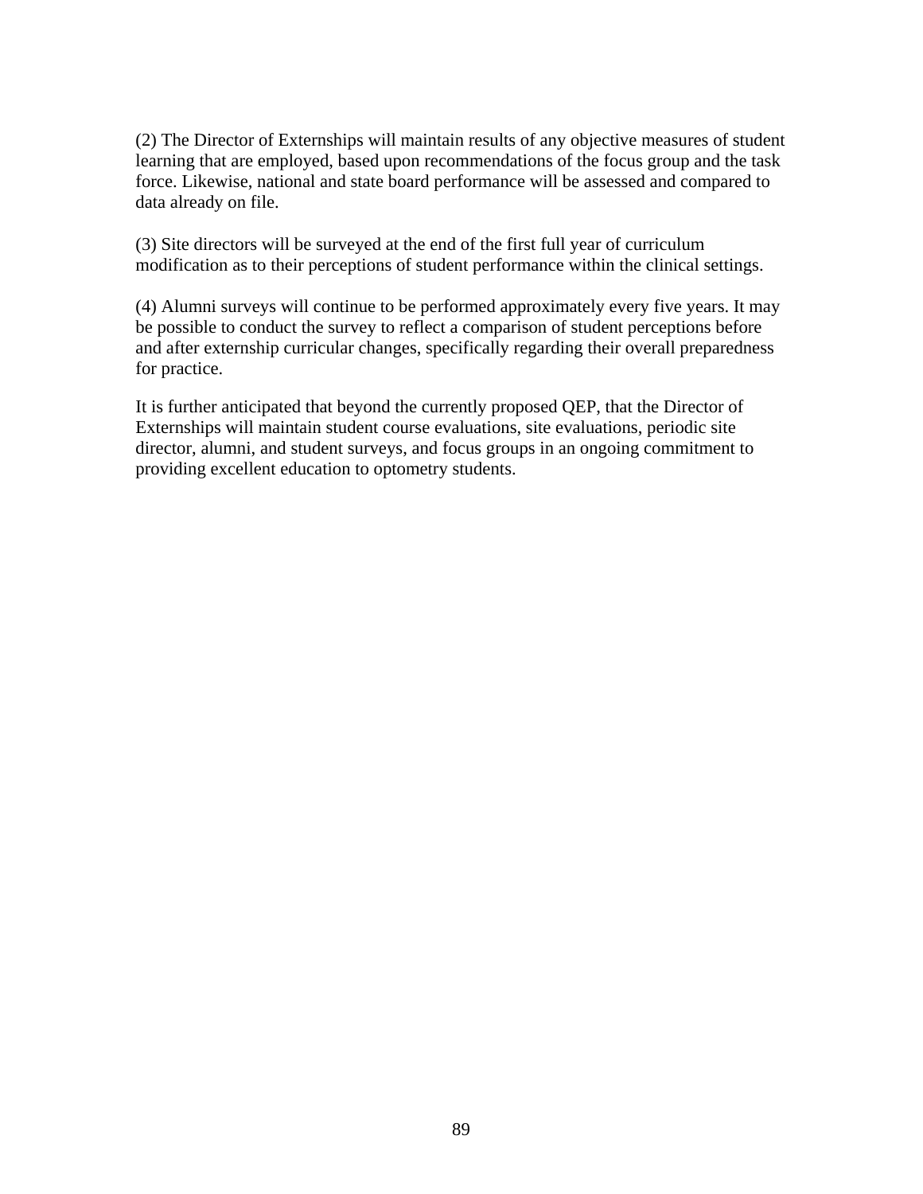(2) The Director of Externships will maintain results of any objective measures of student learning that are employed, based upon recommendations of the focus group and the task force. Likewise, national and state board performance will be assessed and compared to data already on file.

(3) Site directors will be surveyed at the end of the first full year of curriculum modification as to their perceptions of student performance within the clinical settings.

(4) Alumni surveys will continue to be performed approximately every five years. It may be possible to conduct the survey to reflect a comparison of student perceptions before and after externship curricular changes, specifically regarding their overall preparedness for practice.

It is further anticipated that beyond the currently proposed QEP, that the Director of Externships will maintain student course evaluations, site evaluations, periodic site director, alumni, and student surveys, and focus groups in an ongoing commitment to providing excellent education to optometry students.